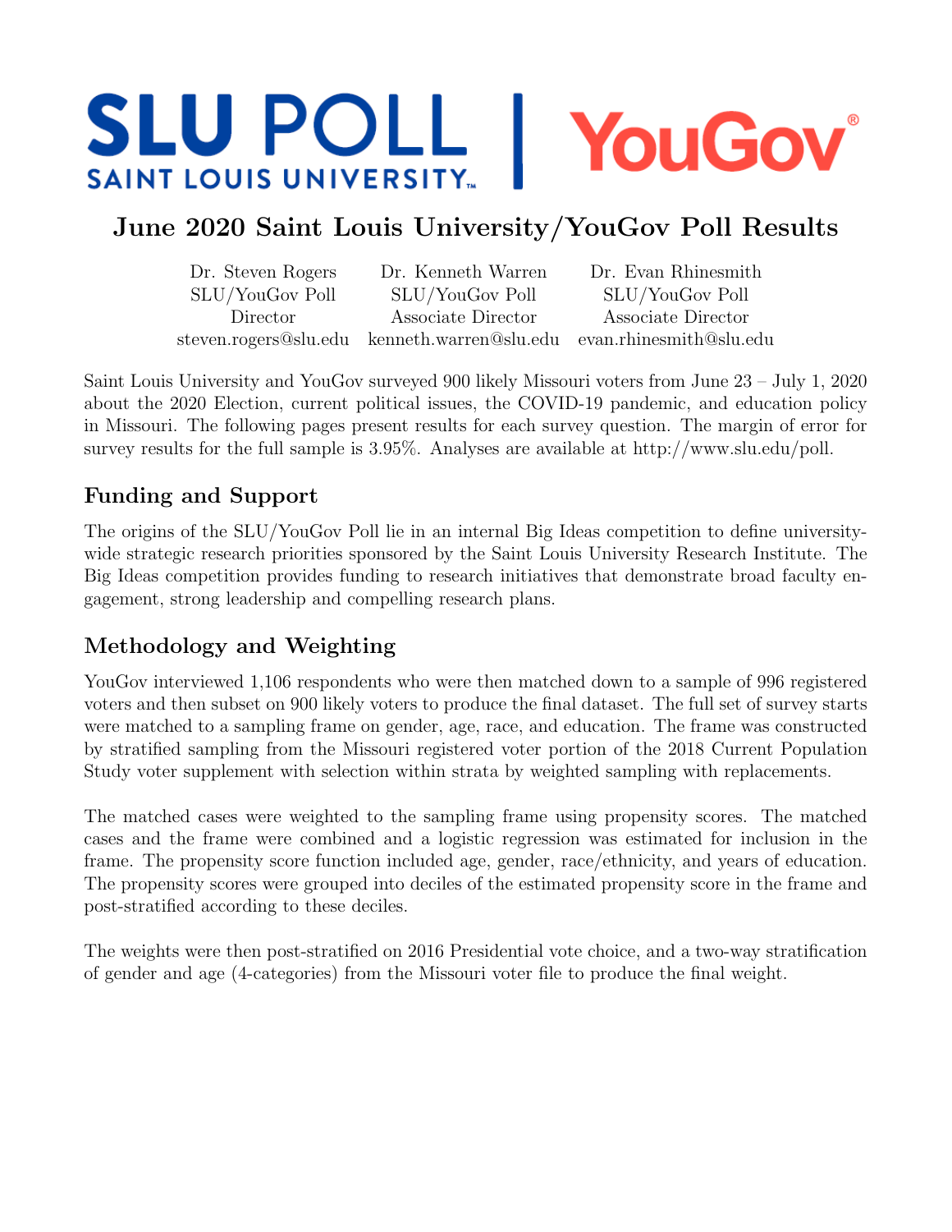SLU POLL
SAINT LOUIS UNIVERSITY™ | YouGov®

# June 2020 Saint Louis University/YouGov Poll Results

| Dr. Steven Rogers | Dr. Kenneth Warren | Dr. Evan Rhinesmith |
|---|---|---|
| SLU/YouGov Poll | SLU/YouGov Poll | SLU/YouGov Poll |
| Director | Associate Director | Associate Director |
| steven.rogers@slu.edu | kenneth.warren@slu.edu | evan.rhinesmith@slu.edu |

Saint Louis University and YouGov surveyed 900 likely Missouri voters from June 23 – July 1, 2020 about the 2020 Election, current political issues, the COVID-19 pandemic, and education policy in Missouri. The following pages present results for each survey question. The margin of error for survey results for the full sample is 3.95%. Analyses are available at http://www.slu.edu/poll.

## Funding and Support

The origins of the SLU/YouGov Poll lie in an internal Big Ideas competition to define university-wide strategic research priorities sponsored by the Saint Louis University Research Institute. The Big Ideas competition provides funding to research initiatives that demonstrate broad faculty engagement, strong leadership and compelling research plans.

## Methodology and Weighting

YouGov interviewed 1,106 respondents who were then matched down to a sample of 996 registered voters and then subset on 900 likely voters to produce the final dataset. The full set of survey starts were matched to a sampling frame on gender, age, race, and education. The frame was constructed by stratified sampling from the Missouri registered voter portion of the 2018 Current Population Study voter supplement with selection within strata by weighted sampling with replacements.

The matched cases were weighted to the sampling frame using propensity scores. The matched cases and the frame were combined and a logistic regression was estimated for inclusion in the frame. The propensity score function included age, gender, race/ethnicity, and years of education. The propensity scores were grouped into deciles of the estimated propensity score in the frame and post-stratified according to these deciles.

The weights were then post-stratified on 2016 Presidential vote choice, and a two-way stratification of gender and age (4-categories) from the Missouri voter file to produce the final weight.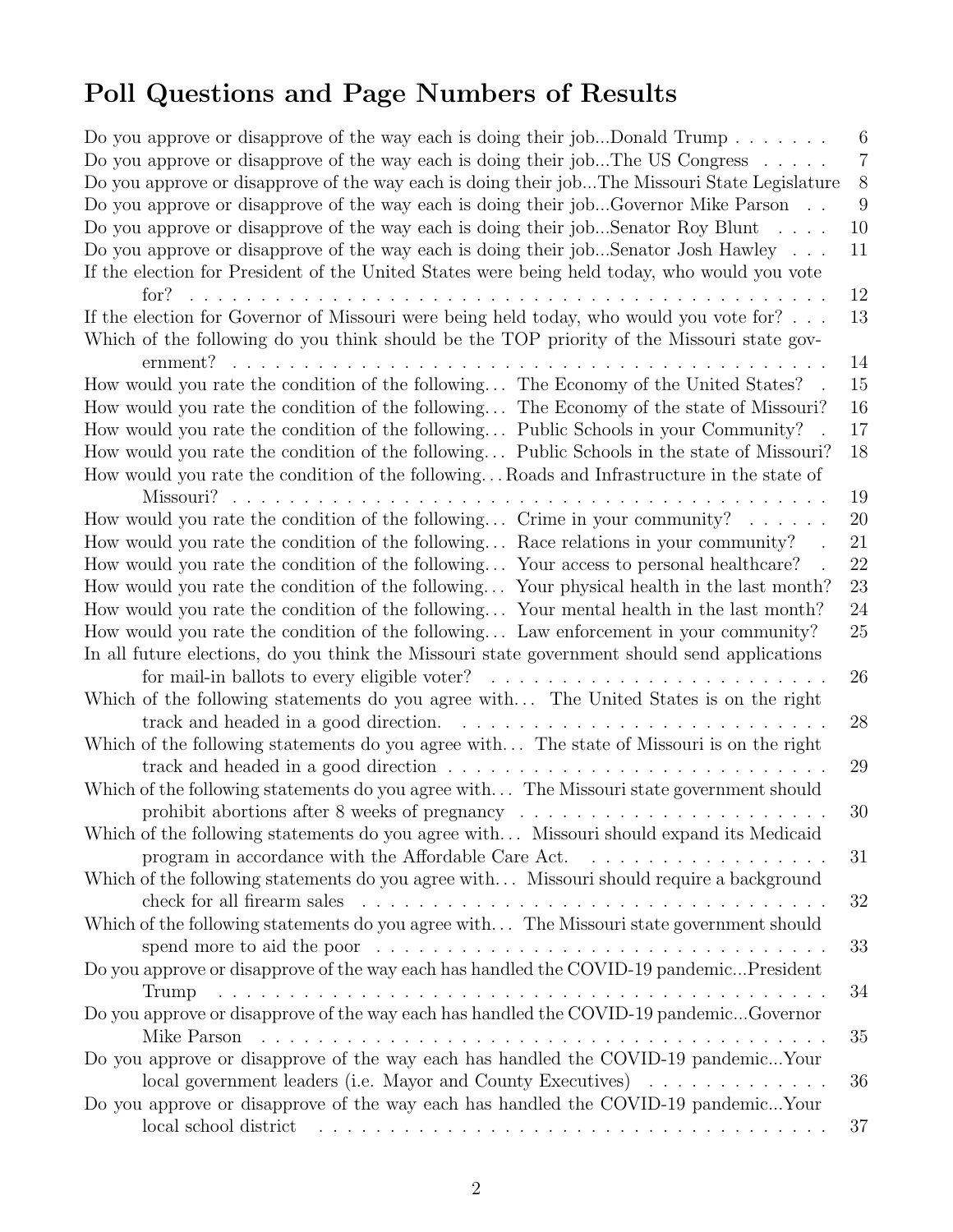# Poll Questions and Page Numbers of Results

| Question | Page |
|---|---|
| Do you approve or disapprove of the way each is doing their job...Donald Trump | 6 |
| Do you approve or disapprove of the way each is doing their job...The US Congress | 7 |
| Do you approve or disapprove of the way each is doing their job...The Missouri State Legislature | 8 |
| Do you approve or disapprove of the way each is doing their job...Governor Mike Parson | 9 |
| Do you approve or disapprove of the way each is doing their job...Senator Roy Blunt | 10 |
| Do you approve or disapprove of the way each is doing their job...Senator Josh Hawley | 11 |
| If the election for President of the United States were being held today, who would you vote for? | 12 |
| If the election for Governor of Missouri were being held today, who would you vote for? | 13 |
| Which of the following do you think should be the TOP priority of the Missouri state government? | 14 |
| How would you rate the condition of the following... The Economy of the United States? | 15 |
| How would you rate the condition of the following... The Economy of the state of Missouri? | 16 |
| How would you rate the condition of the following... Public Schools in your Community? | 17 |
| How would you rate the condition of the following... Public Schools in the state of Missouri? | 18 |
| How would you rate the condition of the following... Roads and Infrastructure in the state of Missouri? | 19 |
| How would you rate the condition of the following... Crime in your community? | 20 |
| How would you rate the condition of the following... Race relations in your community? | 21 |
| How would you rate the condition of the following... Your access to personal healthcare? | 22 |
| How would you rate the condition of the following... Your physical health in the last month? | 23 |
| How would you rate the condition of the following... Your mental health in the last month? | 24 |
| How would you rate the condition of the following... Law enforcement in your community? | 25 |
| In all future elections, do you think the Missouri state government should send applications for mail-in ballots to every eligible voter? | 26 |
| Which of the following statements do you agree with... The United States is on the right track and headed in a good direction. | 28 |
| Which of the following statements do you agree with... The state of Missouri is on the right track and headed in a good direction | 29 |
| Which of the following statements do you agree with... The Missouri state government should prohibit abortions after 8 weeks of pregnancy | 30 |
| Which of the following statements do you agree with... Missouri should expand its Medicaid program in accordance with the Affordable Care Act. | 31 |
| Which of the following statements do you agree with... Missouri should require a background check for all firearm sales | 32 |
| Which of the following statements do you agree with... The Missouri state government should spend more to aid the poor | 33 |
| Do you approve or disapprove of the way each has handled the COVID-19 pandemic...President Trump | 34 |
| Do you approve or disapprove of the way each has handled the COVID-19 pandemic...Governor Mike Parson | 35 |
| Do you approve or disapprove of the way each has handled the COVID-19 pandemic...Your local government leaders (i.e. Mayor and County Executives) | 36 |
| Do you approve or disapprove of the way each has handled the COVID-19 pandemic...Your local school district | 37 |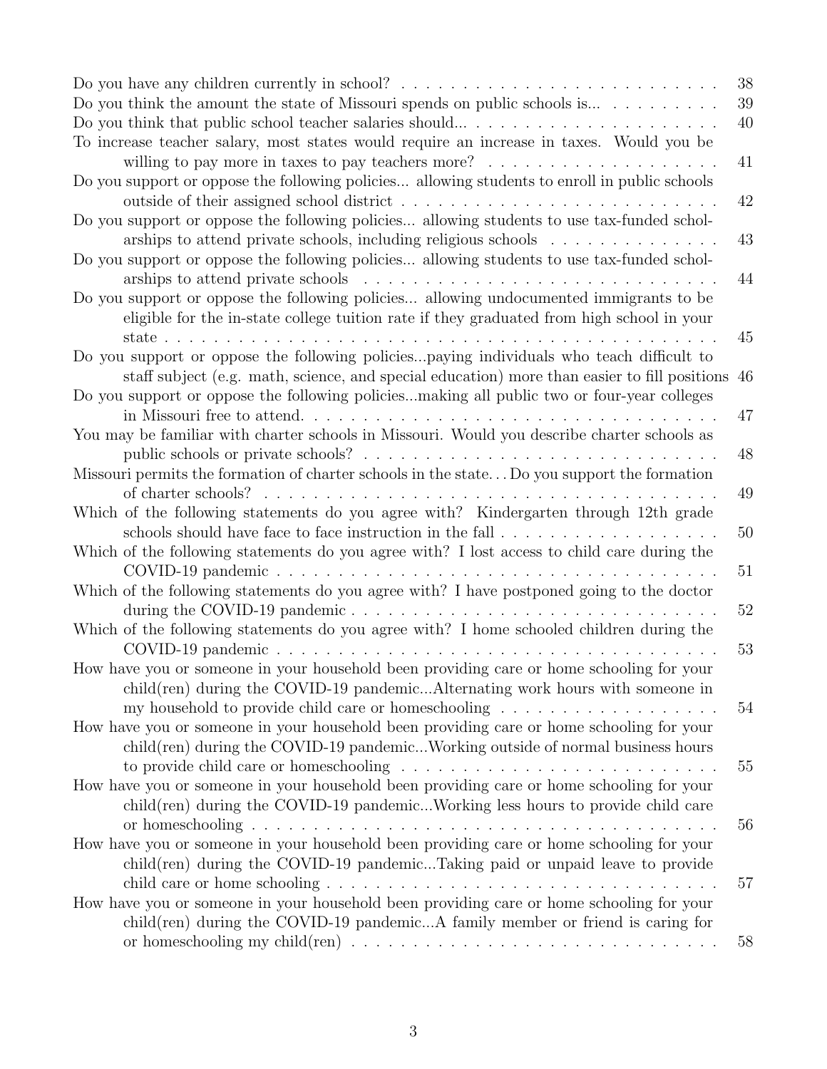Do you have any children currently in school? . . . . . . . . . . . . . . . . . . . . . . . . . . 38
Do you think the amount the state of Missouri spends on public schools is... . . . . . . . . . . 39
Do you think that public school teacher salaries should... . . . . . . . . . . . . . . . . . . . . . 40
To increase teacher salary, most states would require an increase in taxes. Would you be willing to pay more in taxes to pay teachers more? . . . . . . . . . . . . . . . . . . . 41
Do you support or oppose the following policies... allowing students to enroll in public schools outside of their assigned school district . . . . . . . . . . . . . . . . . . . . . . . . . 42
Do you support or oppose the following policies... allowing students to use tax-funded scholarships to attend private schools, including religious schools . . . . . . . . . . . . . . 43
Do you support or oppose the following policies... allowing students to use tax-funded scholarships to attend private schools . . . . . . . . . . . . . . . . . . . . . . . . . . . . 44
Do you support or oppose the following policies... allowing undocumented immigrants to be eligible for the in-state college tuition rate if they graduated from high school in your state . . . . . . . . . . . . . . . . . . . . . . . . . . . . . . . . . . . . . . . . . . . 45
Do you support or oppose the following policies...paying individuals who teach difficult to staff subject (e.g. math, science, and special education) more than easier to fill positions 46
Do you support or oppose the following policies...making all public two or four-year colleges in Missouri free to attend. . . . . . . . . . . . . . . . . . . . . . . . . . . . . . . . . . 47
You may be familiar with charter schools in Missouri. Would you describe charter schools as public schools or private schools? . . . . . . . . . . . . . . . . . . . . . . . . . . . . 48
Missouri permits the formation of charter schools in the state. . . Do you support the formation of charter schools? . . . . . . . . . . . . . . . . . . . . . . . . . . . . . . . . . . . . . 49
Which of the following statements do you agree with? Kindergarten through 12th grade schools should have face to face instruction in the fall . . . . . . . . . . . . . . . . . . 50
Which of the following statements do you agree with? I lost access to child care during the COVID-19 pandemic . . . . . . . . . . . . . . . . . . . . . . . . . . . . . . . . . . . . 51
Which of the following statements do you agree with? I have postponed going to the doctor during the COVID-19 pandemic . . . . . . . . . . . . . . . . . . . . . . . . . . . . . . 52
Which of the following statements do you agree with? I home schooled children during the COVID-19 pandemic . . . . . . . . . . . . . . . . . . . . . . . . . . . . . . . . . . . . 53
How have you or someone in your household been providing care or home schooling for your child(ren) during the COVID-19 pandemic...Alternating work hours with someone in my household to provide child care or homeschooling . . . . . . . . . . . . . . . . . . 54
How have you or someone in your household been providing care or home schooling for your child(ren) during the COVID-19 pandemic...Working outside of normal business hours to provide child care or homeschooling . . . . . . . . . . . . . . . . . . . . . . . . . 55
How have you or someone in your household been providing care or home schooling for your child(ren) during the COVID-19 pandemic...Working less hours to provide child care or homeschooling . . . . . . . . . . . . . . . . . . . . . . . . . . . . . . . . . . . . . . 56
How have you or someone in your household been providing care or home schooling for your child(ren) during the COVID-19 pandemic...Taking paid or unpaid leave to provide child care or home schooling . . . . . . . . . . . . . . . . . . . . . . . . . . . . . . . . 57
How have you or someone in your household been providing care or home schooling for your child(ren) during the COVID-19 pandemic...A family member or friend is caring for or homeschooling my child(ren) . . . . . . . . . . . . . . . . . . . . . . . . . . . . . 58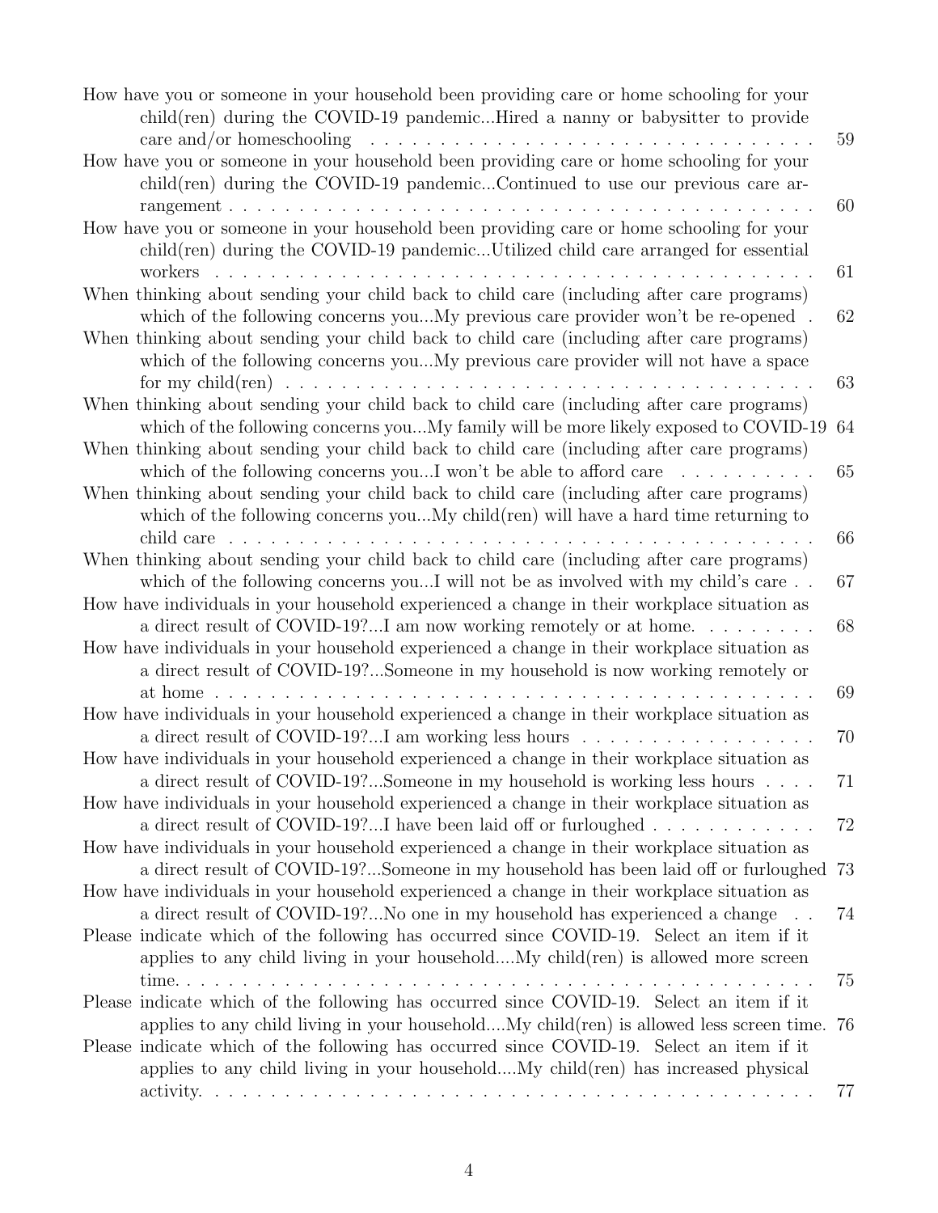How have you or someone in your household been providing care or home schooling for your child(ren) during the COVID-19 pandemic...Hired a nanny or babysitter to provide care and/or homeschooling . . . . . . . . . . 59

How have you or someone in your household been providing care or home schooling for your child(ren) during the COVID-19 pandemic...Continued to use our previous care arrangement . . . . . . . . . . 60

How have you or someone in your household been providing care or home schooling for your child(ren) during the COVID-19 pandemic...Utilized child care arranged for essential workers . . . . . . . . . . 61

When thinking about sending your child back to child care (including after care programs) which of the following concerns you...My previous care provider won't be re-opened . 62

When thinking about sending your child back to child care (including after care programs) which of the following concerns you...My previous care provider will not have a space for my child(ren) . . . . . . . . . . 63

When thinking about sending your child back to child care (including after care programs) which of the following concerns you...My family will be more likely exposed to COVID-19 64

When thinking about sending your child back to child care (including after care programs) which of the following concerns you...I won't be able to afford care . . . . . . . . . . 65

When thinking about sending your child back to child care (including after care programs) which of the following concerns you...My child(ren) will have a hard time returning to child care . . . . . . . . . . 66

When thinking about sending your child back to child care (including after care programs) which of the following concerns you...I will not be as involved with my child's care . . 67

How have individuals in your household experienced a change in their workplace situation as a direct result of COVID-19?...I am now working remotely or at home. . . . . . . . . 68

How have individuals in your household experienced a change in their workplace situation as a direct result of COVID-19?...Someone in my household is now working remotely or at home . . . . . . . . . . 69

How have individuals in your household experienced a change in their workplace situation as a direct result of COVID-19?...I am working less hours . . . . . . . . . . 70

How have individuals in your household experienced a change in their workplace situation as a direct result of COVID-19?...Someone in my household is working less hours . . . . 71

How have individuals in your household experienced a change in their workplace situation as a direct result of COVID-19?...I have been laid off or furloughed . . . . . . . . . . 72

How have individuals in your household experienced a change in their workplace situation as a direct result of COVID-19?...Someone in my household has been laid off or furloughed 73

How have individuals in your household experienced a change in their workplace situation as a direct result of COVID-19?...No one in my household has experienced a change . . 74

Please indicate which of the following has occurred since COVID-19. Select an item if it applies to any child living in your household....My child(ren) is allowed more screen time. . . . . . . . . . 75

Please indicate which of the following has occurred since COVID-19. Select an item if it applies to any child living in your household....My child(ren) is allowed less screen time. 76

Please indicate which of the following has occurred since COVID-19. Select an item if it applies to any child living in your household....My child(ren) has increased physical activity. . . . . . . . . . 77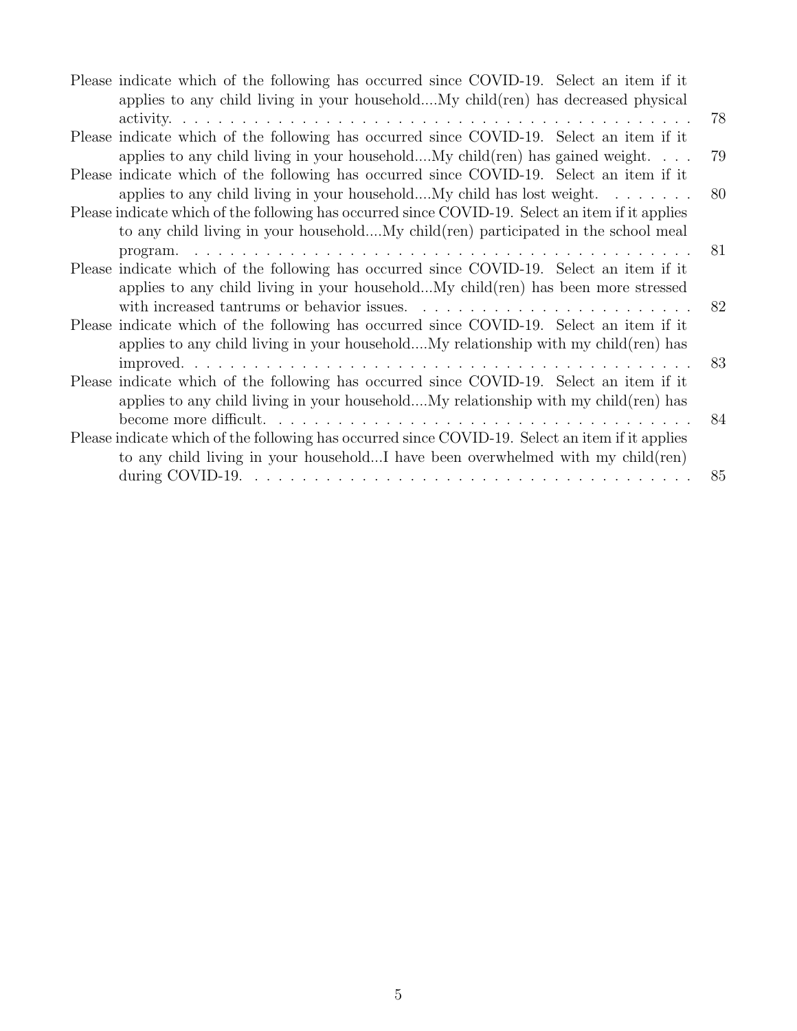Please indicate which of the following has occurred since COVID-19. Select an item if it applies to any child living in your household....My child(ren) has decreased physical activity. . . . . . . . . . . . . . . . . . . . . . . . . . . . . . . . . . . . . . . . . . . . . 78

Please indicate which of the following has occurred since COVID-19. Select an item if it applies to any child living in your household....My child(ren) has gained weight. . . . 79

Please indicate which of the following has occurred since COVID-19. Select an item if it applies to any child living in your household....My child has lost weight. . . . . . . . 80

Please indicate which of the following has occurred since COVID-19. Select an item if it applies to any child living in your household....My child(ren) participated in the school meal program. . . . . . . . . . . . . . . . . . . . . . . . . . . . . . . . . . . . . . . . . . . . . 81

Please indicate which of the following has occurred since COVID-19. Select an item if it applies to any child living in your household...My child(ren) has been more stressed with increased tantrums or behavior issues. . . . . . . . . . . . . . . . . . . . . . . . . 82

Please indicate which of the following has occurred since COVID-19. Select an item if it applies to any child living in your household....My relationship with my child(ren) has improved. . . . . . . . . . . . . . . . . . . . . . . . . . . . . . . . . . . . . . . . . . . . . 83

Please indicate which of the following has occurred since COVID-19. Select an item if it applies to any child living in your household....My relationship with my child(ren) has become more difficult. . . . . . . . . . . . . . . . . . . . . . . . . . . . . . . . . . . . . . . 84

Please indicate which of the following has occurred since COVID-19. Select an item if it applies to any child living in your household...I have been overwhelmed with my child(ren) during COVID-19. . . . . . . . . . . . . . . . . . . . . . . . . . . . . . . . . . . . . . . 85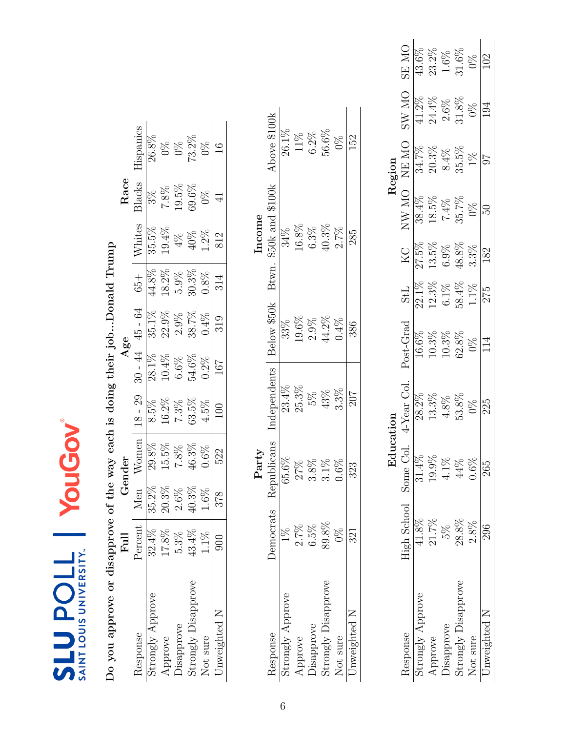## Do you approve or disapprove of the way each is doing their job...Donald Trump

| | Full | Gender | | Age | | | | Race | | |
|---|---|---|---|---|---|---|---|---|---|---|
| Response | Percent | Men | Women | 18 - 29 | 30 - 44 | 45 - 64 | 65+ | Whites | Blacks | Hispanics |
| Strongly Approve | 32.4% | 35.2% | 29.8% | 8.5% | 28.1% | 35.1% | 44.8% | 35.5% | 3% | 26.8% |
| Approve | 17.8% | 20.3% | 15.5% | 16.2% | 10.4% | 22.9% | 18.2% | 19.4% | 7.8% | 0% |
| Disapprove | 5.3% | 2.6% | 7.8% | 7.3% | 6.6% | 2.9% | 5.9% | 4% | 19.5% | 0% |
| Strongly Disapprove | 43.4% | 40.3% | 46.3% | 63.5% | 54.6% | 38.7% | 30.3% | 40% | 69.6% | 73.2% |
| Not sure | 1.1% | 1.6% | 0.6% | 4.5% | 0.2% | 0.4% | 0.8% | 1.2% | 0% | 0% |
| Unweighted N | 900 | 378 | 522 | 100 | 167 | 319 | 314 | 812 | 41 | 16 |

| | Party | | | Income | | |
|---|---|---|---|---|---|---|
| Response | Democrats | Republicans | Independents | Below $50k | Btwn. $50k and $100k | Above $100k |
| Strongly Approve | 1% | 65.6% | 23.4% | 33% | 34% | 26.1% |
| Approve | 2.7% | 27% | 25.3% | 19.6% | 16.8% | 11% |
| Disapprove | 6.5% | 3.8% | 5% | 2.9% | 6.3% | 6.2% |
| Strongly Disapprove | 89.8% | 3.1% | 43% | 44.2% | 40.3% | 56.6% |
| Not sure | 0% | 0.6% | 3.3% | 0.4% | 2.7% | 0% |
| Unweighted N | 321 | 323 | 207 | 386 | 285 | 152 |

| | Education | | | | Region | | | | | |
|---|---|---|---|---|---|---|---|---|---|---|
| Response | High School | Some Col. | 4-Year Col. | Post-Grad | StL | KC | NW MO | NE MO | SW MO | SE MO |
| Strongly Approve | 41.8% | 31.4% | 28.2% | 16.6% | 22.1% | 27.5% | 38.4% | 34.7% | 41.2% | 43.6% |
| Approve | 21.7% | 19.9% | 13.3% | 10.3% | 12.3% | 13.5% | 18.5% | 20.3% | 24.4% | 23.2% |
| Disapprove | 5% | 4.1% | 4.8% | 10.3% | 6.1% | 6.9% | 7.4% | 8.4% | 2.6% | 1.6% |
| Strongly Disapprove | 28.8% | 44% | 53.8% | 62.8% | 58.4% | 48.8% | 35.7% | 35.5% | 31.8% | 31.6% |
| Not sure | 2.8% | 0.6% | 0% | 0% | 1.1% | 3.3% | 0% | 1% | 0% | 0% |
| Unweighted N | 296 | 265 | 225 | 114 | 275 | 182 | 50 | 97 | 194 | 102 |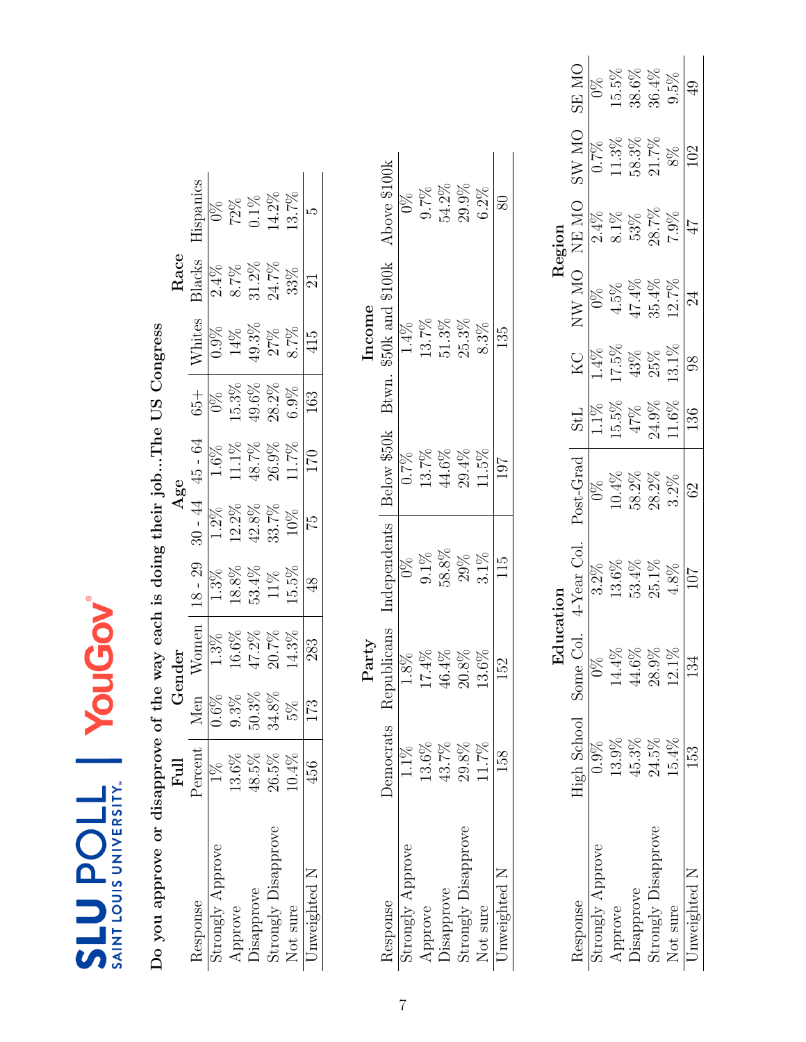SLU POLL | SAINT LOUIS UNIVERSITY | YouGov

**Do you approve or disapprove of the way each is doing their job...The US Congress**

| Response | Full | Gender | | Age | | | | Race | | |
|---|---|---|---|---|---|---|---|---|---|---|
| | Percent | Men | Women | 18 - 29 | 30 - 44 | 45 - 64 | 65+ | Whites | Blacks | Hispanics |
| Strongly Approve | 1% | 0.6% | 1.3% | 1.3% | 1.2% | 1.6% | 0% | 0.9% | 2.4% | 0% |
| Approve | 13.6% | 9.3% | 16.6% | 18.8% | 12.2% | 11.1% | 15.3% | 14% | 8.7% | 72% |
| Disapprove | 48.5% | 50.3% | 47.2% | 53.4% | 42.8% | 48.7% | 49.6% | 49.3% | 31.2% | 0.1% |
| Strongly Disapprove | 26.5% | 34.8% | 20.7% | 11% | 33.7% | 26.9% | 28.2% | 27% | 24.7% | 14.2% |
| Not sure | 10.4% | 5% | 14.3% | 15.5% | 10% | 11.7% | 6.9% | 8.7% | 33% | 13.7% |
| Unweighted N | 456 | 173 | 283 | 48 | 75 | 170 | 163 | 415 | 21 | 5 |

| Response | Party | | | Income | | |
|---|---|---|---|---|---|---|
| | Democrats | Republicans | Independents | Below $50k | Btwn. $50k and $100k | Above $100k |
| Strongly Approve | 1.1% | 1.8% | 0% | 0.7% | 1.4% | 0% |
| Approve | 13.6% | 17.4% | 9.1% | 13.7% | 13.7% | 9.7% |
| Disapprove | 43.7% | 46.4% | 58.8% | 44.6% | 51.3% | 54.2% |
| Strongly Disapprove | 29.8% | 20.8% | 29% | 29.4% | 25.3% | 29.9% |
| Not sure | 11.7% | 13.6% | 3.1% | 11.5% | 8.3% | 6.2% |
| Unweighted N | 158 | 152 | 115 | 197 | 135 | 80 |

| Response | Education | | | | Region | | | | | |
|---|---|---|---|---|---|---|---|---|---|---|
| | High School | Some Col. | 4-Year Col. | Post-Grad | StL | KC | NW MO | NE MO | SW MO | SE MO |
| Strongly Approve | 0.9% | 0% | 3.2% | 0% | 1.1% | 1.4% | 0% | 2.4% | 0.7% | 0% |
| Approve | 13.9% | 14.4% | 13.6% | 10.4% | 15.5% | 17.5% | 4.5% | 8.1% | 11.3% | 15.5% |
| Disapprove | 45.3% | 44.6% | 53.4% | 58.2% | 47% | 43% | 47.4% | 53% | 58.3% | 38.6% |
| Strongly Disapprove | 24.5% | 28.9% | 25.1% | 28.2% | 24.9% | 25% | 35.4% | 28.7% | 21.7% | 36.4% |
| Not sure | 15.4% | 12.1% | 4.8% | 3.2% | 11.6% | 13.1% | 12.7% | 7.9% | 8% | 9.5% |
| Unweighted N | 153 | 134 | 107 | 62 | 136 | 98 | 24 | 47 | 102 | 49 |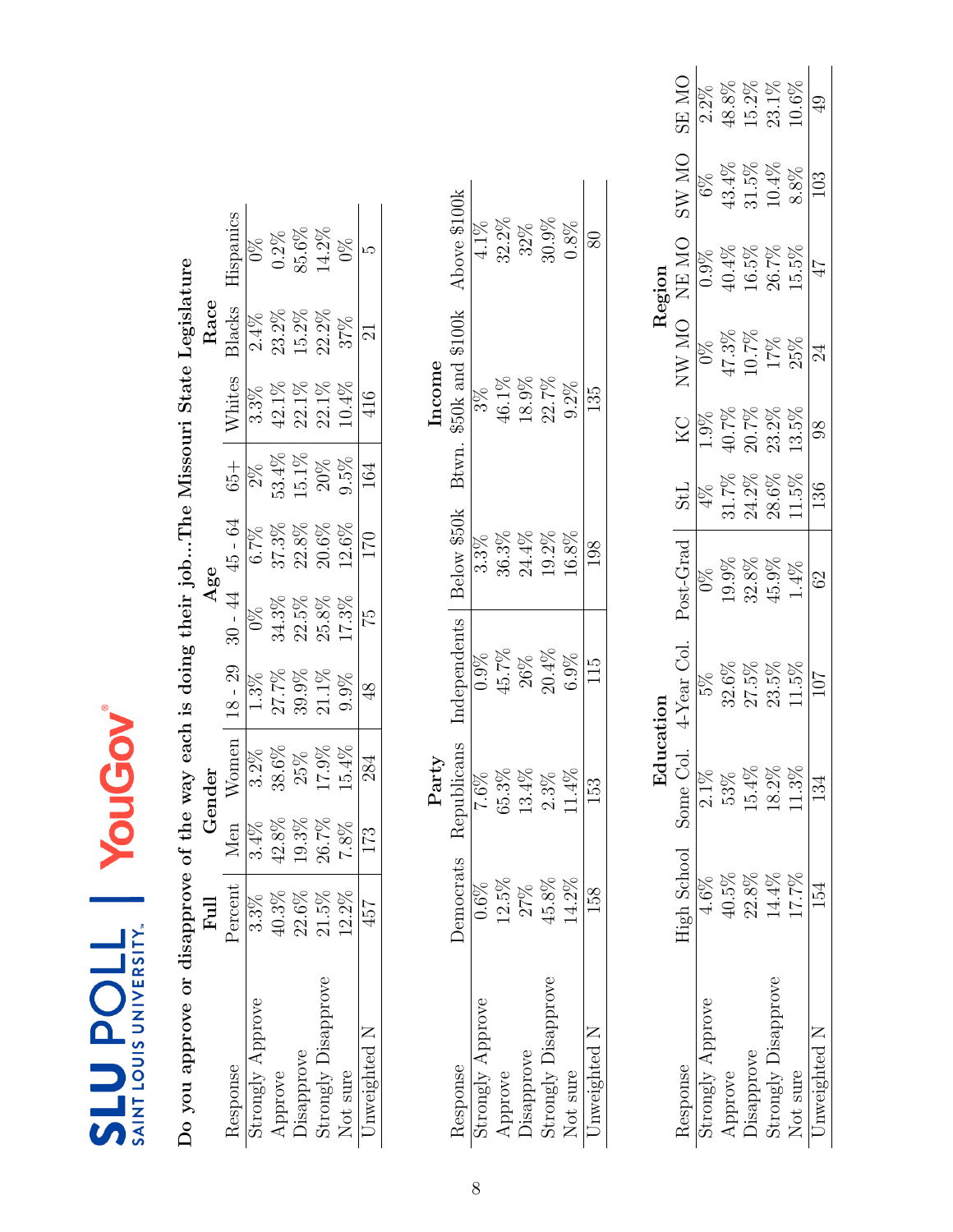SLU POLL | SAINT LOUIS UNIVERSITY | YouGov

**Do you approve or disapprove of the way each is doing their job...The Missouri State Legislature**

| | Full | Gender | | Age | | | | Race | | |
|---|---|---|---|---|---|---|---|---|---|---|
| Response | Percent | Men | Women | 18 - 29 | 30 - 44 | 45 - 64 | 65+ | Whites | Blacks | Hispanics |
| Strongly Approve | 3.3% | 3.4% | 3.2% | 1.3% | 0% | 6.7% | 2% | 3.3% | 2.4% | 0% |
| Approve | 40.3% | 42.8% | 38.6% | 27.7% | 34.3% | 37.3% | 53.4% | 42.1% | 23.2% | 0.2% |
| Disapprove | 22.6% | 19.3% | 25% | 39.9% | 22.5% | 22.8% | 15.1% | 22.1% | 15.2% | 85.6% |
| Strongly Disapprove | 21.5% | 26.7% | 17.9% | 21.1% | 25.8% | 20.6% | 20% | 22.1% | 22.2% | 14.2% |
| Not sure | 12.2% | 7.8% | 15.4% | 9.9% | 17.3% | 12.6% | 9.5% | 10.4% | 37% | 0% |
| Unweighted N | 457 | 173 | 284 | 48 | 75 | 170 | 164 | 416 | 21 | 5 |

| | Party | | | Income | | |
|---|---|---|---|---|---|---|
| Response | Democrats | Republicans | Independents | Below $50k | Btwn. $50k and $100k | Above $100k |
| Strongly Approve | 0.6% | 7.6% | 0.9% | 3.3% | 3% | 4.1% |
| Approve | 12.5% | 65.3% | 45.7% | 36.3% | 46.1% | 32.2% |
| Disapprove | 27% | 13.4% | 26% | 24.4% | 18.9% | 32% |
| Strongly Disapprove | 45.8% | 2.3% | 20.4% | 19.2% | 22.7% | 30.9% |
| Not sure | 14.2% | 11.4% | 6.9% | 16.8% | 9.2% | 0.8% |
| Unweighted N | 158 | 153 | 115 | 198 | 135 | 80 |

| | Education | | | | Region | | | | | |
|---|---|---|---|---|---|---|---|---|---|---|
| Response | High School | Some Col. | 4-Year Col. | Post-Grad | StL | KC | NW MO | NE MO | SW MO | SE MO |
| Strongly Approve | 4.6% | 2.1% | 5% | 0% | 4% | 1.9% | 0% | 0.9% | 6% | 2.2% |
| Approve | 40.5% | 53% | 32.6% | 19.9% | 31.7% | 40.7% | 47.3% | 40.4% | 43.4% | 48.8% |
| Disapprove | 22.8% | 15.4% | 27.5% | 32.8% | 24.2% | 20.7% | 10.7% | 16.5% | 31.5% | 15.2% |
| Strongly Disapprove | 14.4% | 18.2% | 23.5% | 45.9% | 28.6% | 23.2% | 17% | 26.7% | 10.4% | 23.1% |
| Not sure | 17.7% | 11.3% | 11.5% | 1.4% | 11.5% | 13.5% | 25% | 15.5% | 8.8% | 10.6% |
| Unweighted N | 154 | 134 | 107 | 62 | 136 | 98 | 24 | 47 | 103 | 49 |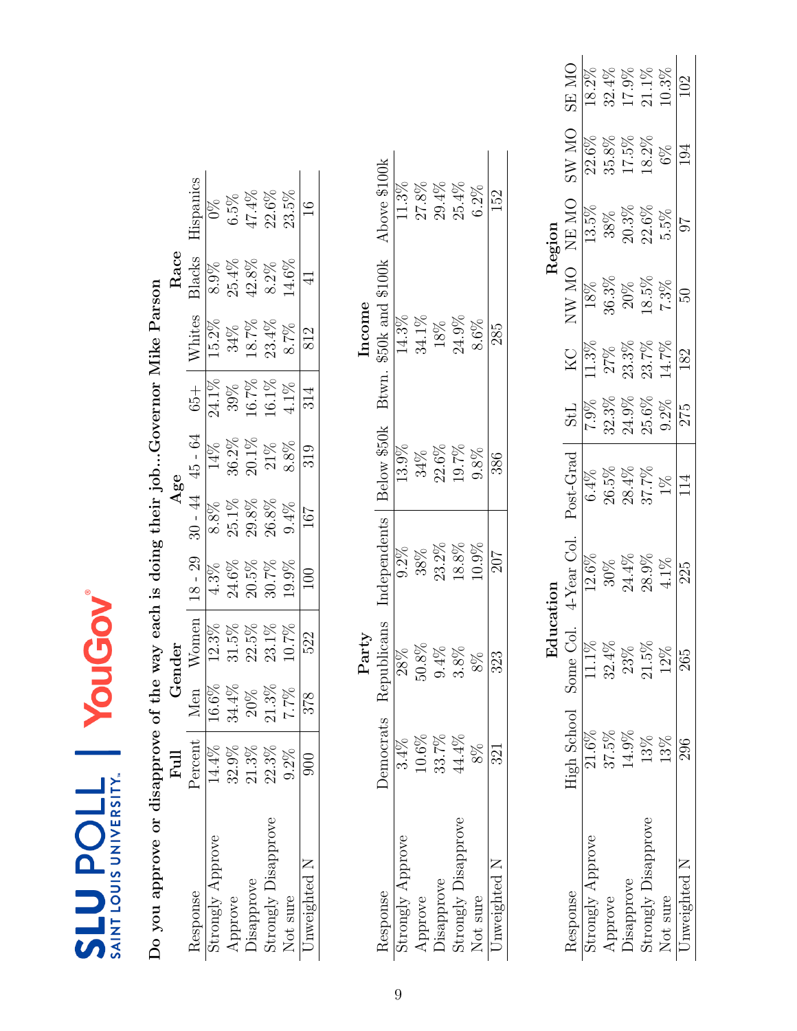**SLU POLL** SAINT LOUIS UNIVERSITY | **YouGov**

**Do you approve or disapprove of the way each is doing their job...Governor Mike Parson**

| | Full | Gender | | Age | | | | Race | | |
|---|---|---|---|---|---|---|---|---|---|---|
| Response | Percent | Men | Women | 18 - 29 | 30 - 44 | 45 - 64 | 65+ | Whites | Blacks | Hispanics |
| Strongly Approve | 14.4% | 16.6% | 12.3% | 4.3% | 8.8% | 14% | 24.1% | 15.2% | 8.9% | 0% |
| Approve | 32.9% | 34.4% | 31.5% | 24.6% | 25.1% | 36.2% | 39% | 34% | 25.4% | 6.5% |
| Disapprove | 21.3% | 20% | 22.5% | 20.5% | 29.8% | 20.1% | 16.7% | 18.7% | 42.8% | 47.4% |
| Strongly Disapprove | 22.3% | 21.3% | 23.1% | 30.7% | 26.8% | 21% | 16.1% | 23.4% | 8.2% | 22.6% |
| Not sure | 9.2% | 7.7% | 10.7% | 19.9% | 9.4% | 8.8% | 4.1% | 8.7% | 14.6% | 23.5% |
| Unweighted N | 900 | 378 | 522 | 100 | 167 | 319 | 314 | 812 | 41 | 16 |

| | Party | | | Income | | |
|---|---|---|---|---|---|---|
| Response | Democrats | Republicans | Independents | Below $50k | Btwn. $50k and $100k | Above $100k |
| Strongly Approve | 3.4% | 28% | 9.2% | 13.9% | 14.3% | 11.3% |
| Approve | 10.6% | 50.8% | 38% | 34% | 34.1% | 27.8% |
| Disapprove | 33.7% | 9.4% | 23.2% | 22.6% | 18% | 29.4% |
| Strongly Disapprove | 44.4% | 3.8% | 18.8% | 19.7% | 24.9% | 25.4% |
| Not sure | 8% | 8% | 10.9% | 9.8% | 8.6% | 6.2% |
| Unweighted N | 321 | 323 | 207 | 386 | 285 | 152 |

| | Education | | | | Region | | | | | |
|---|---|---|---|---|---|---|---|---|---|---|
| Response | High School | Some Col. | 4-Year Col. | Post-Grad | StL | KC | NW MO | NE MO | SW MO | SE MO |
| Strongly Approve | 21.6% | 11.1% | 12.6% | 6.4% | 7.9% | 11.3% | 18% | 13.5% | 22.6% | 18.2% |
| Approve | 37.5% | 32.4% | 30% | 26.5% | 32.3% | 27% | 36.3% | 38% | 35.8% | 32.4% |
| Disapprove | 14.9% | 23% | 24.4% | 28.4% | 24.9% | 23.3% | 20% | 20.3% | 17.5% | 17.9% |
| Strongly Disapprove | 13% | 21.5% | 28.9% | 37.7% | 25.6% | 23.7% | 18.5% | 22.6% | 18.2% | 21.1% |
| Not sure | 13% | 12% | 4.1% | 1% | 9.2% | 14.7% | 7.3% | 5.5% | 6% | 10.3% |
| Unweighted N | 296 | 265 | 225 | 114 | 275 | 182 | 50 | 97 | 194 | 102 |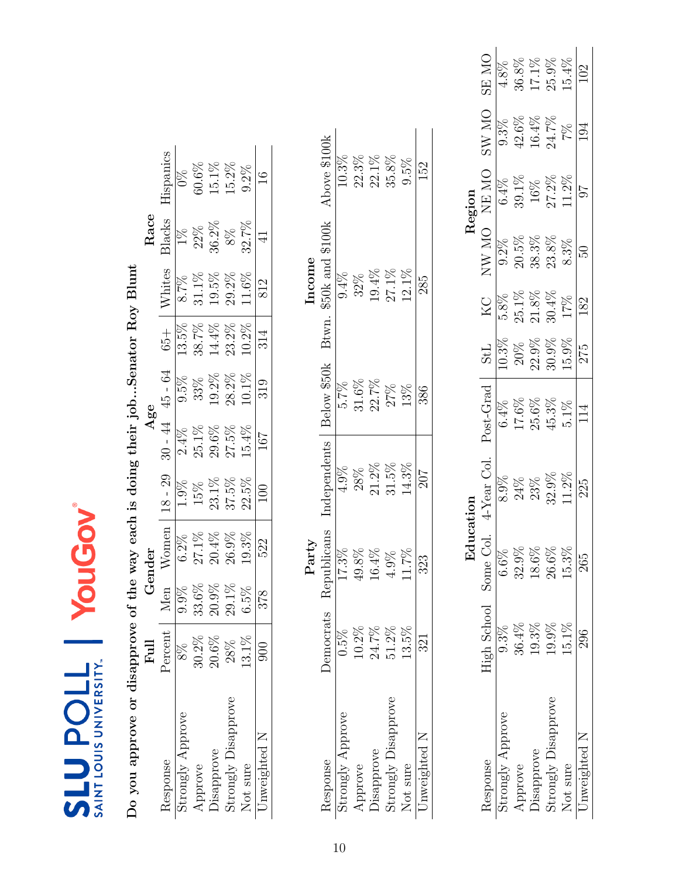SLU POLL | SAINT LOUIS UNIVERSITY | YouGov

**Do you approve or disapprove of the way each is doing their job...Senator Roy Blunt**

| Response | Full | Gender | | Age | | | | Race | | |
|---|---|---|---|---|---|---|---|---|---|---|
| | Percent | Men | Women | 18 - 29 | 30 - 44 | 45 - 64 | 65+ | Whites | Blacks | Hispanics |
| Strongly Approve | 8% | 9.9% | 6.2% | 1.9% | 2.4% | 9.5% | 13.5% | 8.7% | 1% | 0% |
| Approve | 30.2% | 33.6% | 27.1% | 15% | 25.1% | 33% | 38.7% | 31.1% | 22% | 60.6% |
| Disapprove | 20.6% | 20.9% | 20.4% | 23.1% | 29.6% | 19.2% | 14.4% | 19.5% | 36.2% | 15.1% |
| Strongly Disapprove | 28% | 29.1% | 26.9% | 37.5% | 27.5% | 28.2% | 23.2% | 29.2% | 8% | 15.2% |
| Not sure | 13.1% | 6.5% | 19.3% | 22.5% | 15.4% | 10.1% | 10.2% | 11.6% | 32.7% | 9.2% |
| Unweighted N | 900 | 378 | 522 | 100 | 167 | 319 | 314 | 812 | 41 | 16 |

| Response | Party | | | Income | | |
|---|---|---|---|---|---|---|
| | Democrats | Republicans | Independents | Below $50k | Btwn. $50k and $100k | Above $100k |
| Strongly Approve | 0.5% | 17.3% | 4.9% | 5.7% | 9.4% | 10.3% |
| Approve | 10.2% | 49.8% | 28% | 31.6% | 32% | 22.3% |
| Disapprove | 24.7% | 16.4% | 21.2% | 22.7% | 19.4% | 22.1% |
| Strongly Disapprove | 51.2% | 4.9% | 31.5% | 27% | 27.1% | 35.8% |
| Not sure | 13.5% | 11.7% | 14.3% | 13% | 12.1% | 9.5% |
| Unweighted N | 321 | 323 | 207 | 386 | 285 | 152 |

| Response | Education | | | | Region | | | | | |
|---|---|---|---|---|---|---|---|---|---|---|
| | High School | Some Col. | 4-Year Col. | Post-Grad | StL | KC | NW MO | NE MO | SW MO | SE MO |
| Strongly Approve | 9.3% | 6.6% | 8.9% | 6.4% | 10.3% | 5.8% | 9.2% | 6.4% | 9.3% | 4.8% |
| Approve | 36.4% | 32.9% | 24% | 17.6% | 20% | 25.1% | 20.5% | 39.1% | 42.6% | 36.8% |
| Disapprove | 19.3% | 18.6% | 23% | 25.6% | 22.9% | 21.8% | 38.3% | 16% | 16.4% | 17.1% |
| Strongly Disapprove | 19.9% | 26.6% | 32.9% | 45.3% | 30.9% | 30.4% | 23.8% | 27.2% | 24.7% | 25.9% |
| Not sure | 15.1% | 15.3% | 11.2% | 5.1% | 15.9% | 17% | 8.3% | 11.2% | 7% | 15.4% |
| Unweighted N | 296 | 265 | 225 | 114 | 275 | 182 | 50 | 97 | 194 | 102 |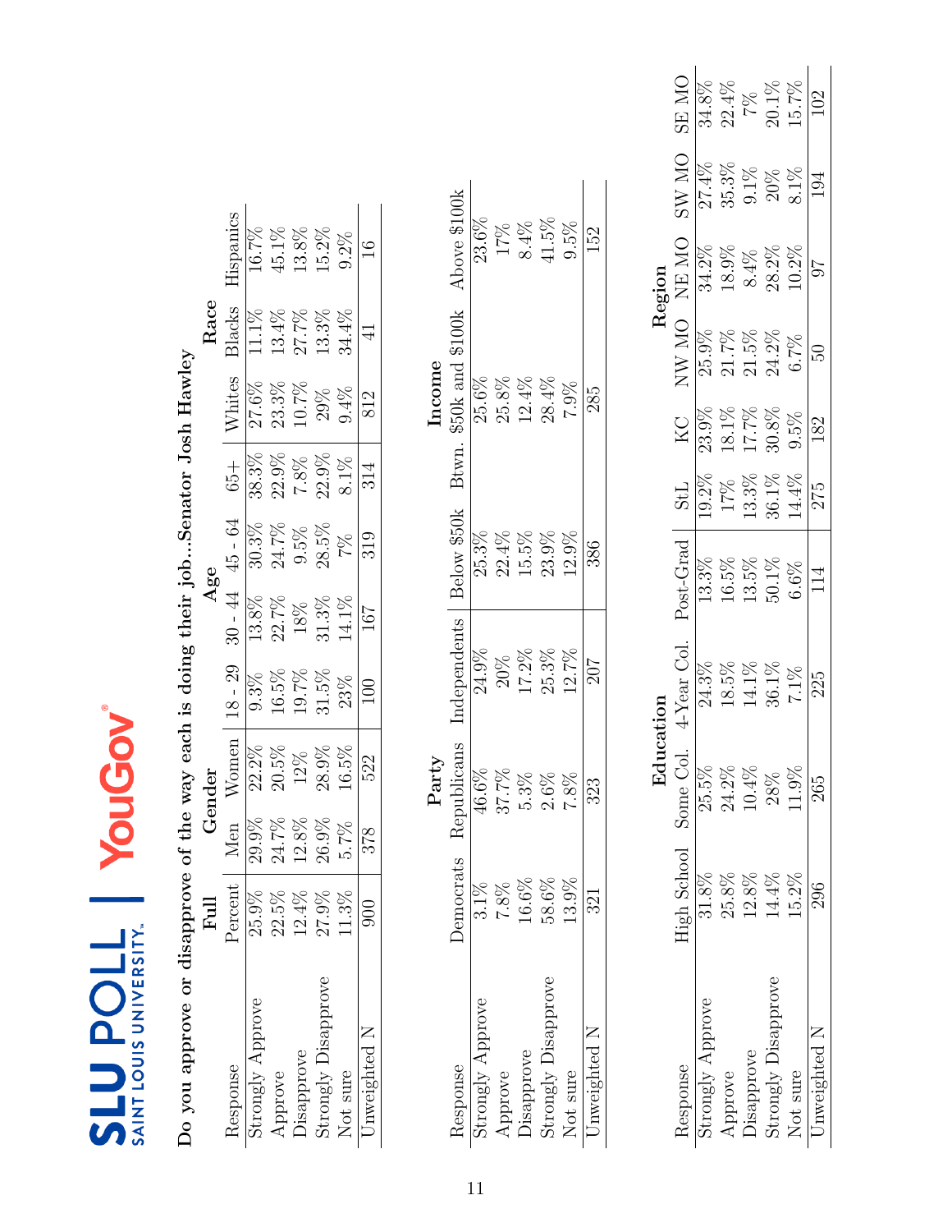SLU POLL | SAINT LOUIS UNIVERSITY | YouGov

**Do you approve or disapprove of the way each is doing their job...Senator Josh Hawley**

| | Full | Gender | | Age | | | | Race | | |
|---|---|---|---|---|---|---|---|---|---|---|
| Response | Percent | Men | Women | 18 - 29 | 30 - 44 | 45 - 64 | 65+ | Whites | Blacks | Hispanics |
| Strongly Approve | 25.9% | 29.9% | 22.2% | 9.3% | 13.8% | 30.3% | 38.3% | 27.6% | 11.1% | 16.7% |
| Approve | 22.5% | 24.7% | 20.5% | 16.5% | 22.7% | 24.7% | 22.9% | 23.3% | 13.4% | 45.1% |
| Disapprove | 12.4% | 12.8% | 12% | 19.7% | 18% | 9.5% | 7.8% | 10.7% | 27.7% | 13.8% |
| Strongly Disapprove | 27.9% | 26.9% | 28.9% | 31.5% | 31.3% | 28.5% | 22.9% | 29% | 13.3% | 15.2% |
| Not sure | 11.3% | 5.7% | 16.5% | 23% | 14.1% | 7% | 8.1% | 9.4% | 34.4% | 9.2% |
| Unweighted N | 900 | 378 | 522 | 100 | 167 | 319 | 314 | 812 | 41 | 16 |

| | Party | | | Income | | |
|---|---|---|---|---|---|---|
| Response | Democrats | Republicans | Independents | Below $50k | Btwn. $50k and $100k | Above $100k |
| Strongly Approve | 3.1% | 46.6% | 24.9% | 25.3% | 25.6% | 23.6% |
| Approve | 7.8% | 37.7% | 20% | 22.4% | 25.8% | 17% |
| Disapprove | 16.6% | 5.3% | 17.2% | 15.5% | 12.4% | 8.4% |
| Strongly Disapprove | 58.6% | 2.6% | 25.3% | 23.9% | 28.4% | 41.5% |
| Not sure | 13.9% | 7.8% | 12.7% | 12.9% | 7.9% | 9.5% |
| Unweighted N | 321 | 323 | 207 | 386 | 285 | 152 |

| | Education | | | | Region | | | | | |
|---|---|---|---|---|---|---|---|---|---|---|
| Response | High School | Some Col. | 4-Year Col. | Post-Grad | StL | KC | NW MO | NE MO | SW MO | SE MO |
| Strongly Approve | 31.8% | 25.5% | 24.3% | 13.3% | 19.2% | 23.9% | 25.9% | 34.2% | 27.4% | 34.8% |
| Approve | 25.8% | 24.2% | 18.5% | 16.5% | 17% | 18.1% | 21.7% | 18.9% | 35.3% | 22.4% |
| Disapprove | 12.8% | 10.4% | 14.1% | 13.5% | 13.3% | 17.7% | 21.5% | 8.4% | 9.1% | 7% |
| Strongly Disapprove | 14.4% | 28% | 36.1% | 50.1% | 36.1% | 30.8% | 24.2% | 28.2% | 20% | 20.1% |
| Not sure | 15.2% | 11.9% | 7.1% | 6.6% | 14.4% | 9.5% | 6.7% | 10.2% | 8.1% | 15.7% |
| Unweighted N | 296 | 265 | 225 | 114 | 275 | 182 | 50 | 97 | 194 | 102 |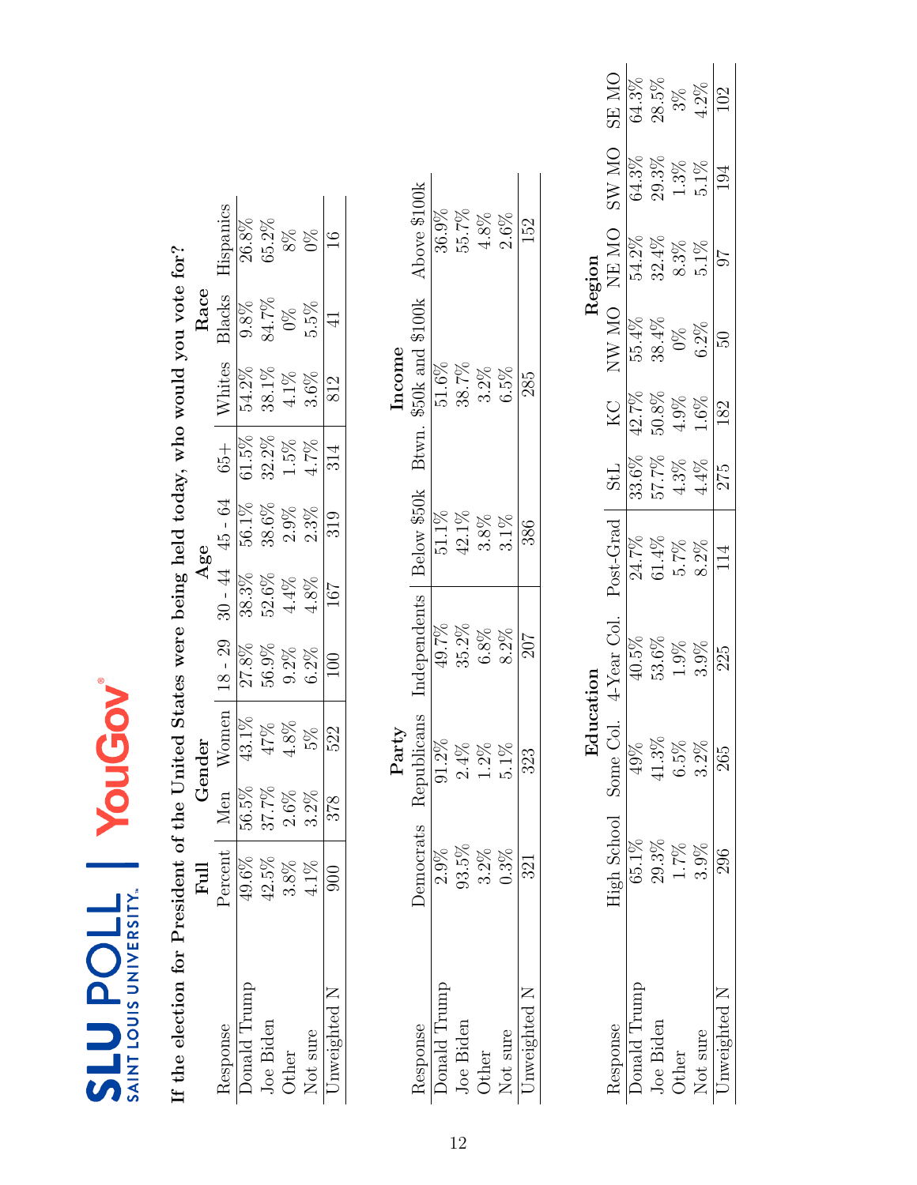SLU POLL | SAINT LOUIS UNIVERSITY | YouGov

**If the election for President of the United States were being held today, who would you vote for?**

| | Full | Gender | | Age | | | | Race | | |
|---|---|---|---|---|---|---|---|---|---|---|
| Response | Percent | Men | Women | 18 - 29 | 30 - 44 | 45 - 64 | 65+ | Whites | Blacks | Hispanics |
| Donald Trump | 49.6% | 56.5% | 43.1% | 27.8% | 38.3% | 56.1% | 61.5% | 54.2% | 9.8% | 26.8% |
| Joe Biden | 42.5% | 37.7% | 47% | 56.9% | 52.6% | 38.6% | 32.2% | 38.1% | 84.7% | 65.2% |
| Other | 3.8% | 2.6% | 4.8% | 9.2% | 4.4% | 2.9% | 1.5% | 4.1% | 0% | 8% |
| Not sure | 4.1% | 3.2% | 5% | 6.2% | 4.8% | 2.3% | 4.7% | 3.6% | 5.5% | 0% |
| Unweighted N | 900 | 378 | 522 | 100 | 167 | 319 | 314 | 812 | 41 | 16 |

| | Party | | | Income | | |
|---|---|---|---|---|---|---|
| Response | Democrats | Republicans | Independents | Below $50k | Btwn. $50k and $100k | Above $100k |
| Donald Trump | 2.9% | 91.2% | 49.7% | 51.1% | 51.6% | 36.9% |
| Joe Biden | 93.5% | 2.4% | 35.2% | 42.1% | 38.7% | 55.7% |
| Other | 3.2% | 1.2% | 6.8% | 3.8% | 3.2% | 4.8% |
| Not sure | 0.3% | 5.1% | 8.2% | 3.1% | 6.5% | 2.6% |
| Unweighted N | 321 | 323 | 207 | 386 | 285 | 152 |

| | Education | | | | Region | | | | | |
|---|---|---|---|---|---|---|---|---|---|---|
| Response | High School | Some Col. | 4-Year Col. | Post-Grad | StL | KC | NW MO | NE MO | SW MO | SE MO |
| Donald Trump | 65.1% | 49% | 40.5% | 24.7% | 33.6% | 42.7% | 55.4% | 54.2% | 64.3% | 64.3% |
| Joe Biden | 29.3% | 41.3% | 53.6% | 61.4% | 57.7% | 50.8% | 38.4% | 32.4% | 29.3% | 28.5% |
| Other | 1.7% | 6.5% | 1.9% | 5.7% | 4.3% | 4.9% | 0% | 8.3% | 1.3% | 3% |
| Not sure | 3.9% | 3.2% | 3.9% | 8.2% | 4.4% | 1.6% | 6.2% | 5.1% | 5.1% | 4.2% |
| Unweighted N | 296 | 265 | 225 | 114 | 275 | 182 | 50 | 97 | 194 | 102 |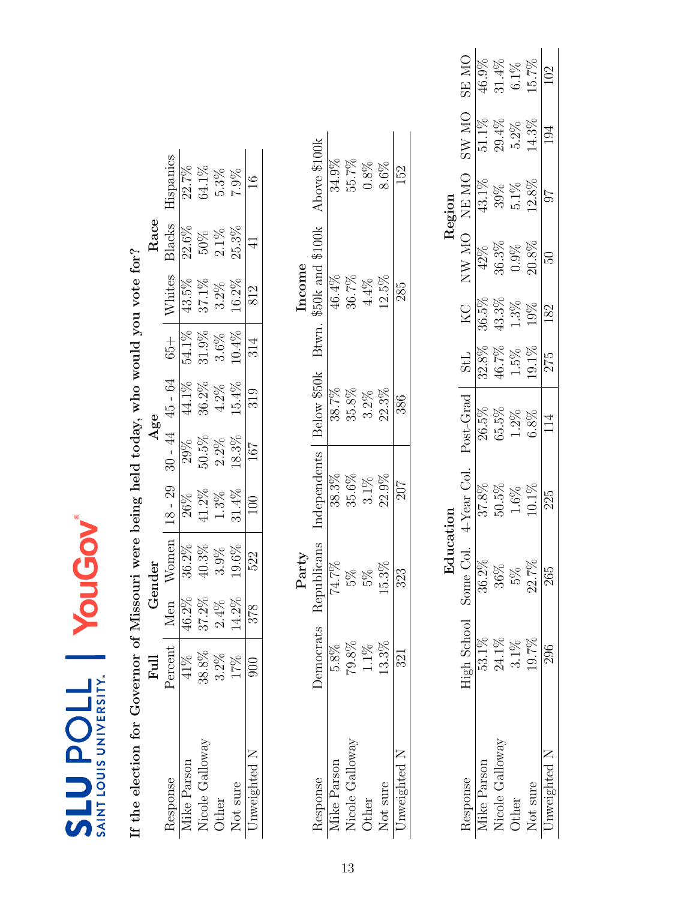SLU POLL | SAINT LOUIS UNIVERSITY | YouGov

**If the election for Governor of Missouri were being held today, who would you vote for?**

| | Full | Gender | | Age | | | | Race | | |
|---|---|---|---|---|---|---|---|---|---|---|
| Response | Percent | Men | Women | 18 - 29 | 30 - 44 | 45 - 64 | 65+ | Whites | Blacks | Hispanics |
| Mike Parson | 41% | 46.2% | 36.2% | 26% | 29% | 44.1% | 54.1% | 43.5% | 22.6% | 22.7% |
| Nicole Galloway | 38.8% | 37.2% | 40.3% | 41.2% | 50.5% | 36.2% | 31.9% | 37.1% | 50% | 64.1% |
| Other | 3.2% | 2.4% | 3.9% | 1.3% | 2.2% | 4.2% | 3.6% | 3.2% | 2.1% | 5.3% |
| Not sure | 17% | 14.2% | 19.6% | 31.4% | 18.3% | 15.4% | 10.4% | 16.2% | 25.3% | 7.9% |
| Unweighted N | 900 | 378 | 522 | 100 | 167 | 319 | 314 | 812 | 41 | 16 |

| | Party | | | Income | | |
|---|---|---|---|---|---|---|
| Response | Democrats | Republicans | Independents | Below $50k | Btwn. $50k and $100k | Above $100k |
| Mike Parson | 5.8% | 74.7% | 38.3% | 38.7% | 46.4% | 34.9% |
| Nicole Galloway | 79.8% | 5% | 35.6% | 35.8% | 36.7% | 55.7% |
| Other | 1.1% | 5% | 3.1% | 3.2% | 4.4% | 0.8% |
| Not sure | 13.3% | 15.3% | 22.9% | 22.3% | 12.5% | 8.6% |
| Unweighted N | 321 | 323 | 207 | 386 | 285 | 152 |

| | Education | | | | Region | | | | | |
|---|---|---|---|---|---|---|---|---|---|---|
| Response | High School | Some Col. | 4-Year Col. | Post-Grad | StL | KC | NW MO | NE MO | SW MO | SE MO |
| Mike Parson | 53.1% | 36.2% | 37.8% | 26.5% | 32.8% | 36.5% | 42% | 43.1% | 51.1% | 46.9% |
| Nicole Galloway | 24.1% | 36% | 50.5% | 65.5% | 46.7% | 43.3% | 36.3% | 39% | 29.4% | 31.4% |
| Other | 3.1% | 5% | 1.6% | 1.2% | 1.5% | 1.3% | 0.9% | 5.1% | 5.2% | 6.1% |
| Not sure | 19.7% | 22.7% | 10.1% | 6.8% | 19.1% | 19% | 20.8% | 12.8% | 14.3% | 15.7% |
| Unweighted N | 296 | 265 | 225 | 114 | 275 | 182 | 50 | 97 | 194 | 102 |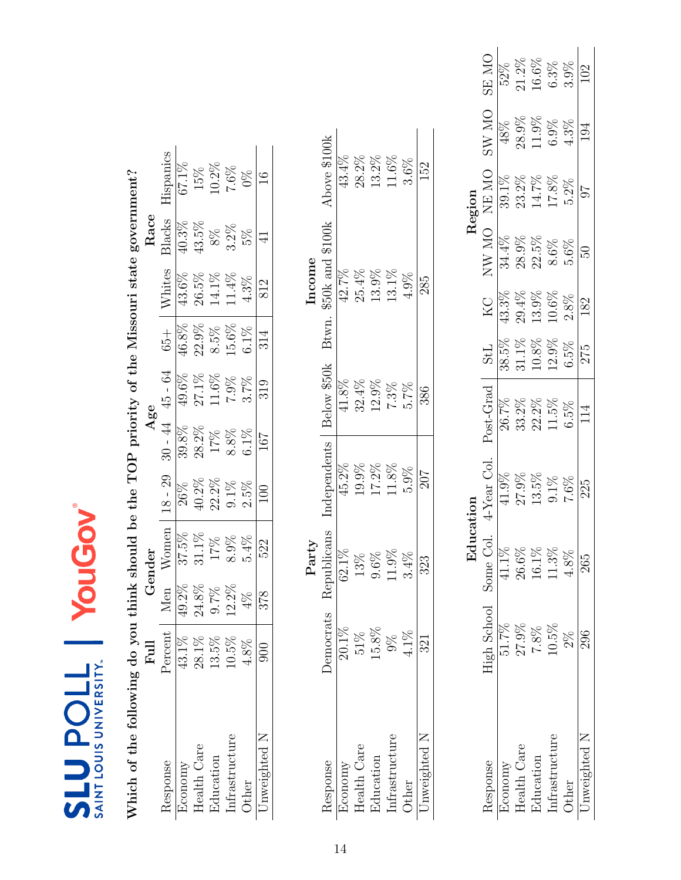SLU POLL | SAINT LOUIS UNIVERSITY | YouGov

**Which of the following do you think should be the TOP priority of the Missouri state government?**

| | Full | Gender | | Age | | | | Race | | |
|---|---|---|---|---|---|---|---|---|---|---|
| Response | Percent | Men | Women | 18 - 29 | 30 - 44 | 45 - 64 | 65+ | Whites | Blacks | Hispanics |
| Economy | 43.1% | 49.2% | 37.5% | 26% | 39.8% | 49.6% | 46.8% | 43.6% | 40.3% | 67.1% |
| Health Care | 28.1% | 24.8% | 31.1% | 40.2% | 28.2% | 27.1% | 22.9% | 26.5% | 43.5% | 15% |
| Education | 13.5% | 9.7% | 17% | 22.2% | 17% | 11.6% | 8.5% | 14.1% | 8% | 10.2% |
| Infrastructure | 10.5% | 12.2% | 8.9% | 9.1% | 8.8% | 7.9% | 15.6% | 11.4% | 3.2% | 7.6% |
| Other | 4.8% | 4% | 5.4% | 2.5% | 6.1% | 3.7% | 6.1% | 4.3% | 5% | 0% |
| Unweighted N | 900 | 378 | 522 | 100 | 167 | 319 | 314 | 812 | 41 | 16 |

| | Party | | | Income | | |
|---|---|---|---|---|---|---|
| Response | Democrats | Republicans | Independents | Below $50k | Btwn. $50k and $100k | Above $100k |
| Economy | 20.1% | 62.1% | 45.2% | 41.8% | 42.7% | 43.4% |
| Health Care | 51% | 13% | 19.9% | 32.4% | 25.4% | 28.2% |
| Education | 15.8% | 9.6% | 17.2% | 12.9% | 13.9% | 13.2% |
| Infrastructure | 9% | 11.9% | 11.8% | 7.3% | 13.1% | 11.6% |
| Other | 4.1% | 3.4% | 5.9% | 5.7% | 4.9% | 3.6% |
| Unweighted N | 321 | 323 | 207 | 386 | 285 | 152 |

| | Education | | | | Region | | | | | |
|---|---|---|---|---|---|---|---|---|---|---|
| Response | High School | Some Col. | 4-Year Col. | Post-Grad | StL | KC | NW MO | NE MO | SW MO | SE MO |
| Economy | 51.7% | 41.1% | 41.9% | 26.7% | 38.5% | 43.3% | 34.4% | 39.1% | 48% | 52% |
| Health Care | 27.9% | 26.6% | 27.9% | 33.2% | 31.1% | 29.4% | 28.9% | 23.2% | 28.9% | 21.2% |
| Education | 7.8% | 16.1% | 13.5% | 22.2% | 10.8% | 13.9% | 22.5% | 14.7% | 11.9% | 16.6% |
| Infrastructure | 10.5% | 11.3% | 9.1% | 11.5% | 12.9% | 10.6% | 8.6% | 17.8% | 6.9% | 6.3% |
| Other | 2% | 4.8% | 7.6% | 6.5% | 6.5% | 2.8% | 5.6% | 5.2% | 4.3% | 3.9% |
| Unweighted N | 296 | 265 | 225 | 114 | 275 | 182 | 50 | 97 | 194 | 102 |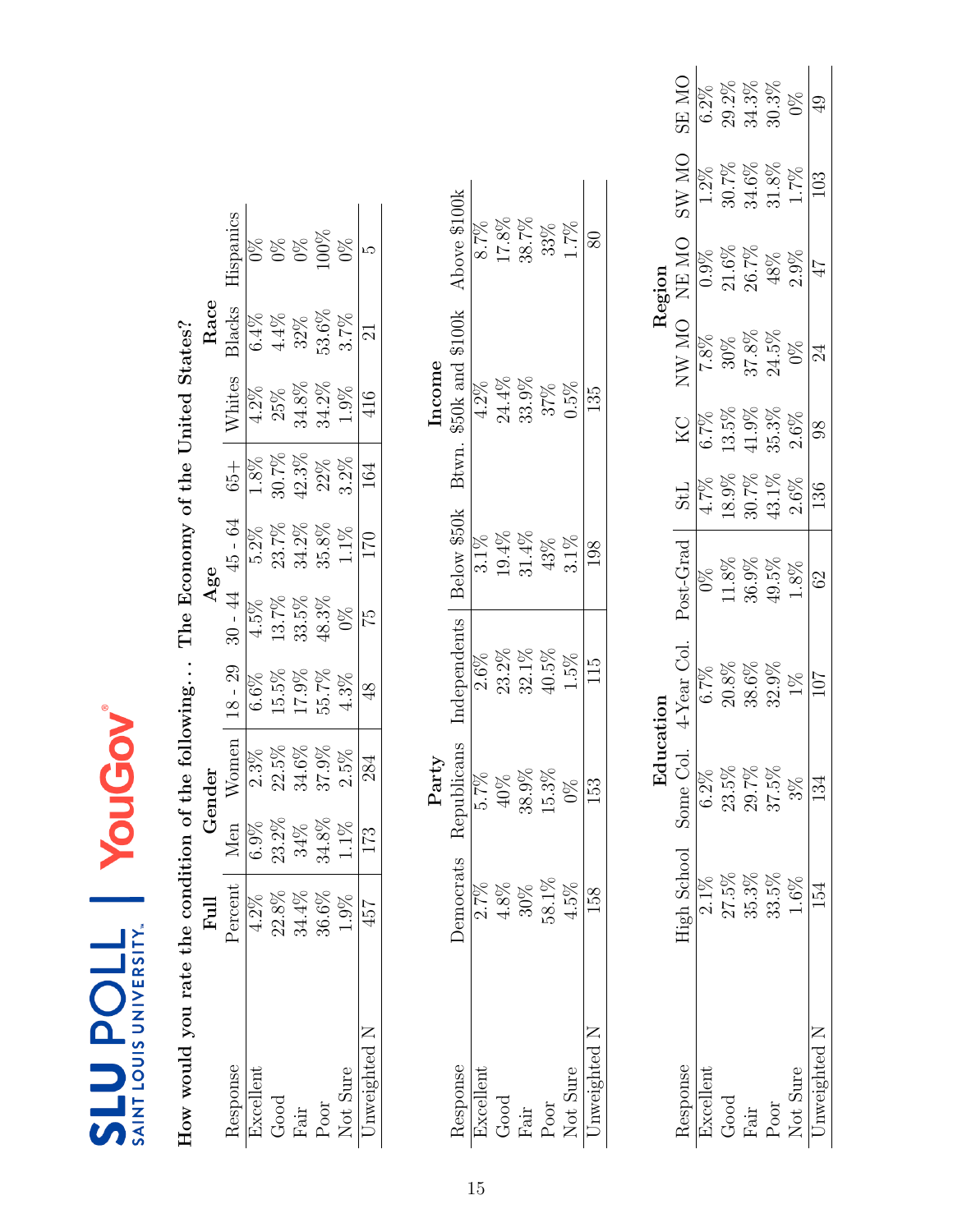**SLU POLL** SAINT LOUIS UNIVERSITY | **YouGov**

## How would you rate the condition of the following. . . The Economy of the United States?

| Response | Full | Gender | | Age | | | | Race | | |
|---|---|---|---|---|---|---|---|---|---|---|
| | Percent | Men | Women | 18 - 29 | 30 - 44 | 45 - 64 | 65+ | Whites | Blacks | Hispanics |
| Excellent | 4.2% | 6.9% | 2.3% | 6.6% | 4.5% | 5.2% | 1.8% | 4.2% | 6.4% | 0% |
| Good | 22.8% | 23.2% | 22.5% | 15.5% | 13.7% | 23.7% | 30.7% | 25% | 4.4% | 0% |
| Fair | 34.4% | 34% | 34.6% | 17.9% | 33.5% | 34.2% | 42.3% | 34.8% | 32% | 0% |
| Poor | 36.6% | 34.8% | 37.9% | 55.7% | 48.3% | 35.8% | 22% | 34.2% | 53.6% | 100% |
| Not Sure | 1.9% | 1.1% | 2.5% | 4.3% | 0% | 1.1% | 3.2% | 1.9% | 3.7% | 0% |
| Unweighted N | 457 | 173 | 284 | 48 | 75 | 170 | 164 | 416 | 21 | 5 |

| Response | Party | | | Income | | |
|---|---|---|---|---|---|---|
| | Democrats | Republicans | Independents | Below $50k | Btwn. $50k and $100k | Above $100k |
| Excellent | 2.7% | 5.7% | 2.6% | 3.1% | 4.2% | 8.7% |
| Good | 4.8% | 40% | 23.2% | 19.4% | 24.4% | 17.8% |
| Fair | 30% | 38.9% | 32.1% | 31.4% | 33.9% | 38.7% |
| Poor | 58.1% | 15.3% | 40.5% | 43% | 37% | 33% |
| Not Sure | 4.5% | 0% | 1.5% | 3.1% | 0.5% | 1.7% |
| Unweighted N | 158 | 153 | 115 | 198 | 135 | 80 |

| Response | Education | | | | Region | | | | | |
|---|---|---|---|---|---|---|---|---|---|---|
| | High School | Some Col. | 4-Year Col. | Post-Grad | StL | KC | NW MO | NE MO | SW MO | SE MO |
| Excellent | 2.1% | 6.2% | 6.7% | 0% | 4.7% | 6.7% | 7.8% | 0.9% | 1.2% | 6.2% |
| Good | 27.5% | 23.5% | 20.8% | 11.8% | 18.9% | 13.5% | 30% | 21.6% | 30.7% | 29.2% |
| Fair | 35.3% | 29.7% | 38.6% | 36.9% | 30.7% | 41.9% | 37.8% | 26.7% | 34.6% | 34.3% |
| Poor | 33.5% | 37.5% | 32.9% | 49.5% | 43.1% | 35.3% | 24.5% | 48% | 31.8% | 30.3% |
| Not Sure | 1.6% | 3% | 1% | 1.8% | 2.6% | 2.6% | 0% | 2.9% | 1.7% | 0% |
| Unweighted N | 154 | 134 | 107 | 62 | 136 | 98 | 24 | 47 | 103 | 49 |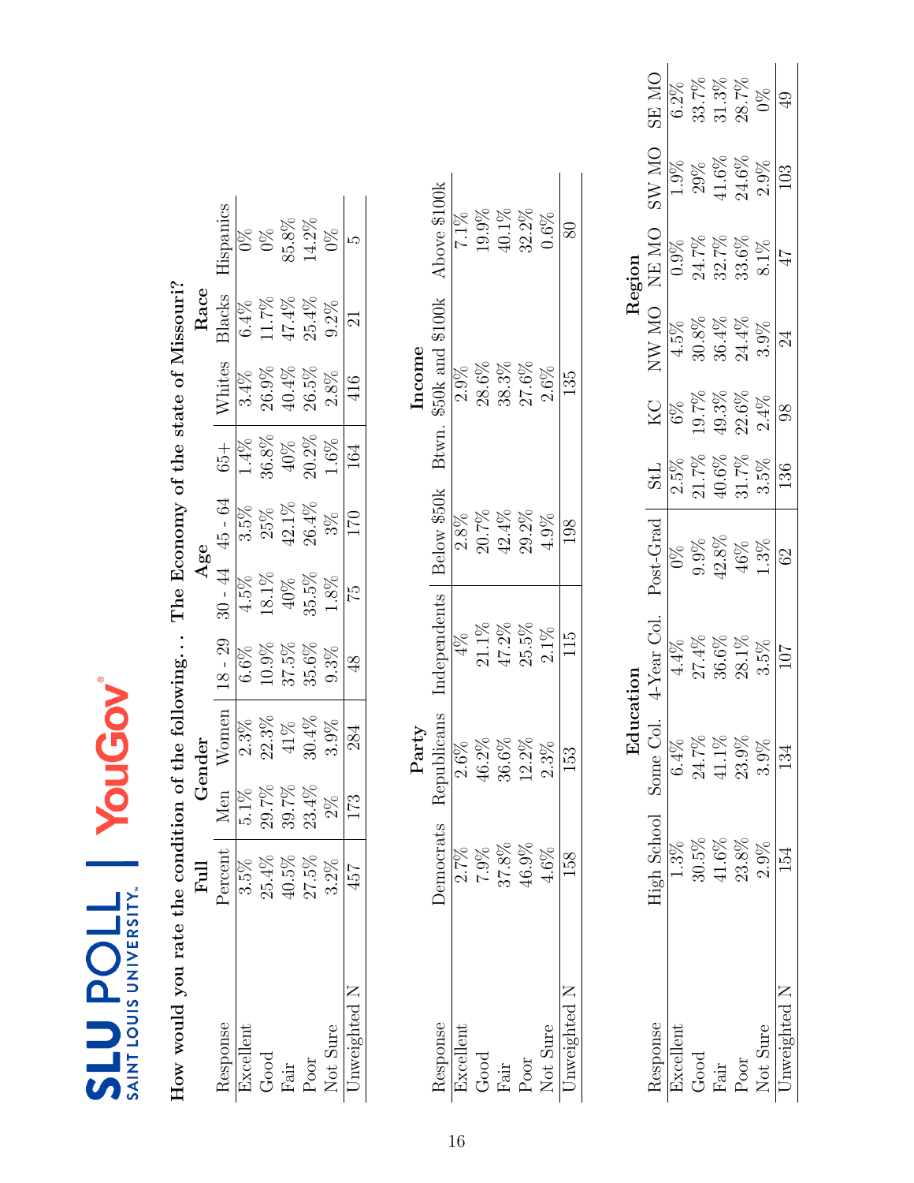**How would you rate the condition of the following. . . The Economy of the state of Missouri?**

| Response | Full | Gender | | Age | | | | Race | | |
|---|---|---|---|---|---|---|---|---|---|---|
| | Percent | Men | Women | 18 - 29 | 30 - 44 | 45 - 64 | 65+ | Whites | Blacks | Hispanics |
| Excellent | 3.5% | 5.1% | 2.3% | 6.6% | 4.5% | 3.5% | 1.4% | 3.4% | 6.4% | 0% |
| Good | 25.4% | 29.7% | 22.3% | 10.9% | 18.1% | 25% | 36.8% | 26.9% | 11.7% | 0% |
| Fair | 40.5% | 39.7% | 41% | 37.5% | 40% | 42.1% | 40% | 40.4% | 47.4% | 85.8% |
| Poor | 27.5% | 23.4% | 30.4% | 35.6% | 35.5% | 26.4% | 20.2% | 26.5% | 25.4% | 14.2% |
| Not Sure | 3.2% | 2% | 3.9% | 9.3% | 1.8% | 3% | 1.6% | 2.8% | 9.2% | 0% |
| Unweighted N | 457 | 173 | 284 | 48 | 75 | 170 | 164 | 416 | 21 | 5 |

| Response | Party | | | Income | | |
|---|---|---|---|---|---|---|
| | Democrats | Republicans | Independents | Below \$50k | Btwn. \$50k and \$100k | Above \$100k |
| Excellent | 2.7% | 2.6% | 4% | 2.8% | 2.9% | 7.1% |
| Good | 7.9% | 46.2% | 21.1% | 20.7% | 28.6% | 19.9% |
| Fair | 37.8% | 36.6% | 47.2% | 42.4% | 38.3% | 40.1% |
| Poor | 46.9% | 12.2% | 25.5% | 29.2% | 27.6% | 32.2% |
| Not Sure | 4.6% | 2.3% | 2.1% | 4.9% | 2.6% | 0.6% |
| Unweighted N | 158 | 153 | 115 | 198 | 135 | 80 |

| Response | Education | | | | Region | | | | | |
|---|---|---|---|---|---|---|---|---|---|---|
| | High School | Some Col. | 4-Year Col. | Post-Grad | StL | KC | NW MO | NE MO | SW MO | SE MO |
| Excellent | 1.3% | 6.4% | 4.4% | 0% | 2.5% | 6% | 4.5% | 0.9% | 1.9% | 6.2% |
| Good | 30.5% | 24.7% | 27.4% | 9.9% | 21.7% | 19.7% | 30.8% | 24.7% | 29% | 33.7% |
| Fair | 41.6% | 41.1% | 36.6% | 42.8% | 40.6% | 49.3% | 36.4% | 32.7% | 41.6% | 31.3% |
| Poor | 23.8% | 23.9% | 28.1% | 46% | 31.7% | 22.6% | 24.4% | 33.6% | 24.6% | 28.7% |
| Not Sure | 2.9% | 3.9% | 3.5% | 1.3% | 3.5% | 2.4% | 3.9% | 8.1% | 2.9% | 0% |
| Unweighted N | 154 | 134 | 107 | 62 | 136 | 98 | 24 | 47 | 103 | 49 |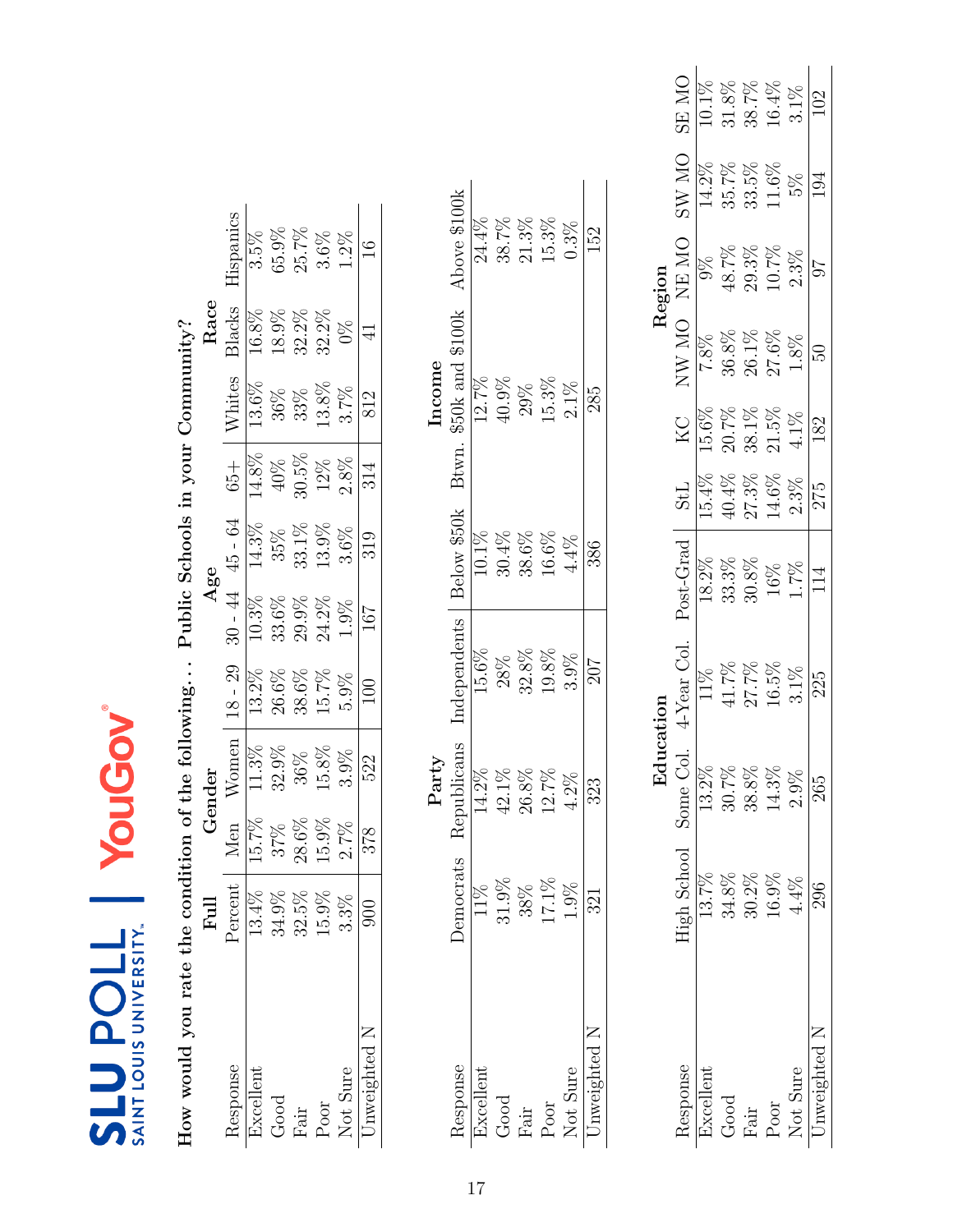SLU POLL | SAINT LOUIS UNIVERSITY | YouGov

## How would you rate the condition of the following... Public Schools in your Community?

| Response | Full | Gender | | Age | | | | Race | | |
|---|---|---|---|---|---|---|---|---|---|---|
| | Percent | Men | Women | 18 - 29 | 30 - 44 | 45 - 64 | 65+ | Whites | Blacks | Hispanics |
| Excellent | 13.4% | 15.7% | 11.3% | 13.2% | 10.3% | 14.3% | 14.8% | 13.6% | 16.8% | 3.5% |
| Good | 34.9% | 37% | 32.9% | 26.6% | 33.6% | 35% | 40% | 36% | 18.9% | 65.9% |
| Fair | 32.5% | 28.6% | 36% | 38.6% | 29.9% | 33.1% | 30.5% | 33% | 32.2% | 25.7% |
| Poor | 15.9% | 15.9% | 15.8% | 15.7% | 24.2% | 13.9% | 12% | 13.8% | 32.2% | 3.6% |
| Not Sure | 3.3% | 2.7% | 3.9% | 5.9% | 1.9% | 3.6% | 2.8% | 3.7% | 0% | 1.2% |
| Unweighted N | 900 | 378 | 522 | 100 | 167 | 319 | 314 | 812 | 41 | 16 |

| Response | Party | | | Income | | |
|---|---|---|---|---|---|---|
| | Democrats | Republicans | Independents | Below $50k | Btwn. $50k and $100k | Above $100k |
| Excellent | 11% | 14.2% | 15.6% | 10.1% | 12.7% | 24.4% |
| Good | 31.9% | 42.1% | 28% | 30.4% | 40.9% | 38.7% |
| Fair | 38% | 26.8% | 32.8% | 38.6% | 29% | 21.3% |
| Poor | 17.1% | 12.7% | 19.8% | 16.6% | 15.3% | 15.3% |
| Not Sure | 1.9% | 4.2% | 3.9% | 4.4% | 2.1% | 0.3% |
| Unweighted N | 321 | 323 | 207 | 386 | 285 | 152 |

| Response | Education | | | | Region | | | | | |
|---|---|---|---|---|---|---|---|---|---|---|
| | High School | Some Col. | 4-Year Col. | Post-Grad | StL | KC | NW MO | NE MO | SW MO | SE MO |
| Excellent | 13.7% | 13.2% | 11% | 18.2% | 15.4% | 15.6% | 7.8% | 9% | 14.2% | 10.1% |
| Good | 34.8% | 30.7% | 41.7% | 33.3% | 40.4% | 20.7% | 36.8% | 48.7% | 35.7% | 31.8% |
| Fair | 30.2% | 38.8% | 27.7% | 30.8% | 27.3% | 38.1% | 26.1% | 29.3% | 33.5% | 38.7% |
| Poor | 16.9% | 14.3% | 16.5% | 16% | 14.6% | 21.5% | 27.6% | 10.7% | 11.6% | 16.4% |
| Not Sure | 4.4% | 2.9% | 3.1% | 1.7% | 2.3% | 4.1% | 1.8% | 2.3% | 5% | 3.1% |
| Unweighted N | 296 | 265 | 225 | 114 | 275 | 182 | 50 | 97 | 194 | 102 |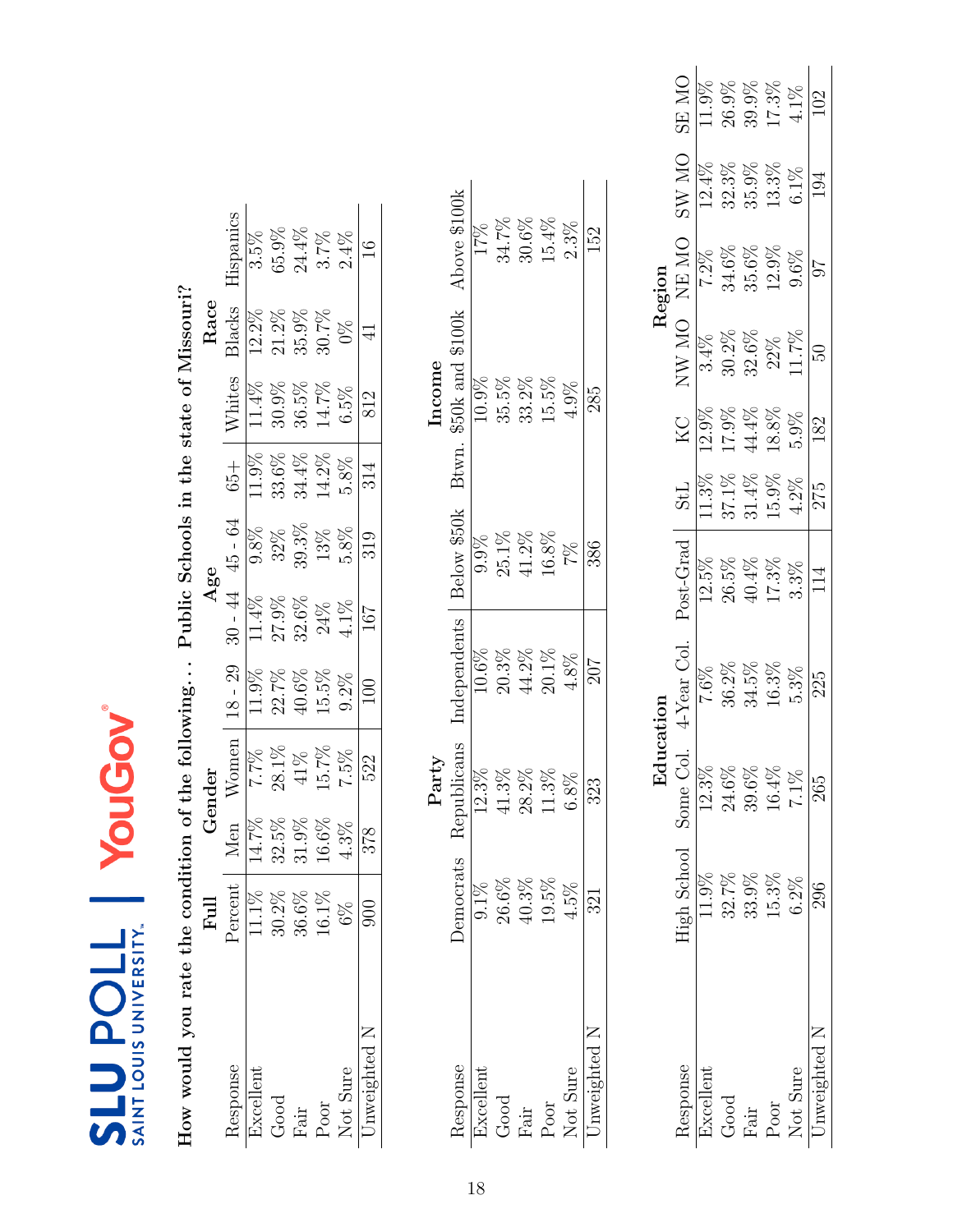SLU POLL | SAINT LOUIS UNIVERSITY | YouGov

**How would you rate the condition of the following. . . Public Schools in the state of Missouri?**

| | Full | Gender | | Age | | | | Race | | |
|---|---|---|---|---|---|---|---|---|---|---|
| Response | Percent | Men | Women | 18 - 29 | 30 - 44 | 45 - 64 | 65+ | Whites | Blacks | Hispanics |
| Excellent | 11.1% | 14.7% | 7.7% | 11.9% | 11.4% | 9.8% | 11.9% | 11.4% | 12.2% | 3.5% |
| Good | 30.2% | 32.5% | 28.1% | 22.7% | 27.9% | 32% | 33.6% | 30.9% | 21.2% | 65.9% |
| Fair | 36.6% | 31.9% | 41% | 40.6% | 32.6% | 39.3% | 34.4% | 36.5% | 35.9% | 24.4% |
| Poor | 16.1% | 16.6% | 15.7% | 15.5% | 24% | 13% | 14.2% | 14.7% | 30.7% | 3.7% |
| Not Sure | 6% | 4.3% | 7.5% | 9.2% | 4.1% | 5.8% | 5.8% | 6.5% | 0% | 2.4% |
| Unweighted N | 900 | 378 | 522 | 100 | 167 | 319 | 314 | 812 | 41 | 16 |

| | Party | | | Income | | |
|---|---|---|---|---|---|---|
| Response | Democrats | Republicans | Independents | Below $50k | Btwn. $50k and $100k | Above $100k |
| Excellent | 9.1% | 12.3% | 10.6% | 9.9% | 10.9% | 17% |
| Good | 26.6% | 41.3% | 20.3% | 25.1% | 35.5% | 34.7% |
| Fair | 40.3% | 28.2% | 44.2% | 41.2% | 33.2% | 30.6% |
| Poor | 19.5% | 11.3% | 20.1% | 16.8% | 15.5% | 15.4% |
| Not Sure | 4.5% | 6.8% | 4.8% | 7% | 4.9% | 2.3% |
| Unweighted N | 321 | 323 | 207 | 386 | 285 | 152 |

| | Education | | | | Region | | | | | |
|---|---|---|---|---|---|---|---|---|---|---|
| Response | High School | Some Col. | 4-Year Col. | Post-Grad | StL | KC | NW MO | NE MO | SW MO | SE MO |
| Excellent | 11.9% | 12.3% | 7.6% | 12.5% | 11.3% | 12.9% | 3.4% | 7.2% | 12.4% | 11.9% |
| Good | 32.7% | 24.6% | 36.2% | 26.5% | 37.1% | 17.9% | 30.2% | 34.6% | 32.3% | 26.9% |
| Fair | 33.9% | 39.6% | 34.5% | 40.4% | 31.4% | 44.4% | 32.6% | 35.6% | 35.9% | 39.9% |
| Poor | 15.3% | 16.4% | 16.3% | 17.3% | 15.9% | 18.8% | 22% | 12.9% | 13.3% | 17.3% |
| Not Sure | 6.2% | 7.1% | 5.3% | 3.3% | 4.2% | 5.9% | 11.7% | 9.6% | 6.1% | 4.1% |
| Unweighted N | 296 | 265 | 225 | 114 | 275 | 182 | 50 | 97 | 194 | 102 |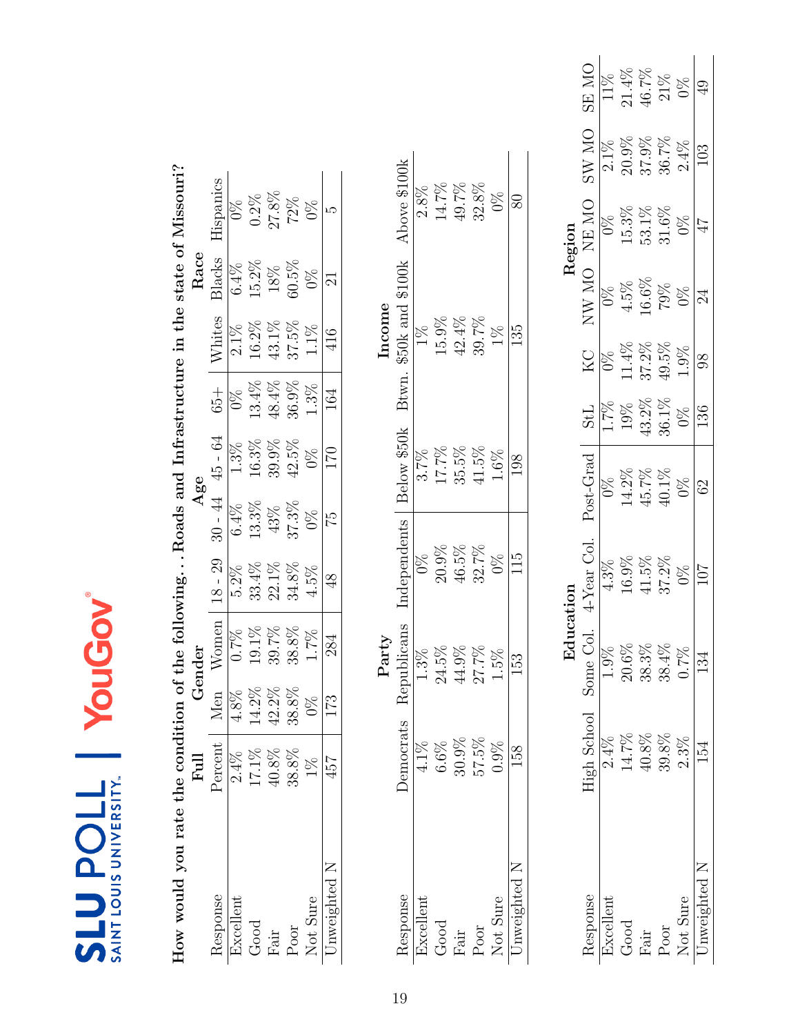**How would you rate the condition of the following. . . Roads and Infrastructure in the state of Missouri?**

| | Full | Gender | | Age | | | | Race | | |
|---|---|---|---|---|---|---|---|---|---|---|
| Response | Percent | Men | Women | 18 - 29 | 30 - 44 | 45 - 64 | 65+ | Whites | Blacks | Hispanics |
| Excellent | 2.4% | 4.8% | 0.7% | 5.2% | 6.4% | 1.3% | 0% | 2.1% | 6.4% | 0% |
| Good | 17.1% | 14.2% | 19.1% | 33.4% | 13.3% | 16.3% | 13.4% | 16.2% | 15.2% | 0.2% |
| Fair | 40.8% | 42.2% | 39.7% | 22.1% | 43% | 39.9% | 48.4% | 43.1% | 18% | 27.8% |
| Poor | 38.8% | 38.8% | 38.8% | 34.8% | 37.3% | 42.5% | 36.9% | 37.5% | 60.5% | 72% |
| Not Sure | 1% | 0% | 1.7% | 4.5% | 0% | 0% | 1.3% | 1.1% | 0% | 0% |
| Unweighted N | 457 | 173 | 284 | 48 | 75 | 170 | 164 | 416 | 21 | 5 |

| | Party | | | Income | | |
|---|---|---|---|---|---|---|
| Response | Democrats | Republicans | Independents | Below $50k | Btwn. $50k and $100k | Above $100k |
| Excellent | 4.1% | 1.3% | 0% | 3.7% | 1% | 2.8% |
| Good | 6.6% | 24.5% | 20.9% | 17.7% | 15.9% | 14.7% |
| Fair | 30.9% | 44.9% | 46.5% | 35.5% | 42.4% | 49.7% |
| Poor | 57.5% | 27.7% | 32.7% | 41.5% | 39.7% | 32.8% |
| Not Sure | 0.9% | 1.5% | 0% | 1.6% | 1% | 0% |
| Unweighted N | 158 | 153 | 115 | 198 | 135 | 80 |

| | Education | | | | Region | | | | | |
|---|---|---|---|---|---|---|---|---|---|---|
| Response | High School | Some Col. | 4-Year Col. | Post-Grad | StL | KC | NW MO | NE MO | SW MO | SE MO |
| Excellent | 2.4% | 1.9% | 4.3% | 0% | 1.7% | 0% | 0% | 0% | 2.1% | 11% |
| Good | 14.7% | 20.6% | 16.9% | 14.2% | 19% | 11.4% | 4.5% | 15.3% | 20.9% | 21.4% |
| Fair | 40.8% | 38.3% | 41.5% | 45.7% | 43.2% | 37.2% | 16.6% | 53.1% | 37.9% | 46.7% |
| Poor | 39.8% | 38.4% | 37.2% | 40.1% | 36.1% | 49.5% | 79% | 31.6% | 36.7% | 21% |
| Not Sure | 2.3% | 0.7% | 0% | 0% | 0% | 1.9% | 0% | 0% | 2.4% | 0% |
| Unweighted N | 154 | 134 | 107 | 62 | 136 | 98 | 24 | 47 | 103 | 49 |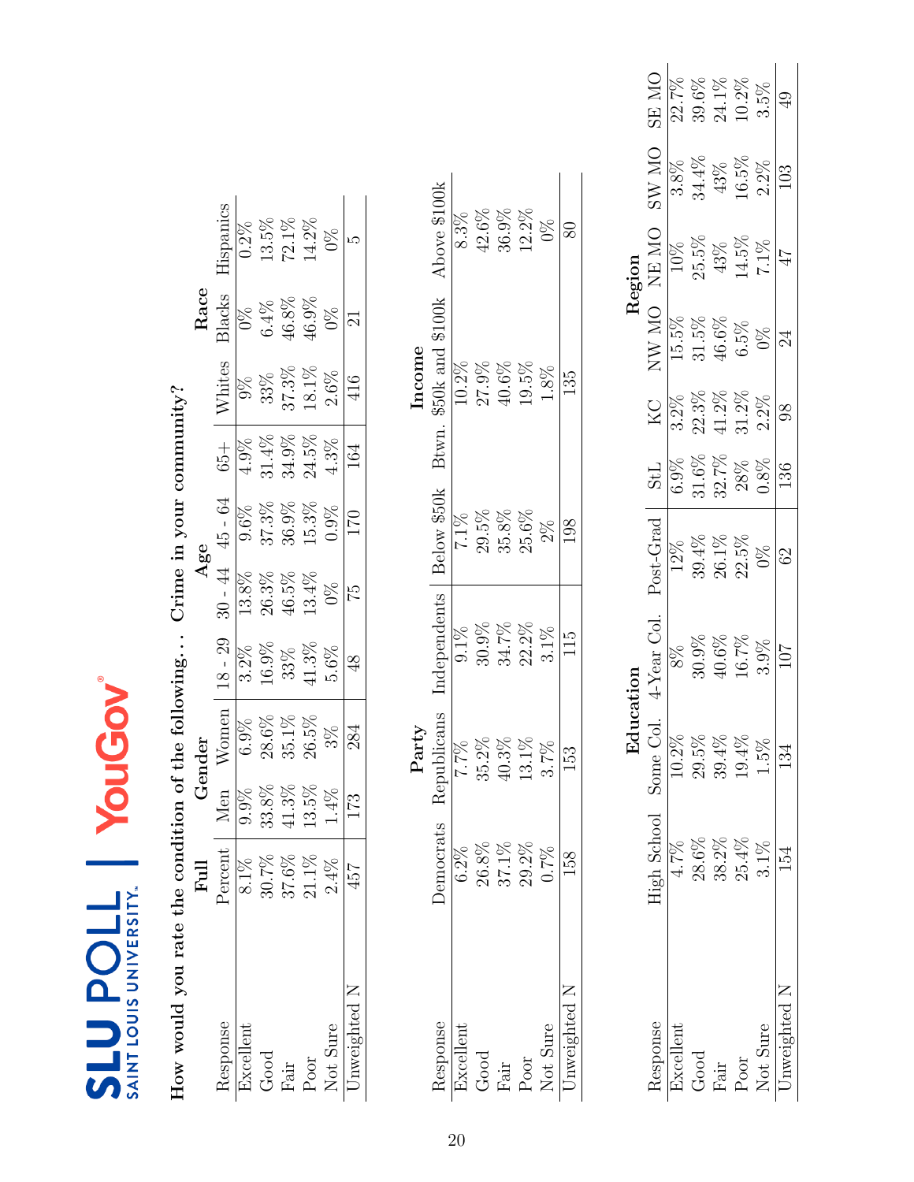SLU POLL | SAINT LOUIS UNIVERSITY | YouGov

**How would you rate the condition of the following... Crime in your community?**

| | Full | Gender | | Age | | | | Race | | |
|---|---|---|---|---|---|---|---|---|---|---|
| Response | Percent | Men | Women | 18 - 29 | 30 - 44 | 45 - 64 | 65+ | Whites | Blacks | Hispanics |
| Excellent | 8.1% | 9.9% | 6.9% | 3.2% | 13.8% | 9.6% | 4.9% | 9% | 0% | 0.2% |
| Good | 30.7% | 33.8% | 28.6% | 16.9% | 26.3% | 37.3% | 31.4% | 33% | 6.4% | 13.5% |
| Fair | 37.6% | 41.3% | 35.1% | 33% | 46.5% | 36.9% | 34.9% | 37.3% | 46.8% | 72.1% |
| Poor | 21.1% | 13.5% | 26.5% | 41.3% | 13.4% | 15.3% | 24.5% | 18.1% | 46.9% | 14.2% |
| Not Sure | 2.4% | 1.4% | 3% | 5.6% | 0% | 0.9% | 4.3% | 2.6% | 0% | 0% |
| Unweighted N | 457 | 173 | 284 | 48 | 75 | 170 | 164 | 416 | 21 | 5 |

| | Party | | | Income | | |
|---|---|---|---|---|---|---|
| Response | Democrats | Republicans | Independents | Below $50k | Btwn. $50k and $100k | Above $100k |
| Excellent | 6.2% | 7.7% | 9.1% | 7.1% | 10.2% | 8.3% |
| Good | 26.8% | 35.2% | 30.9% | 29.5% | 27.9% | 42.6% |
| Fair | 37.1% | 40.3% | 34.7% | 35.8% | 40.6% | 36.9% |
| Poor | 29.2% | 13.1% | 22.2% | 25.6% | 19.5% | 12.2% |
| Not Sure | 0.7% | 3.7% | 3.1% | 2% | 1.8% | 0% |
| Unweighted N | 158 | 153 | 115 | 198 | 135 | 80 |

| | Education | | | | Region | | | | | |
|---|---|---|---|---|---|---|---|---|---|---|
| Response | High School | Some Col. | 4-Year Col. | Post-Grad | StL | KC | NW MO | NE MO | SW MO | SE MO |
| Excellent | 4.7% | 10.2% | 8% | 12% | 6.9% | 3.2% | 15.5% | 10% | 3.8% | 22.7% |
| Good | 28.6% | 29.5% | 30.9% | 39.4% | 31.6% | 22.3% | 31.5% | 25.5% | 34.4% | 39.6% |
| Fair | 38.2% | 39.4% | 40.6% | 26.1% | 32.7% | 41.2% | 46.6% | 43% | 43% | 24.1% |
| Poor | 25.4% | 19.4% | 16.7% | 22.5% | 28% | 31.2% | 6.5% | 14.5% | 16.5% | 10.2% |
| Not Sure | 3.1% | 1.5% | 3.9% | 0% | 0.8% | 2.2% | 0% | 7.1% | 2.2% | 3.5% |
| Unweighted N | 154 | 134 | 107 | 62 | 136 | 98 | 24 | 47 | 103 | 49 |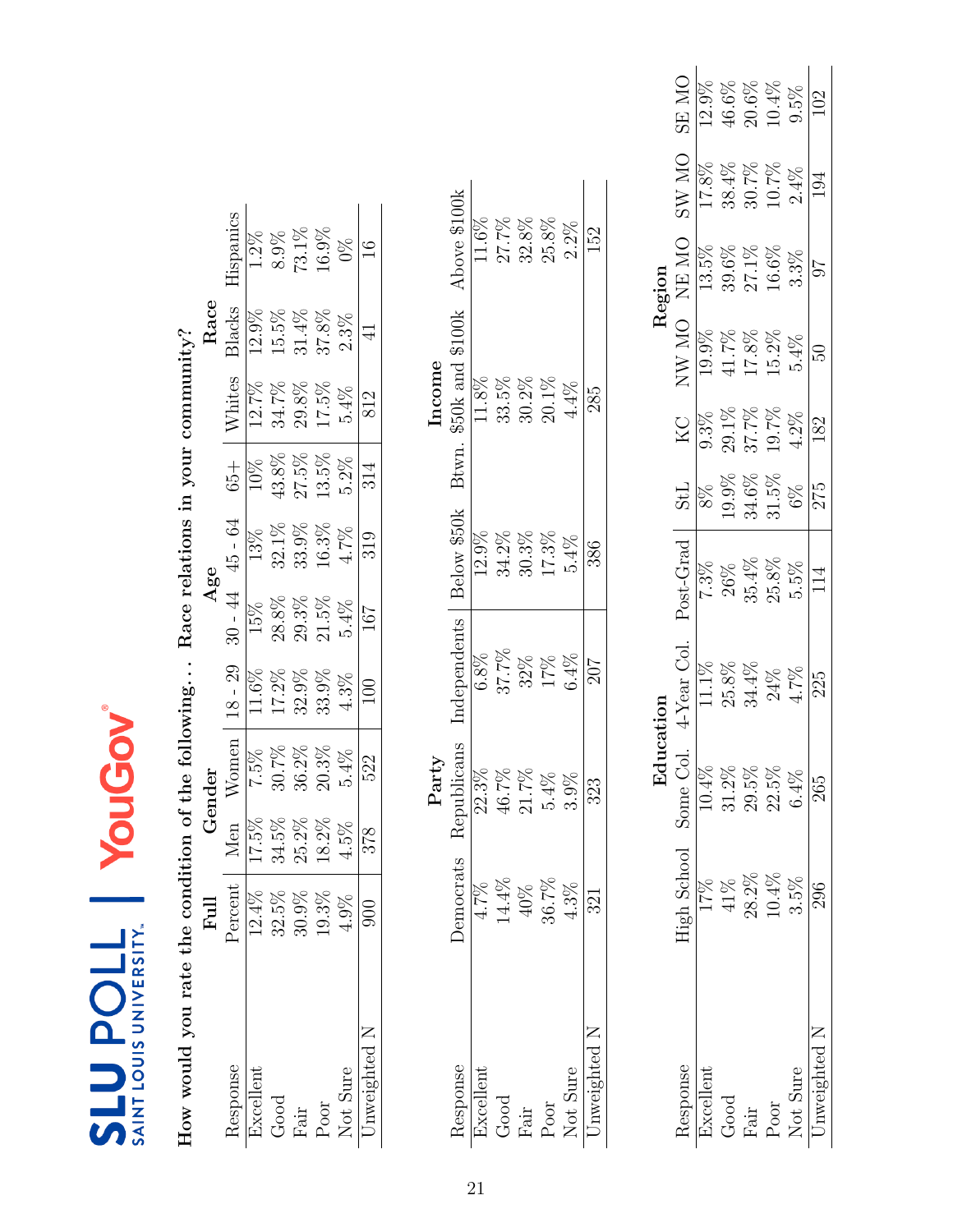**How would you rate the condition of the following. . . Race relations in your community?**

| Response | Full | Gender | | Age | | | | Race | | |
|---|---|---|---|---|---|---|---|---|---|---|
| | Percent | Men | Women | 18 - 29 | 30 - 44 | 45 - 64 | 65+ | Whites | Blacks | Hispanics |
| Excellent | 12.4% | 17.5% | 7.5% | 11.6% | 15% | 13% | 10% | 12.7% | 12.9% | 1.2% |
| Good | 32.5% | 34.5% | 30.7% | 17.2% | 28.8% | 32.1% | 43.8% | 34.7% | 15.5% | 8.9% |
| Fair | 30.9% | 25.2% | 36.2% | 32.9% | 29.3% | 33.9% | 27.5% | 29.8% | 31.4% | 73.1% |
| Poor | 19.3% | 18.2% | 20.3% | 33.9% | 21.5% | 16.3% | 13.5% | 17.5% | 37.8% | 16.9% |
| Not Sure | 4.9% | 4.5% | 5.4% | 4.3% | 5.4% | 4.7% | 5.2% | 5.4% | 2.3% | 0% |
| Unweighted N | 900 | 378 | 522 | 100 | 167 | 319 | 314 | 812 | 41 | 16 |

| Response | Party | | | Income | | |
|---|---|---|---|---|---|---|
| | Democrats | Republicans | Independents | Below $50k | Btwn. $50k and $100k | Above $100k |
| Excellent | 4.7% | 22.3% | 6.8% | 12.9% | 11.8% | 11.6% |
| Good | 14.4% | 46.7% | 37.7% | 34.2% | 33.5% | 27.7% |
| Fair | 40% | 21.7% | 32% | 30.3% | 30.2% | 32.8% |
| Poor | 36.7% | 5.4% | 17% | 17.3% | 20.1% | 25.8% |
| Not Sure | 4.3% | 3.9% | 6.4% | 5.4% | 4.4% | 2.2% |
| Unweighted N | 321 | 323 | 207 | 386 | 285 | 152 |

| Response | Education | | | | Region | | | | | |
|---|---|---|---|---|---|---|---|---|---|---|
| | High School | Some Col. | 4-Year Col. | Post-Grad | StL | KC | NW MO | NE MO | SW MO | SE MO |
| Excellent | 17% | 10.4% | 11.1% | 7.3% | 8% | 9.3% | 19.9% | 13.5% | 17.8% | 12.9% |
| Good | 41% | 31.2% | 25.8% | 26% | 19.9% | 29.1% | 41.7% | 39.6% | 38.4% | 46.6% |
| Fair | 28.2% | 29.5% | 34.4% | 35.4% | 34.6% | 37.7% | 17.8% | 27.1% | 30.7% | 20.6% |
| Poor | 10.4% | 22.5% | 24% | 25.8% | 31.5% | 19.7% | 15.2% | 16.6% | 10.7% | 10.4% |
| Not Sure | 3.5% | 6.4% | 4.7% | 5.5% | 6% | 4.2% | 5.4% | 3.3% | 2.4% | 9.5% |
| Unweighted N | 296 | 265 | 225 | 114 | 275 | 182 | 50 | 97 | 194 | 102 |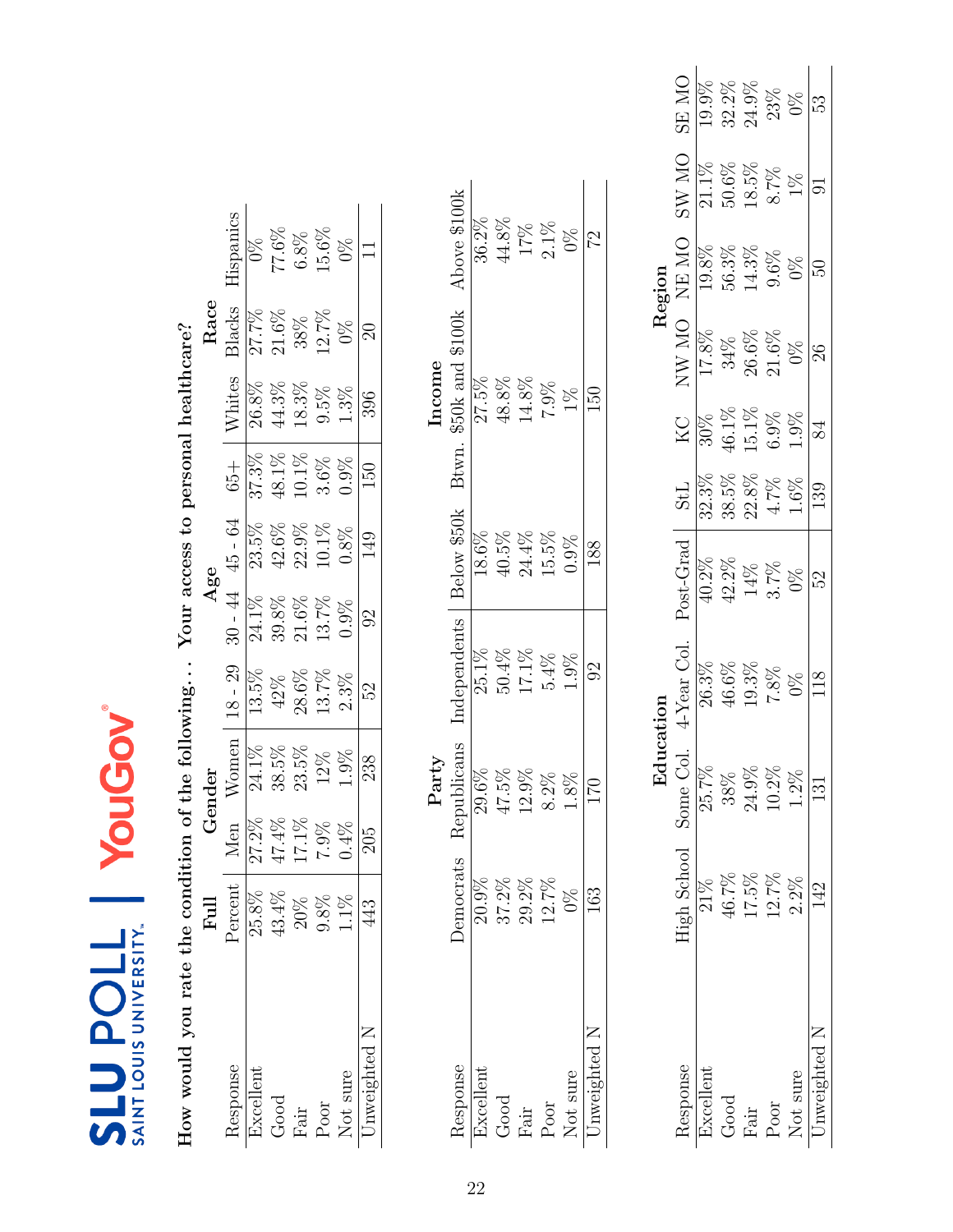SLU POLL | SAINT LOUIS UNIVERSITY | YouGov

**How would you rate the condition of the following... Your access to personal healthcare?**

| Response | Full | Gender | | Age | | | | Race | | |
|---|---|---|---|---|---|---|---|---|---|---|
| | Percent | Men | Women | 18 - 29 | 30 - 44 | 45 - 64 | 65+ | Whites | Blacks | Hispanics |
| Excellent | 25.8% | 27.2% | 24.1% | 13.5% | 24.1% | 23.5% | 37.3% | 26.8% | 27.7% | 0% |
| Good | 43.4% | 47.4% | 38.5% | 42% | 39.8% | 42.6% | 48.1% | 44.3% | 21.6% | 77.6% |
| Fair | 20% | 17.1% | 23.5% | 28.6% | 21.6% | 22.9% | 10.1% | 18.3% | 38% | 6.8% |
| Poor | 9.8% | 7.9% | 12% | 13.7% | 13.7% | 10.1% | 3.6% | 9.5% | 12.7% | 15.6% |
| Not sure | 1.1% | 0.4% | 1.9% | 2.3% | 0.9% | 0.8% | 0.9% | 1.3% | 0% | 0% |
| Unweighted N | 443 | 205 | 238 | 52 | 92 | 149 | 150 | 396 | 20 | 11 |

| Response | Party | | | Income | | |
|---|---|---|---|---|---|---|
| | Democrats | Republicans | Independents | Below $50k | Btwn. $50k and $100k | Above $100k |
| Excellent | 20.9% | 29.6% | 25.1% | 18.6% | 27.5% | 36.2% |
| Good | 37.2% | 47.5% | 50.4% | 40.5% | 48.8% | 44.8% |
| Fair | 29.2% | 12.9% | 17.1% | 24.4% | 14.8% | 17% |
| Poor | 12.7% | 8.2% | 5.4% | 15.5% | 7.9% | 2.1% |
| Not sure | 0% | 1.8% | 1.9% | 0.9% | 1% | 0% |
| Unweighted N | 163 | 170 | 92 | 188 | 150 | 72 |

| Response | Education | | | | Region | | | | | |
|---|---|---|---|---|---|---|---|---|---|---|
| | High School | Some Col. | 4-Year Col. | Post-Grad | StL | KC | NW MO | NE MO | SW MO | SE MO |
| Excellent | 21% | 25.7% | 26.3% | 40.2% | 32.3% | 30% | 17.8% | 19.8% | 21.1% | 19.9% |
| Good | 46.7% | 38% | 46.6% | 42.2% | 38.5% | 46.1% | 34% | 56.3% | 50.6% | 32.2% |
| Fair | 17.5% | 24.9% | 19.3% | 14% | 22.8% | 15.1% | 26.6% | 14.3% | 18.5% | 24.9% |
| Poor | 12.7% | 10.2% | 7.8% | 3.7% | 4.7% | 6.9% | 21.6% | 9.6% | 8.7% | 23% |
| Not sure | 2.2% | 1.2% | 0% | 0% | 1.6% | 1.9% | 0% | 0% | 1% | 0% |
| Unweighted N | 142 | 131 | 118 | 52 | 139 | 84 | 26 | 50 | 91 | 53 |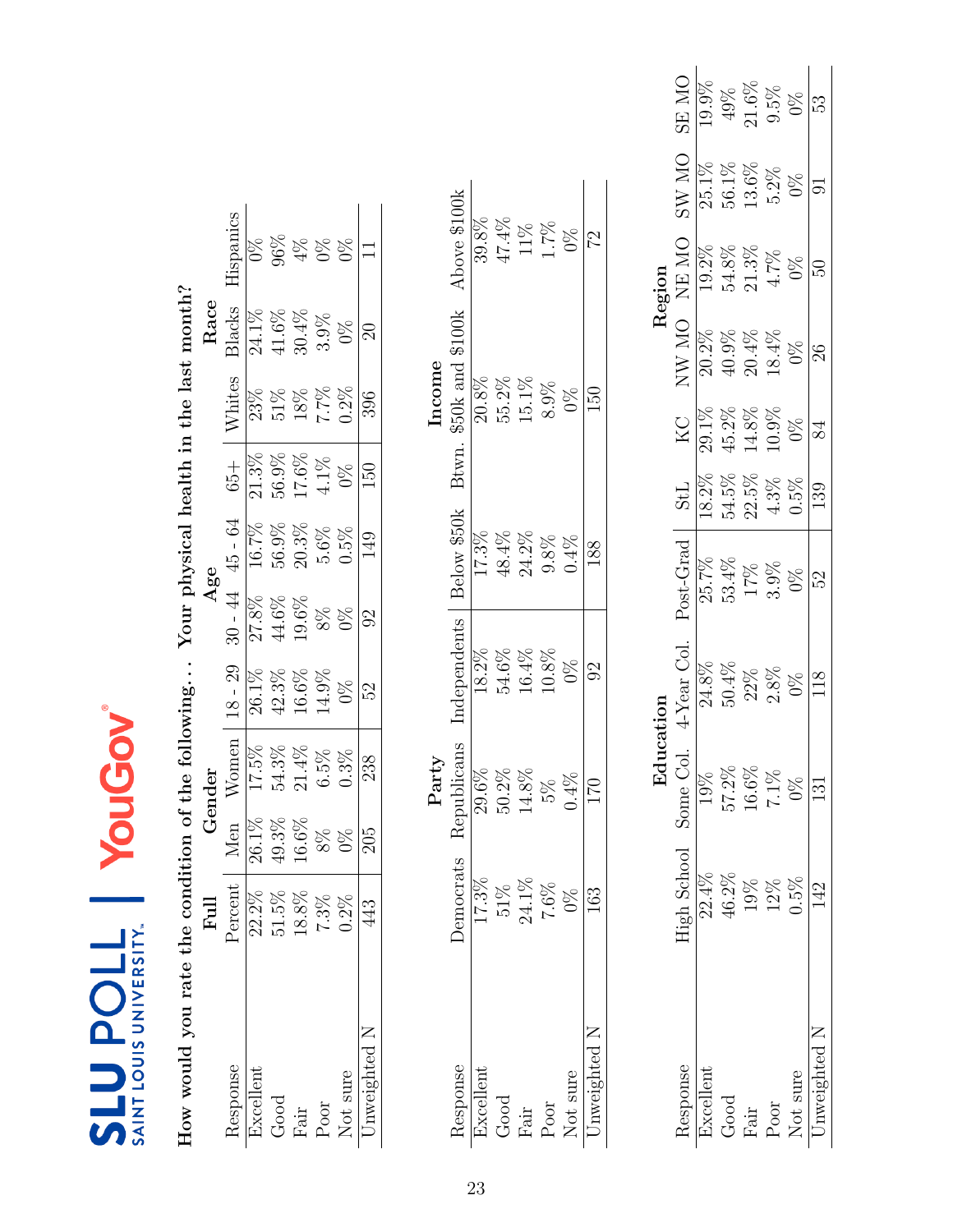SLU POLL | SAINT LOUIS UNIVERSITY | YouGov

**How would you rate the condition of the following. . . Your physical health in the last month?**

| Response | Full | Gender | | Age | | | | Race | | |
|---|---|---|---|---|---|---|---|---|---|---|
| | Percent | Men | Women | 18 - 29 | 30 - 44 | 45 - 64 | 65+ | Whites | Blacks | Hispanics |
| Excellent | 22.2% | 26.1% | 17.5% | 26.1% | 27.8% | 16.7% | 21.3% | 23% | 24.1% | 0% |
| Good | 51.5% | 49.3% | 54.3% | 42.3% | 44.6% | 56.9% | 56.9% | 51% | 41.6% | 96% |
| Fair | 18.8% | 16.6% | 21.4% | 16.6% | 19.6% | 20.3% | 17.6% | 18% | 30.4% | 4% |
| Poor | 7.3% | 8% | 6.5% | 14.9% | 8% | 5.6% | 4.1% | 7.7% | 3.9% | 0% |
| Not sure | 0.2% | 0% | 0.3% | 0% | 0% | 0.5% | 0% | 0.2% | 0% | 0% |
| Unweighted N | 443 | 205 | 238 | 52 | 92 | 149 | 150 | 396 | 20 | 11 |

| Response | Party | | | Income | | |
|---|---|---|---|---|---|---|
| | Democrats | Republicans | Independents | Below $50k | Btwn. $50k and $100k | Above $100k |
| Excellent | 17.3% | 29.6% | 18.2% | 17.3% | 20.8% | 39.8% |
| Good | 51% | 50.2% | 54.6% | 48.4% | 55.2% | 47.4% |
| Fair | 24.1% | 14.8% | 16.4% | 24.2% | 15.1% | 11% |
| Poor | 7.6% | 5% | 10.8% | 9.8% | 8.9% | 1.7% |
| Not sure | 0% | 0.4% | 0% | 0.4% | 0% | 0% |
| Unweighted N | 163 | 170 | 92 | 188 | 150 | 72 |

| Response | Education | | | | Region | | | | | |
|---|---|---|---|---|---|---|---|---|---|---|
| | High School | Some Col. | 4-Year Col. | Post-Grad | StL | KC | NW MO | NE MO | SW MO | SE MO |
| Excellent | 22.4% | 19% | 24.8% | 25.7% | 18.2% | 29.1% | 20.2% | 19.2% | 25.1% | 19.9% |
| Good | 46.2% | 57.2% | 50.4% | 53.4% | 54.5% | 45.2% | 40.9% | 54.8% | 56.1% | 49% |
| Fair | 19% | 16.6% | 22% | 17% | 22.5% | 14.8% | 20.4% | 21.3% | 13.6% | 21.6% |
| Poor | 12% | 7.1% | 2.8% | 3.9% | 4.3% | 10.9% | 18.4% | 4.7% | 5.2% | 9.5% |
| Not sure | 0.5% | 0% | 0% | 0% | 0.5% | 0% | 0% | 0% | 0% | 0% |
| Unweighted N | 142 | 131 | 118 | 52 | 139 | 84 | 26 | 50 | 91 | 53 |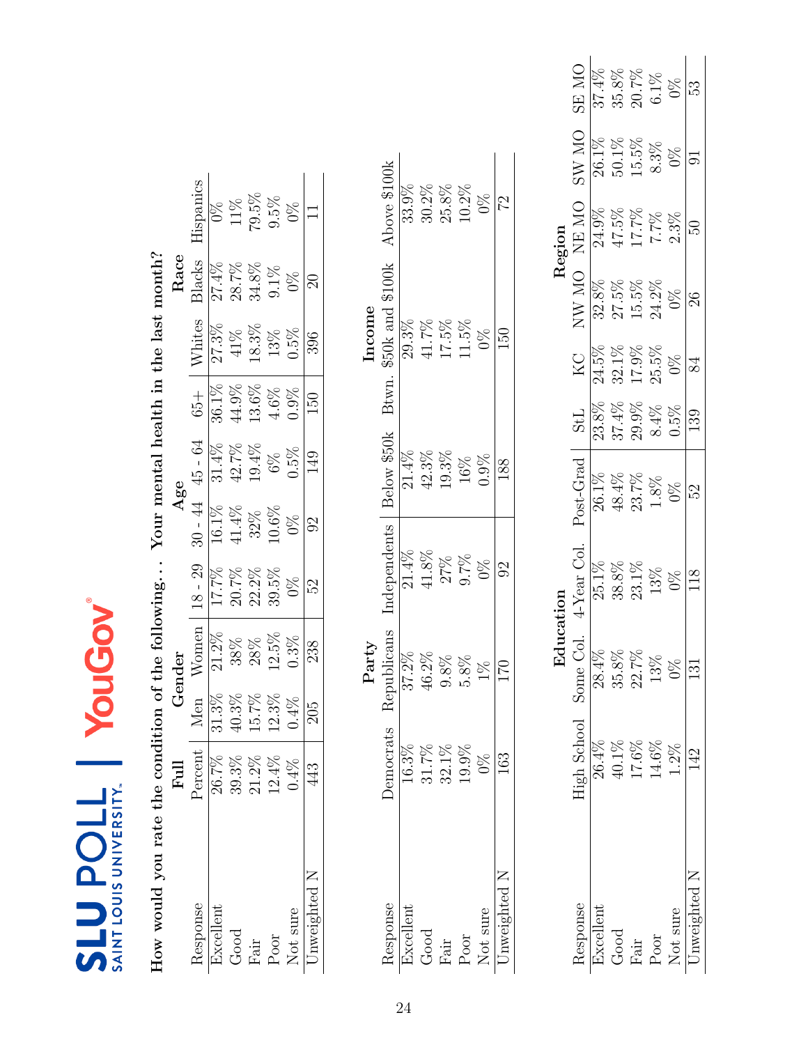SLU POLL | SAINT LOUIS UNIVERSITY | YouGov

## How would you rate the condition of the following. . . Your mental health in the last month?

| Response | Full | Gender | | Age | | | | Race | | |
|---|---|---|---|---|---|---|---|---|---|---|
| | Percent | Men | Women | 18 - 29 | 30 - 44 | 45 - 64 | 65+ | Whites | Blacks | Hispanics |
| Excellent | 26.7% | 31.3% | 21.2% | 17.7% | 16.1% | 31.4% | 36.1% | 27.3% | 27.4% | 0% |
| Good | 39.3% | 40.3% | 38% | 20.7% | 41.4% | 42.7% | 44.9% | 41% | 28.7% | 11% |
| Fair | 21.2% | 15.7% | 28% | 22.2% | 32% | 19.4% | 13.6% | 18.3% | 34.8% | 79.5% |
| Poor | 12.4% | 12.3% | 12.5% | 39.5% | 10.6% | 6% | 4.6% | 13% | 9.1% | 9.5% |
| Not sure | 0.4% | 0.4% | 0.3% | 0% | 0% | 0.5% | 0.9% | 0.5% | 0% | 0% |
| Unweighted N | 443 | 205 | 238 | 52 | 92 | 149 | 150 | 396 | 20 | 11 |

| Response | Party | | | Income | | |
|---|---|---|---|---|---|---|
| | Democrats | Republicans | Independents | Below $50k | Btwn. $50k and $100k | Above $100k |
| Excellent | 16.3% | 37.2% | 21.4% | 21.4% | 29.3% | 33.9% |
| Good | 31.7% | 46.2% | 41.8% | 42.3% | 41.7% | 30.2% |
| Fair | 32.1% | 9.8% | 27% | 19.3% | 17.5% | 25.8% |
| Poor | 19.9% | 5.8% | 9.7% | 16% | 11.5% | 10.2% |
| Not sure | 0% | 1% | 0% | 0.9% | 0% | 0% |
| Unweighted N | 163 | 170 | 92 | 188 | 150 | 72 |

| Response | Education | | | | Region | | | | | |
|---|---|---|---|---|---|---|---|---|---|---|
| | High School | Some Col. | 4-Year Col. | Post-Grad | StL | KC | NW MO | NE MO | SW MO | SE MO |
| Excellent | 26.4% | 28.4% | 25.1% | 26.1% | 23.8% | 24.5% | 32.8% | 24.9% | 26.1% | 37.4% |
| Good | 40.1% | 35.8% | 38.8% | 48.4% | 37.4% | 32.1% | 27.5% | 47.5% | 50.1% | 35.8% |
| Fair | 17.6% | 22.7% | 23.1% | 23.7% | 29.9% | 17.9% | 15.5% | 17.7% | 15.5% | 20.7% |
| Poor | 14.6% | 13% | 13% | 1.8% | 8.4% | 25.5% | 24.2% | 7.7% | 8.3% | 6.1% |
| Not sure | 1.2% | 0% | 0% | 0% | 0.5% | 0% | 0% | 2.3% | 0% | 0% |
| Unweighted N | 142 | 131 | 118 | 52 | 139 | 84 | 26 | 50 | 91 | 53 |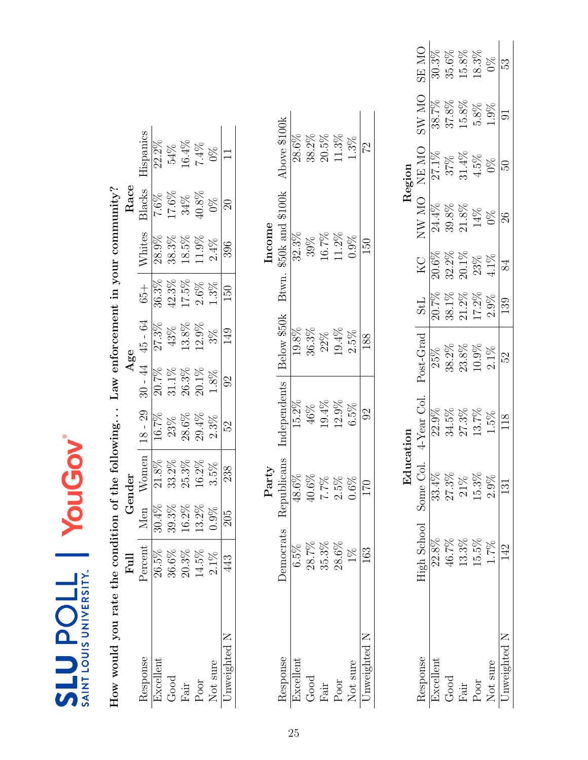**How would you rate the condition of the following. . . Law enforcement in your community?**

| | Full | Gender | | Age | | | | Race | | |
|---|---|---|---|---|---|---|---|---|---|---|
| Response | Percent | Men | Women | 18 - 29 | 30 - 44 | 45 - 64 | 65+ | Whites | Blacks | Hispanics |
| Excellent | 26.5% | 30.4% | 21.8% | 16.7% | 20.7% | 27.3% | 36.3% | 28.9% | 7.6% | 22.2% |
| Good | 36.6% | 39.3% | 33.2% | 23% | 31.1% | 43% | 42.3% | 38.3% | 17.6% | 54% |
| Fair | 20.3% | 16.2% | 25.3% | 28.6% | 26.3% | 13.8% | 17.5% | 18.5% | 34% | 16.4% |
| Poor | 14.5% | 13.2% | 16.2% | 29.4% | 20.1% | 12.9% | 2.6% | 11.9% | 40.8% | 7.4% |
| Not sure | 2.1% | 0.9% | 3.5% | 2.3% | 1.8% | 3% | 1.3% | 2.4% | 0% | 0% |
| Unweighted N | 443 | 205 | 238 | 52 | 92 | 149 | 150 | 396 | 20 | 11 |

| | Party | | | Income | | |
|---|---|---|---|---|---|---|
| Response | Democrats | Republicans | Independents | Below $50k | Btwn. $50k and $100k | Above $100k |
| Excellent | 6.5% | 48.6% | 15.2% | 19.8% | 32.3% | 28.6% |
| Good | 28.7% | 40.6% | 46% | 36.3% | 39% | 38.2% |
| Fair | 35.3% | 7.7% | 19.4% | 22% | 16.7% | 20.5% |
| Poor | 28.6% | 2.5% | 12.9% | 19.4% | 11.2% | 11.3% |
| Not sure | 1% | 0.6% | 6.5% | 2.5% | 0.9% | 1.3% |
| Unweighted N | 163 | 170 | 92 | 188 | 150 | 72 |

| | Education | | | | Region | | | | | |
|---|---|---|---|---|---|---|---|---|---|---|
| Response | High School | Some Col. | 4-Year Col. | Post-Grad | StL | KC | NW MO | NE MO | SW MO | SE MO |
| Excellent | 22.8% | 33.4% | 22.9% | 25% | 20.7% | 20.6% | 24.4% | 27.1% | 38.7% | 30.3% |
| Good | 46.7% | 27.3% | 34.5% | 38.2% | 38.1% | 32.2% | 39.8% | 37% | 37.8% | 35.6% |
| Fair | 13.3% | 21% | 27.3% | 23.8% | 21.2% | 20.1% | 21.8% | 31.4% | 15.8% | 15.8% |
| Poor | 15.5% | 15.3% | 13.7% | 10.9% | 17.2% | 23% | 14% | 4.5% | 5.8% | 18.3% |
| Not sure | 1.7% | 2.9% | 1.5% | 2.1% | 2.9% | 4.1% | 0% | 0% | 1.9% | 0% |
| Unweighted N | 142 | 131 | 118 | 52 | 139 | 84 | 26 | 50 | 91 | 53 |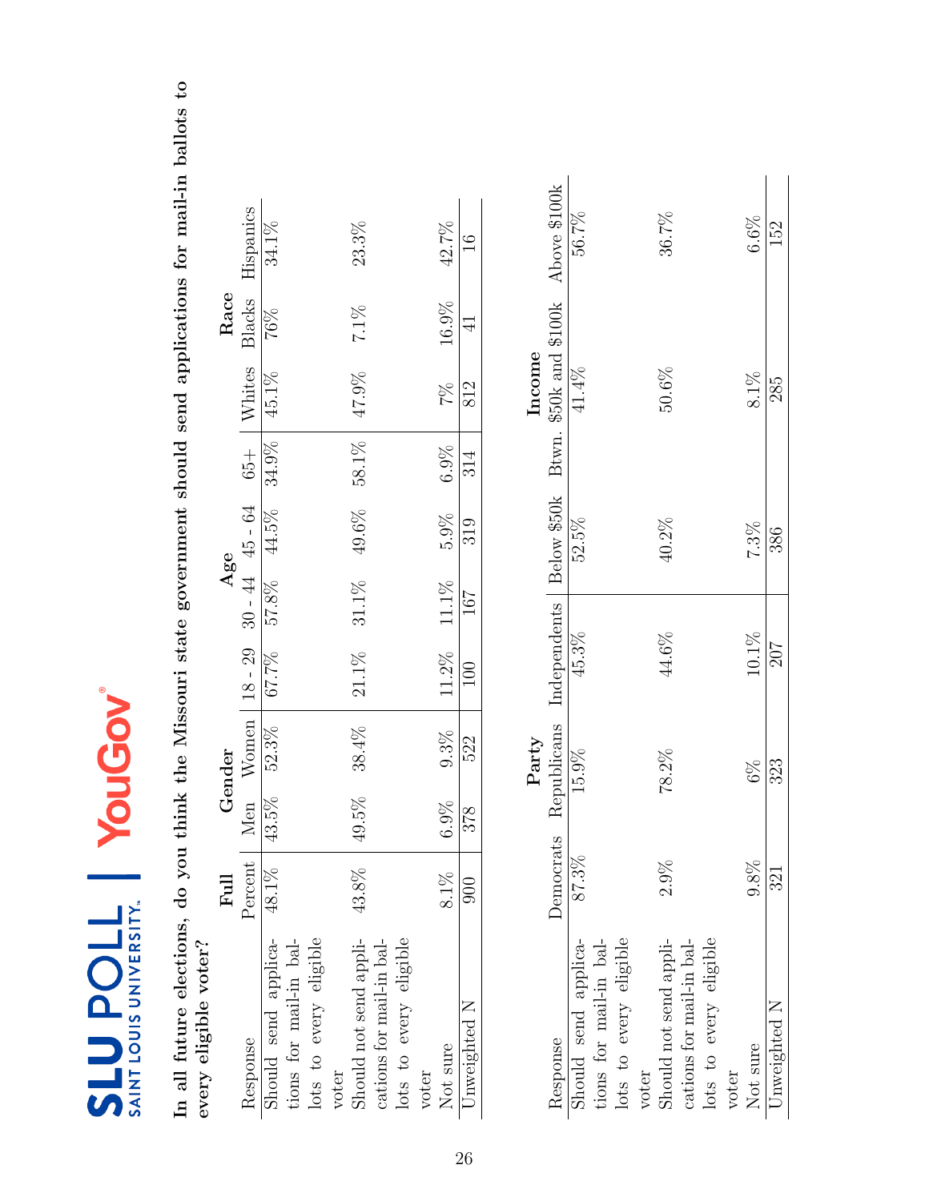**SLU POLL** SAINT LOUIS UNIVERSITY | **YouGov**

**In all future elections, do you think the Missouri state government should send applications for mail-in ballots to every eligible voter?**

| Response | Full | Gender | | Age | | | | Race | | |
|---|---|---|---|---|---|---|---|---|---|---|
| | Percent | Men | Women | 18 - 29 | 30 - 44 | 45 - 64 | 65+ | Whites | Blacks | Hispanics |
| Should send applications for mail-in ballots to every eligible voter | 48.1% | 43.5% | 52.3% | 67.7% | 57.8% | 44.5% | 34.9% | 45.1% | 76% | 34.1% |
| Should not send applications for mail-in ballots to every eligible voter | 43.8% | 49.5% | 38.4% | 21.1% | 31.1% | 49.6% | 58.1% | 47.9% | 7.1% | 23.3% |
| Not sure | 8.1% | 6.9% | 9.3% | 11.2% | 11.1% | 5.9% | 6.9% | 7% | 16.9% | 42.7% |
| Unweighted N | 900 | 378 | 522 | 100 | 167 | 319 | 314 | 812 | 41 | 16 |

| Response | Party | | | Income | | |
|---|---|---|---|---|---|---|
| | Democrats | Republicans | Independents | Below $50k | Btwn. $50k and $100k | Above $100k |
| Should send applications for mail-in ballots to every eligible voter | 87.3% | 15.9% | 45.3% | 52.5% | 41.4% | 56.7% |
| Should not send applications for mail-in ballots to every eligible voter | 2.9% | 78.2% | 44.6% | 40.2% | 50.6% | 36.7% |
| Not sure | 9.8% | 6% | 10.1% | 7.3% | 8.1% | 6.6% |
| Unweighted N | 321 | 323 | 207 | 386 | 285 | 152 |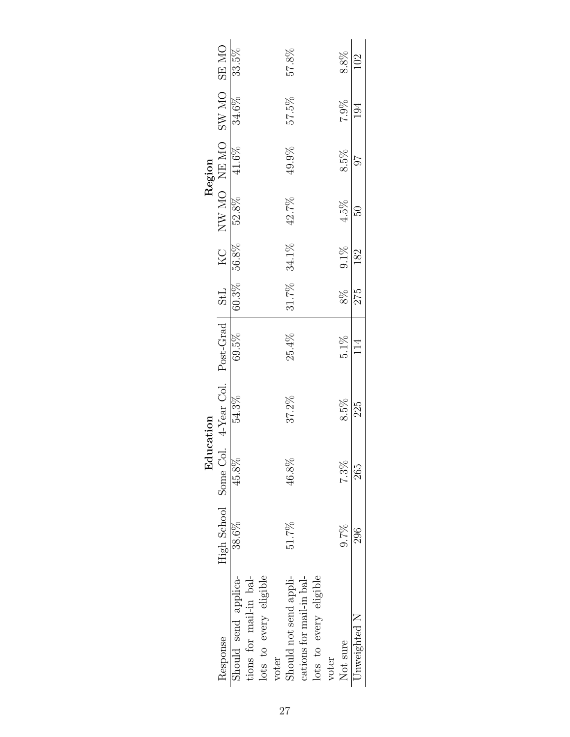| Response | Education | | | | Region | | | | | |
|---|---|---|---|---|---|---|---|---|---|---|
| | High School | Some Col. | 4-Year Col. | Post-Grad | StL | KC | NW MO | NE MO | SW MO | SE MO |
| Should send applications for mail-in ballots to every eligible voter | 38.6% | 45.8% | 54.3% | 69.5% | 60.3% | 56.8% | 52.8% | 41.6% | 34.6% | 33.5% |
| Should not send applications for mail-in ballots to every eligible voter | 51.7% | 46.8% | 37.2% | 25.4% | 31.7% | 34.1% | 42.7% | 49.9% | 57.5% | 57.8% |
| Not sure | 9.7% | 7.3% | 8.5% | 5.1% | 8% | 9.1% | 4.5% | 8.5% | 7.9% | 8.8% |
| Unweighted N | 296 | 265 | 225 | 114 | 275 | 182 | 50 | 97 | 194 | 102 |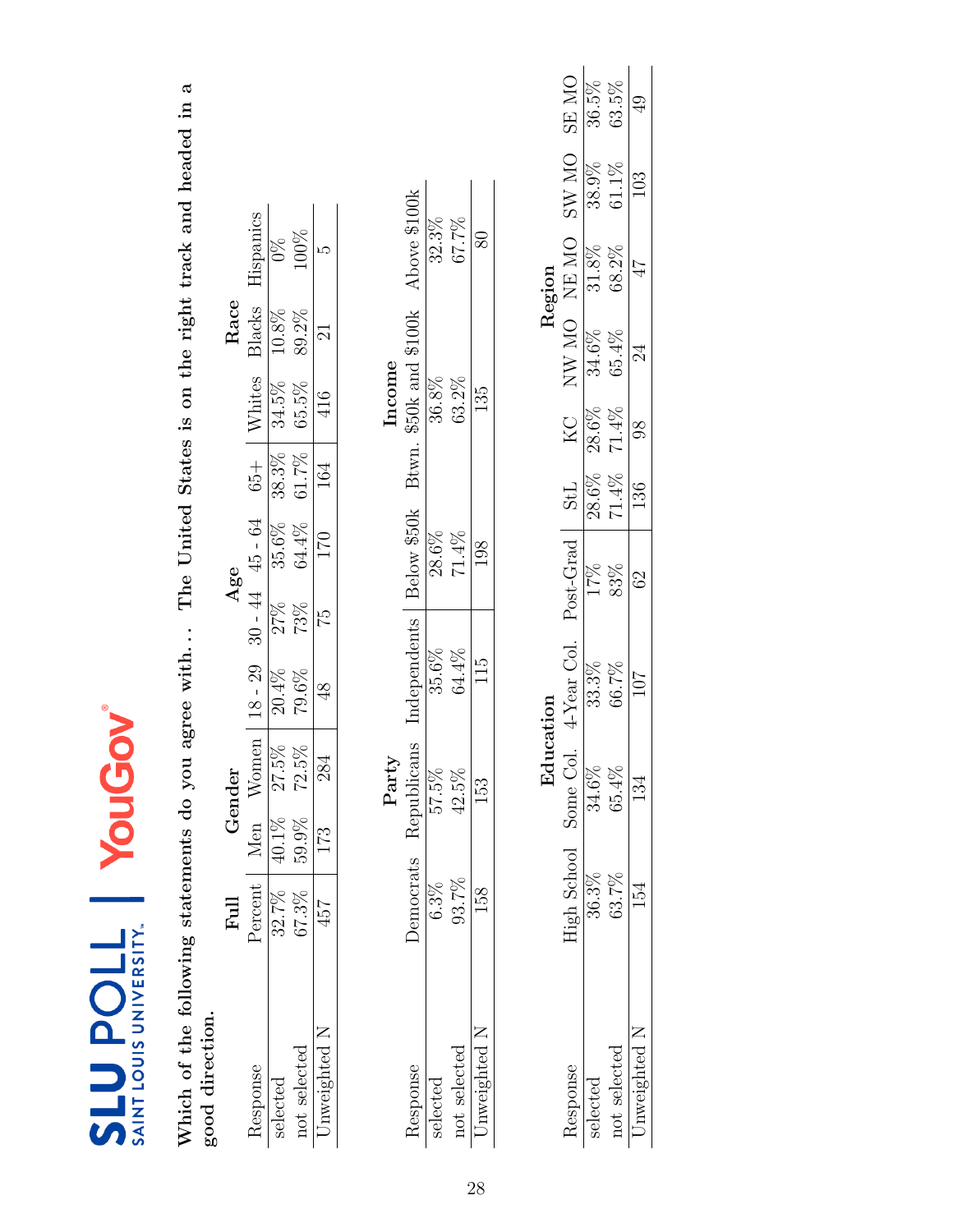**Which of the following statements do you agree with. . . The United States is on the right track and headed in a good direction.**

| Response | Full | Gender | | Age | | | | Race | | |
|---|---|---|---|---|---|---|---|---|---|---|
| | Percent | Men | Women | 18 - 29 | 30 - 44 | 45 - 64 | 65+ | Whites | Blacks | Hispanics |
| selected | 32.7% | 40.1% | 27.5% | 20.4% | 27% | 35.6% | 38.3% | 34.5% | 10.8% | 0% |
| not selected | 67.3% | 59.9% | 72.5% | 79.6% | 73% | 64.4% | 61.7% | 65.5% | 89.2% | 100% |
| Unweighted N | 457 | 173 | 284 | 48 | 75 | 170 | 164 | 416 | 21 | 5 |

| Response | Party | | | Income | | |
|---|---|---|---|---|---|---|
| | Democrats | Republicans | Independents | Below $50k | Btwn. $50k and $100k | Above $100k |
| selected | 6.3% | 57.5% | 35.6% | 28.6% | 36.8% | 32.3% |
| not selected | 93.7% | 42.5% | 64.4% | 71.4% | 63.2% | 67.7% |
| Unweighted N | 158 | 153 | 115 | 198 | 135 | 80 |

| Response | Education | | | | Region | | | | | |
|---|---|---|---|---|---|---|---|---|---|---|
| | High School | Some Col. | 4-Year Col. | Post-Grad | StL | KC | NW MO | NE MO | SW MO | SE MO |
| selected | 36.3% | 34.6% | 33.3% | 17% | 28.6% | 28.6% | 34.6% | 31.8% | 38.9% | 36.5% |
| not selected | 63.7% | 65.4% | 66.7% | 83% | 71.4% | 71.4% | 65.4% | 68.2% | 61.1% | 63.5% |
| Unweighted N | 154 | 134 | 107 | 62 | 136 | 98 | 24 | 47 | 103 | 49 |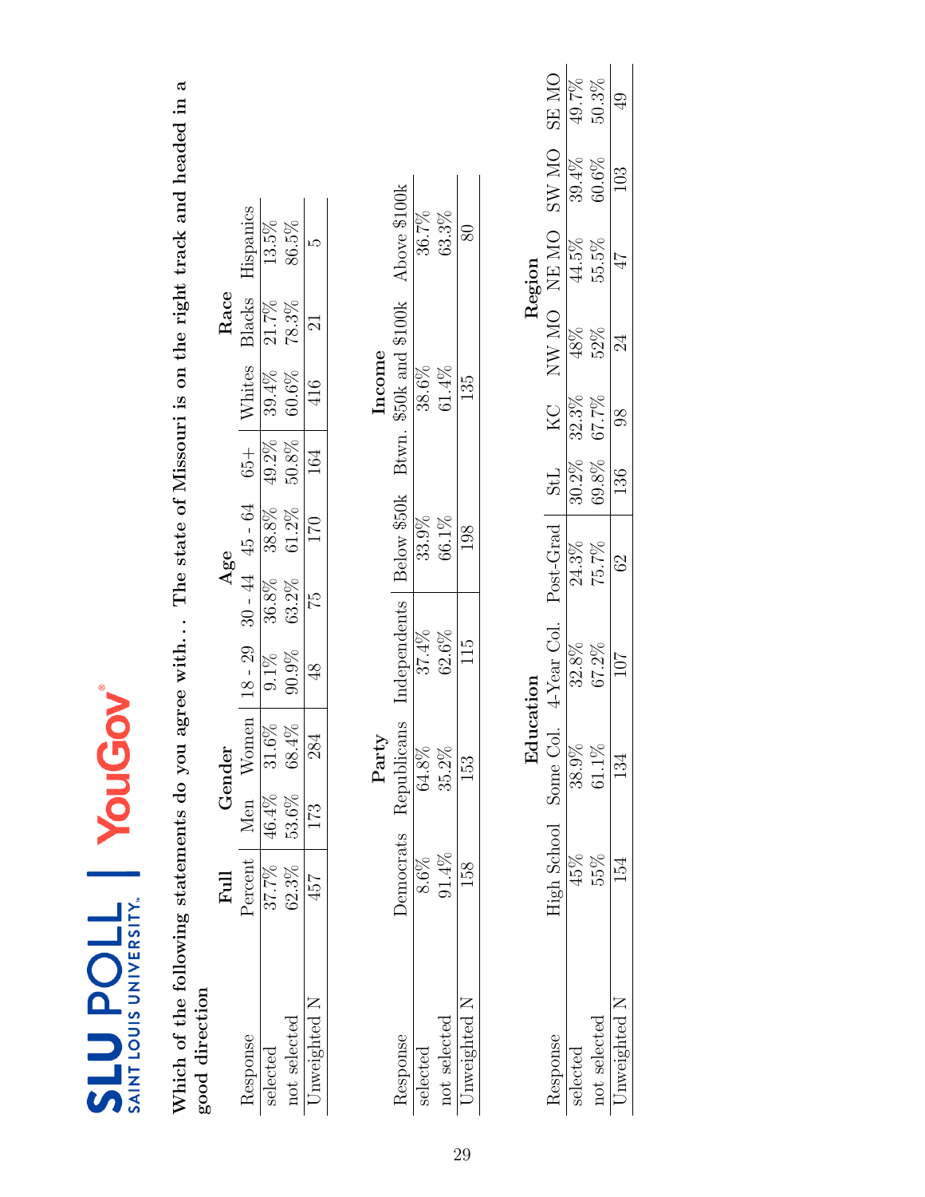**Which of the following statements do you agree with. . . The state of Missouri is on the right track and headed in a good direction**

| Response | Full | Gender | | Age | | | | Race | | |
|---|---|---|---|---|---|---|---|---|---|---|
| | Percent | Men | Women | 18 - 29 | 30 - 44 | 45 - 64 | 65+ | Whites | Blacks | Hispanics |
| selected | 37.7% | 46.4% | 31.6% | 9.1% | 36.8% | 38.8% | 49.2% | 39.4% | 21.7% | 13.5% |
| not selected | 62.3% | 53.6% | 68.4% | 90.9% | 63.2% | 61.2% | 50.8% | 60.6% | 78.3% | 86.5% |
| Unweighted N | 457 | 173 | 284 | 48 | 75 | 170 | 164 | 416 | 21 | 5 |

| Response | Party | | | Income | | |
|---|---|---|---|---|---|---|
| | Democrats | Republicans | Independents | Below $50k | Btwn. $50k and $100k | Above $100k |
| selected | 8.6% | 64.8% | 37.4% | 33.9% | 38.6% | 36.7% |
| not selected | 91.4% | 35.2% | 62.6% | 66.1% | 61.4% | 63.3% |
| Unweighted N | 158 | 153 | 115 | 198 | 135 | 80 |

| Response | Education | | | | Region | | | | | |
|---|---|---|---|---|---|---|---|---|---|---|
| | High School | Some Col. | 4-Year Col. | Post-Grad | StL | KC | NW MO | NE MO | SW MO | SE MO |
| selected | 45% | 38.9% | 32.8% | 24.3% | 30.2% | 32.3% | 48% | 44.5% | 39.4% | 49.7% |
| not selected | 55% | 61.1% | 67.2% | 75.7% | 69.8% | 67.7% | 52% | 55.5% | 60.6% | 50.3% |
| Unweighted N | 154 | 134 | 107 | 62 | 136 | 98 | 24 | 47 | 103 | 49 |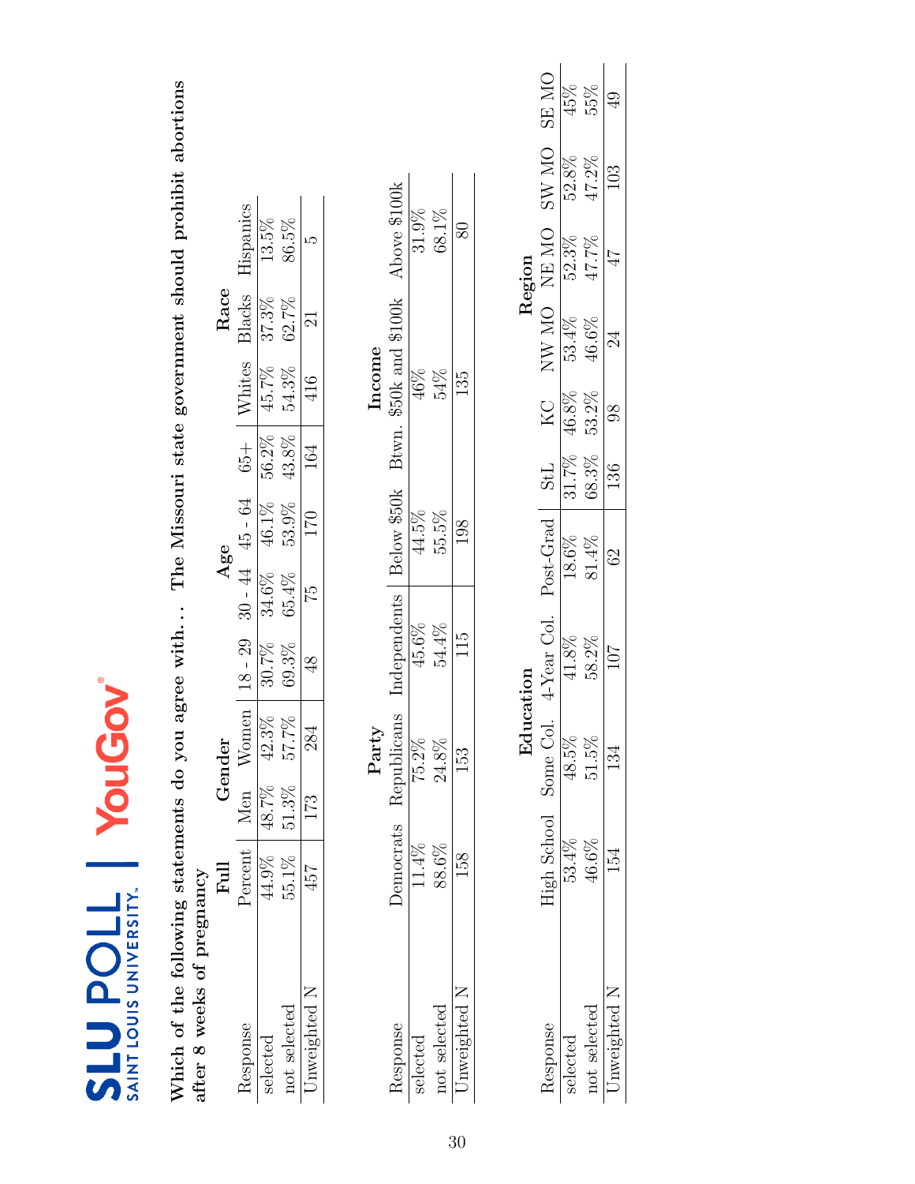**Which of the following statements do you agree with. . . The Missouri state government should prohibit abortions after 8 weeks of pregnancy**

| | Full | Gender | | Age | | | | Race | | |
|---|---|---|---|---|---|---|---|---|---|---|
| Response | Percent | Men | Women | 18 - 29 | 30 - 44 | 45 - 64 | 65+ | Whites | Blacks | Hispanics |
| selected | 44.9% | 48.7% | 42.3% | 30.7% | 34.6% | 46.1% | 56.2% | 45.7% | 37.3% | 13.5% |
| not selected | 55.1% | 51.3% | 57.7% | 69.3% | 65.4% | 53.9% | 43.8% | 54.3% | 62.7% | 86.5% |
| Unweighted N | 457 | 173 | 284 | 48 | 75 | 170 | 164 | 416 | 21 | 5 |

| | Party | | | Income | | |
|---|---|---|---|---|---|---|
| Response | Democrats | Republicans | Independents | Below $50k | Btwn. $50k and $100k | Above $100k |
| selected | 11.4% | 75.2% | 45.6% | 44.5% | 46% | 31.9% |
| not selected | 88.6% | 24.8% | 54.4% | 55.5% | 54% | 68.1% |
| Unweighted N | 158 | 153 | 115 | 198 | 135 | 80 |

| | Education | | | | Region | | | | | |
|---|---|---|---|---|---|---|---|---|---|---|
| Response | High School | Some Col. | 4-Year Col. | Post-Grad | StL | KC | NW MO | NE MO | SW MO | SE MO |
| selected | 53.4% | 48.5% | 41.8% | 18.6% | 31.7% | 46.8% | 53.4% | 52.3% | 52.8% | 45% |
| not selected | 46.6% | 51.5% | 58.2% | 81.4% | 68.3% | 53.2% | 46.6% | 47.7% | 47.2% | 55% |
| Unweighted N | 154 | 134 | 107 | 62 | 136 | 98 | 24 | 47 | 103 | 49 |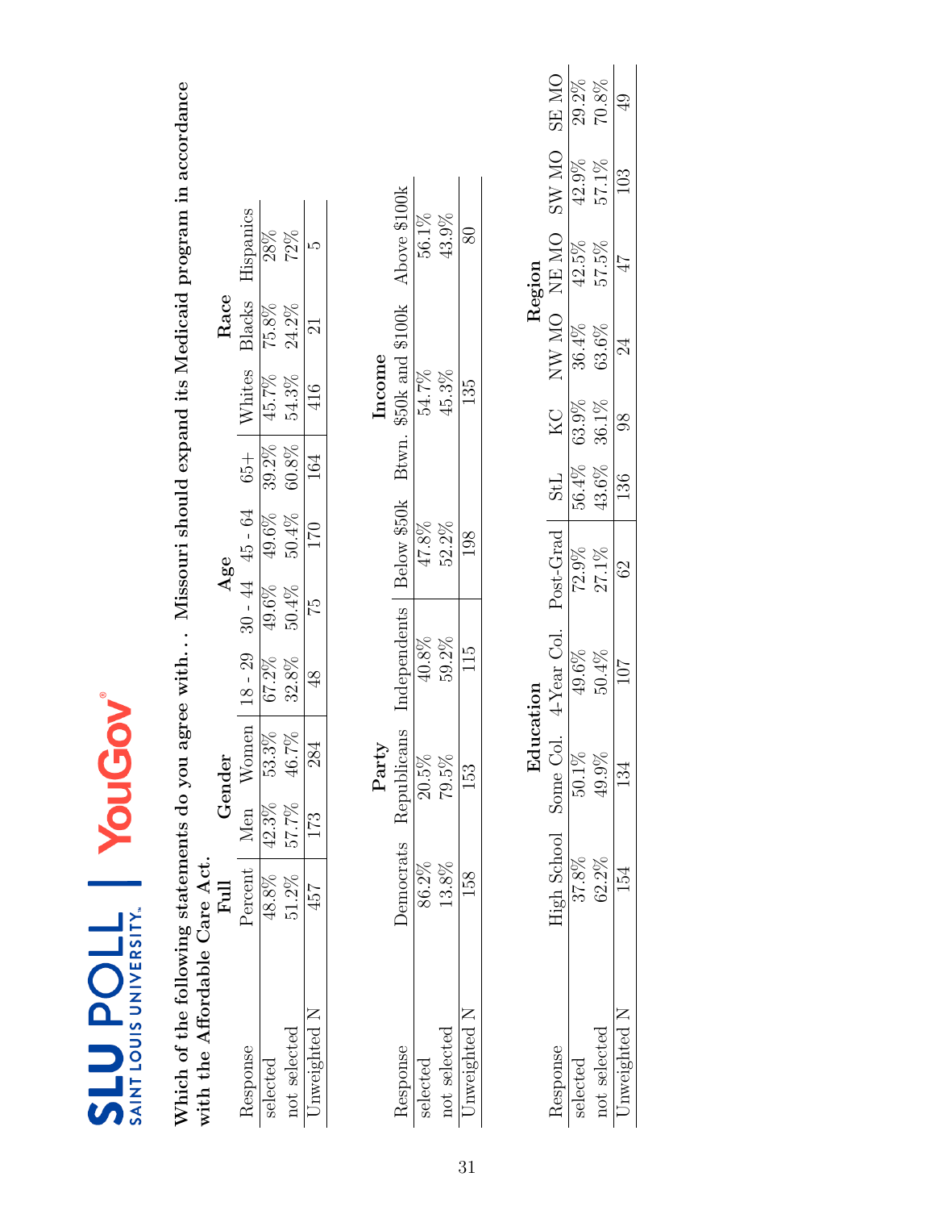**Which of the following statements do you agree with. . . Missouri should expand its Medicaid program in accordance with the Affordable Care Act.**

| Response | Full | Gender | | Age | | | | Race | | |
|---|---|---|---|---|---|---|---|---|---|---|
| | Percent | Men | Women | 18 - 29 | 30 - 44 | 45 - 64 | 65+ | Whites | Blacks | Hispanics |
| selected | 48.8% | 42.3% | 53.3% | 67.2% | 49.6% | 49.6% | 39.2% | 45.7% | 75.8% | 28% |
| not selected | 51.2% | 57.7% | 46.7% | 32.8% | 50.4% | 50.4% | 60.8% | 54.3% | 24.2% | 72% |
| Unweighted N | 457 | 173 | 284 | 48 | 75 | 170 | 164 | 416 | 21 | 5 |

| Response | Party | | | Income | | |
|---|---|---|---|---|---|---|
| | Democrats | Republicans | Independents | Below $50k | Btwn. $50k and $100k | Above $100k |
| selected | 86.2% | 20.5% | 40.8% | 47.8% | 54.7% | 56.1% |
| not selected | 13.8% | 79.5% | 59.2% | 52.2% | 45.3% | 43.9% |
| Unweighted N | 158 | 153 | 115 | 198 | 135 | 80 |

| Response | Education | | | | Region | | | | | |
|---|---|---|---|---|---|---|---|---|---|---|
| | High School | Some Col. | 4-Year Col. | Post-Grad | StL | KC | NW MO | NE MO | SW MO | SE MO |
| selected | 37.8% | 50.1% | 49.6% | 72.9% | 56.4% | 63.9% | 36.4% | 42.5% | 42.9% | 29.2% |
| not selected | 62.2% | 49.9% | 50.4% | 27.1% | 43.6% | 36.1% | 63.6% | 57.5% | 57.1% | 70.8% |
| Unweighted N | 154 | 134 | 107 | 62 | 136 | 98 | 24 | 47 | 103 | 49 |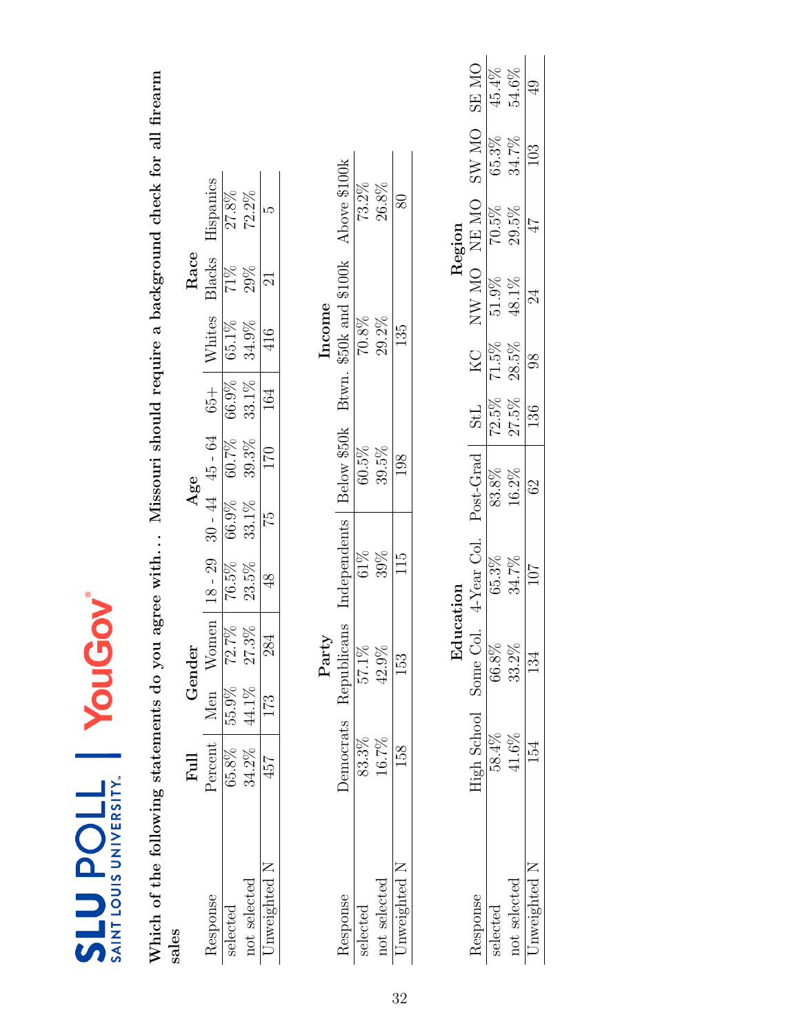SLU POLL | SAINT LOUIS UNIVERSITY | YouGov

**Which of the following statements do you agree with. . . Missouri should require a background check for all firearm sales**

| | Full | Gender | | Age | | | | Race | | |
|---|---|---|---|---|---|---|---|---|---|---|
| Response | Percent | Men | Women | 18 - 29 | 30 - 44 | 45 - 64 | 65+ | Whites | Blacks | Hispanics |
| selected | 65.8% | 55.9% | 72.7% | 76.5% | 66.9% | 60.7% | 66.9% | 65.1% | 71% | 27.8% |
| not selected | 34.2% | 44.1% | 27.3% | 23.5% | 33.1% | 39.3% | 33.1% | 34.9% | 29% | 72.2% |
| Unweighted N | 457 | 173 | 284 | 48 | 75 | 170 | 164 | 416 | 21 | 5 |

| | Party | | | Income | | |
|---|---|---|---|---|---|---|
| Response | Democrats | Republicans | Independents | Below $50k | Btwn. $50k and $100k | Above $100k |
| selected | 83.3% | 57.1% | 61% | 60.5% | 70.8% | 73.2% |
| not selected | 16.7% | 42.9% | 39% | 39.5% | 29.2% | 26.8% |
| Unweighted N | 158 | 153 | 115 | 198 | 135 | 80 |

| | Education | | | | Region | | | | | |
|---|---|---|---|---|---|---|---|---|---|---|
| Response | High School | Some Col. | 4-Year Col. | Post-Grad | StL | KC | NW MO | NE MO | SW MO | SE MO |
| selected | 58.4% | 66.8% | 65.3% | 83.8% | 72.5% | 71.5% | 51.9% | 70.5% | 65.3% | 45.4% |
| not selected | 41.6% | 33.2% | 34.7% | 16.2% | 27.5% | 28.5% | 48.1% | 29.5% | 34.7% | 54.6% |
| Unweighted N | 154 | 134 | 107 | 62 | 136 | 98 | 24 | 47 | 103 | 49 |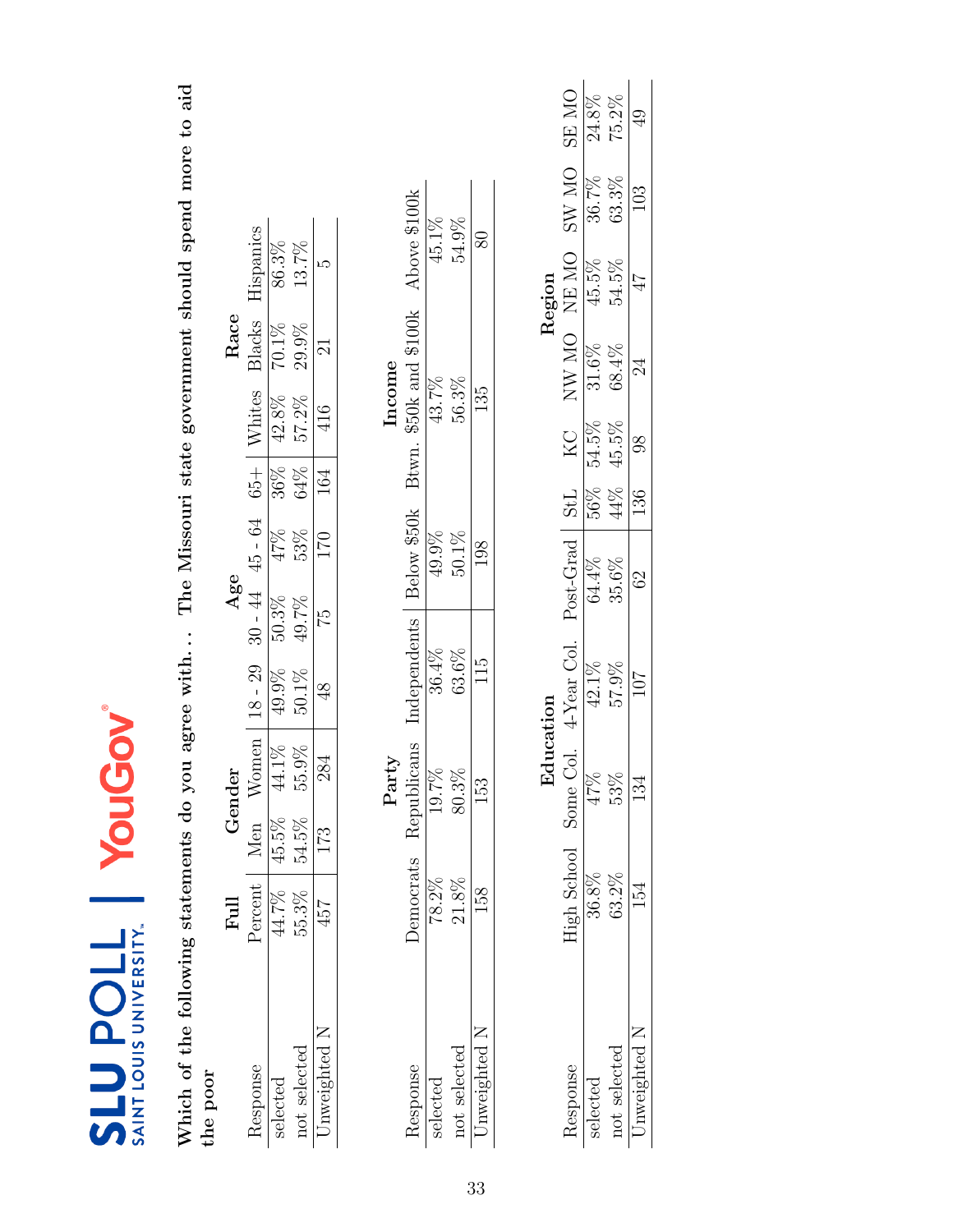**SLU POLL | SAINT LOUIS UNIVERSITY | YouGov**

**Which of the following statements do you agree with. . . The Missouri state government should spend more to aid the poor**

| | Full | Gender | | Age | | | | Race | | |
|---|---|---|---|---|---|---|---|---|---|---|
| Response | Percent | Men | Women | 18 - 29 | 30 - 44 | 45 - 64 | 65+ | Whites | Blacks | Hispanics |
| selected | 44.7% | 45.5% | 44.1% | 49.9% | 50.3% | 47% | 36% | 42.8% | 70.1% | 86.3% |
| not selected | 55.3% | 54.5% | 55.9% | 50.1% | 49.7% | 53% | 64% | 57.2% | 29.9% | 13.7% |
| Unweighted N | 457 | 173 | 284 | 48 | 75 | 170 | 164 | 416 | 21 | 5 |

| | Party | | | Income | | |
|---|---|---|---|---|---|---|
| Response | Democrats | Republicans | Independents | Below $50k | Btwn. $50k and $100k | Above $100k |
| selected | 78.2% | 19.7% | 36.4% | 49.9% | 43.7% | 45.1% |
| not selected | 21.8% | 80.3% | 63.6% | 50.1% | 56.3% | 54.9% |
| Unweighted N | 158 | 153 | 115 | 198 | 135 | 80 |

| | Education | | | | Region | | | | | |
|---|---|---|---|---|---|---|---|---|---|---|
| Response | High School | Some Col. | 4-Year Col. | Post-Grad | StL | KC | NW MO | NE MO | SW MO | SE MO |
| selected | 36.8% | 47% | 42.1% | 64.4% | 56% | 54.5% | 31.6% | 45.5% | 36.7% | 24.8% |
| not selected | 63.2% | 53% | 57.9% | 35.6% | 44% | 45.5% | 68.4% | 54.5% | 63.3% | 75.2% |
| Unweighted N | 154 | 134 | 107 | 62 | 136 | 98 | 24 | 47 | 103 | 49 |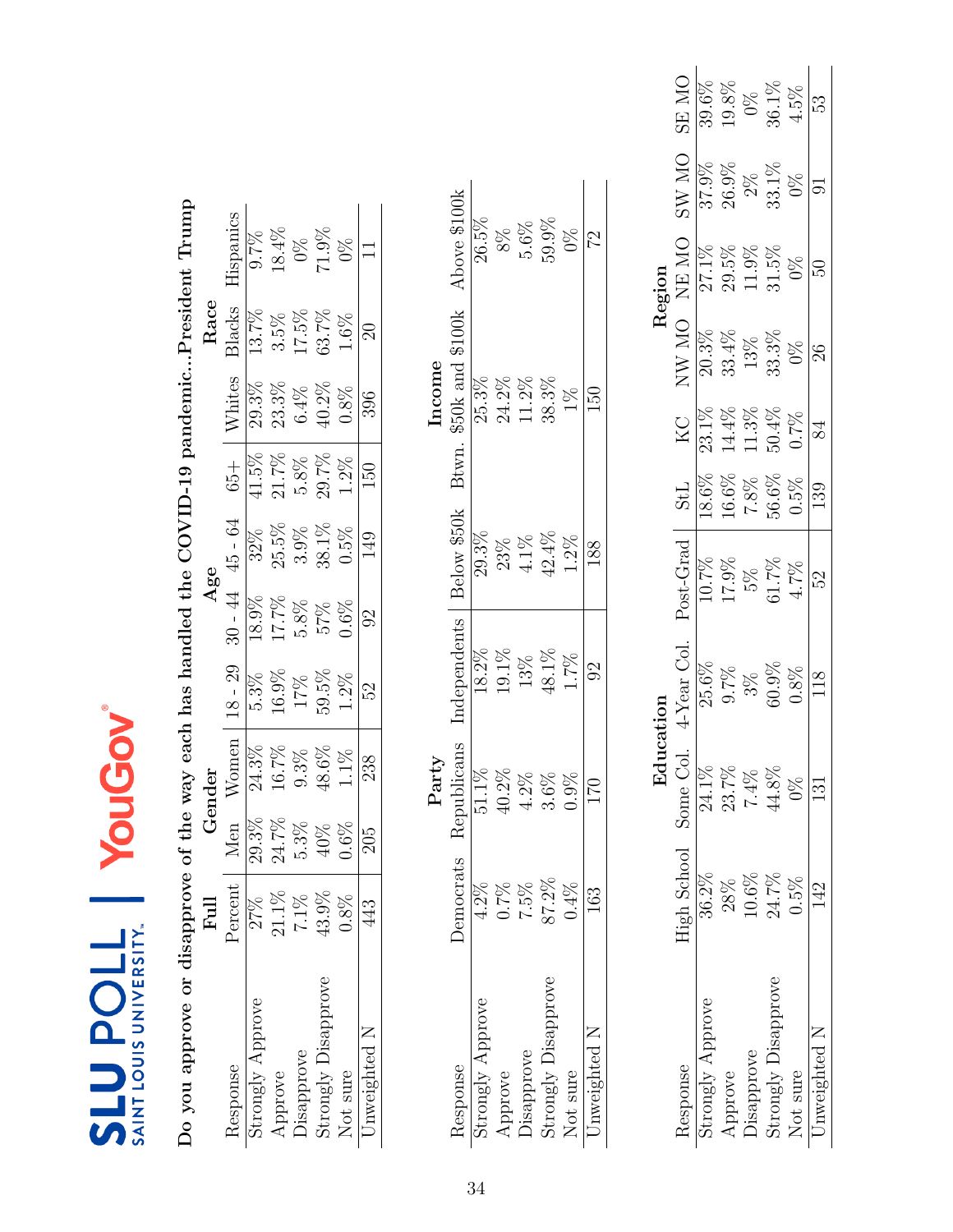**Do you approve or disapprove of the way each has handled the COVID-19 pandemic...President Trump**

| Response | Full | Gender | | Age | | | | Race | | |
|---|---|---|---|---|---|---|---|---|---|---|
| | Percent | Men | Women | 18 - 29 | 30 - 44 | 45 - 64 | 65+ | Whites | Blacks | Hispanics |
| Strongly Approve | 27% | 29.3% | 24.3% | 5.3% | 18.9% | 32% | 41.5% | 29.3% | 13.7% | 9.7% |
| Approve | 21.1% | 24.7% | 16.7% | 16.9% | 17.7% | 25.5% | 21.7% | 23.3% | 3.5% | 18.4% |
| Disapprove | 7.1% | 5.3% | 9.3% | 17% | 5.8% | 3.9% | 5.8% | 6.4% | 17.5% | 0% |
| Strongly Disapprove | 43.9% | 40% | 48.6% | 59.5% | 57% | 38.1% | 29.7% | 40.2% | 63.7% | 71.9% |
| Not sure | 0.8% | 0.6% | 1.1% | 1.2% | 0.6% | 0.5% | 1.2% | 0.8% | 1.6% | 0% |
| Unweighted N | 443 | 205 | 238 | 52 | 92 | 149 | 150 | 396 | 20 | 11 |

| Response | Party | | | Income | | |
|---|---|---|---|---|---|---|
| | Democrats | Republicans | Independents | Below $50k | Btwn. $50k and $100k | Above $100k |
| Strongly Approve | 4.2% | 51.1% | 18.2% | 29.3% | 25.3% | 26.5% |
| Approve | 0.7% | 40.2% | 19.1% | 23% | 24.2% | 8% |
| Disapprove | 7.5% | 4.2% | 13% | 4.1% | 11.2% | 5.6% |
| Strongly Disapprove | 87.2% | 3.6% | 48.1% | 42.4% | 38.3% | 59.9% |
| Not sure | 0.4% | 0.9% | 1.7% | 1.2% | 1% | 0% |
| Unweighted N | 163 | 170 | 92 | 188 | 150 | 72 |

| Response | Education | | | | Region | | | | | |
|---|---|---|---|---|---|---|---|---|---|---|
| | High School | Some Col. | 4-Year Col. | Post-Grad | StL | KC | NW MO | NE MO | SW MO | SE MO |
| Strongly Approve | 36.2% | 24.1% | 25.6% | 10.7% | 18.6% | 23.1% | 20.3% | 27.1% | 37.9% | 39.6% |
| Approve | 28% | 23.7% | 9.7% | 17.9% | 16.6% | 14.4% | 33.4% | 29.5% | 26.9% | 19.8% |
| Disapprove | 10.6% | 7.4% | 3% | 5% | 7.8% | 11.3% | 13% | 11.9% | 2% | 0% |
| Strongly Disapprove | 24.7% | 44.8% | 60.9% | 61.7% | 56.6% | 50.4% | 33.3% | 31.5% | 33.1% | 36.1% |
| Not sure | 0.5% | 0% | 0.8% | 4.7% | 0.5% | 0.7% | 0% | 0% | 0% | 4.5% |
| Unweighted N | 142 | 131 | 118 | 52 | 139 | 84 | 26 | 50 | 91 | 53 |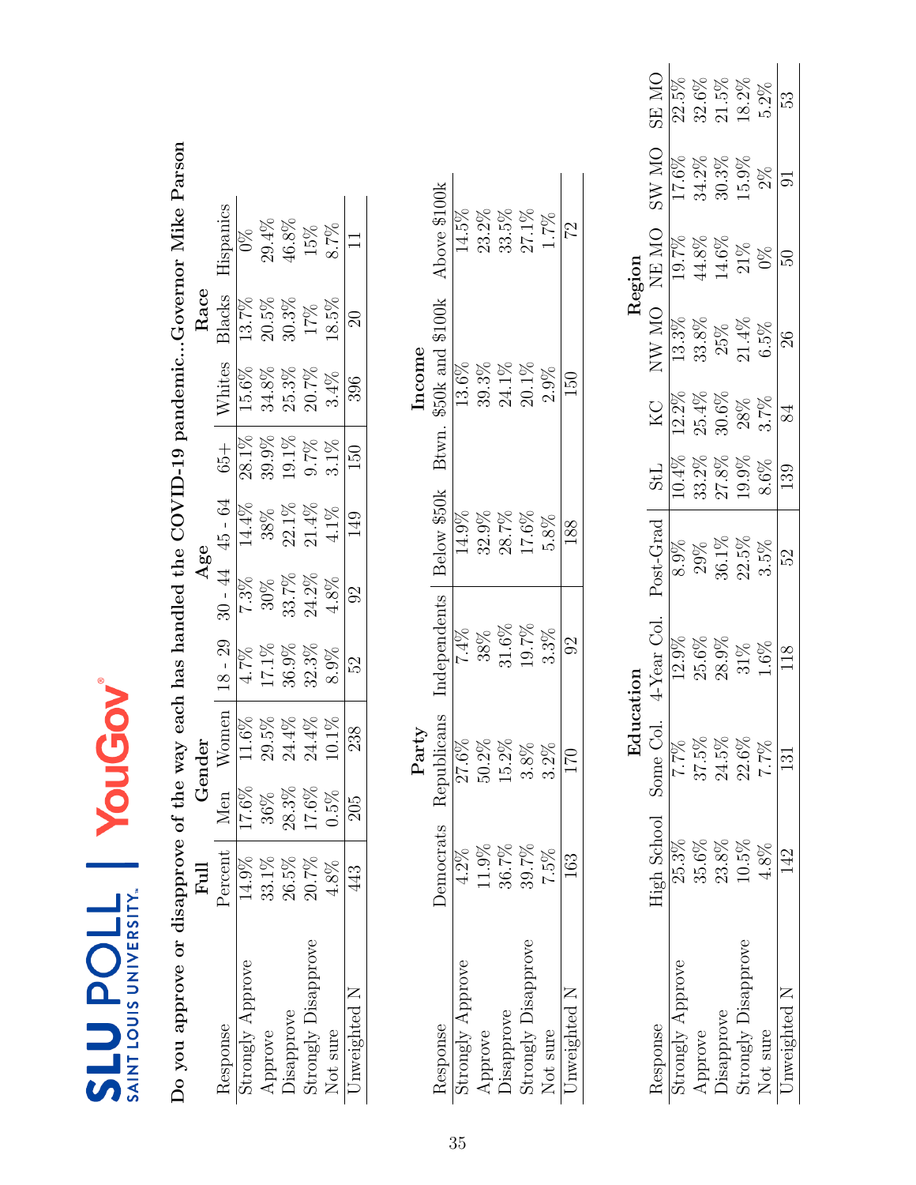SLU POLL | SAINT LOUIS UNIVERSITY | YouGov

**Do you approve or disapprove of the way each has handled the COVID-19 pandemic...Governor Mike Parson**

| | Full | Gender | | Age | | | | Race | | |
|---|---|---|---|---|---|---|---|---|---|---|
| Response | Percent | Men | Women | 18 - 29 | 30 - 44 | 45 - 64 | 65+ | Whites | Blacks | Hispanics |
| Strongly Approve | 14.9% | 17.6% | 11.6% | 4.7% | 7.3% | 14.4% | 28.1% | 15.6% | 13.7% | 0% |
| Approve | 33.1% | 36% | 29.5% | 17.1% | 30% | 38% | 39.9% | 34.8% | 20.5% | 29.4% |
| Disapprove | 26.5% | 28.3% | 24.4% | 36.9% | 33.7% | 22.1% | 19.1% | 25.3% | 30.3% | 46.8% |
| Strongly Disapprove | 20.7% | 17.6% | 24.4% | 32.3% | 24.2% | 21.4% | 9.7% | 20.7% | 17% | 15% |
| Not sure | 4.8% | 0.5% | 10.1% | 8.9% | 4.8% | 4.1% | 3.1% | 3.4% | 18.5% | 8.7% |
| Unweighted N | 443 | 205 | 238 | 52 | 92 | 149 | 150 | 396 | 20 | 11 |

| | Party | | | Income | | |
|---|---|---|---|---|---|---|
| Response | Democrats | Republicans | Independents | Below $50k | Btwn. $50k and $100k | Above $100k |
| Strongly Approve | 4.2% | 27.6% | 7.4% | 14.9% | 13.6% | 14.5% |
| Approve | 11.9% | 50.2% | 38% | 32.9% | 39.3% | 23.2% |
| Disapprove | 36.7% | 15.2% | 31.6% | 28.7% | 24.1% | 33.5% |
| Strongly Disapprove | 39.7% | 3.8% | 19.7% | 17.6% | 20.1% | 27.1% |
| Not sure | 7.5% | 3.2% | 3.3% | 5.8% | 2.9% | 1.7% |
| Unweighted N | 163 | 170 | 92 | 188 | 150 | 72 |

| | Education | | | | Region | | | | | |
|---|---|---|---|---|---|---|---|---|---|---|
| Response | High School | Some Col. | 4-Year Col. | Post-Grad | StL | KC | NW MO | NE MO | SW MO | SE MO |
| Strongly Approve | 25.3% | 7.7% | 12.9% | 8.9% | 10.4% | 12.2% | 13.3% | 19.7% | 17.6% | 22.5% |
| Approve | 35.6% | 37.5% | 25.6% | 29% | 33.2% | 25.4% | 33.8% | 44.8% | 34.2% | 32.6% |
| Disapprove | 23.8% | 24.5% | 28.9% | 36.1% | 27.8% | 30.6% | 25% | 14.6% | 30.3% | 21.5% |
| Strongly Disapprove | 10.5% | 22.6% | 31% | 22.5% | 19.9% | 28% | 21.4% | 21% | 15.9% | 18.2% |
| Not sure | 4.8% | 7.7% | 1.6% | 3.5% | 8.6% | 3.7% | 6.5% | 0% | 2% | 5.2% |
| Unweighted N | 142 | 131 | 118 | 52 | 139 | 84 | 26 | 50 | 91 | 53 |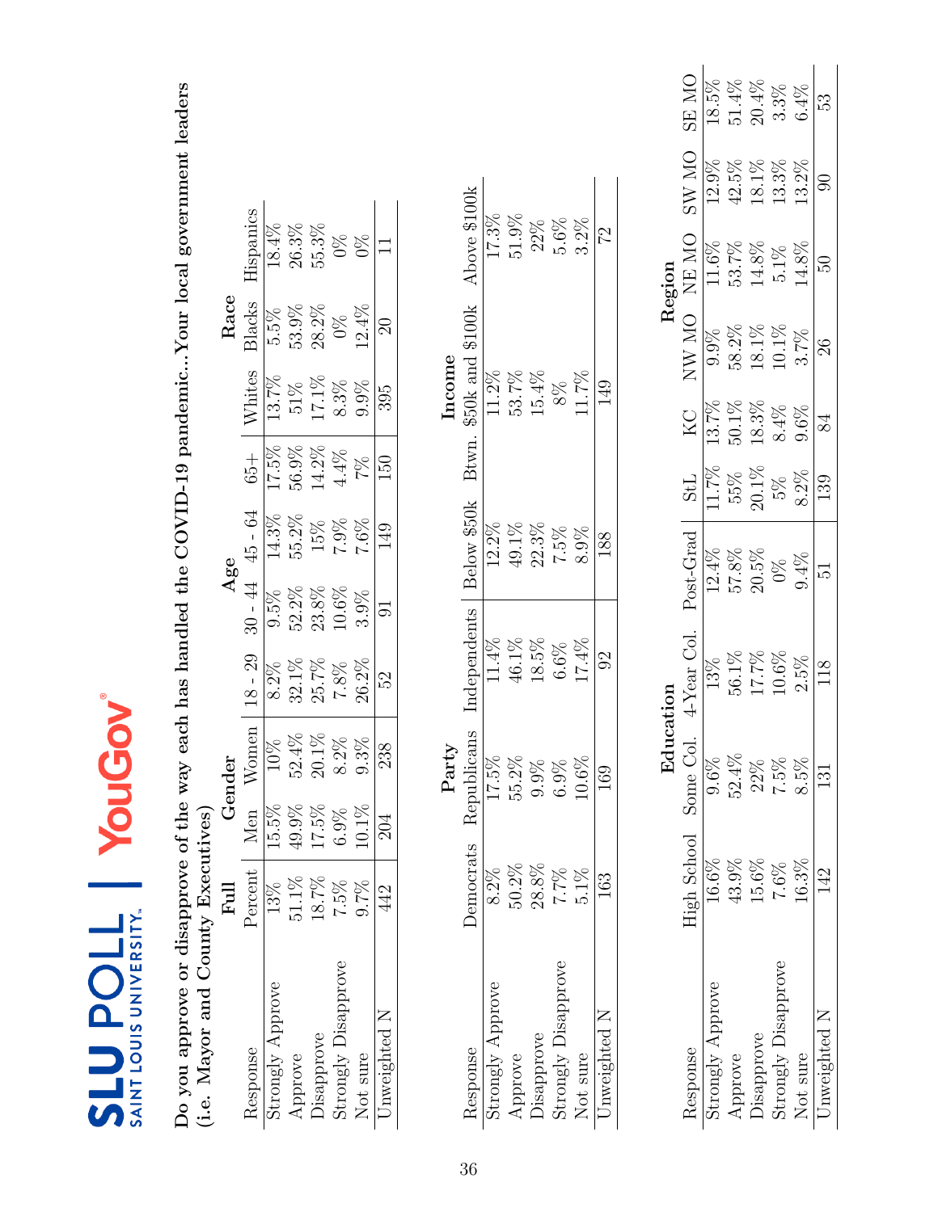**SLU POLL** SAINT LOUIS UNIVERSITY | YouGov

**Do you approve or disapprove of the way each has handled the COVID-19 pandemic...Your local government leaders (i.e. Mayor and County Executives)**

| | Full | Gender | | Age | | | | Race | | |
|---|---|---|---|---|---|---|---|---|---|---|
| Response | Percent | Men | Women | 18 - 29 | 30 - 44 | 45 - 64 | 65+ | Whites | Blacks | Hispanics |
| Strongly Approve | 13% | 15.5% | 10% | 8.2% | 9.5% | 14.3% | 17.5% | 13.7% | 5.5% | 18.4% |
| Approve | 51.1% | 49.9% | 52.4% | 32.1% | 52.2% | 55.2% | 56.9% | 51% | 53.9% | 26.3% |
| Disapprove | 18.7% | 17.5% | 20.1% | 25.7% | 23.8% | 15% | 14.2% | 17.1% | 28.2% | 55.3% |
| Strongly Disapprove | 7.5% | 6.9% | 8.2% | 7.8% | 10.6% | 7.9% | 4.4% | 8.3% | 0% | 0% |
| Not sure | 9.7% | 10.1% | 9.3% | 26.2% | 3.9% | 7.6% | 7% | 9.9% | 12.4% | 0% |
| Unweighted N | 442 | 204 | 238 | 52 | 91 | 149 | 150 | 395 | 20 | 11 |

| | Party | | | Income | | |
|---|---|---|---|---|---|---|
| Response | Democrats | Republicans | Independents | Below $50k | Btwn. $50k and $100k | Above $100k |
| Strongly Approve | 8.2% | 17.5% | 11.4% | 12.2% | 11.2% | 17.3% |
| Approve | 50.2% | 55.2% | 46.1% | 49.1% | 53.7% | 51.9% |
| Disapprove | 28.8% | 9.9% | 18.5% | 22.3% | 15.4% | 22% |
| Strongly Disapprove | 7.7% | 6.9% | 6.6% | 7.5% | 8% | 5.6% |
| Not sure | 5.1% | 10.6% | 17.4% | 8.9% | 11.7% | 3.2% |
| Unweighted N | 163 | 169 | 92 | 188 | 149 | 72 |

| | Education | | | | Region | | | | | |
|---|---|---|---|---|---|---|---|---|---|---|
| Response | High School | Some Col. | 4-Year Col. | Post-Grad | StL | KC | NW MO | NE MO | SW MO | SE MO |
| Strongly Approve | 16.6% | 9.6% | 13% | 12.4% | 11.7% | 13.7% | 9.9% | 11.6% | 12.9% | 18.5% |
| Approve | 43.9% | 52.4% | 56.1% | 57.8% | 55% | 50.1% | 58.2% | 53.7% | 42.5% | 51.4% |
| Disapprove | 15.6% | 22% | 17.7% | 20.5% | 20.1% | 18.3% | 18.1% | 14.8% | 18.1% | 20.4% |
| Strongly Disapprove | 7.6% | 7.5% | 10.6% | 0% | 5% | 8.4% | 10.1% | 5.1% | 13.3% | 3.3% |
| Not sure | 16.3% | 8.5% | 2.5% | 9.4% | 8.2% | 9.6% | 3.7% | 14.8% | 13.2% | 6.4% |
| Unweighted N | 142 | 131 | 118 | 51 | 139 | 84 | 26 | 50 | 90 | 53 |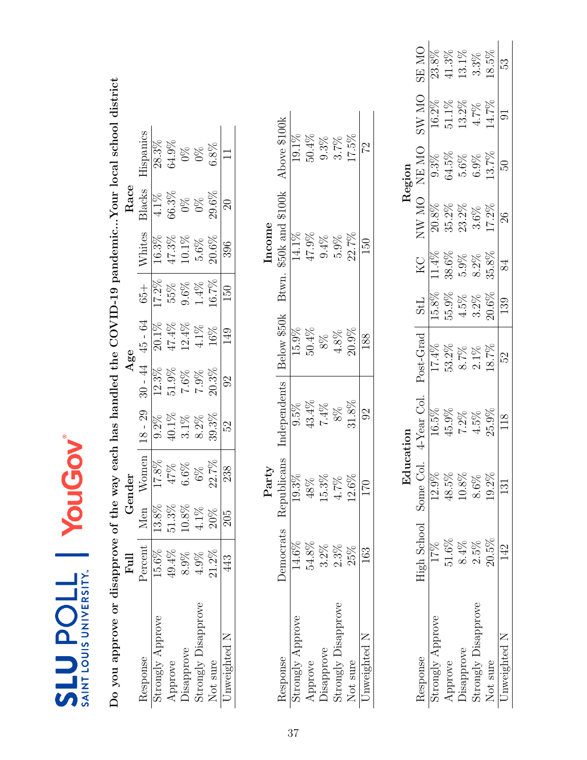SLU POLL | SAINT LOUIS UNIVERSITY | YouGov

**Do you approve or disapprove of the way each has handled the COVID-19 pandemic...Your local school district**

| | Full | Gender | | Age | | | | Race | | |
|---|---|---|---|---|---|---|---|---|---|---|
| Response | Percent | Men | Women | 18 - 29 | 30 - 44 | 45 - 64 | 65+ | Whites | Blacks | Hispanics |
| Strongly Approve | 15.6% | 13.8% | 17.8% | 9.2% | 12.3% | 20.1% | 17.2% | 16.3% | 4.1% | 28.3% |
| Approve | 49.4% | 51.3% | 47% | 40.1% | 51.9% | 47.4% | 55% | 47.3% | 66.3% | 64.9% |
| Disapprove | 8.9% | 10.8% | 6.6% | 3.1% | 7.6% | 12.4% | 9.6% | 10.1% | 0% | 0% |
| Strongly Disapprove | 4.9% | 4.1% | 6% | 8.2% | 7.9% | 4.1% | 1.4% | 5.6% | 0% | 0% |
| Not sure | 21.2% | 20% | 22.7% | 39.3% | 20.3% | 16% | 16.7% | 20.6% | 29.6% | 6.8% |
| Unweighted N | 443 | 205 | 238 | 52 | 92 | 149 | 150 | 396 | 20 | 11 |

| | Party | | | Income | | |
|---|---|---|---|---|---|---|
| Response | Democrats | Republicans | Independents | Below $50k | Btwn. $50k and $100k | Above $100k |
| Strongly Approve | 14.6% | 19.3% | 9.5% | 15.9% | 14.1% | 19.1% |
| Approve | 54.8% | 48% | 43.4% | 50.4% | 47.9% | 50.4% |
| Disapprove | 3.2% | 15.3% | 7.4% | 8% | 9.4% | 9.3% |
| Strongly Disapprove | 2.3% | 4.7% | 8% | 4.8% | 5.9% | 3.7% |
| Not sure | 25% | 12.6% | 31.8% | 20.9% | 22.7% | 17.5% |
| Unweighted N | 163 | 170 | 92 | 188 | 150 | 72 |

| | Education | | | | Region | | | | | |
|---|---|---|---|---|---|---|---|---|---|---|
| Response | High School | Some Col. | 4-Year Col. | Post-Grad | StL | KC | NW MO | NE MO | SW MO | SE MO |
| Strongly Approve | 17% | 12.9% | 16.5% | 17.4% | 15.8% | 11.4% | 20.8% | 9.3% | 16.2% | 23.8% |
| Approve | 51.6% | 48.5% | 45.9% | 53.2% | 55.9% | 38.6% | 35.2% | 64.5% | 51.1% | 41.3% |
| Disapprove | 8.4% | 10.8% | 7.2% | 8.7% | 4.5% | 5.9% | 23.2% | 5.6% | 13.2% | 13.1% |
| Strongly Disapprove | 2.5% | 8.6% | 4.5% | 2.1% | 3.2% | 8.2% | 3.6% | 6.9% | 4.7% | 3.3% |
| Not sure | 20.5% | 19.2% | 25.9% | 18.7% | 20.6% | 35.8% | 17.2% | 13.7% | 14.7% | 18.5% |
| Unweighted N | 142 | 131 | 118 | 52 | 139 | 84 | 26 | 50 | 91 | 53 |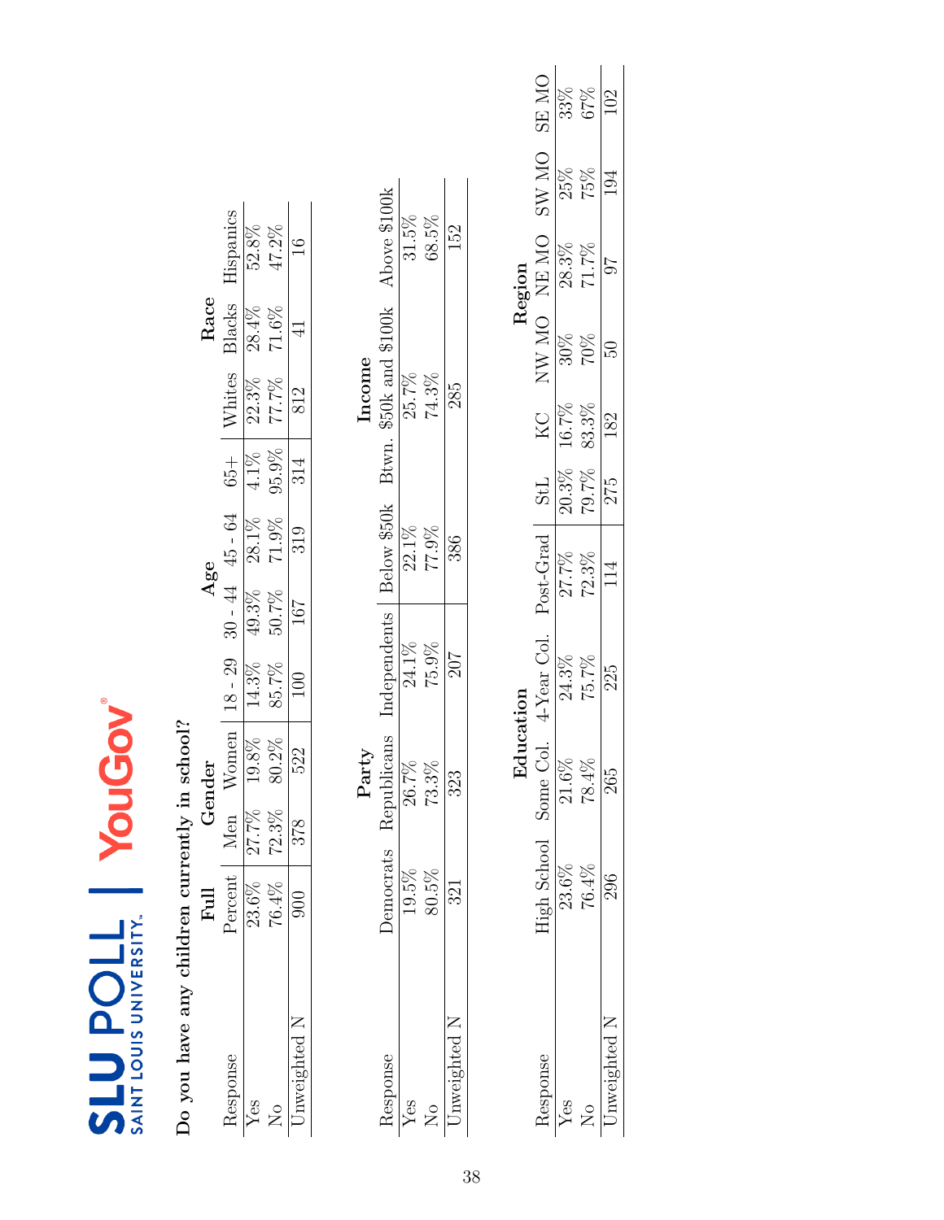**Do you have any children currently in school?**

| Response | Full | Gender | | Age | | | | Race | | |
|---|---|---|---|---|---|---|---|---|---|---|
| | Percent | Men | Women | 18 - 29 | 30 - 44 | 45 - 64 | 65+ | Whites | Blacks | Hispanics |
| Yes | 23.6% | 27.7% | 19.8% | 14.3% | 49.3% | 28.1% | 4.1% | 22.3% | 28.4% | 52.8% |
| No | 76.4% | 72.3% | 80.2% | 85.7% | 50.7% | 71.9% | 95.9% | 77.7% | 71.6% | 47.2% |
| Unweighted N | 900 | 378 | 522 | 100 | 167 | 319 | 314 | 812 | 41 | 16 |

| Response | Party | | | Income | | |
|---|---|---|---|---|---|---|
| | Democrats | Republicans | Independents | Below $50k | Btwn. $50k and $100k | Above $100k |
| Yes | 19.5% | 26.7% | 24.1% | 22.1% | 25.7% | 31.5% |
| No | 80.5% | 73.3% | 75.9% | 77.9% | 74.3% | 68.5% |
| Unweighted N | 321 | 323 | 207 | 386 | 285 | 152 |

| Response | Education | | | | Region | | | | | |
|---|---|---|---|---|---|---|---|---|---|---|
| | High School | Some Col. | 4-Year Col. | Post-Grad | StL | KC | NW MO | NE MO | SW MO | SE MO |
| Yes | 23.6% | 21.6% | 24.3% | 27.7% | 20.3% | 16.7% | 30% | 28.3% | 25% | 33% |
| No | 76.4% | 78.4% | 75.7% | 72.3% | 79.7% | 83.3% | 70% | 71.7% | 75% | 67% |
| Unweighted N | 296 | 265 | 225 | 114 | 275 | 182 | 50 | 97 | 194 | 102 |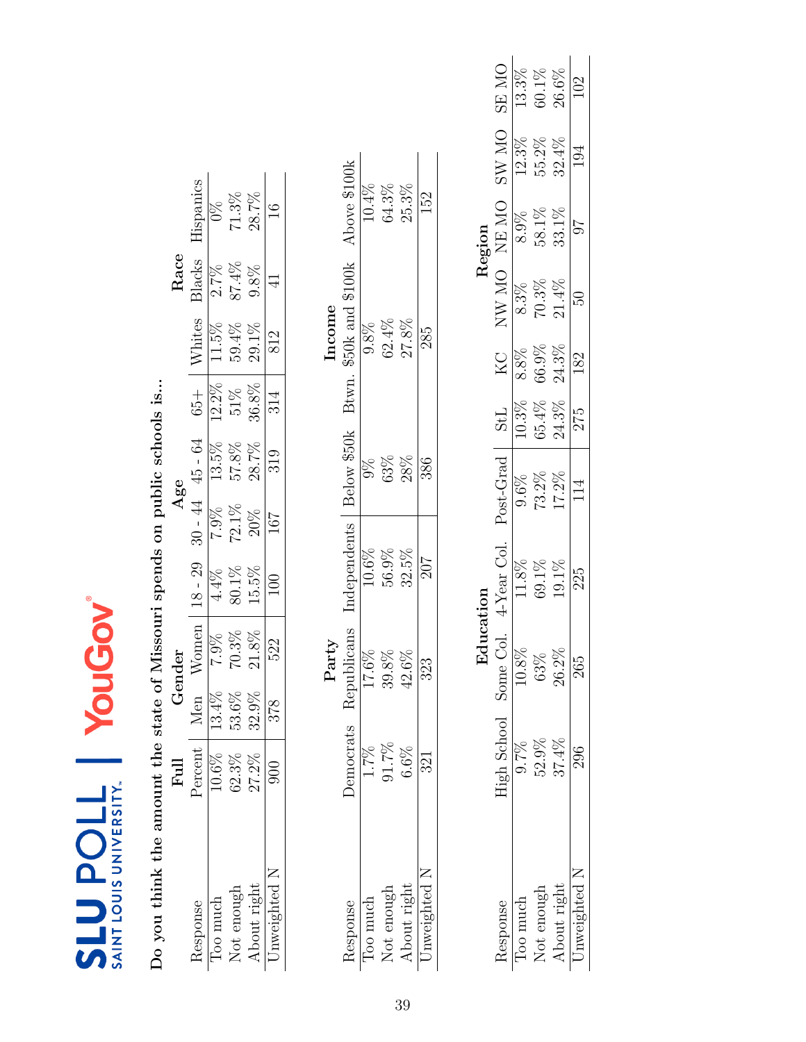**SLU POLL** SAINT LOUIS UNIVERSITY | **YouGov**

## Do you think the amount the state of Missouri spends on public schools is...

| | Full | Gender | | Age | | | | Race | | |
|---|---|---|---|---|---|---|---|---|---|---|
| Response | Percent | Men | Women | 18 - 29 | 30 - 44 | 45 - 64 | 65+ | Whites | Blacks | Hispanics |
| Too much | 10.6% | 13.4% | 7.9% | 4.4% | 7.9% | 13.5% | 12.2% | 11.5% | 2.7% | 0% |
| Not enough | 62.3% | 53.6% | 70.3% | 80.1% | 72.1% | 57.8% | 51% | 59.4% | 87.4% | 71.3% |
| About right | 27.2% | 32.9% | 21.8% | 15.5% | 20% | 28.7% | 36.8% | 29.1% | 9.8% | 28.7% |
| Unweighted N | 900 | 378 | 522 | 100 | 167 | 319 | 314 | 812 | 41 | 16 |

| | Party | | | Income | | |
|---|---|---|---|---|---|---|
| Response | Democrats | Republicans | Independents | Below $50k | Btwn. $50k and $100k | Above $100k |
| Too much | 1.7% | 17.6% | 10.6% | 9% | 9.8% | 10.4% |
| Not enough | 91.7% | 39.8% | 56.9% | 63% | 62.4% | 64.3% |
| About right | 6.6% | 42.6% | 32.5% | 28% | 27.8% | 25.3% |
| Unweighted N | 321 | 323 | 207 | 386 | 285 | 152 |

| | Education | | | | Region | | | | | |
|---|---|---|---|---|---|---|---|---|---|---|
| Response | High School | Some Col. | 4-Year Col. | Post-Grad | StL | KC | NW MO | NE MO | SW MO | SE MO |
| Too much | 9.7% | 10.8% | 11.8% | 9.6% | 10.3% | 8.8% | 8.3% | 8.9% | 12.3% | 13.3% |
| Not enough | 52.9% | 63% | 69.1% | 73.2% | 65.4% | 66.9% | 70.3% | 58.1% | 55.2% | 60.1% |
| About right | 37.4% | 26.2% | 19.1% | 17.2% | 24.3% | 24.3% | 21.4% | 33.1% | 32.4% | 26.6% |
| Unweighted N | 296 | 265 | 225 | 114 | 275 | 182 | 50 | 97 | 194 | 102 |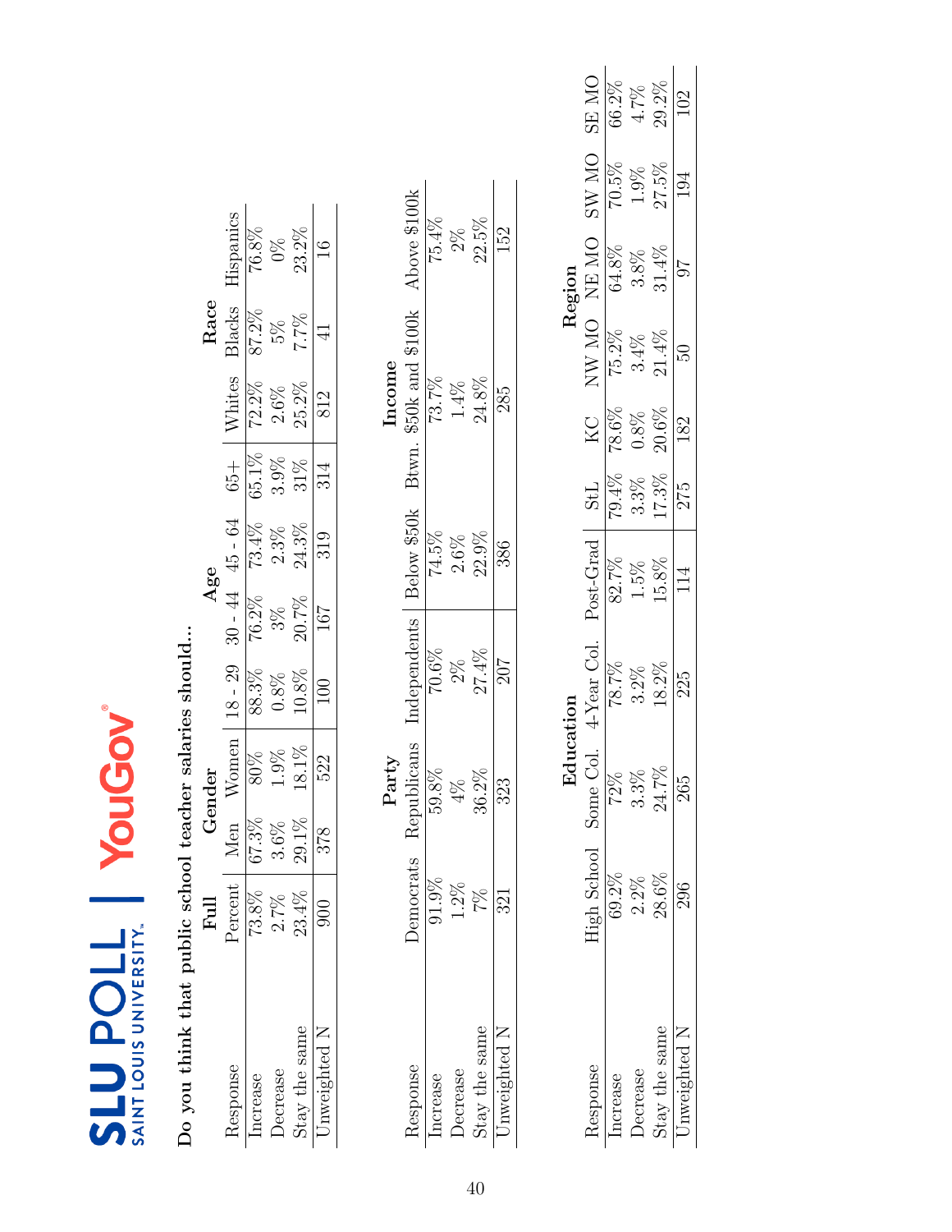**Do you think that public school teacher salaries should...**

| Response | Full | Gender | | Age | | | | Race | | |
|---|---|---|---|---|---|---|---|---|---|---|
| | Percent | Men | Women | 18 - 29 | 30 - 44 | 45 - 64 | 65+ | Whites | Blacks | Hispanics |
| Increase | 73.8% | 67.3% | 80% | 88.3% | 76.2% | 73.4% | 65.1% | 72.2% | 87.2% | 76.8% |
| Decrease | 2.7% | 3.6% | 1.9% | 0.8% | 3% | 2.3% | 3.9% | 2.6% | 5% | 0% |
| Stay the same | 23.4% | 29.1% | 18.1% | 10.8% | 20.7% | 24.3% | 31% | 25.2% | 7.7% | 23.2% |
| Unweighted N | 900 | 378 | 522 | 100 | 167 | 319 | 314 | 812 | 41 | 16 |

| Response | Party | | | Income | | |
|---|---|---|---|---|---|---|
| | Democrats | Republicans | Independents | Below $50k | Btwn. $50k and $100k | Above $100k |
| Increase | 91.9% | 59.8% | 70.6% | 74.5% | 73.7% | 75.4% |
| Decrease | 1.2% | 4% | 2% | 2.6% | 1.4% | 2% |
| Stay the same | 7% | 36.2% | 27.4% | 22.9% | 24.8% | 22.5% |
| Unweighted N | 321 | 323 | 207 | 386 | 285 | 152 |

| Response | Education | | | | Region | | | | | |
|---|---|---|---|---|---|---|---|---|---|---|
| | High School | Some Col. | 4-Year Col. | Post-Grad | StL | KC | NW MO | NE MO | SW MO | SE MO |
| Increase | 69.2% | 72% | 78.7% | 82.7% | 79.4% | 78.6% | 75.2% | 64.8% | 70.5% | 66.2% |
| Decrease | 2.2% | 3.3% | 3.2% | 1.5% | 3.3% | 0.8% | 3.4% | 3.8% | 1.9% | 4.7% |
| Stay the same | 28.6% | 24.7% | 18.2% | 15.8% | 17.3% | 20.6% | 21.4% | 31.4% | 27.5% | 29.2% |
| Unweighted N | 296 | 265 | 225 | 114 | 275 | 182 | 50 | 97 | 194 | 102 |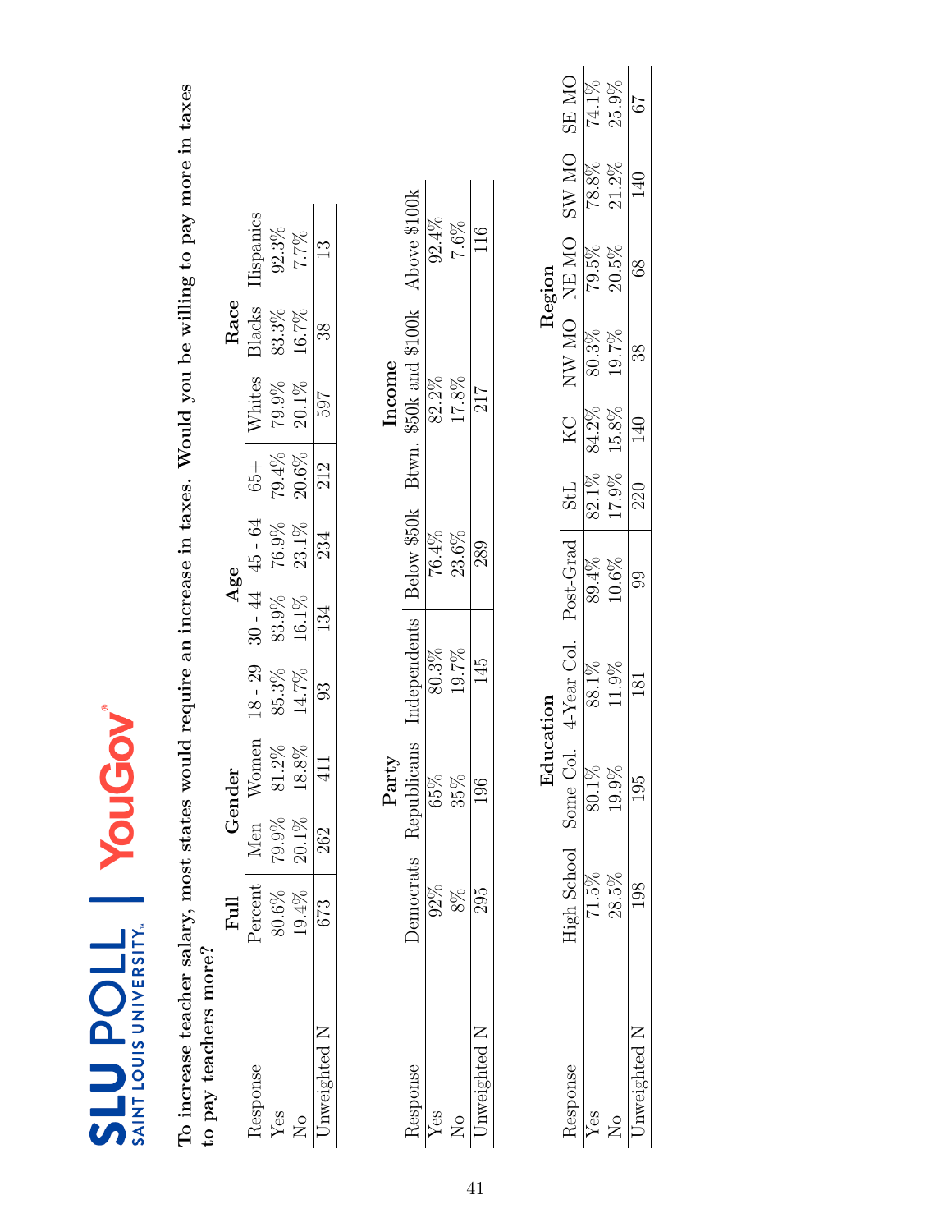SLU POLL | SAINT LOUIS UNIVERSITY | YouGov

**To increase teacher salary, most states would require an increase in taxes. Would you be willing to pay more in taxes to pay teachers more?**

| Response | Full | Gender | | Age | | | | Race | | |
|---|---|---|---|---|---|---|---|---|---|---|
| | Percent | Men | Women | 18 - 29 | 30 - 44 | 45 - 64 | 65+ | Whites | Blacks | Hispanics |
| Yes | 80.6% | 79.9% | 81.2% | 85.3% | 83.9% | 76.9% | 79.4% | 79.9% | 83.3% | 92.3% |
| No | 19.4% | 20.1% | 18.8% | 14.7% | 16.1% | 23.1% | 20.6% | 20.1% | 16.7% | 7.7% |
| Unweighted N | 673 | 262 | 411 | 93 | 134 | 234 | 212 | 597 | 38 | 13 |

| Response | Party | | | Income | | |
|---|---|---|---|---|---|---|
| | Democrats | Republicans | Independents | Below $50k | Btwn. $50k and $100k | Above $100k |
| Yes | 92% | 65% | 80.3% | 76.4% | 82.2% | 92.4% |
| No | 8% | 35% | 19.7% | 23.6% | 17.8% | 7.6% |
| Unweighted N | 295 | 196 | 145 | 289 | 217 | 116 |

| Response | Education | | | | Region | | | | | |
|---|---|---|---|---|---|---|---|---|---|---|
| | High School | Some Col. | 4-Year Col. | Post-Grad | StL | KC | NW MO | NE MO | SW MO | SE MO |
| Yes | 71.5% | 80.1% | 88.1% | 89.4% | 82.1% | 84.2% | 80.3% | 79.5% | 78.8% | 74.1% |
| No | 28.5% | 19.9% | 11.9% | 10.6% | 17.9% | 15.8% | 19.7% | 20.5% | 21.2% | 25.9% |
| Unweighted N | 198 | 195 | 181 | 99 | 220 | 140 | 38 | 68 | 140 | 67 |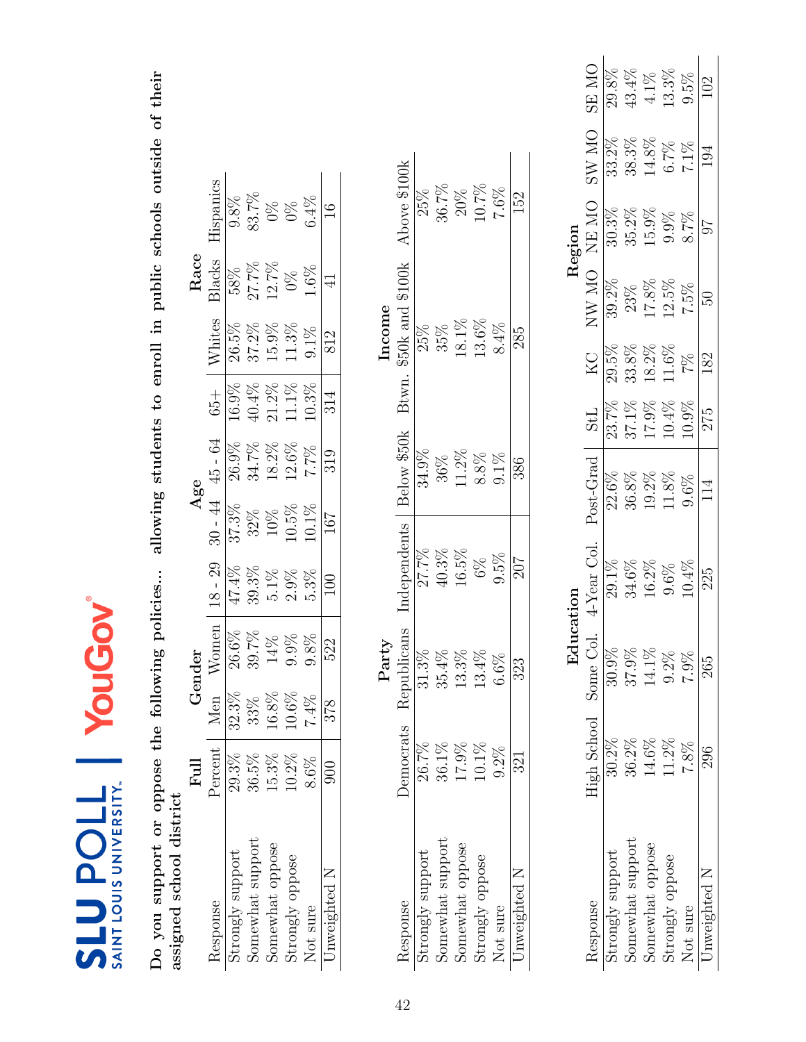SLU POLL | SAINT LOUIS UNIVERSITY | YouGov

**Do you support or oppose the following policies... allowing students to enroll in public schools outside of their assigned school district**

| | Full | Gender | | Age | | | | Race | | |
|---|---|---|---|---|---|---|---|---|---|---|
| Response | Percent | Men | Women | 18 - 29 | 30 - 44 | 45 - 64 | 65+ | Whites | Blacks | Hispanics |
| Strongly support | 29.3% | 32.3% | 26.6% | 47.4% | 37.3% | 26.9% | 16.9% | 26.5% | 58% | 9.8% |
| Somewhat support | 36.5% | 33% | 39.7% | 39.3% | 32% | 34.7% | 40.4% | 37.2% | 27.7% | 83.7% |
| Somewhat oppose | 15.3% | 16.8% | 14% | 5.1% | 10% | 18.2% | 21.2% | 15.9% | 12.7% | 0% |
| Strongly oppose | 10.2% | 10.6% | 9.9% | 2.9% | 10.5% | 12.6% | 11.1% | 11.3% | 0% | 0% |
| Not sure | 8.6% | 7.4% | 9.8% | 5.3% | 10.1% | 7.7% | 10.3% | 9.1% | 1.6% | 6.4% |
| Unweighted N | 900 | 378 | 522 | 100 | 167 | 319 | 314 | 812 | 41 | 16 |

| | Party | | | Income | | |
|---|---|---|---|---|---|---|
| Response | Democrats | Republicans | Independents | Below $50k | Btwn. $50k and $100k | Above $100k |
| Strongly support | 26.7% | 31.3% | 27.7% | 34.9% | 25% | 25% |
| Somewhat support | 36.1% | 35.4% | 40.3% | 36% | 35% | 36.7% |
| Somewhat oppose | 17.9% | 13.3% | 16.5% | 11.2% | 18.1% | 20% |
| Strongly oppose | 10.1% | 13.4% | 6% | 8.8% | 13.6% | 10.7% |
| Not sure | 9.2% | 6.6% | 9.5% | 9.1% | 8.4% | 7.6% |
| Unweighted N | 321 | 323 | 207 | 386 | 285 | 152 |

| | Education | | | | Region | | | | | |
|---|---|---|---|---|---|---|---|---|---|---|
| Response | High School | Some Col. | 4-Year Col. | Post-Grad | StL | KC | NW MO | NE MO | SW MO | SE MO |
| Strongly support | 30.2% | 30.9% | 29.1% | 22.6% | 23.7% | 29.5% | 39.2% | 30.3% | 33.2% | 29.8% |
| Somewhat support | 36.2% | 37.9% | 34.6% | 36.8% | 37.1% | 33.8% | 23% | 35.2% | 38.3% | 43.4% |
| Somewhat oppose | 14.6% | 14.1% | 16.2% | 19.2% | 17.9% | 18.2% | 17.8% | 15.9% | 14.8% | 4.1% |
| Strongly oppose | 11.2% | 9.2% | 9.6% | 11.8% | 10.4% | 11.6% | 12.5% | 9.9% | 6.7% | 13.3% |
| Not sure | 7.8% | 7.9% | 10.4% | 9.6% | 10.9% | 7% | 7.5% | 8.7% | 7.1% | 9.5% |
| Unweighted N | 296 | 265 | 225 | 114 | 275 | 182 | 50 | 97 | 194 | 102 |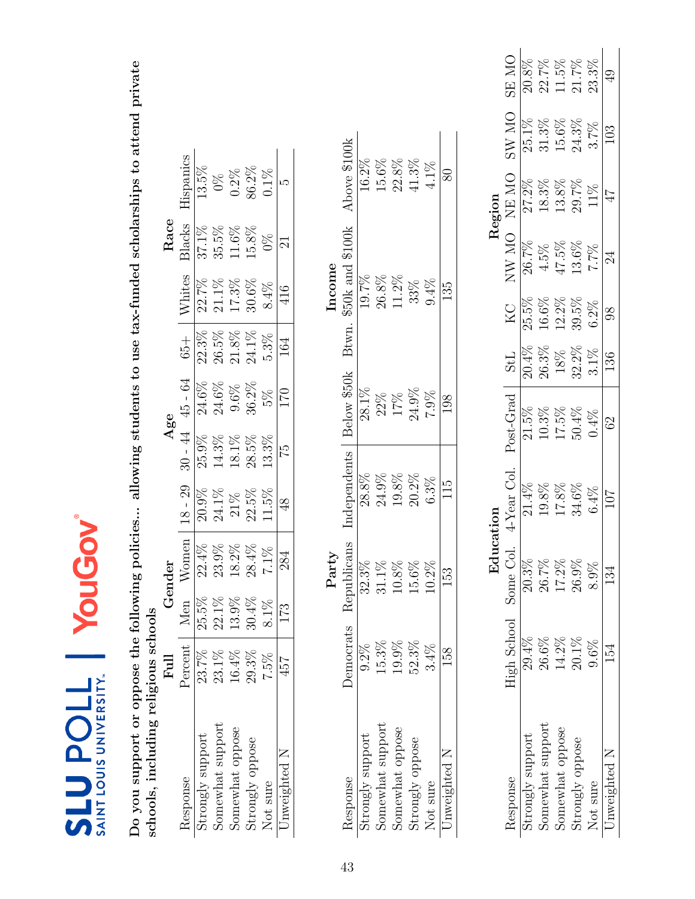**Do you support or oppose the following policies... allowing students to use tax-funded scholarships to attend private schools, including religious schools**

| | Full | Gender | | Age | | | | Race | | |
|---|---|---|---|---|---|---|---|---|---|---|
| Response | Percent | Men | Women | 18 - 29 | 30 - 44 | 45 - 64 | 65+ | Whites | Blacks | Hispanics |
| Strongly support | 23.7% | 25.5% | 22.4% | 20.9% | 25.9% | 24.6% | 22.3% | 22.7% | 37.1% | 13.5% |
| Somewhat support | 23.1% | 22.1% | 23.9% | 24.1% | 14.3% | 24.6% | 26.5% | 21.1% | 35.5% | 0% |
| Somewhat oppose | 16.4% | 13.9% | 18.2% | 21% | 18.1% | 9.6% | 21.8% | 17.3% | 11.6% | 0.2% |
| Strongly oppose | 29.3% | 30.4% | 28.4% | 22.5% | 28.5% | 36.2% | 24.1% | 30.6% | 15.8% | 86.2% |
| Not sure | 7.5% | 8.1% | 7.1% | 11.5% | 13.3% | 5% | 5.3% | 8.4% | 0% | 0.1% |
| Unweighted N | 457 | 173 | 284 | 48 | 75 | 170 | 164 | 416 | 21 | 5 |

| | Party | | | Income | | |
|---|---|---|---|---|---|---|
| Response | Democrats | Republicans | Independents | Below $50k | Btwn. $50k and $100k | Above $100k |
| Strongly support | 9.2% | 32.3% | 28.8% | 28.1% | 19.7% | 16.2% |
| Somewhat support | 15.3% | 31.1% | 24.9% | 22% | 26.8% | 15.6% |
| Somewhat oppose | 19.9% | 10.8% | 19.8% | 17% | 11.2% | 22.8% |
| Strongly oppose | 52.3% | 15.6% | 20.2% | 24.9% | 33% | 41.3% |
| Not sure | 3.4% | 10.2% | 6.3% | 7.9% | 9.4% | 4.1% |
| Unweighted N | 158 | 153 | 115 | 198 | 135 | 80 |

| | Education | | | | Region | | | | | |
|---|---|---|---|---|---|---|---|---|---|---|
| Response | High School | Some Col. | 4-Year Col. | Post-Grad | StL | KC | NW MO | NE MO | SW MO | SE MO |
| Strongly support | 29.4% | 20.3% | 21.4% | 21.5% | 20.4% | 25.5% | 26.7% | 27.2% | 25.1% | 20.8% |
| Somewhat support | 26.6% | 26.7% | 19.8% | 10.3% | 26.3% | 16.6% | 4.5% | 18.3% | 31.3% | 22.7% |
| Somewhat oppose | 14.2% | 17.2% | 17.8% | 17.5% | 18% | 12.2% | 47.5% | 13.8% | 15.6% | 11.5% |
| Strongly oppose | 20.1% | 26.9% | 34.6% | 50.4% | 32.2% | 39.5% | 13.6% | 29.7% | 24.3% | 21.7% |
| Not sure | 9.6% | 8.9% | 6.4% | 0.4% | 3.1% | 6.2% | 7.7% | 11% | 3.7% | 23.3% |
| Unweighted N | 154 | 134 | 107 | 62 | 136 | 98 | 24 | 47 | 103 | 49 |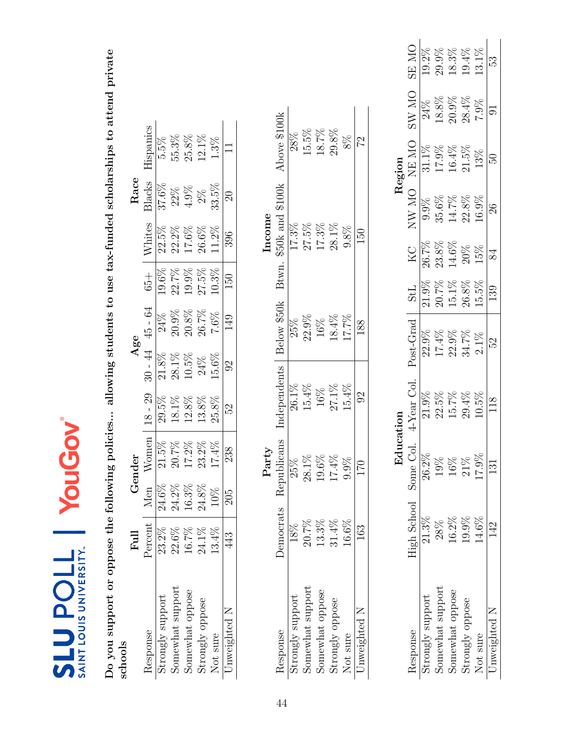SLU POLL | SAINT LOUIS UNIVERSITY | YouGov

**Do you support or oppose the following policies… allowing students to use tax-funded scholarships to attend private schools**

| | Full | Gender | | Age | | | | Race | | |
|---|---|---|---|---|---|---|---|---|---|---|
| Response | Percent | Men | Women | 18 - 29 | 30 - 44 | 45 - 64 | 65+ | Whites | Blacks | Hispanics |
| Strongly support | 23.2% | 24.6% | 21.5% | 29.5% | 21.8% | 24% | 19.6% | 22.5% | 37.6% | 5.5% |
| Somewhat support | 22.6% | 24.2% | 20.7% | 18.1% | 28.1% | 20.9% | 22.7% | 22.2% | 22% | 55.3% |
| Somewhat oppose | 16.7% | 16.3% | 17.2% | 12.8% | 10.5% | 20.8% | 19.9% | 17.6% | 4.9% | 25.8% |
| Strongly oppose | 24.1% | 24.8% | 23.2% | 13.8% | 24% | 26.7% | 27.5% | 26.6% | 2% | 12.1% |
| Not sure | 13.4% | 10% | 17.4% | 25.8% | 15.6% | 7.6% | 10.3% | 11.2% | 33.5% | 1.3% |
| Unweighted N | 443 | 205 | 238 | 52 | 92 | 149 | 150 | 396 | 20 | 11 |

| | Party | | | Income | | |
|---|---|---|---|---|---|---|
| Response | Democrats | Republicans | Independents | Below $50k | Btwn. $50k and $100k | Above $100k |
| Strongly support | 18% | 25% | 26.1% | 25% | 17.3% | 28% |
| Somewhat support | 20.7% | 28.1% | 15.4% | 22.9% | 27.5% | 15.5% |
| Somewhat oppose | 13.3% | 19.6% | 16% | 16% | 17.3% | 18.7% |
| Strongly oppose | 31.4% | 17.4% | 27.1% | 18.4% | 28.1% | 29.8% |
| Not sure | 16.6% | 9.9% | 15.4% | 17.7% | 9.8% | 8% |
| Unweighted N | 163 | 170 | 92 | 188 | 150 | 72 |

| | Education | | | | Region | | | | | |
|---|---|---|---|---|---|---|---|---|---|---|
| Response | High School | Some Col. | 4-Year Col. | Post-Grad | StL | KC | NW MO | NE MO | SW MO | SE MO |
| Strongly support | 21.3% | 26.2% | 21.9% | 22.9% | 21.9% | 26.7% | 9.9% | 31.1% | 24% | 19.2% |
| Somewhat support | 28% | 19% | 22.5% | 17.4% | 20.7% | 23.8% | 35.6% | 17.9% | 18.8% | 29.9% |
| Somewhat oppose | 16.2% | 16% | 15.7% | 22.9% | 15.1% | 14.6% | 14.7% | 16.4% | 20.9% | 18.3% |
| Strongly oppose | 19.9% | 21% | 29.4% | 34.7% | 26.8% | 20% | 22.8% | 21.5% | 28.4% | 19.4% |
| Not sure | 14.6% | 17.9% | 10.5% | 2.1% | 15.5% | 15% | 16.9% | 13% | 7.9% | 13.1% |
| Unweighted N | 142 | 131 | 118 | 52 | 139 | 84 | 26 | 50 | 91 | 53 |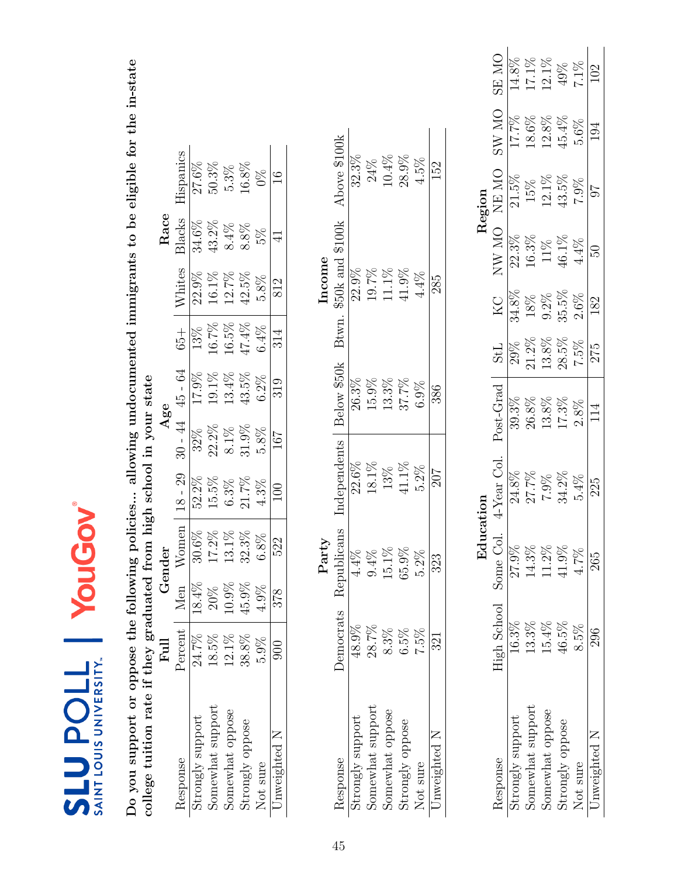SLU POLL | SAINT LOUIS UNIVERSITY | YouGov

**Do you support or oppose the following policies... allowing undocumented immigrants to be eligible for the in-state college tuition rate if they graduated from high school in your state**

| | Full | Gender | | Age | | | | Race | | |
|---|---|---|---|---|---|---|---|---|---|---|
| Response | Percent | Men | Women | 18 - 29 | 30 - 44 | 45 - 64 | 65+ | Whites | Blacks | Hispanics |
| Strongly support | 24.7% | 18.4% | 30.6% | 52.2% | 32% | 17.9% | 13% | 22.9% | 34.6% | 27.6% |
| Somewhat support | 18.5% | 20% | 17.2% | 15.5% | 22.2% | 19.1% | 16.7% | 16.1% | 43.2% | 50.3% |
| Somewhat oppose | 12.1% | 10.9% | 13.1% | 6.3% | 8.1% | 13.4% | 16.5% | 12.7% | 8.4% | 5.3% |
| Strongly oppose | 38.8% | 45.9% | 32.3% | 21.7% | 31.9% | 43.5% | 47.4% | 42.5% | 8.8% | 16.8% |
| Not sure | 5.9% | 4.9% | 6.8% | 4.3% | 5.8% | 6.2% | 6.4% | 5.8% | 5% | 0% |
| Unweighted N | 900 | 378 | 522 | 100 | 167 | 319 | 314 | 812 | 41 | 16 |

| | Party | | | Income | | |
|---|---|---|---|---|---|---|
| Response | Democrats | Republicans | Independents | Below $50k | Btwn. $50k and $100k | Above $100k |
| Strongly support | 48.9% | 4.4% | 22.6% | 26.3% | 22.9% | 32.3% |
| Somewhat support | 28.7% | 9.4% | 18.1% | 15.9% | 19.7% | 24% |
| Somewhat oppose | 8.3% | 15.1% | 13% | 13.3% | 11.1% | 10.4% |
| Strongly oppose | 6.5% | 65.9% | 41.1% | 37.7% | 41.9% | 28.9% |
| Not sure | 7.5% | 5.2% | 5.2% | 6.9% | 4.4% | 4.5% |
| Unweighted N | 321 | 323 | 207 | 386 | 285 | 152 |

| | Education | | | | Region | | | | | |
|---|---|---|---|---|---|---|---|---|---|---|
| Response | High School | Some Col. | 4-Year Col. | Post-Grad | StL | KC | NW MO | NE MO | SW MO | SE MO |
| Strongly support | 16.3% | 27.9% | 24.8% | 39.3% | 29% | 34.8% | 22.3% | 21.5% | 17.7% | 14.8% |
| Somewhat support | 13.3% | 14.3% | 27.7% | 26.8% | 21.2% | 18% | 16.3% | 15% | 18.6% | 17.1% |
| Somewhat oppose | 15.4% | 11.2% | 7.9% | 13.8% | 13.8% | 9.2% | 11% | 12.1% | 12.8% | 12.1% |
| Strongly oppose | 46.5% | 41.9% | 34.2% | 17.3% | 28.5% | 35.5% | 46.1% | 43.5% | 45.4% | 49% |
| Not sure | 8.5% | 4.7% | 5.4% | 2.8% | 7.5% | 2.6% | 4.4% | 7.9% | 5.6% | 7.1% |
| Unweighted N | 296 | 265 | 225 | 114 | 275 | 182 | 50 | 97 | 194 | 102 |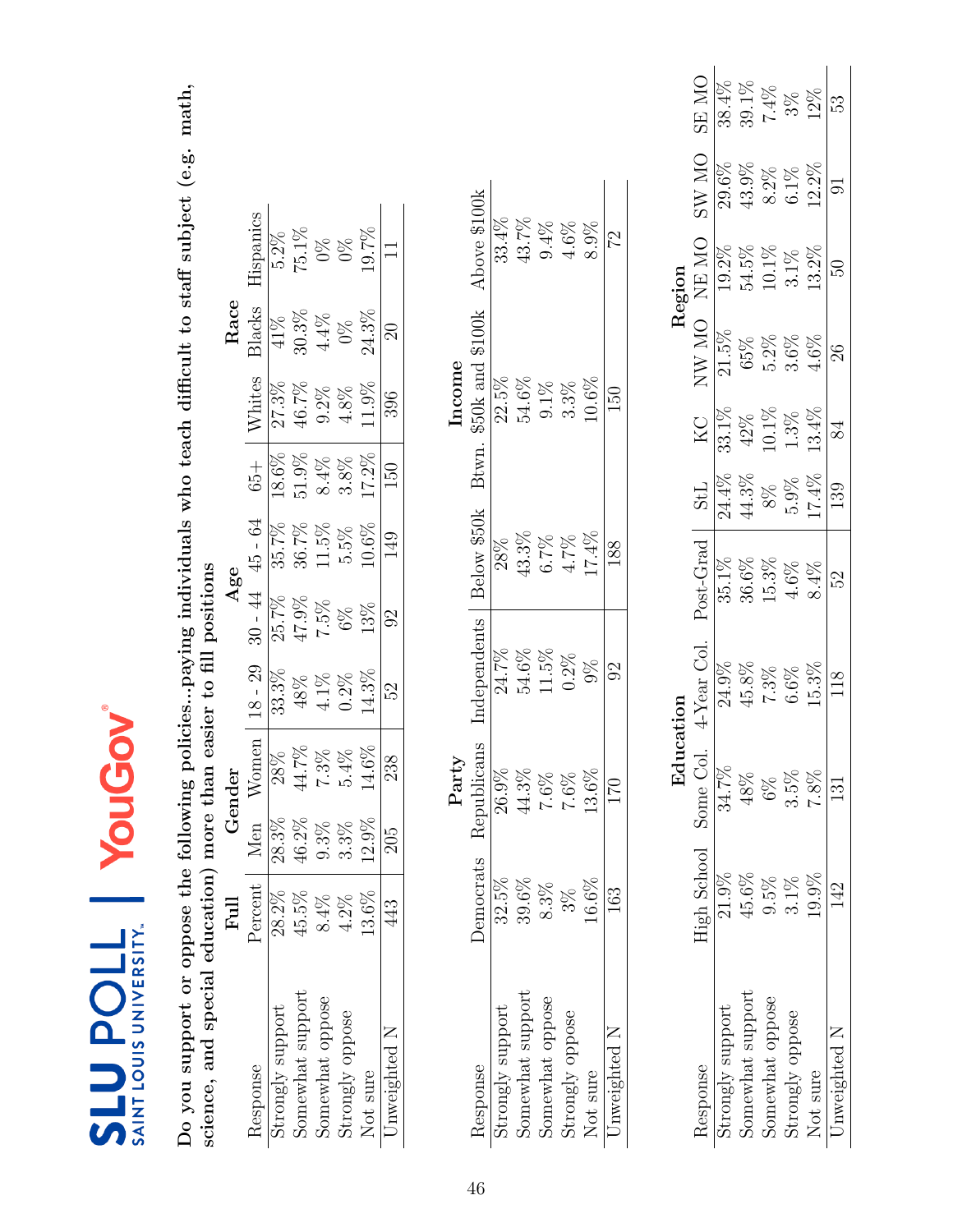SLU POLL | SAINT LOUIS UNIVERSITY | YouGov

**Do you support or oppose the following policies...paying individuals who teach difficult to staff subject (e.g. math, science, and special education) more than easier to fill positions**

| Response | Full | Gender | | Age | | | | Race | | |
|---|---|---|---|---|---|---|---|---|---|---|
| | Percent | Men | Women | 18 - 29 | 30 - 44 | 45 - 64 | 65+ | Whites | Blacks | Hispanics |
| Strongly support | 28.2% | 28.3% | 28% | 33.3% | 25.7% | 35.7% | 18.6% | 27.3% | 41% | 5.2% |
| Somewhat support | 45.5% | 46.2% | 44.7% | 48% | 47.9% | 36.7% | 51.9% | 46.7% | 30.3% | 75.1% |
| Somewhat oppose | 8.4% | 9.3% | 7.3% | 4.1% | 7.5% | 11.5% | 8.4% | 9.2% | 4.4% | 0% |
| Strongly oppose | 4.2% | 3.3% | 5.4% | 0.2% | 6% | 5.5% | 3.8% | 4.8% | 0% | 0% |
| Not sure | 13.6% | 12.9% | 14.6% | 14.3% | 13% | 10.6% | 17.2% | 11.9% | 24.3% | 19.7% |
| Unweighted N | 443 | 205 | 238 | 52 | 92 | 149 | 150 | 396 | 20 | 11 |

| Response | Party | | | Income | | |
|---|---|---|---|---|---|---|
| | Democrats | Republicans | Independents | Below $50k | Btwn. $50k and $100k | Above $100k |
| Strongly support | 32.5% | 26.9% | 24.7% | 28% | 22.5% | 33.4% |
| Somewhat support | 39.6% | 44.3% | 54.6% | 43.3% | 54.6% | 43.7% |
| Somewhat oppose | 8.3% | 7.6% | 11.5% | 6.7% | 9.1% | 9.4% |
| Strongly oppose | 3% | 7.6% | 0.2% | 4.7% | 3.3% | 4.6% |
| Not sure | 16.6% | 13.6% | 9% | 17.4% | 10.6% | 8.9% |
| Unweighted N | 163 | 170 | 92 | 188 | 150 | 72 |

| Response | Education | | | | Region | | | | | | |
|---|---|---|---|---|---|---|---|---|---|---|---|
| | High School | Some Col. | 4-Year Col. | Post-Grad | StL | KC | NW MO | NE MO | SW MO | SE MO |
| Strongly support | 21.9% | 34.7% | 24.9% | 35.1% | 24.4% | 33.1% | 21.5% | 19.2% | 29.6% | 38.4% |
| Somewhat support | 45.6% | 48% | 45.8% | 36.6% | 44.3% | 42% | 65% | 54.5% | 43.9% | 39.1% |
| Somewhat oppose | 9.5% | 6% | 7.3% | 15.3% | 8% | 10.1% | 5.2% | 10.1% | 8.2% | 7.4% |
| Strongly oppose | 3.1% | 3.5% | 6.6% | 4.6% | 5.9% | 1.3% | 3.6% | 3.1% | 6.1% | 3% |
| Not sure | 19.9% | 7.8% | 15.3% | 8.4% | 17.4% | 13.4% | 4.6% | 13.2% | 12.2% | 12% |
| Unweighted N | 142 | 131 | 118 | 52 | 139 | 84 | 26 | 50 | 91 | 53 |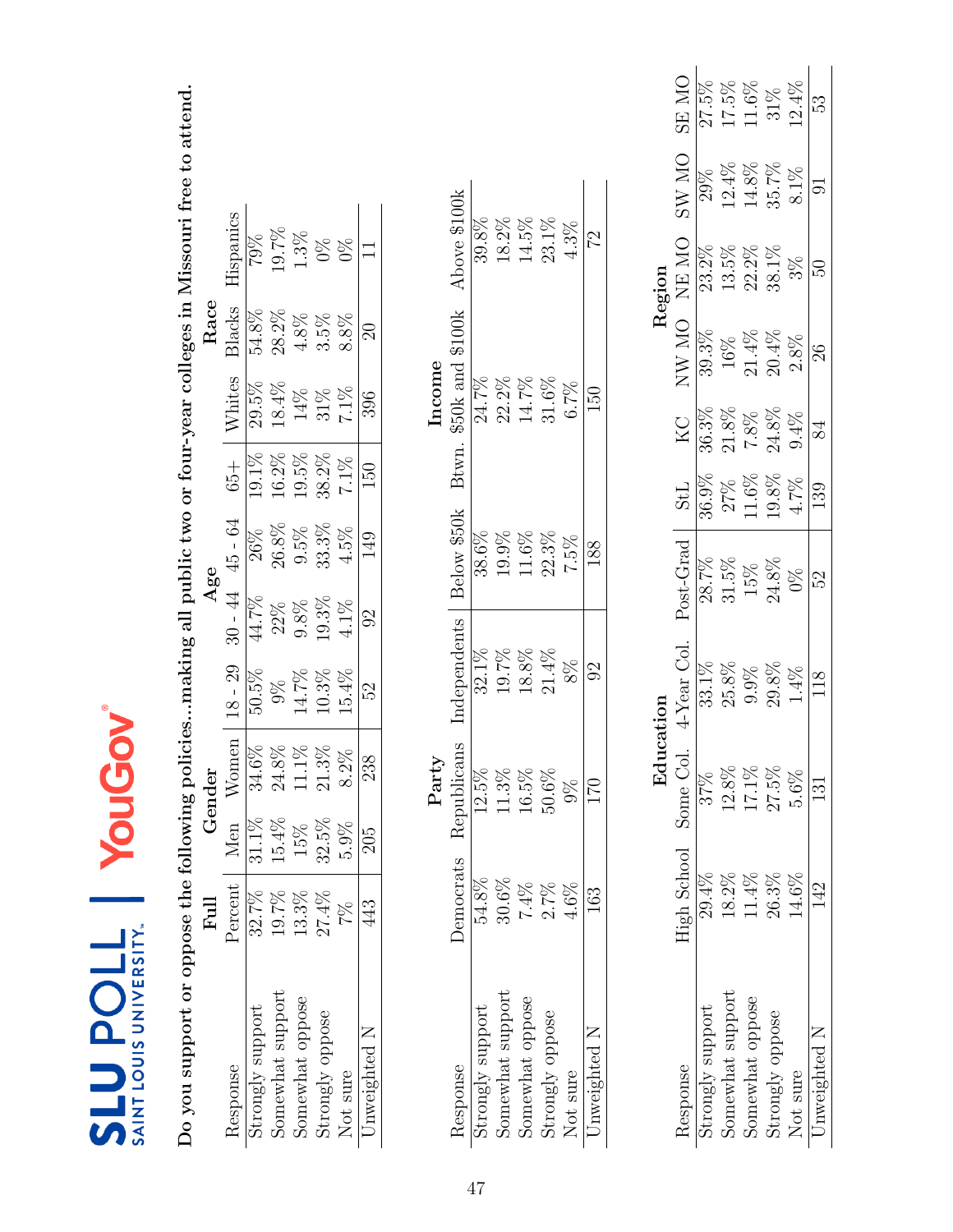**Do you support or oppose the following policies...making all public two or four-year colleges in Missouri free to attend.**

| Response | Full | Gender | | Age | | | | Race | | |
|---|---|---|---|---|---|---|---|---|---|---|
| | Percent | Men | Women | 18 - 29 | 30 - 44 | 45 - 64 | 65+ | Whites | Blacks | Hispanics |
| Strongly support | 32.7% | 31.1% | 34.6% | 50.5% | 44.7% | 26% | 19.1% | 29.5% | 54.8% | 79% |
| Somewhat support | 19.7% | 15.4% | 24.8% | 9% | 22% | 26.8% | 16.2% | 18.4% | 28.2% | 19.7% |
| Somewhat oppose | 13.3% | 15% | 11.1% | 14.7% | 9.8% | 9.5% | 19.5% | 14% | 4.8% | 1.3% |
| Strongly oppose | 27.4% | 32.5% | 21.3% | 10.3% | 19.3% | 33.3% | 38.2% | 31% | 3.5% | 0% |
| Not sure | 7% | 5.9% | 8.2% | 15.4% | 4.1% | 4.5% | 7.1% | 7.1% | 8.8% | 0% |
| Unweighted N | 443 | 205 | 238 | 52 | 92 | 149 | 150 | 396 | 20 | 11 |

| Response | Party | | | Income | | |
|---|---|---|---|---|---|---|
| | Democrats | Republicans | Independents | Below $50k | Btwn. $50k and $100k | Above $100k |
| Strongly support | 54.8% | 12.5% | 32.1% | 38.6% | 24.7% | 39.8% |
| Somewhat support | 30.6% | 11.3% | 19.7% | 19.9% | 22.2% | 18.2% |
| Somewhat oppose | 7.4% | 16.5% | 18.8% | 11.6% | 14.7% | 14.5% |
| Strongly oppose | 2.7% | 50.6% | 21.4% | 22.3% | 31.6% | 23.1% |
| Not sure | 4.6% | 9% | 8% | 7.5% | 6.7% | 4.3% |
| Unweighted N | 163 | 170 | 92 | 188 | 150 | 72 |

| Response | Education | | | | Region | | | | | |
|---|---|---|---|---|---|---|---|---|---|---|
| | High School | Some Col. | 4-Year Col. | Post-Grad | StL | KC | NW MO | NE MO | SW MO | SE MO |
| Strongly support | 29.4% | 37% | 33.1% | 28.7% | 36.9% | 36.3% | 39.3% | 23.2% | 29% | 27.5% |
| Somewhat support | 18.2% | 12.8% | 25.8% | 31.5% | 27% | 21.8% | 16% | 13.5% | 12.4% | 17.5% |
| Somewhat oppose | 11.4% | 17.1% | 9.9% | 15% | 11.6% | 7.8% | 21.4% | 22.2% | 14.8% | 11.6% |
| Strongly oppose | 26.3% | 27.5% | 29.8% | 24.8% | 19.8% | 24.8% | 20.4% | 38.1% | 35.7% | 31% |
| Not sure | 14.6% | 5.6% | 1.4% | 0% | 4.7% | 9.4% | 2.8% | 3% | 8.1% | 12.4% |
| Unweighted N | 142 | 131 | 118 | 52 | 139 | 84 | 26 | 50 | 91 | 53 |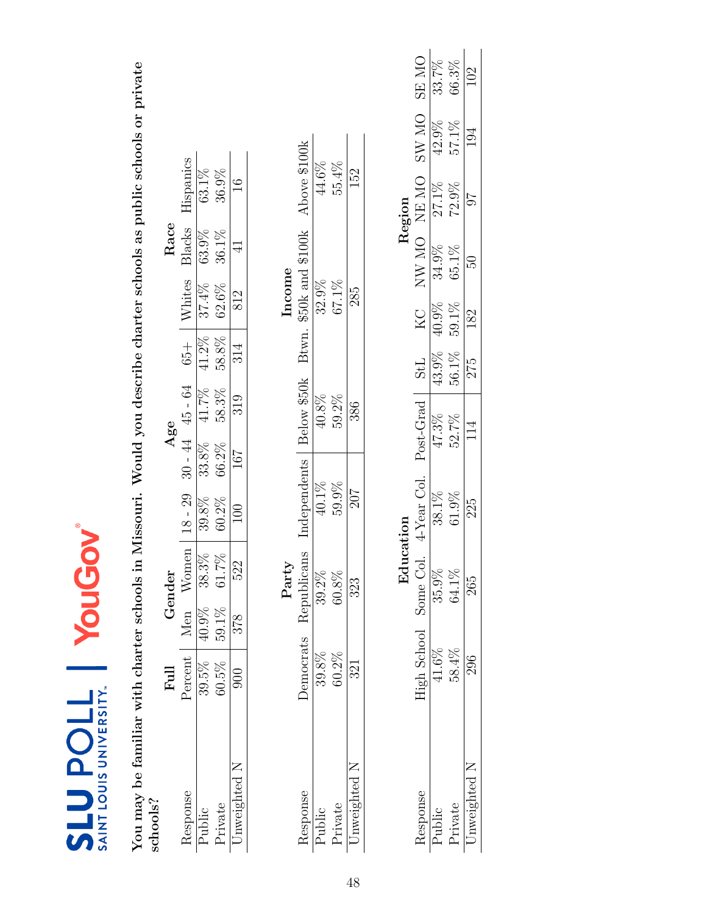**You may be familiar with charter schools in Missouri. Would you describe charter schools as public schools or private schools?**

| Response | Full | Gender | | Age | | | | Race | | |
|---|---|---|---|---|---|---|---|---|---|---|
| | Percent | Men | Women | 18 - 29 | 30 - 44 | 45 - 64 | 65+ | Whites | Blacks | Hispanics |
| Public | 39.5% | 40.9% | 38.3% | 39.8% | 33.8% | 41.7% | 41.2% | 37.4% | 63.9% | 63.1% |
| Private | 60.5% | 59.1% | 61.7% | 60.2% | 66.2% | 58.3% | 58.8% | 62.6% | 36.1% | 36.9% |
| Unweighted N | 900 | 378 | 522 | 100 | 167 | 319 | 314 | 812 | 41 | 16 |

| Response | Party | | | Income | | |
|---|---|---|---|---|---|---|
| | Democrats | Republicans | Independents | Below $50k | Btwn. $50k and $100k | Above $100k |
| Public | 39.8% | 39.2% | 40.1% | 40.8% | 32.9% | 44.6% |
| Private | 60.2% | 60.8% | 59.9% | 59.2% | 67.1% | 55.4% |
| Unweighted N | 321 | 323 | 207 | 386 | 285 | 152 |

| Response | Education | | | | Region | | | | | |
|---|---|---|---|---|---|---|---|---|---|---|
| | High School | Some Col. | 4-Year Col. | Post-Grad | StL | KC | NW MO | NE MO | SW MO | SE MO |
| Public | 41.6% | 35.9% | 38.1% | 47.3% | 43.9% | 40.9% | 34.9% | 27.1% | 42.9% | 33.7% |
| Private | 58.4% | 64.1% | 61.9% | 52.7% | 56.1% | 59.1% | 65.1% | 72.9% | 57.1% | 66.3% |
| Unweighted N | 296 | 265 | 225 | 114 | 275 | 182 | 50 | 97 | 194 | 102 |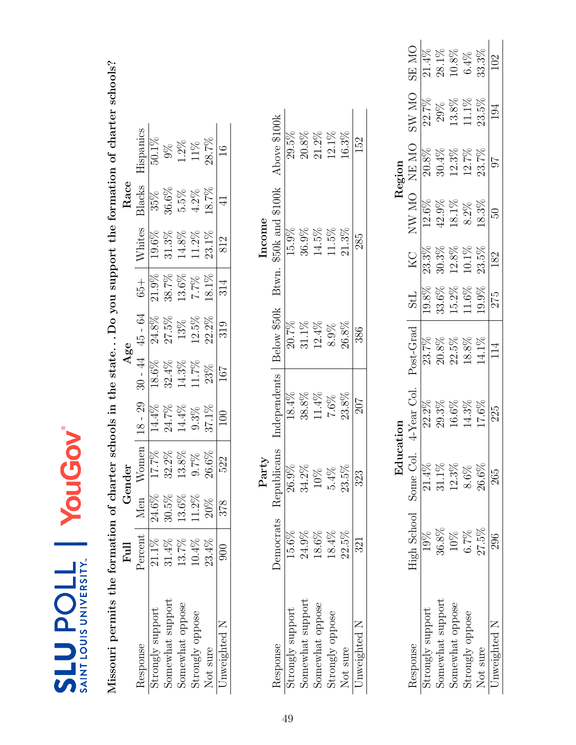SLU POLL | SAINT LOUIS UNIVERSITY | YouGov

**Missouri permits the formation of charter schools in the state. . . Do you support the formation of charter schools?**

| | Full | Gender | | Age | | | | Race | | |
|---|---|---|---|---|---|---|---|---|---|---|
| Response | Percent | Men | Women | 18 - 29 | 30 - 44 | 45 - 64 | 65+ | Whites | Blacks | Hispanics |
| Strongly support | 21.1% | 24.6% | 17.7% | 14.4% | 18.6% | 24.8% | 21.9% | 19.6% | 35% | 50.1% |
| Somewhat support | 31.4% | 30.5% | 32.2% | 24.7% | 32.4% | 27.5% | 38.7% | 31.3% | 36.6% | 9% |
| Somewhat oppose | 13.7% | 13.6% | 13.8% | 14.4% | 14.3% | 13% | 13.6% | 14.8% | 5.5% | 1.2% |
| Strongly oppose | 10.4% | 11.2% | 9.7% | 9.3% | 11.7% | 12.5% | 7.7% | 11.2% | 4.2% | 11% |
| Not sure | 23.4% | 20% | 26.6% | 37.1% | 23% | 22.2% | 18.1% | 23.1% | 18.7% | 28.7% |
| Unweighted N | 900 | 378 | 522 | 100 | 167 | 319 | 314 | 812 | 41 | 16 |

| | Party | | | Income | | |
|---|---|---|---|---|---|---|
| Response | Democrats | Republicans | Independents | Below $50k | Btwn. $50k and $100k | Above $100k |
| Strongly support | 15.6% | 26.9% | 18.4% | 20.7% | 15.9% | 29.5% |
| Somewhat support | 24.9% | 34.2% | 38.8% | 31.1% | 36.9% | 20.8% |
| Somewhat oppose | 18.6% | 10% | 11.4% | 12.4% | 14.5% | 21.2% |
| Strongly oppose | 18.4% | 5.4% | 7.6% | 8.9% | 11.5% | 12.1% |
| Not sure | 22.5% | 23.5% | 23.8% | 26.8% | 21.3% | 16.3% |
| Unweighted N | 321 | 323 | 207 | 386 | 285 | 152 |

| | Education | | | | Region | | | | | |
|---|---|---|---|---|---|---|---|---|---|---|
| Response | High School | Some Col. | 4-Year Col. | Post-Grad | StL | KC | NW MO | NE MO | SW MO | SE MO |
| Strongly support | 19% | 21.4% | 22.2% | 23.7% | 19.8% | 23.3% | 12.6% | 20.8% | 22.7% | 21.4% |
| Somewhat support | 36.8% | 31.1% | 29.3% | 20.8% | 33.6% | 30.3% | 42.9% | 30.4% | 29% | 28.1% |
| Somewhat oppose | 10% | 12.3% | 16.6% | 22.5% | 15.2% | 12.8% | 18.1% | 12.3% | 13.8% | 10.8% |
| Strongly oppose | 6.7% | 8.6% | 14.3% | 18.8% | 11.6% | 10.1% | 8.2% | 12.7% | 11.1% | 6.4% |
| Not sure | 27.5% | 26.6% | 17.6% | 14.1% | 19.9% | 23.5% | 18.3% | 23.7% | 23.5% | 33.3% |
| Unweighted N | 296 | 265 | 225 | 114 | 275 | 182 | 50 | 97 | 194 | 102 |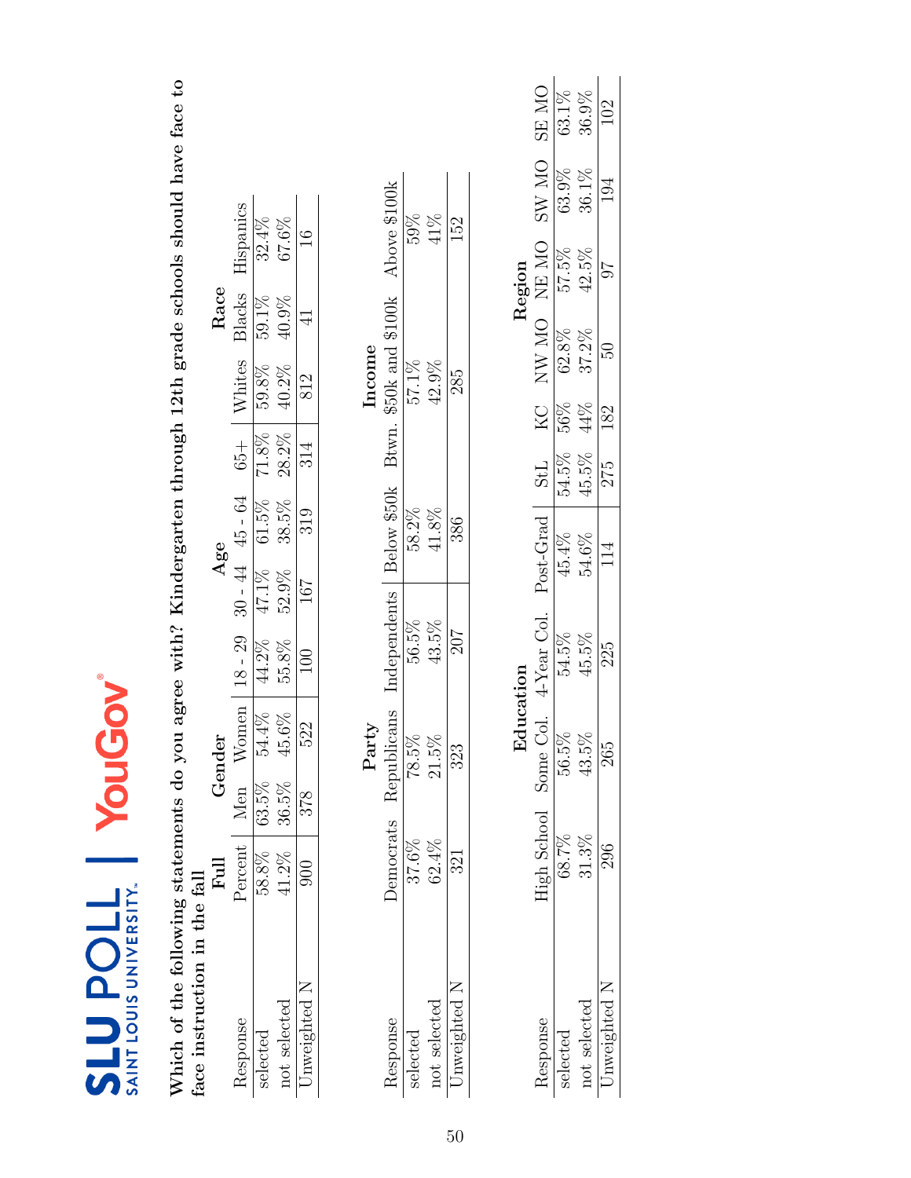SLU POLL | SAINT LOUIS UNIVERSITY | YouGov

**Which of the following statements do you agree with? Kindergarten through 12th grade schools should have face to face instruction in the fall**

| Response | Full | Gender | | Age | | | | Race | | |
|---|---|---|---|---|---|---|---|---|---|---|
| | Percent | Men | Women | 18 - 29 | 30 - 44 | 45 - 64 | 65+ | Whites | Blacks | Hispanics |
| selected | 58.8% | 63.5% | 54.4% | 44.2% | 47.1% | 61.5% | 71.8% | 59.8% | 59.1% | 32.4% |
| not selected | 41.2% | 36.5% | 45.6% | 55.8% | 52.9% | 38.5% | 28.2% | 40.2% | 40.9% | 67.6% |
| Unweighted N | 900 | 378 | 522 | 100 | 167 | 319 | 314 | 812 | 41 | 16 |

| Response | Party | | | Income | | |
|---|---|---|---|---|---|---|
| | Democrats | Republicans | Independents | Below $50k | Btwn. $50k and $100k | Above $100k |
| selected | 37.6% | 78.5% | 56.5% | 58.2% | 57.1% | 59% |
| not selected | 62.4% | 21.5% | 43.5% | 41.8% | 42.9% | 41% |
| Unweighted N | 321 | 323 | 207 | 386 | 285 | 152 |

| Response | Education | | | | Region | | | | | |
|---|---|---|---|---|---|---|---|---|---|---|
| | High School | Some Col. | 4-Year Col. | Post-Grad | StL | KC | NW MO | NE MO | SW MO | SE MO |
| selected | 68.7% | 56.5% | 54.5% | 45.4% | 54.5% | 56% | 62.8% | 57.5% | 63.9% | 63.1% |
| not selected | 31.3% | 43.5% | 45.5% | 54.6% | 45.5% | 44% | 37.2% | 42.5% | 36.1% | 36.9% |
| Unweighted N | 296 | 265 | 225 | 114 | 275 | 182 | 50 | 97 | 194 | 102 |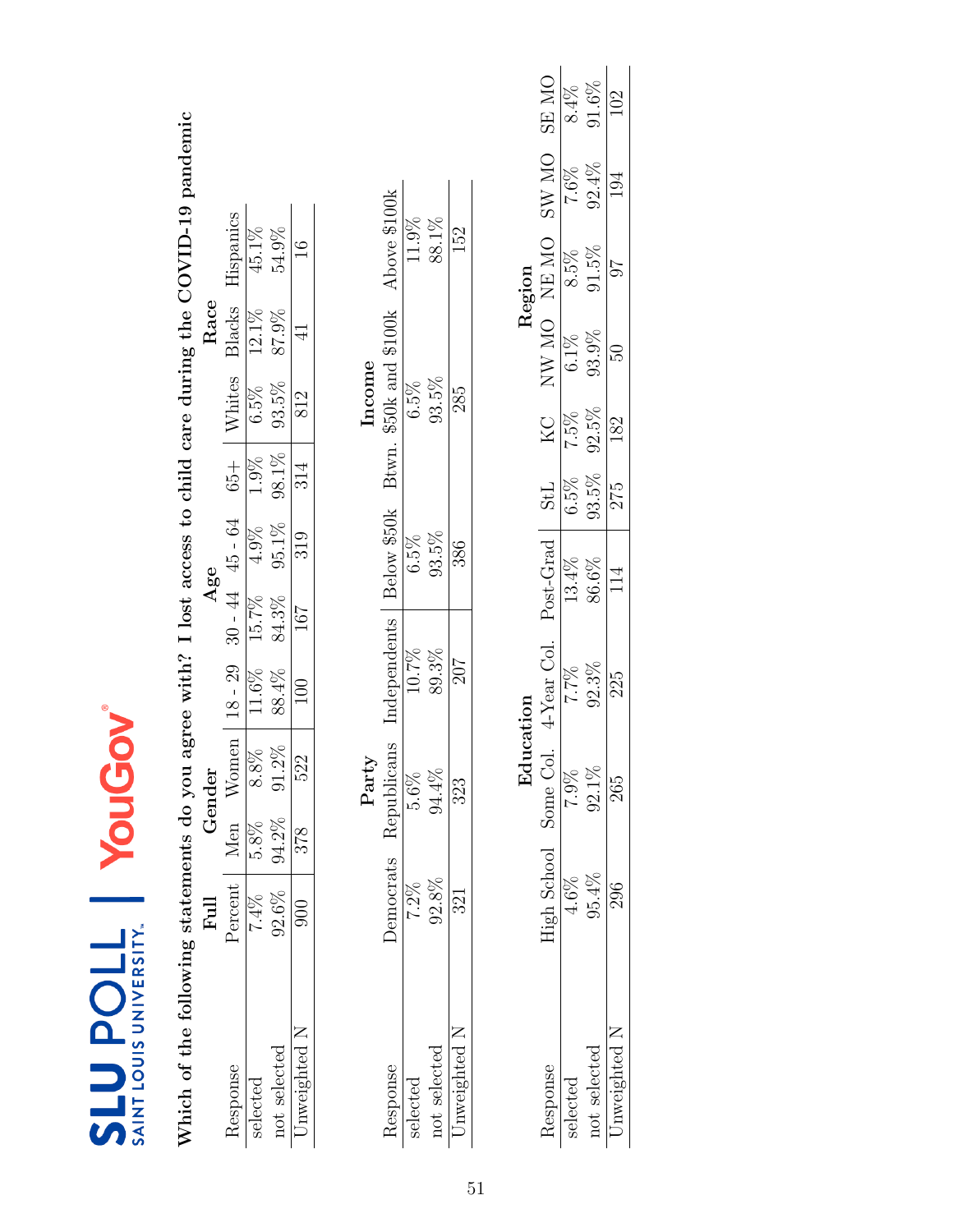Which of the following statements do you agree with? I lost access to child care during the COVID-19 pandemic

| Response | Full | Gender | | Age | | | | Race | | |
|---|---|---|---|---|---|---|---|---|---|---|
| | Percent | Men | Women | 18 - 29 | 30 - 44 | 45 - 64 | 65+ | Whites | Blacks | Hispanics |
| selected | 7.4% | 5.8% | 8.8% | 11.6% | 15.7% | 4.9% | 1.9% | 6.5% | 12.1% | 45.1% |
| not selected | 92.6% | 94.2% | 91.2% | 88.4% | 84.3% | 95.1% | 98.1% | 93.5% | 87.9% | 54.9% |
| Unweighted N | 900 | 378 | 522 | 100 | 167 | 319 | 314 | 812 | 41 | 16 |

| Response | Party | | | Income | | |
|---|---|---|---|---|---|---|
| | Democrats | Republicans | Independents | Below $50k | Btwn. $50k and $100k | Above $100k |
| selected | 7.2% | 5.6% | 10.7% | 6.5% | 6.5% | 11.9% |
| not selected | 92.8% | 94.4% | 89.3% | 93.5% | 93.5% | 88.1% |
| Unweighted N | 321 | 323 | 207 | 386 | 285 | 152 |

| Response | Education | | | | Region | | | | | |
|---|---|---|---|---|---|---|---|---|---|---|
| | High School | Some Col. | 4-Year Col. | Post-Grad | StL | KC | NW MO | NE MO | SW MO | SE MO |
| selected | 4.6% | 7.9% | 7.7% | 13.4% | 6.5% | 7.5% | 6.1% | 8.5% | 7.6% | 8.4% |
| not selected | 95.4% | 92.1% | 92.3% | 86.6% | 93.5% | 92.5% | 93.9% | 91.5% | 92.4% | 91.6% |
| Unweighted N | 296 | 265 | 225 | 114 | 275 | 182 | 50 | 97 | 194 | 102 |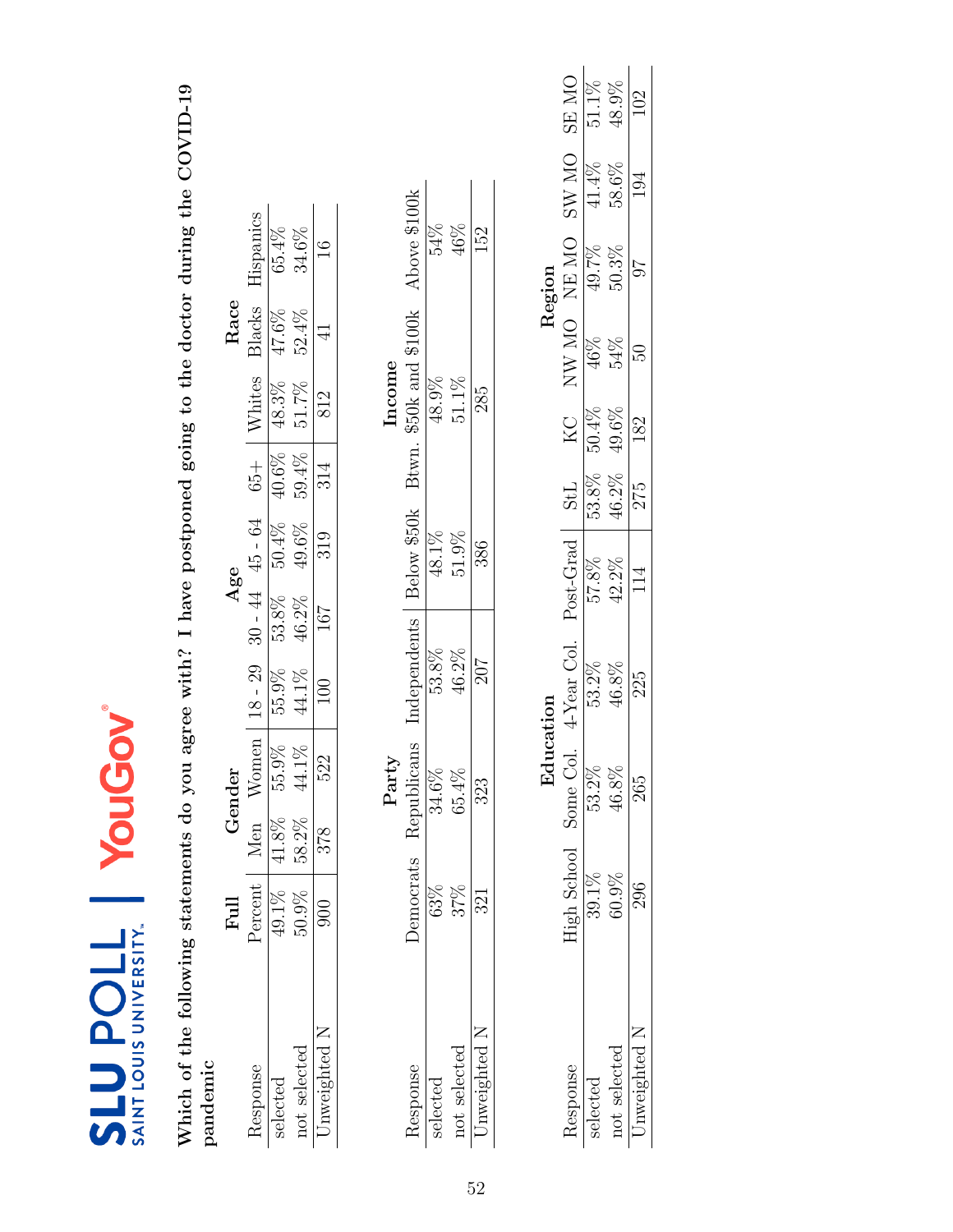SLU POLL | SAINT LOUIS UNIVERSITY | YouGov

**Which of the following statements do you agree with? I have postponed going to the doctor during the COVID-19 pandemic**

| | Full | Gender | | Age | | | | Race | | |
|---|---|---|---|---|---|---|---|---|---|---|
| Response | Percent | Men | Women | 18 - 29 | 30 - 44 | 45 - 64 | 65+ | Whites | Blacks | Hispanics |
| selected | 49.1% | 41.8% | 55.9% | 55.9% | 53.8% | 50.4% | 40.6% | 48.3% | 47.6% | 65.4% |
| not selected | 50.9% | 58.2% | 44.1% | 44.1% | 46.2% | 49.6% | 59.4% | 51.7% | 52.4% | 34.6% |
| Unweighted N | 900 | 378 | 522 | 100 | 167 | 319 | 314 | 812 | 41 | 16 |

| | Party | | | Income | | |
|---|---|---|---|---|---|---|
| Response | Democrats | Republicans | Independents | Below $50k | Btwn. $50k and $100k | Above $100k |
| selected | 63% | 34.6% | 53.8% | 48.1% | 48.9% | 54% |
| not selected | 37% | 65.4% | 46.2% | 51.9% | 51.1% | 46% |
| Unweighted N | 321 | 323 | 207 | 386 | 285 | 152 |

| | Education | | | | Region | | | | | |
|---|---|---|---|---|---|---|---|---|---|---|
| Response | High School | Some Col. | 4-Year Col. | Post-Grad | StL | KC | NW MO | NE MO | SW MO | SE MO |
| selected | 39.1% | 53.2% | 53.2% | 57.8% | 53.8% | 50.4% | 46% | 49.7% | 41.4% | 51.1% |
| not selected | 60.9% | 46.8% | 46.8% | 42.2% | 46.2% | 49.6% | 54% | 50.3% | 58.6% | 48.9% |
| Unweighted N | 296 | 265 | 225 | 114 | 275 | 182 | 50 | 97 | 194 | 102 |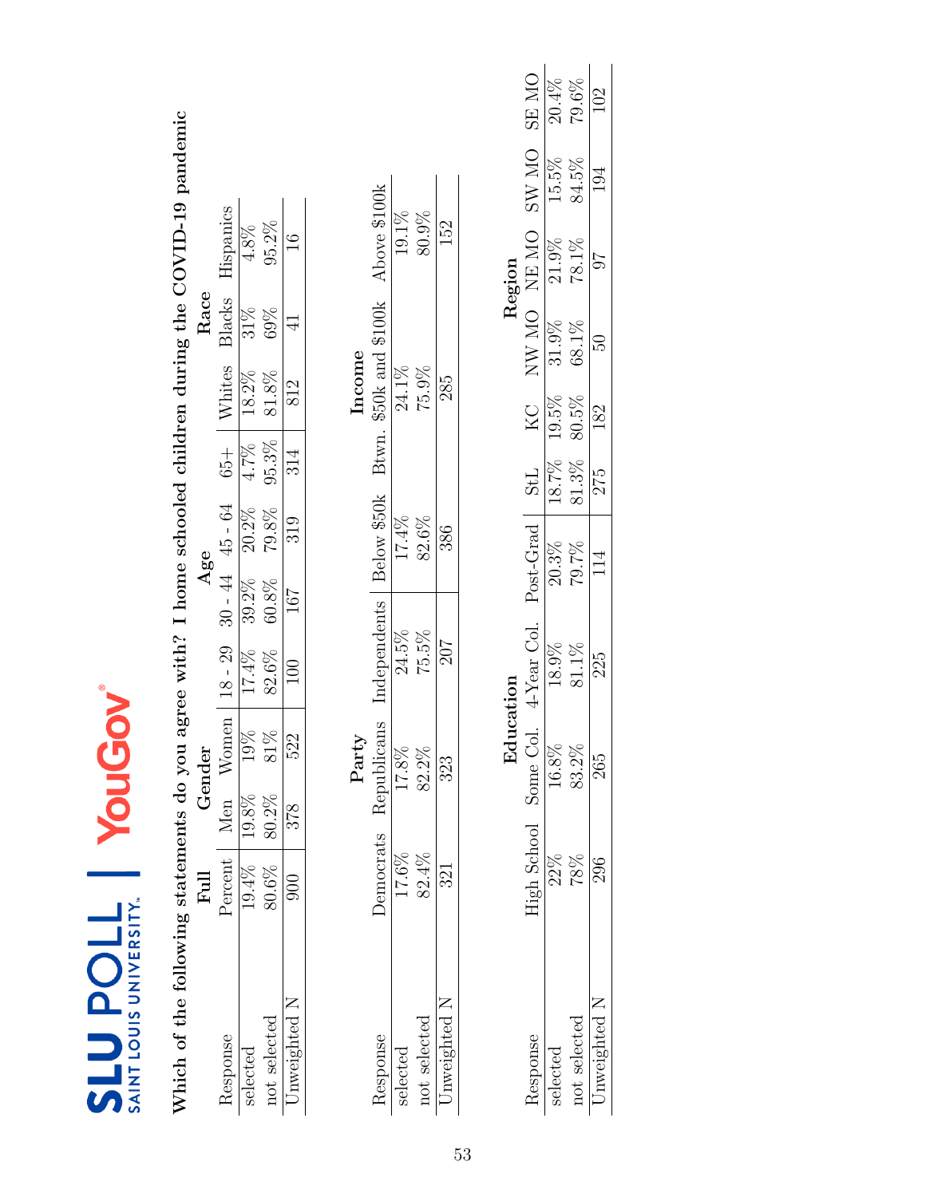SLU POLL | SAINT LOUIS UNIVERSITY | YouGov

**Which of the following statements do you agree with? I home schooled children during the COVID-19 pandemic**

| Response | Full | Gender | | Age | | | | Race | | |
|---|---|---|---|---|---|---|---|---|---|---|
| | Percent | Men | Women | 18 - 29 | 30 - 44 | 45 - 64 | 65+ | Whites | Blacks | Hispanics |
| selected | 19.4% | 19.8% | 19% | 17.4% | 39.2% | 20.2% | 4.7% | 18.2% | 31% | 4.8% |
| not selected | 80.6% | 80.2% | 81% | 82.6% | 60.8% | 79.8% | 95.3% | 81.8% | 69% | 95.2% |
| Unweighted N | 900 | 378 | 522 | 100 | 167 | 319 | 314 | 812 | 41 | 16 |

| Response | Party | | | Income | | |
|---|---|---|---|---|---|---|
| | Democrats | Republicans | Independents | Below $50k | Btwn. $50k and $100k | Above $100k |
| selected | 17.6% | 17.8% | 24.5% | 17.4% | 24.1% | 19.1% |
| not selected | 82.4% | 82.2% | 75.5% | 82.6% | 75.9% | 80.9% |
| Unweighted N | 321 | 323 | 207 | 386 | 285 | 152 |

| Response | Education | | | | Region | | | | | |
|---|---|---|---|---|---|---|---|---|---|---|
| | High School | Some Col. | 4-Year Col. | Post-Grad | StL | KC | NW MO | NE MO | SW MO | SE MO |
| selected | 22% | 16.8% | 18.9% | 20.3% | 18.7% | 19.5% | 31.9% | 21.9% | 15.5% | 20.4% |
| not selected | 78% | 83.2% | 81.1% | 79.7% | 81.3% | 80.5% | 68.1% | 78.1% | 84.5% | 79.6% |
| Unweighted N | 296 | 265 | 225 | 114 | 275 | 182 | 50 | 97 | 194 | 102 |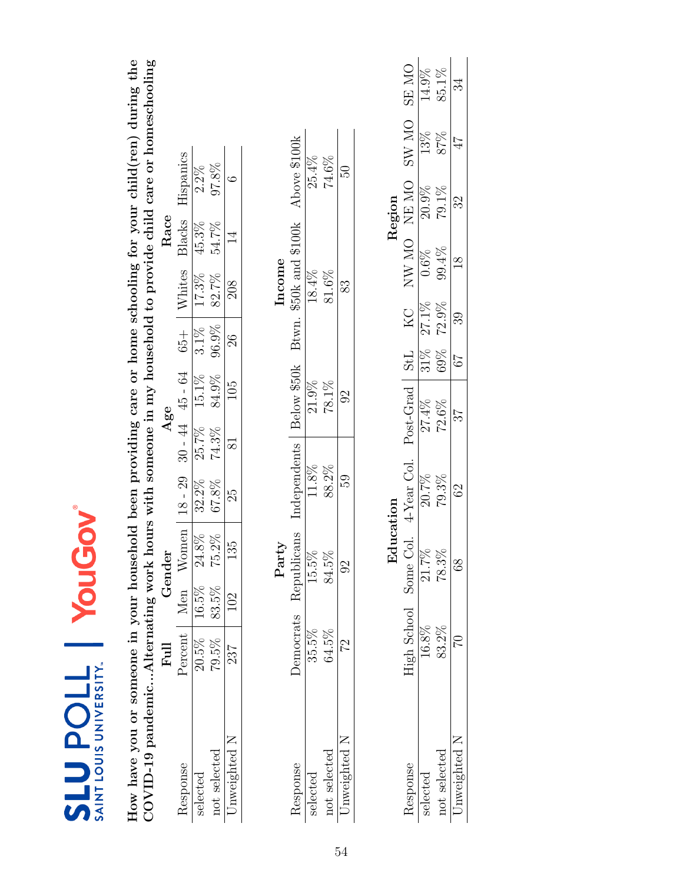SLU POLL | SAINT LOUIS UNIVERSITY | YouGov

**How have you or someone in your household been providing care or home schooling for your child(ren) during the COVID-19 pandemic...Alternating work hours with someone in my household to provide child care or homeschooling**

| | Full | Gender | | Age | | | | Race | | |
|---|---|---|---|---|---|---|---|---|---|---|
| Response | Percent | Men | Women | 18 - 29 | 30 - 44 | 45 - 64 | 65+ | Whites | Blacks | Hispanics |
| selected | 20.5% | 16.5% | 24.8% | 32.2% | 25.7% | 15.1% | 3.1% | 17.3% | 45.3% | 2.2% |
| not selected | 79.5% | 83.5% | 75.2% | 67.8% | 74.3% | 84.9% | 96.9% | 82.7% | 54.7% | 97.8% |
| Unweighted N | 237 | 102 | 135 | 25 | 81 | 105 | 26 | 208 | 14 | 6 |

| | Party | | | Income | | |
|---|---|---|---|---|---|---|
| Response | Democrats | Republicans | Independents | Below $50k | Btwn. $50k and $100k | Above $100k |
| selected | 35.5% | 15.5% | 11.8% | 21.9% | 18.4% | 25.4% |
| not selected | 64.5% | 84.5% | 88.2% | 78.1% | 81.6% | 74.6% |
| Unweighted N | 72 | 92 | 59 | 92 | 83 | 50 |

| | Education | | | | Region | | | | | |
|---|---|---|---|---|---|---|---|---|---|---|
| Response | High School | Some Col. | 4-Year Col. | Post-Grad | StL | KC | NW MO | NE MO | SW MO | SE MO |
| selected | 16.8% | 21.7% | 20.7% | 27.4% | 31% | 27.1% | 0.6% | 20.9% | 13% | 14.9% |
| not selected | 83.2% | 78.3% | 79.3% | 72.6% | 69% | 72.9% | 99.4% | 79.1% | 87% | 85.1% |
| Unweighted N | 70 | 68 | 62 | 37 | 67 | 39 | 18 | 32 | 47 | 34 |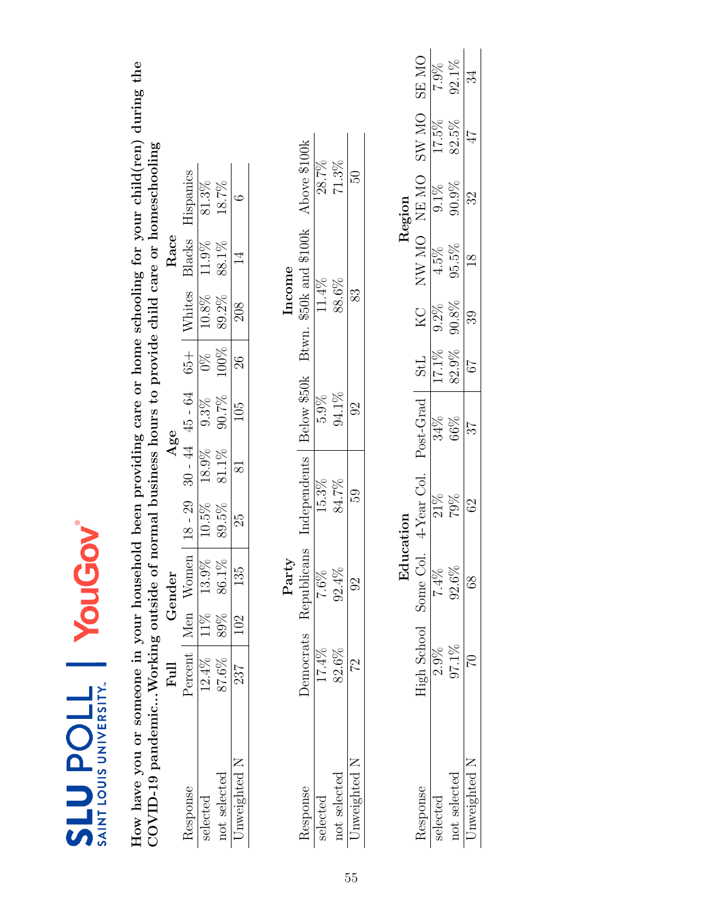**SLU POLL | SAINT LOUIS UNIVERSITY | YouGov**

**How have you or someone in your household been providing care or home schooling for your child(ren) during the COVID-19 pandemic...Working outside of normal business hours to provide child care or homeschooling**

| | Full | Gender | | Age | | | | Race | | |
|---|---|---|---|---|---|---|---|---|---|---|
| Response | Percent | Men | Women | 18 - 29 | 30 - 44 | 45 - 64 | 65+ | Whites | Blacks | Hispanics |
| selected | 12.4% | 11% | 13.9% | 10.5% | 18.9% | 9.3% | 0% | 10.8% | 11.9% | 81.3% |
| not selected | 87.6% | 89% | 86.1% | 89.5% | 81.1% | 90.7% | 100% | 89.2% | 88.1% | 18.7% |
| Unweighted N | 237 | 102 | 135 | 25 | 81 | 105 | 26 | 208 | 14 | 6 |

| | Party | | | Income | | |
|---|---|---|---|---|---|---|
| Response | Democrats | Republicans | Independents | Below $50k | Btwn. $50k and $100k | Above $100k |
| selected | 17.4% | 7.6% | 15.3% | 5.9% | 11.4% | 28.7% |
| not selected | 82.6% | 92.4% | 84.7% | 94.1% | 88.6% | 71.3% |
| Unweighted N | 72 | 92 | 59 | 92 | 83 | 50 |

| | Education | | | | Region | | | | | |
|---|---|---|---|---|---|---|---|---|---|---|
| Response | High School | Some Col. | 4-Year Col. | Post-Grad | StL | KC | NW MO | NE MO | SW MO | SE MO |
| selected | 2.9% | 7.4% | 21% | 34% | 17.1% | 9.2% | 4.5% | 9.1% | 17.5% | 7.9% |
| not selected | 97.1% | 92.6% | 79% | 66% | 82.9% | 90.8% | 95.5% | 90.9% | 82.5% | 92.1% |
| Unweighted N | 70 | 68 | 62 | 37 | 67 | 39 | 18 | 32 | 47 | 34 |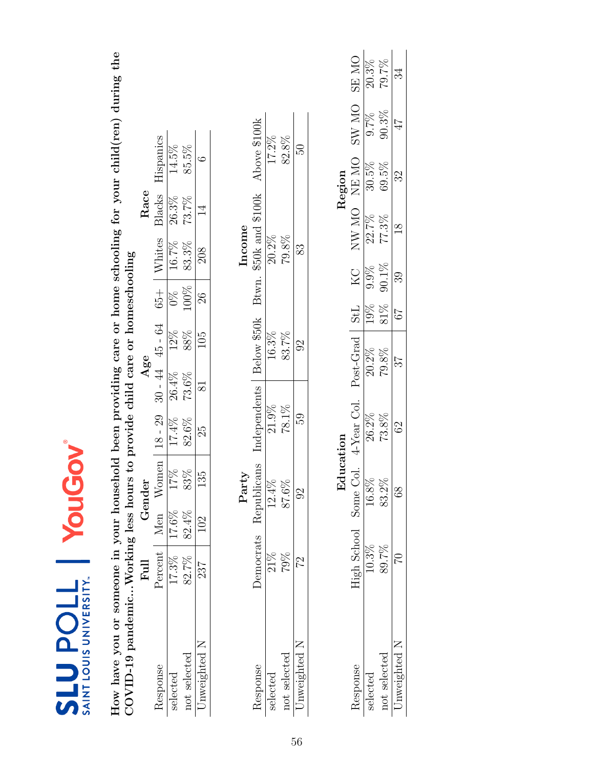SLU POLL | SAINT LOUIS UNIVERSITY | YouGov

**How have you or someone in your household been providing care or home schooling for your child(ren) during the COVID-19 pandemic...Working less hours to provide child care or homeschooling**

| Response | Full | Gender | | Age | | | | Race | | |
|---|---|---|---|---|---|---|---|---|---|---|
| | Percent | Men | Women | 18 - 29 | 30 - 44 | 45 - 64 | 65+ | Whites | Blacks | Hispanics |
| selected | 17.3% | 17.6% | 17% | 17.4% | 26.4% | 12% | 0% | 16.7% | 26.3% | 14.5% |
| not selected | 82.7% | 82.4% | 83% | 82.6% | 73.6% | 88% | 100% | 83.3% | 73.7% | 85.5% |
| Unweighted N | 237 | 102 | 135 | 25 | 81 | 105 | 26 | 208 | 14 | 6 |

| Response | Party | | | Income | | |
|---|---|---|---|---|---|---|
| | Democrats | Republicans | Independents | Below $50k | Btwn. $50k and $100k | Above $100k |
| selected | 21% | 12.4% | 21.9% | 16.3% | 20.2% | 17.2% |
| not selected | 79% | 87.6% | 78.1% | 83.7% | 79.8% | 82.8% |
| Unweighted N | 72 | 92 | 59 | 92 | 83 | 50 |

| Response | Education | | | | Region | | | | | |
|---|---|---|---|---|---|---|---|---|---|---|
| | High School | Some Col. | 4-Year Col. | Post-Grad | StL | KC | NW MO | NE MO | SW MO | SE MO |
| selected | 10.3% | 16.8% | 26.2% | 20.2% | 19% | 9.9% | 22.7% | 30.5% | 9.7% | 20.3% |
| not selected | 89.7% | 83.2% | 73.8% | 79.8% | 81% | 90.1% | 77.3% | 69.5% | 90.3% | 79.7% |
| Unweighted N | 70 | 68 | 62 | 37 | 67 | 39 | 18 | 32 | 47 | 34 |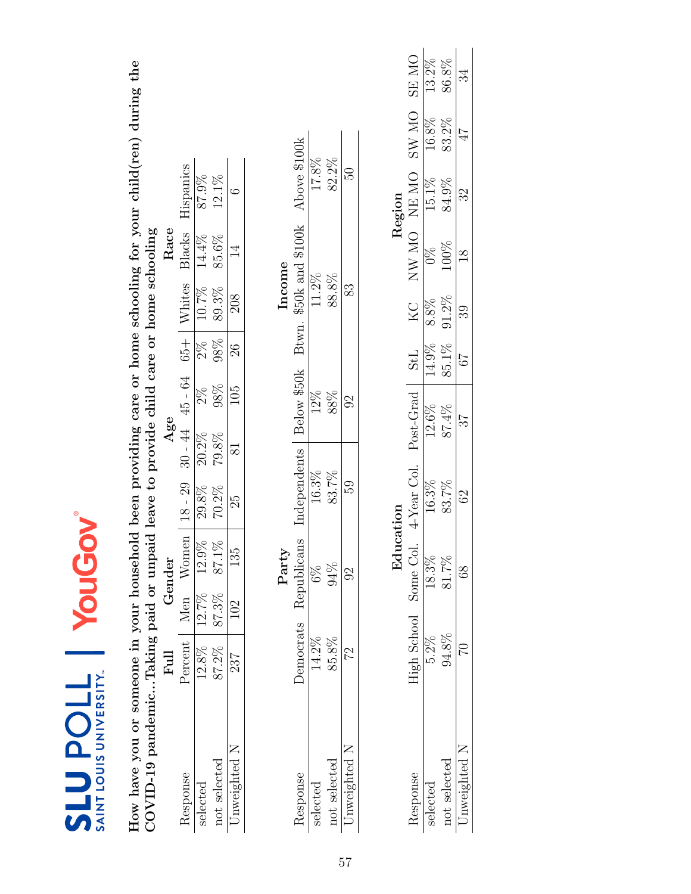SLU POLL | SAINT LOUIS UNIVERSITY | YouGov

**How have you or someone in your household been providing care or home schooling for your child(ren) during the COVID-19 pandemic...Taking paid or unpaid leave to provide child care or home schooling**

| | Full | Gender | | Age | | | | Race | | |
|---|---|---|---|---|---|---|---|---|---|---|
| Response | Percent | Men | Women | 18 - 29 | 30 - 44 | 45 - 64 | 65+ | Whites | Blacks | Hispanics |
| selected | 12.8% | 12.7% | 12.9% | 29.8% | 20.2% | 2% | 2% | 10.7% | 14.4% | 87.9% |
| not selected | 87.2% | 87.3% | 87.1% | 70.2% | 79.8% | 98% | 98% | 89.3% | 85.6% | 12.1% |
| Unweighted N | 237 | 102 | 135 | 25 | 81 | 105 | 26 | 208 | 14 | 6 |

| | Party | | | Income | | |
|---|---|---|---|---|---|---|
| Response | Democrats | Republicans | Independents | Below $50k | Btwn. $50k and $100k | Above $100k |
| selected | 14.2% | 6% | 16.3% | 12% | 11.2% | 17.8% |
| not selected | 85.8% | 94% | 83.7% | 88% | 88.8% | 82.2% |
| Unweighted N | 72 | 92 | 59 | 92 | 83 | 50 |

| | Education | | | | Region | | | | | |
|---|---|---|---|---|---|---|---|---|---|---|
| Response | High School | Some Col. | 4-Year Col. | Post-Grad | StL | KC | NW MO | NE MO | SW MO | SE MO |
| selected | 5.2% | 18.3% | 16.3% | 12.6% | 14.9% | 8.8% | 0% | 15.1% | 16.8% | 13.2% |
| not selected | 94.8% | 81.7% | 83.7% | 87.4% | 85.1% | 91.2% | 100% | 84.9% | 83.2% | 86.8% |
| Unweighted N | 70 | 68 | 62 | 37 | 67 | 39 | 18 | 32 | 47 | 34 |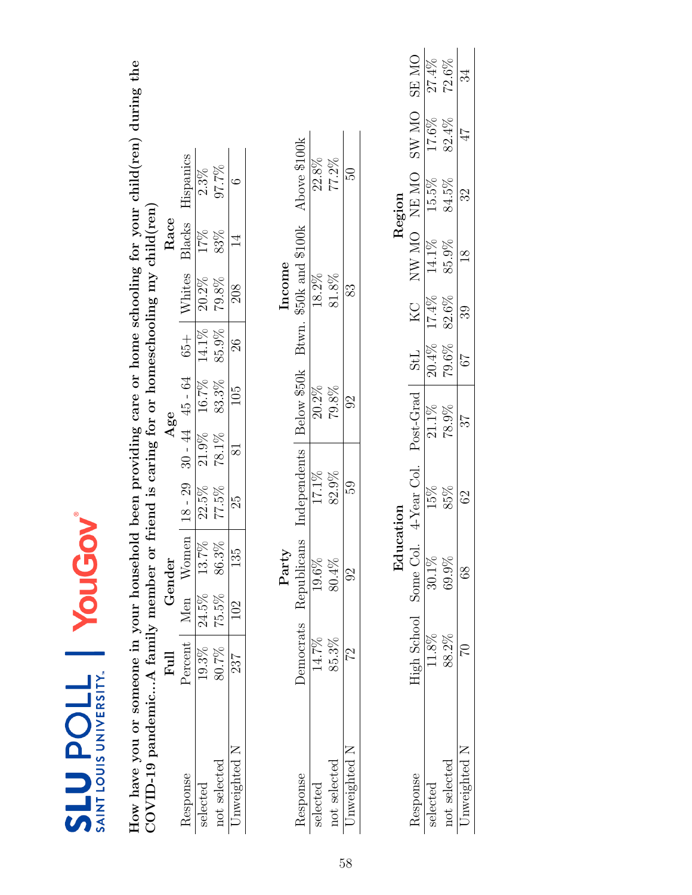**How have you or someone in your household been providing care or home schooling for your child(ren) during the COVID-19 pandemic...A family member or friend is caring for or homeschooling my child(ren)**

| Response | Full | Gender | | Age | | | | Race | | |
|---|---|---|---|---|---|---|---|---|---|---|
| | Percent | Men | Women | 18 - 29 | 30 - 44 | 45 - 64 | 65+ | Whites | Blacks | Hispanics |
| selected | 19.3% | 24.5% | 13.7% | 22.5% | 21.9% | 16.7% | 14.1% | 20.2% | 17% | 2.3% |
| not selected | 80.7% | 75.5% | 86.3% | 77.5% | 78.1% | 83.3% | 85.9% | 79.8% | 83% | 97.7% |
| Unweighted N | 237 | 102 | 135 | 25 | 81 | 105 | 26 | 208 | 14 | 6 |

| Response | Party | | | Income | | |
|---|---|---|---|---|---|---|
| | Democrats | Republicans | Independents | Below $50k | Btwn. $50k and $100k | Above $100k |
| selected | 14.7% | 19.6% | 17.1% | 20.2% | 18.2% | 22.8% |
| not selected | 85.3% | 80.4% | 82.9% | 79.8% | 81.8% | 77.2% |
| Unweighted N | 72 | 92 | 59 | 92 | 83 | 50 |

| Response | Education | | | | Region | | | | | |
|---|---|---|---|---|---|---|---|---|---|---|
| | High School | Some Col. | 4-Year Col. | Post-Grad | StL | KC | NW MO | NE MO | SW MO | SE MO |
| selected | 11.8% | 30.1% | 15% | 21.1% | 20.4% | 17.4% | 14.1% | 15.5% | 17.6% | 27.4% |
| not selected | 88.2% | 69.9% | 85% | 78.9% | 79.6% | 82.6% | 85.9% | 84.5% | 82.4% | 72.6% |
| Unweighted N | 70 | 68 | 62 | 37 | 67 | 39 | 18 | 32 | 47 | 34 |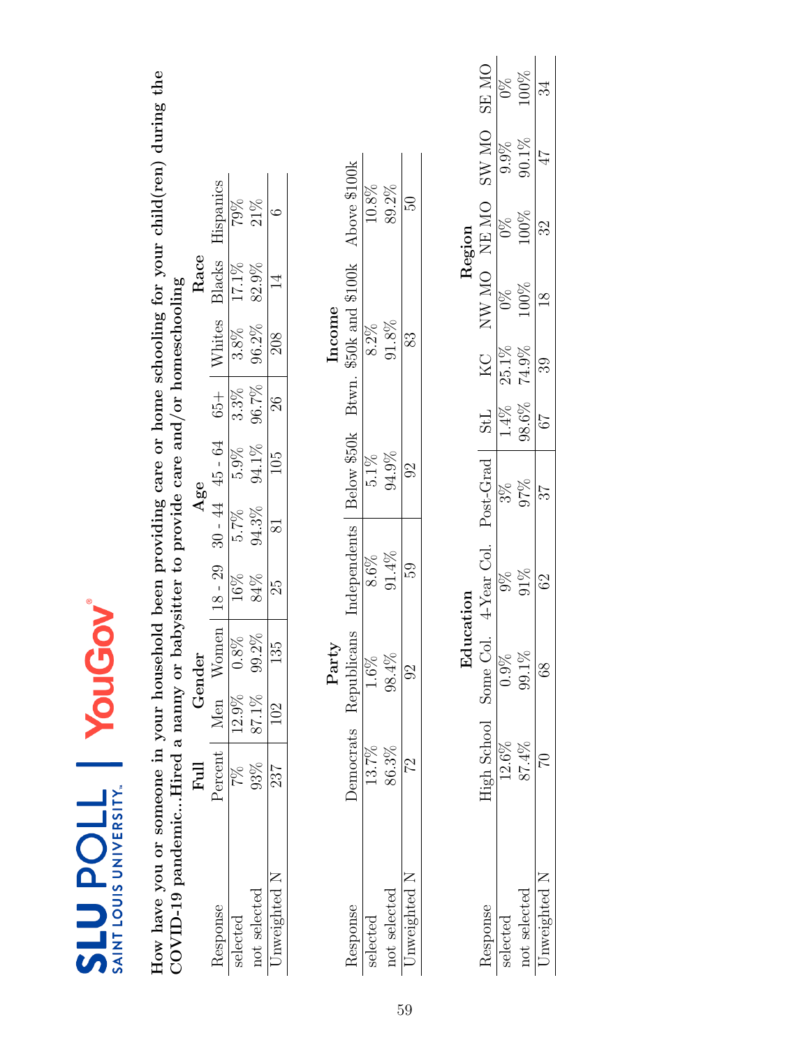**How have you or someone in your household been providing care or home schooling for your child(ren) during the COVID-19 pandemic...Hired a nanny or babysitter to provide care and/or homeschooling**

| | Full | Gender | | Age | | | | Race | | |
|---|---|---|---|---|---|---|---|---|---|---|
| Response | Percent | Men | Women | 18 - 29 | 30 - 44 | 45 - 64 | 65+ | Whites | Blacks | Hispanics |
| selected | 7% | 12.9% | 0.8% | 16% | 5.7% | 5.9% | 3.3% | 3.8% | 17.1% | 79% |
| not selected | 93% | 87.1% | 99.2% | 84% | 94.3% | 94.1% | 96.7% | 96.2% | 82.9% | 21% |
| Unweighted N | 237 | 102 | 135 | 25 | 81 | 105 | 26 | 208 | 14 | 6 |

| | Party | | | Income | | |
|---|---|---|---|---|---|---|
| Response | Democrats | Republicans | Independents | Below $50k | Btwn. $50k and $100k | Above $100k |
| selected | 13.7% | 1.6% | 8.6% | 5.1% | 8.2% | 10.8% |
| not selected | 86.3% | 98.4% | 91.4% | 94.9% | 91.8% | 89.2% |
| Unweighted N | 72 | 92 | 59 | 92 | 83 | 50 |

| | Education | | | | Region | | | | | |
|---|---|---|---|---|---|---|---|---|---|---|
| Response | High School | Some Col. | 4-Year Col. | Post-Grad | StL | KC | NW MO | NE MO | SW MO | SE MO |
| selected | 12.6% | 0.9% | 9% | 3% | 1.4% | 25.1% | 0% | 0% | 9.9% | 0% |
| not selected | 87.4% | 99.1% | 91% | 97% | 98.6% | 74.9% | 100% | 100% | 90.1% | 100% |
| Unweighted N | 70 | 68 | 62 | 37 | 67 | 39 | 18 | 32 | 47 | 34 |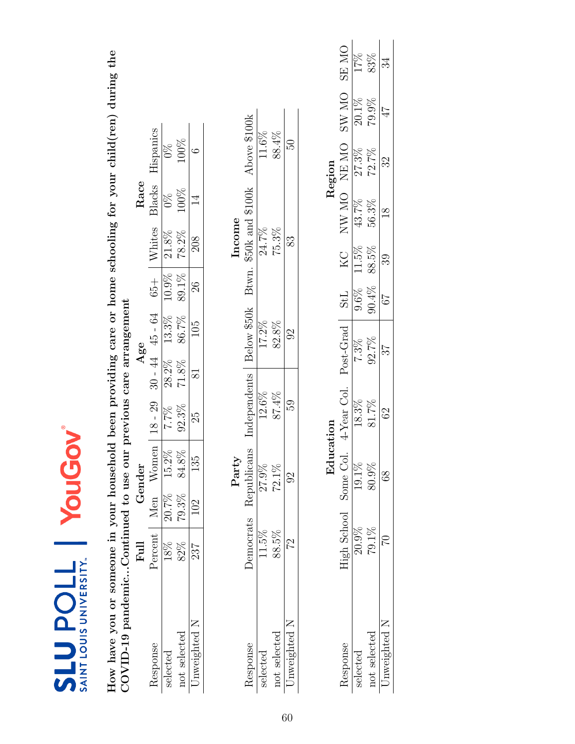**How have you or someone in your household been providing care or home schooling for your child(ren) during the COVID-19 pandemic...Continued to use our previous care arrangement**

| | Full | Gender | | Age | | | | Race | | |
|---|---|---|---|---|---|---|---|---|---|---|
| Response | Percent | Men | Women | 18 - 29 | 30 - 44 | 45 - 64 | 65+ | Whites | Blacks | Hispanics |
| selected | 18% | 20.7% | 15.2% | 7.7% | 28.2% | 13.3% | 10.9% | 21.8% | 0% | 0% |
| not selected | 82% | 79.3% | 84.8% | 92.3% | 71.8% | 86.7% | 89.1% | 78.2% | 100% | 100% |
| Unweighted N | 237 | 102 | 135 | 25 | 81 | 105 | 26 | 208 | 14 | 6 |

| | Party | | | Income | | |
|---|---|---|---|---|---|---|
| Response | Democrats | Republicans | Independents | Below $50k | Btwn. $50k and $100k | Above $100k |
| selected | 11.5% | 27.9% | 12.6% | 17.2% | 24.7% | 11.6% |
| not selected | 88.5% | 72.1% | 87.4% | 82.8% | 75.3% | 88.4% |
| Unweighted N | 72 | 92 | 59 | 92 | 83 | 50 |

| | Education | | | | Region | | | | | |
|---|---|---|---|---|---|---|---|---|---|---|
| Response | High School | Some Col. | 4-Year Col. | Post-Grad | StL | KC | NW MO | NE MO | SW MO | SE MO |
| selected | 20.9% | 19.1% | 18.3% | 7.3% | 9.6% | 11.5% | 43.7% | 27.3% | 20.1% | 17% |
| not selected | 79.1% | 80.9% | 81.7% | 92.7% | 90.4% | 88.5% | 56.3% | 72.7% | 79.9% | 83% |
| Unweighted N | 70 | 68 | 62 | 37 | 67 | 39 | 18 | 32 | 47 | 34 |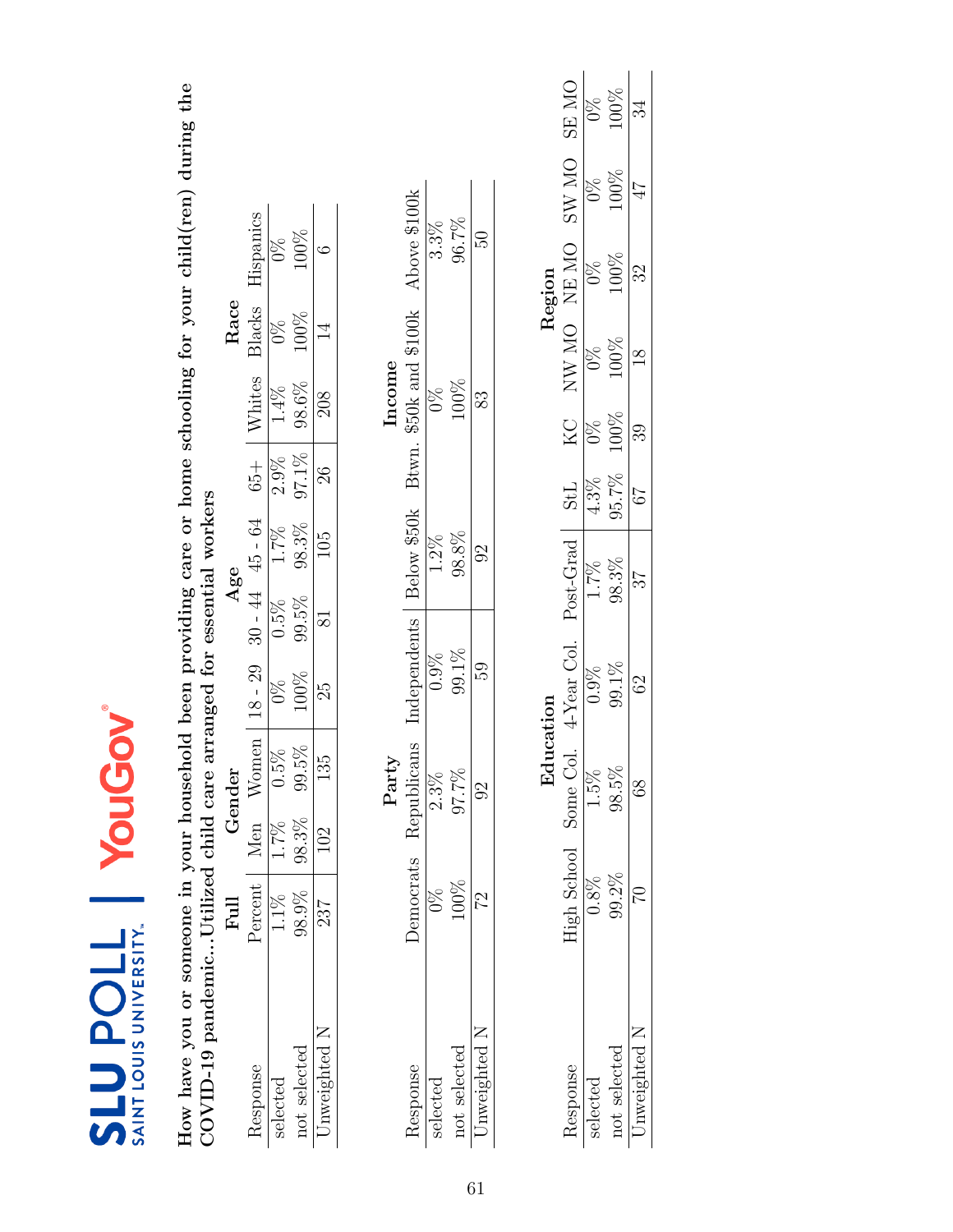**SLU POLL** SAINT LOUIS UNIVERSITY | **YouGov**

**How have you or someone in your household been providing care or home schooling for your child(ren) during the COVID-19 pandemic...Utilized child care arranged for essential workers**

| Response | Full | Gender | | Age | | | | Race | | |
|---|---|---|---|---|---|---|---|---|---|---|
| | Percent | Men | Women | 18 - 29 | 30 - 44 | 45 - 64 | 65+ | Whites | Blacks | Hispanics |
| selected | 1.1% | 1.7% | 0.5% | 0% | 0.5% | 1.7% | 2.9% | 1.4% | 0% | 0% |
| not selected | 98.9% | 98.3% | 99.5% | 100% | 99.5% | 98.3% | 97.1% | 98.6% | 100% | 100% |
| Unweighted N | 237 | 102 | 135 | 25 | 81 | 105 | 26 | 208 | 14 | 6 |

| Response | Party | | | Income | | |
|---|---|---|---|---|---|---|
| | Democrats | Republicans | Independents | Below $50k | Btwn. $50k and $100k | Above $100k |
| selected | 0% | 2.3% | 0.9% | 1.2% | 0% | 3.3% |
| not selected | 100% | 97.7% | 99.1% | 98.8% | 100% | 96.7% |
| Unweighted N | 72 | 92 | 59 | 92 | 83 | 50 |

| Response | Education | | | | Region | | | | | |
|---|---|---|---|---|---|---|---|---|---|---|
| | High School | Some Col. | 4-Year Col. | Post-Grad | StL | KC | NW MO | NE MO | SW MO | SE MO |
| selected | 0.8% | 1.5% | 0.9% | 1.7% | 4.3% | 0% | 0% | 0% | 0% | 0% |
| not selected | 99.2% | 98.5% | 99.1% | 98.3% | 95.7% | 100% | 100% | 100% | 100% | 100% |
| Unweighted N | 70 | 68 | 62 | 37 | 67 | 39 | 18 | 32 | 47 | 34 |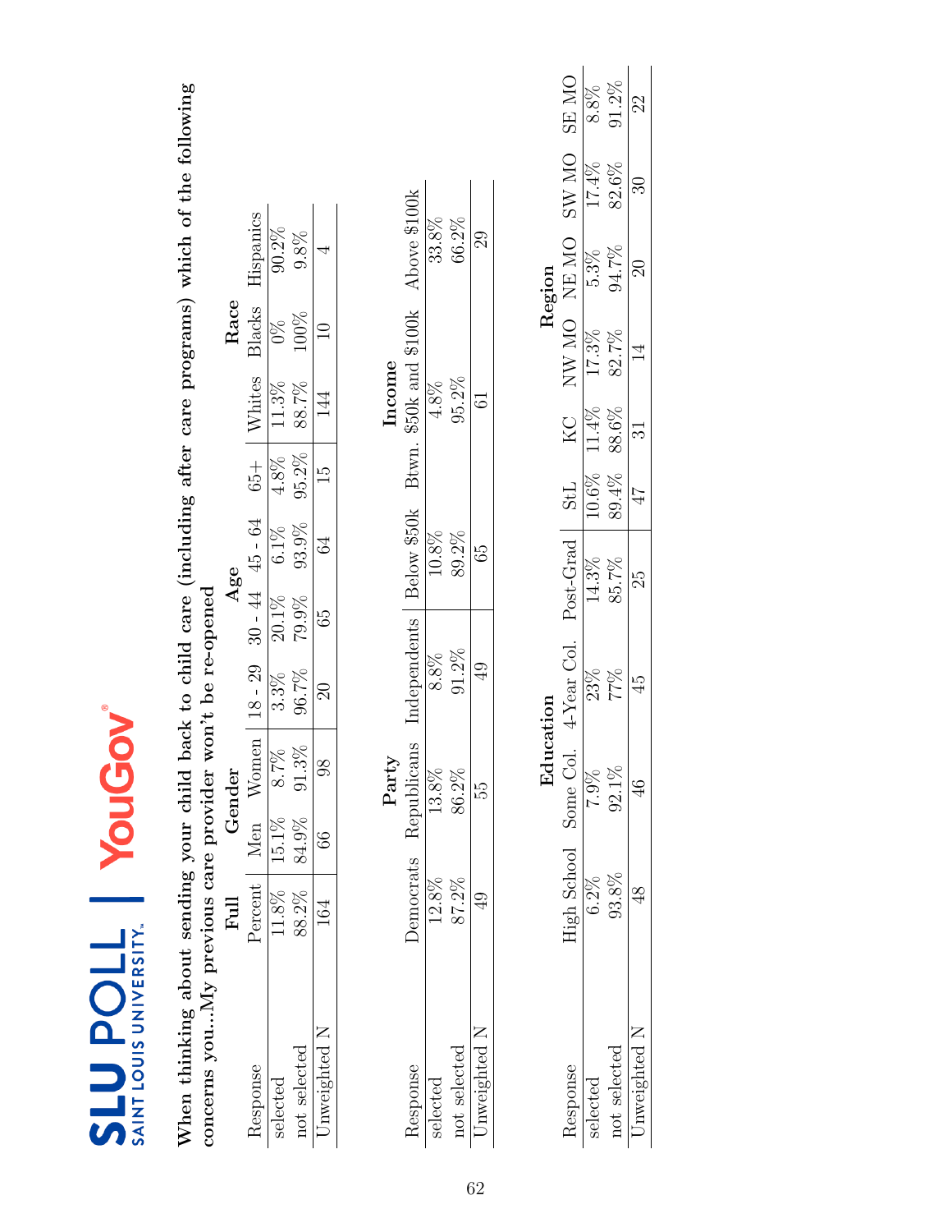**When thinking about sending your child back to child care (including after care programs) which of the following concerns you...My previous care provider won't be re-opened**

| | Full | Gender | | Age | | | | Race | | |
|---|---|---|---|---|---|---|---|---|---|---|
| Response | Percent | Men | Women | 18 - 29 | 30 - 44 | 45 - 64 | 65+ | Whites | Blacks | Hispanics |
| selected | 11.8% | 15.1% | 8.7% | 3.3% | 20.1% | 6.1% | 4.8% | 11.3% | 0% | 90.2% |
| not selected | 88.2% | 84.9% | 91.3% | 96.7% | 79.9% | 93.9% | 95.2% | 88.7% | 100% | 9.8% |
| Unweighted N | 164 | 66 | 98 | 20 | 65 | 64 | 15 | 144 | 10 | 4 |

| | Party | | | Income | | |
|---|---|---|---|---|---|---|
| Response | Democrats | Republicans | Independents | Below $50k | Btwn. $50k and $100k | Above $100k |
| selected | 12.8% | 13.8% | 8.8% | 10.8% | 4.8% | 33.8% |
| not selected | 87.2% | 86.2% | 91.2% | 89.2% | 95.2% | 66.2% |
| Unweighted N | 49 | 55 | 49 | 65 | 61 | 29 |

| | Education | | | | Region | | | | | |
|---|---|---|---|---|---|---|---|---|---|---|
| Response | High School | Some Col. | 4-Year Col. | Post-Grad | StL | KC | NW MO | NE MO | SW MO | SE MO |
| selected | 6.2% | 7.9% | 23% | 14.3% | 10.6% | 11.4% | 17.3% | 5.3% | 17.4% | 8.8% |
| not selected | 93.8% | 92.1% | 77% | 85.7% | 89.4% | 88.6% | 82.7% | 94.7% | 82.6% | 91.2% |
| Unweighted N | 48 | 46 | 45 | 25 | 47 | 31 | 14 | 20 | 30 | 22 |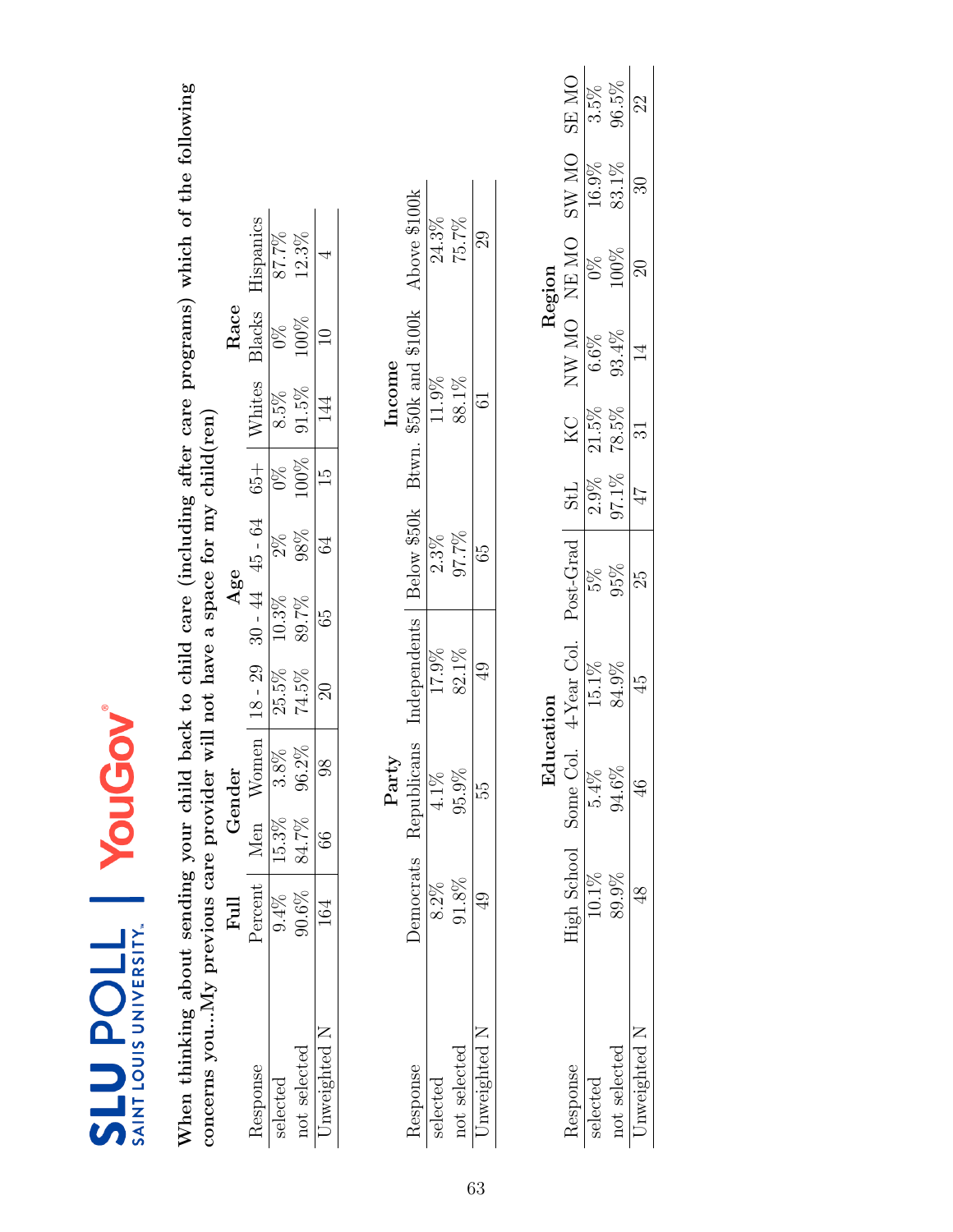SLU POLL | SAINT LOUIS UNIVERSITY | YouGov

**When thinking about sending your child back to child care (including after care programs) which of the following concerns you...My previous care provider will not have a space for my child(ren)**

| Response | Full | Gender | | Age | | | | Race | | |
|---|---|---|---|---|---|---|---|---|---|---|
| | Percent | Men | Women | 18 - 29 | 30 - 44 | 45 - 64 | 65+ | Whites | Blacks | Hispanics |
| selected | 9.4% | 15.3% | 3.8% | 25.5% | 10.3% | 2% | 0% | 8.5% | 0% | 87.7% |
| not selected | 90.6% | 84.7% | 96.2% | 74.5% | 89.7% | 98% | 100% | 91.5% | 100% | 12.3% |
| Unweighted N | 164 | 66 | 98 | 20 | 65 | 64 | 15 | 144 | 10 | 4 |

| Response | Party | | | Income | | |
|---|---|---|---|---|---|---|
| | Democrats | Republicans | Independents | Below $50k | Btwn. $50k and $100k | Above $100k |
| selected | 8.2% | 4.1% | 17.9% | 2.3% | 11.9% | 24.3% |
| not selected | 91.8% | 95.9% | 82.1% | 97.7% | 88.1% | 75.7% |
| Unweighted N | 49 | 55 | 49 | 65 | 61 | 29 |

| Response | Education | | | | Region | | | | | |
|---|---|---|---|---|---|---|---|---|---|---|
| | High School | Some Col. | 4-Year Col. | Post-Grad | StL | KC | NW MO | NE MO | SW MO | SE MO |
| selected | 10.1% | 5.4% | 15.1% | 5% | 2.9% | 21.5% | 6.6% | 0% | 16.9% | 3.5% |
| not selected | 89.9% | 94.6% | 84.9% | 95% | 97.1% | 78.5% | 93.4% | 100% | 83.1% | 96.5% |
| Unweighted N | 48 | 46 | 45 | 25 | 47 | 31 | 14 | 20 | 30 | 22 |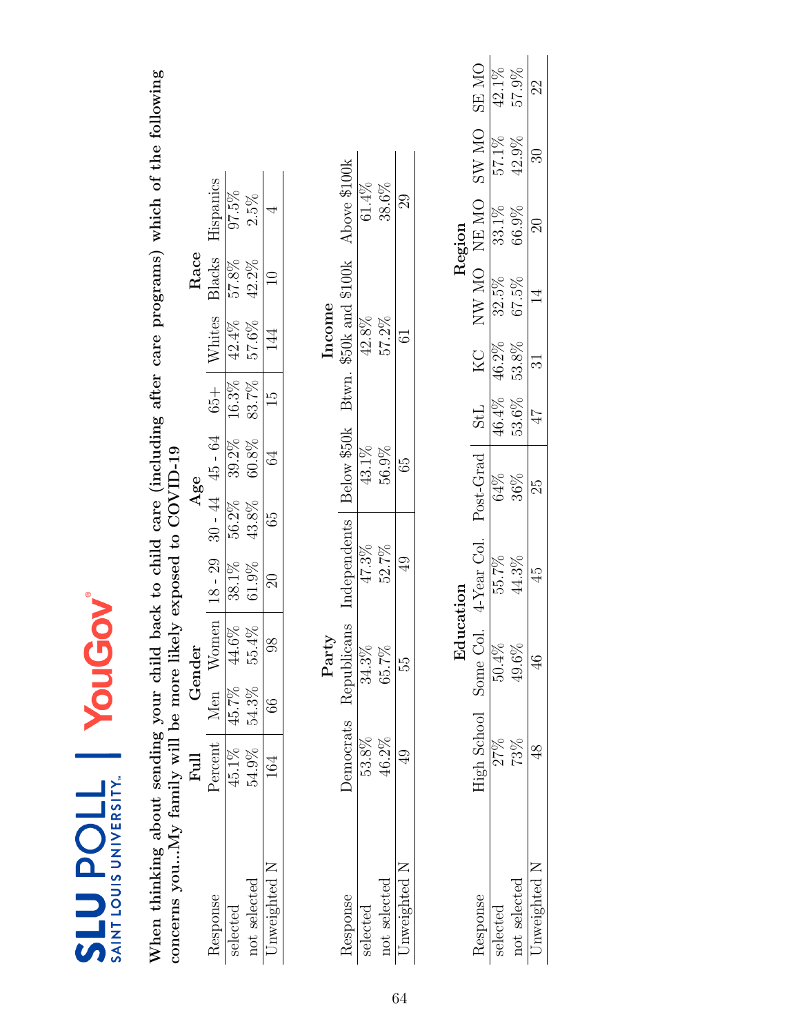SLU POLL | SAINT LOUIS UNIVERSITY | YouGov

**When thinking about sending your child back to child care (including after care programs) which of the following concerns you...My family will be more likely exposed to COVID-19**

| Response | Full | Gender | | Age | | | | Race | | |
|---|---|---|---|---|---|---|---|---|---|---|
| | Percent | Men | Women | 18 - 29 | 30 - 44 | 45 - 64 | 65+ | Whites | Blacks | Hispanics |
| selected | 45.1% | 45.7% | 44.6% | 38.1% | 56.2% | 39.2% | 16.3% | 42.4% | 57.8% | 97.5% |
| not selected | 54.9% | 54.3% | 55.4% | 61.9% | 43.8% | 60.8% | 83.7% | 57.6% | 42.2% | 2.5% |
| Unweighted N | 164 | 66 | 98 | 20 | 65 | 64 | 15 | 144 | 10 | 4 |

| Response | Party | | | Income | | |
|---|---|---|---|---|---|---|
| | Democrats | Republicans | Independents | Below $50k | Btwn. $50k and $100k | Above $100k |
| selected | 53.8% | 34.3% | 47.3% | 43.1% | 42.8% | 61.4% |
| not selected | 46.2% | 65.7% | 52.7% | 56.9% | 57.2% | 38.6% |
| Unweighted N | 49 | 55 | 49 | 65 | 61 | 29 |

| Response | Education | | | | Region | | | | | |
|---|---|---|---|---|---|---|---|---|---|---|
| | High School | Some Col. | 4-Year Col. | Post-Grad | StL | KC | NW MO | NE MO | SW MO | SE MO |
| selected | 27% | 50.4% | 55.7% | 64% | 46.4% | 46.2% | 32.5% | 33.1% | 57.1% | 42.1% |
| not selected | 73% | 49.6% | 44.3% | 36% | 53.6% | 53.8% | 67.5% | 66.9% | 42.9% | 57.9% |
| Unweighted N | 48 | 46 | 45 | 25 | 47 | 31 | 14 | 20 | 30 | 22 |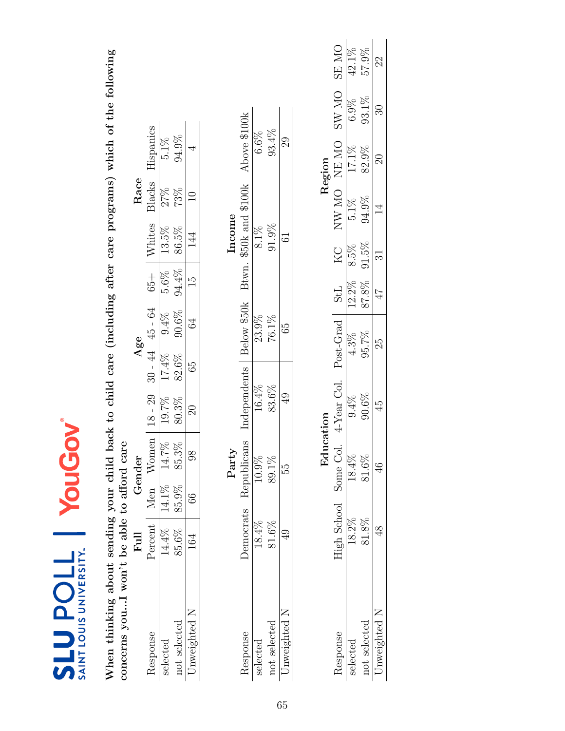**SLU POLL | SAINT LOUIS UNIVERSITY | YouGov**

**When thinking about sending your child back to child care (including after care programs) which of the following concerns you...I won't be able to afford care**

| | **Full** | **Gender** | | **Age** | | | | **Race** | | |
|---|---|---|---|---|---|---|---|---|---|---|
| Response | Percent | Men | Women | 18 - 29 | 30 - 44 | 45 - 64 | 65+ | Whites | Blacks | Hispanics |
| selected | 14.4% | 14.1% | 14.7% | 19.7% | 17.4% | 9.4% | 5.6% | 13.5% | 27% | 5.1% |
| not selected | 85.6% | 85.9% | 85.3% | 80.3% | 82.6% | 90.6% | 94.4% | 86.5% | 73% | 94.9% |
| Unweighted N | 164 | 66 | 98 | 20 | 65 | 64 | 15 | 144 | 10 | 4 |

| | **Party** | | | **Income** | | |
|---|---|---|---|---|---|---|
| Response | Democrats | Republicans | Independents | Below $50k | Btwn. $50k and $100k | Above $100k |
| selected | 18.4% | 10.9% | 16.4% | 23.9% | 8.1% | 6.6% |
| not selected | 81.6% | 89.1% | 83.6% | 76.1% | 91.9% | 93.4% |
| Unweighted N | 49 | 55 | 49 | 65 | 61 | 29 |

| | **Education** | | | | **Region** | | | | | |
|---|---|---|---|---|---|---|---|---|---|---|
| Response | High School | Some Col. | 4-Year Col. | Post-Grad | StL | KC | NW MO | NE MO | SW MO | SE MO |
| selected | 18.2% | 18.4% | 9.4% | 4.3% | 12.2% | 8.5% | 5.1% | 17.1% | 6.9% | 42.1% |
| not selected | 81.8% | 81.6% | 90.6% | 95.7% | 87.8% | 91.5% | 94.9% | 82.9% | 93.1% | 57.9% |
| Unweighted N | 48 | 46 | 45 | 25 | 47 | 31 | 14 | 20 | 30 | 22 |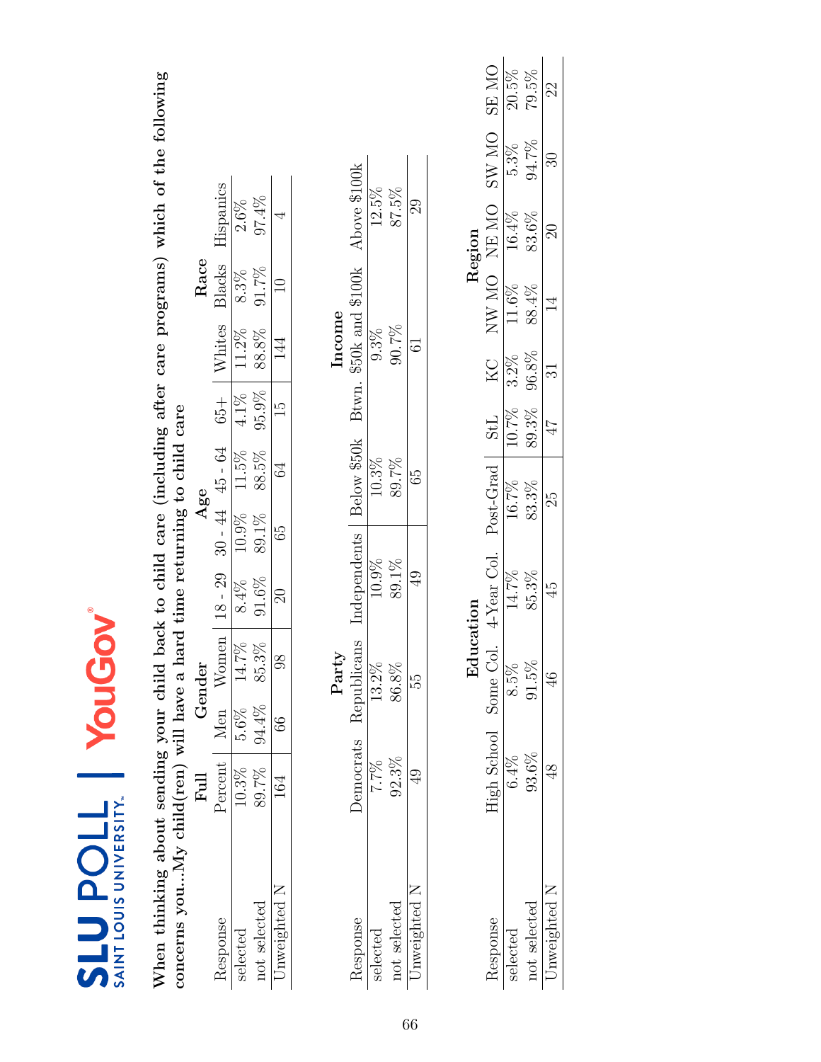**When thinking about sending your child back to child care (including after care programs) which of the following concerns you...My child(ren) will have a hard time returning to child care**

| | Full | Gender | | Age | | | | Race | | |
|---|---|---|---|---|---|---|---|---|---|---|
| Response | Percent | Men | Women | 18 - 29 | 30 - 44 | 45 - 64 | 65+ | Whites | Blacks | Hispanics |
| selected | 10.3% | 5.6% | 14.7% | 8.4% | 10.9% | 11.5% | 4.1% | 11.2% | 8.3% | 2.6% |
| not selected | 89.7% | 94.4% | 85.3% | 91.6% | 89.1% | 88.5% | 95.9% | 88.8% | 91.7% | 97.4% |
| Unweighted N | 164 | 66 | 98 | 20 | 65 | 64 | 15 | 144 | 10 | 4 |

| | Party | | | Income | | |
|---|---|---|---|---|---|---|
| Response | Democrats | Republicans | Independents | Below $50k | Btwn. $50k and $100k | Above $100k |
| selected | 7.7% | 13.2% | 10.9% | 10.3% | 9.3% | 12.5% |
| not selected | 92.3% | 86.8% | 89.1% | 89.7% | 90.7% | 87.5% |
| Unweighted N | 49 | 55 | 49 | 65 | 61 | 29 |

| | Education | | | | Region | | | | | |
|---|---|---|---|---|---|---|---|---|---|---|
| Response | High School | Some Col. | 4-Year Col. | Post-Grad | StL | KC | NW MO | NE MO | SW MO | SE MO |
| selected | 6.4% | 8.5% | 14.7% | 16.7% | 10.7% | 3.2% | 11.6% | 16.4% | 5.3% | 20.5% |
| not selected | 93.6% | 91.5% | 85.3% | 83.3% | 89.3% | 96.8% | 88.4% | 83.6% | 94.7% | 79.5% |
| Unweighted N | 48 | 46 | 45 | 25 | 47 | 31 | 14 | 20 | 30 | 22 |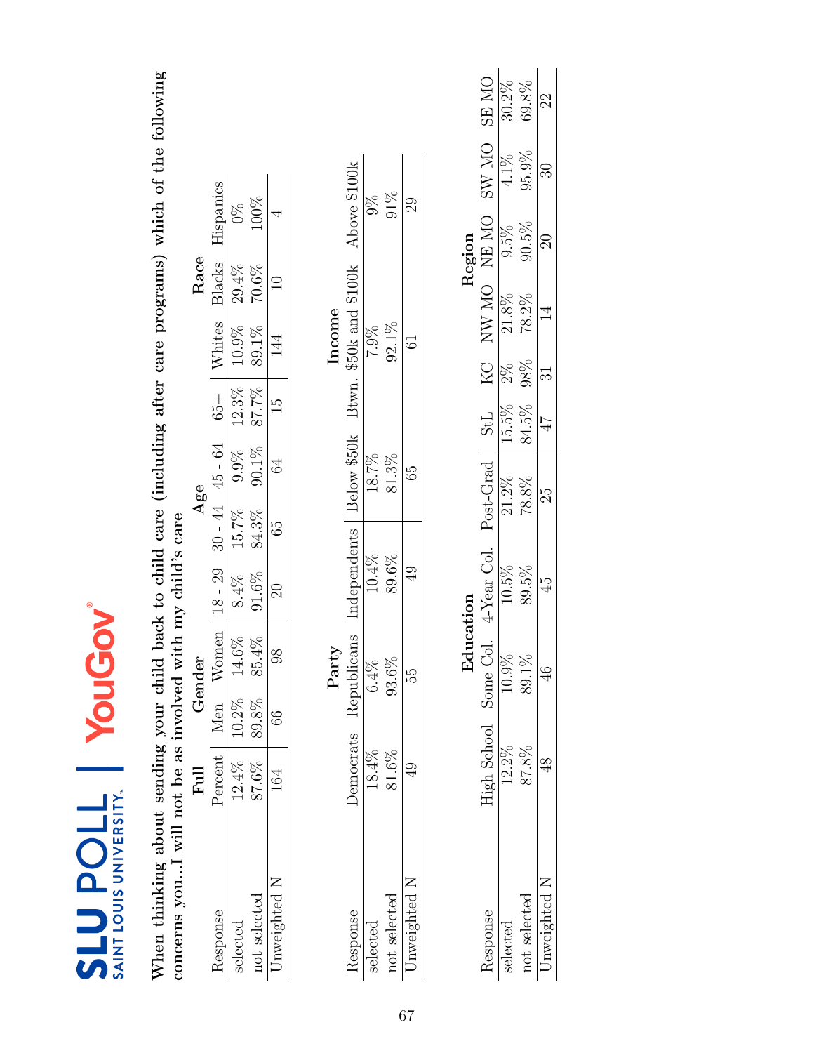SLU POLL | SAINT LOUIS UNIVERSITY | YouGov

**When thinking about sending your child back to child care (including after care programs) which of the following concerns you...I will not be as involved with my child's care**

| Response | Full | Gender | | Age | | | | Race | | |
|---|---|---|---|---|---|---|---|---|---|---|
| | Percent | Men | Women | 18 - 29 | 30 - 44 | 45 - 64 | 65+ | Whites | Blacks | Hispanics |
| selected | 12.4% | 10.2% | 14.6% | 8.4% | 15.7% | 9.9% | 12.3% | 10.9% | 29.4% | 0% |
| not selected | 87.6% | 89.8% | 85.4% | 91.6% | 84.3% | 90.1% | 87.7% | 89.1% | 70.6% | 100% |
| Unweighted N | 164 | 66 | 98 | 20 | 65 | 64 | 15 | 144 | 10 | 4 |

| Response | Party | | | Income | | |
|---|---|---|---|---|---|---|
| | Democrats | Republicans | Independents | Below $50k | Btwn. $50k and $100k | Above $100k |
| selected | 18.4% | 6.4% | 10.4% | 18.7% | 7.9% | 9% |
| not selected | 81.6% | 93.6% | 89.6% | 81.3% | 92.1% | 91% |
| Unweighted N | 49 | 55 | 49 | 65 | 61 | 29 |

| Response | Education | | | | Region | | | | | |
|---|---|---|---|---|---|---|---|---|---|---|
| | High School | Some Col. | 4-Year Col. | Post-Grad | StL | KC | NW MO | NE MO | SW MO | SE MO |
| selected | 12.2% | 10.9% | 10.5% | 21.2% | 15.5% | 2% | 21.8% | 9.5% | 4.1% | 30.2% |
| not selected | 87.8% | 89.1% | 89.5% | 78.8% | 84.5% | 98% | 78.2% | 90.5% | 95.9% | 69.8% |
| Unweighted N | 48 | 46 | 45 | 25 | 47 | 31 | 14 | 20 | 30 | 22 |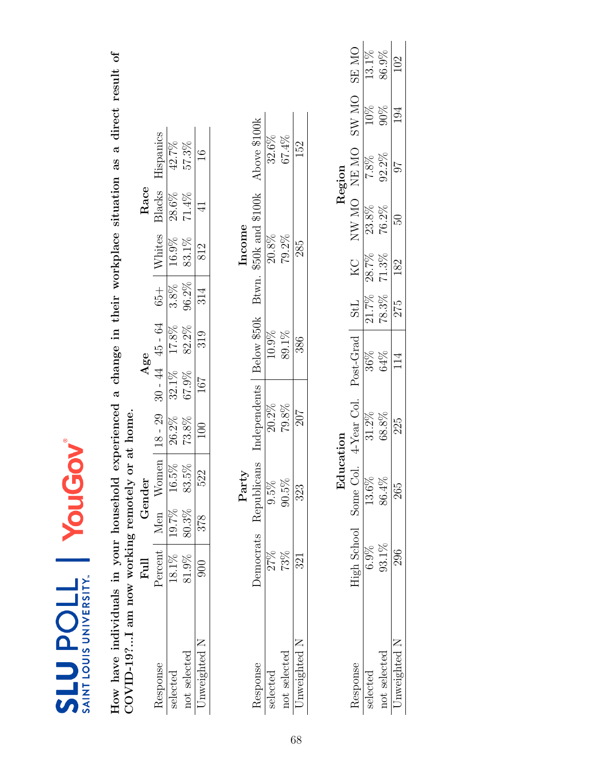**How have individuals in your household experienced a change in their workplace situation as a direct result of COVID-19?...I am now working remotely or at home.**

| Response | Full | Gender | | Age | | | | Race | | |
|---|---|---|---|---|---|---|---|---|---|---|
| | Percent | Men | Women | 18 - 29 | 30 - 44 | 45 - 64 | 65+ | Whites | Blacks | Hispanics |
| selected | 18.1% | 19.7% | 16.5% | 26.2% | 32.1% | 17.8% | 3.8% | 16.9% | 28.6% | 42.7% |
| not selected | 81.9% | 80.3% | 83.5% | 73.8% | 67.9% | 82.2% | 96.2% | 83.1% | 71.4% | 57.3% |
| Unweighted N | 900 | 378 | 522 | 100 | 167 | 319 | 314 | 812 | 41 | 16 |

| Response | Party | | | Income | | |
|---|---|---|---|---|---|---|
| | Democrats | Republicans | Independents | Below $50k | Btwn. $50k and $100k | Above $100k |
| selected | 27% | 9.5% | 20.2% | 10.9% | 20.8% | 32.6% |
| not selected | 73% | 90.5% | 79.8% | 89.1% | 79.2% | 67.4% |
| Unweighted N | 321 | 323 | 207 | 386 | 285 | 152 |

| Response | Education | | | | Region | | | | | |
|---|---|---|---|---|---|---|---|---|---|---|
| | High School | Some Col. | 4-Year Col. | Post-Grad | StL | KC | NW MO | NE MO | SW MO | SE MO |
| selected | 6.9% | 13.6% | 31.2% | 36% | 21.7% | 28.7% | 23.8% | 7.8% | 10% | 13.1% |
| not selected | 93.1% | 86.4% | 68.8% | 64% | 78.3% | 71.3% | 76.2% | 92.2% | 90% | 86.9% |
| Unweighted N | 296 | 265 | 225 | 114 | 275 | 182 | 50 | 97 | 194 | 102 |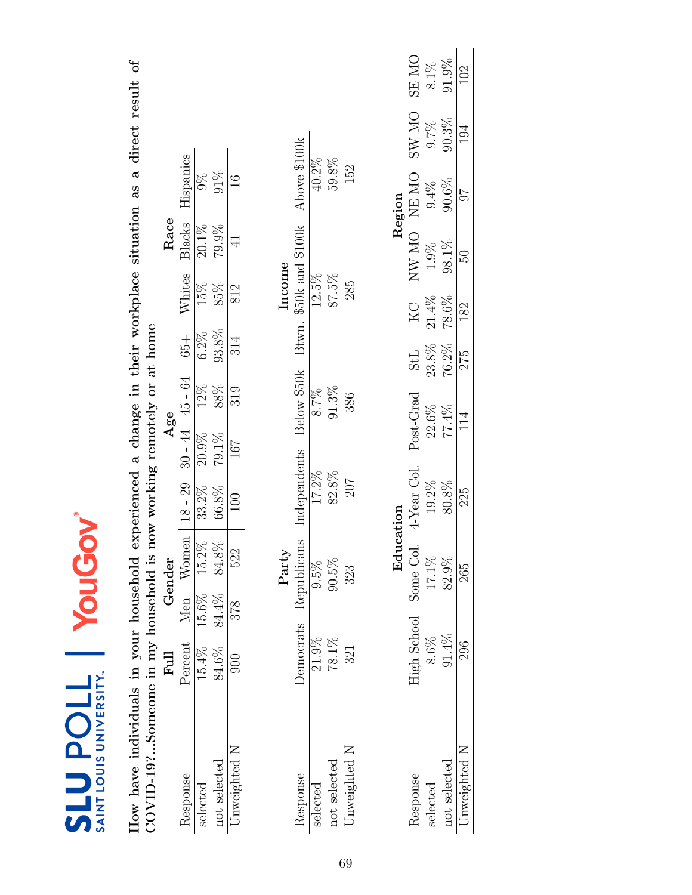**How have individuals in your household experienced a change in their workplace situation as a direct result of COVID-19?...Someone in my household is now working remotely or at home**

| Response | Full | Gender | | Age | | | | Race | | |
|---|---|---|---|---|---|---|---|---|---|---|
| | Percent | Men | Women | 18 - 29 | 30 - 44 | 45 - 64 | 65+ | Whites | Blacks | Hispanics |
| selected | 15.4% | 15.6% | 15.2% | 33.2% | 20.9% | 12% | 6.2% | 15% | 20.1% | 9% |
| not selected | 84.6% | 84.4% | 84.8% | 66.8% | 79.1% | 88% | 93.8% | 85% | 79.9% | 91% |
| Unweighted N | 900 | 378 | 522 | 100 | 167 | 319 | 314 | 812 | 41 | 16 |

| Response | Party | | | Income | | |
|---|---|---|---|---|---|---|
| | Democrats | Republicans | Independents | Below $50k | Btwn. $50k and $100k | Above $100k |
| selected | 21.9% | 9.5% | 17.2% | 8.7% | 12.5% | 40.2% |
| not selected | 78.1% | 90.5% | 82.8% | 91.3% | 87.5% | 59.8% |
| Unweighted N | 321 | 323 | 207 | 386 | 285 | 152 |

| Response | Education | | | | Region | | | | | |
|---|---|---|---|---|---|---|---|---|---|---|
| | High School | Some Col. | 4-Year Col. | Post-Grad | StL | KC | NW MO | NE MO | SW MO | SE MO |
| selected | 8.6% | 17.1% | 19.2% | 22.6% | 23.8% | 21.4% | 1.9% | 9.4% | 9.7% | 8.1% |
| not selected | 91.4% | 82.9% | 80.8% | 77.4% | 76.2% | 78.6% | 98.1% | 90.6% | 90.3% | 91.9% |
| Unweighted N | 296 | 265 | 225 | 114 | 275 | 182 | 50 | 97 | 194 | 102 |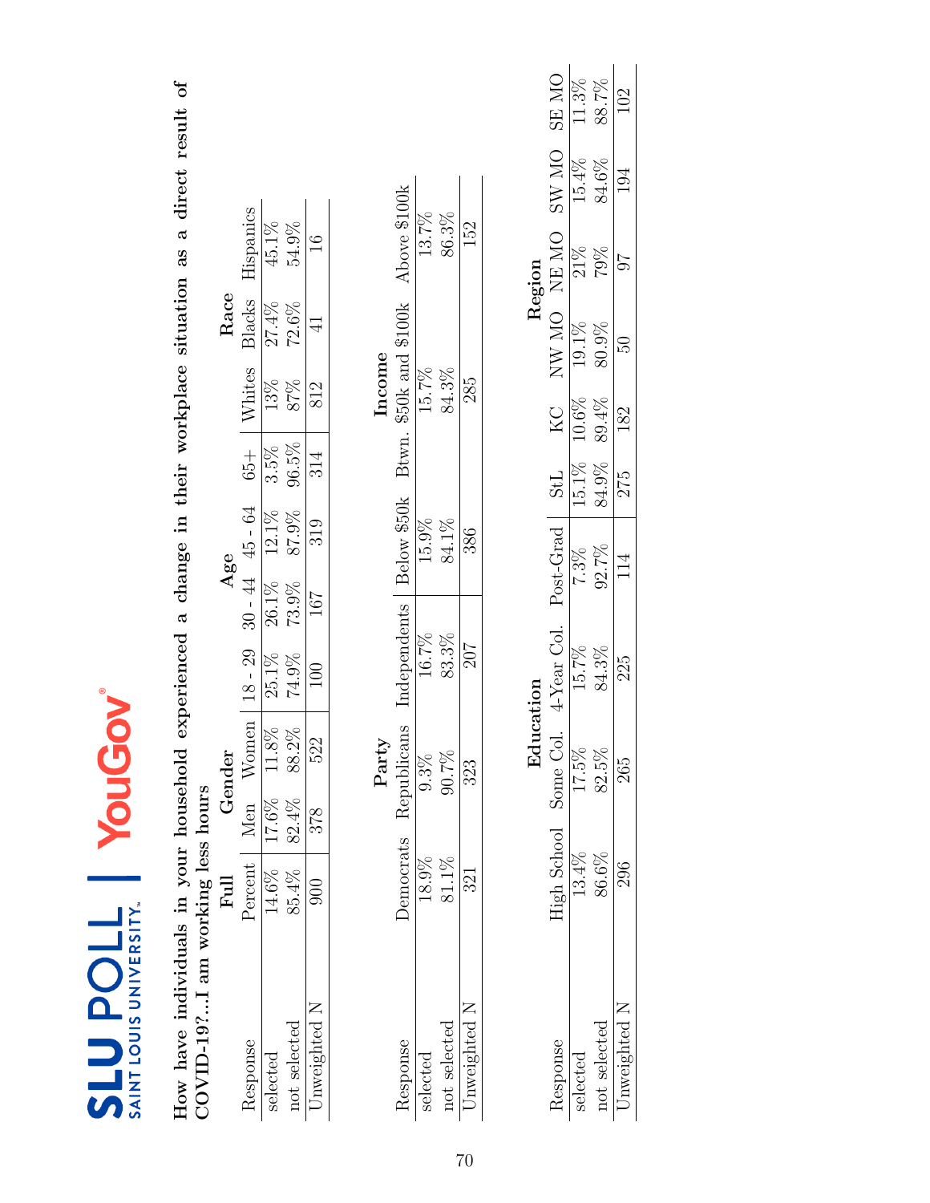**How have individuals in your household experienced a change in their workplace situation as a direct result of COVID-19?...I am working less hours**

| Response | Full | Gender | | Age | | | | Race | | |
|---|---|---|---|---|---|---|---|---|---|---|
| | Percent | Men | Women | 18 - 29 | 30 - 44 | 45 - 64 | 65+ | Whites | Blacks | Hispanics |
| selected | 14.6% | 17.6% | 11.8% | 25.1% | 26.1% | 12.1% | 3.5% | 13% | 27.4% | 45.1% |
| not selected | 85.4% | 82.4% | 88.2% | 74.9% | 73.9% | 87.9% | 96.5% | 87% | 72.6% | 54.9% |
| Unweighted N | 900 | 378 | 522 | 100 | 167 | 319 | 314 | 812 | 41 | 16 |

| Response | Party | | | Income | | |
|---|---|---|---|---|---|---|
| | Democrats | Republicans | Independents | Below $50k | Btwn. $50k and $100k | Above $100k |
| selected | 18.9% | 9.3% | 16.7% | 15.9% | 15.7% | 13.7% |
| not selected | 81.1% | 90.7% | 83.3% | 84.1% | 84.3% | 86.3% |
| Unweighted N | 321 | 323 | 207 | 386 | 285 | 152 |

| Response | Education | | | | Region | | | | | |
|---|---|---|---|---|---|---|---|---|---|---|
| | High School | Some Col. | 4-Year Col. | Post-Grad | StL | KC | NW MO | NE MO | SW MO | SE MO |
| selected | 13.4% | 17.5% | 15.7% | 7.3% | 15.1% | 10.6% | 19.1% | 21% | 15.4% | 11.3% |
| not selected | 86.6% | 82.5% | 84.3% | 92.7% | 84.9% | 89.4% | 80.9% | 79% | 84.6% | 88.7% |
| Unweighted N | 296 | 265 | 225 | 114 | 275 | 182 | 50 | 97 | 194 | 102 |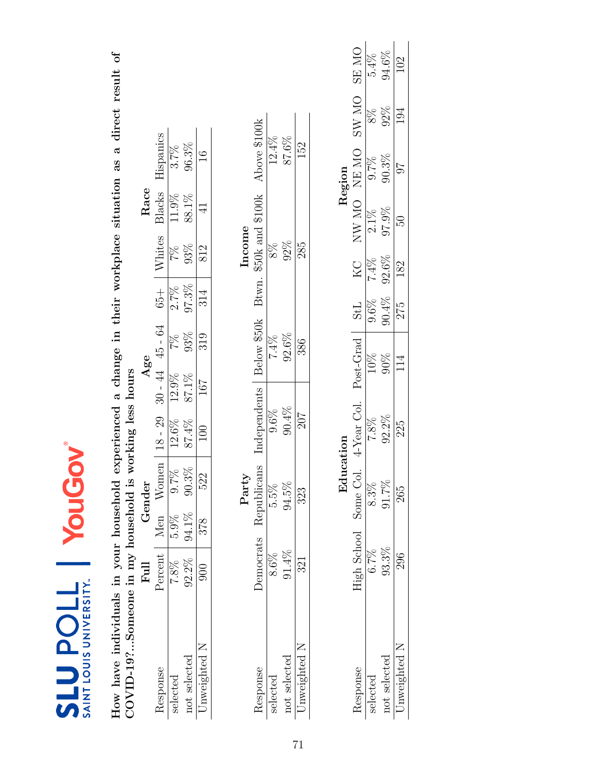**How have individuals in your household experienced a change in their workplace situation as a direct result of COVID-19?...Someone in my household is working less hours**

| | Full | Gender | | Age | | | | Race | | |
|---|---|---|---|---|---|---|---|---|---|---|
| Response | Percent | Men | Women | 18 - 29 | 30 - 44 | 45 - 64 | 65+ | Whites | Blacks | Hispanics |
| selected | 7.8% | 5.9% | 9.7% | 12.6% | 12.9% | 7% | 2.7% | 7% | 11.9% | 3.7% |
| not selected | 92.2% | 94.1% | 90.3% | 87.4% | 87.1% | 93% | 97.3% | 93% | 88.1% | 96.3% |
| Unweighted N | 900 | 378 | 522 | 100 | 167 | 319 | 314 | 812 | 41 | 16 |

| | Party | | | Income | | |
|---|---|---|---|---|---|---|
| Response | Democrats | Republicans | Independents | Below $50k | Btwn. $50k and $100k | Above $100k |
| selected | 8.6% | 5.5% | 9.6% | 7.4% | 8% | 12.4% |
| not selected | 91.4% | 94.5% | 90.4% | 92.6% | 92% | 87.6% |
| Unweighted N | 321 | 323 | 207 | 386 | 285 | 152 |

| | Education | | | | Region | | | | | |
|---|---|---|---|---|---|---|---|---|---|---|
| Response | High School | Some Col. | 4-Year Col. | Post-Grad | StL | KC | NW MO | NE MO | SW MO | SE MO |
| selected | 6.7% | 8.3% | 7.8% | 10% | 9.6% | 7.4% | 2.1% | 9.7% | 8% | 5.4% |
| not selected | 93.3% | 91.7% | 92.2% | 90% | 90.4% | 92.6% | 97.9% | 90.3% | 92% | 94.6% |
| Unweighted N | 296 | 265 | 225 | 114 | 275 | 182 | 50 | 97 | 194 | 102 |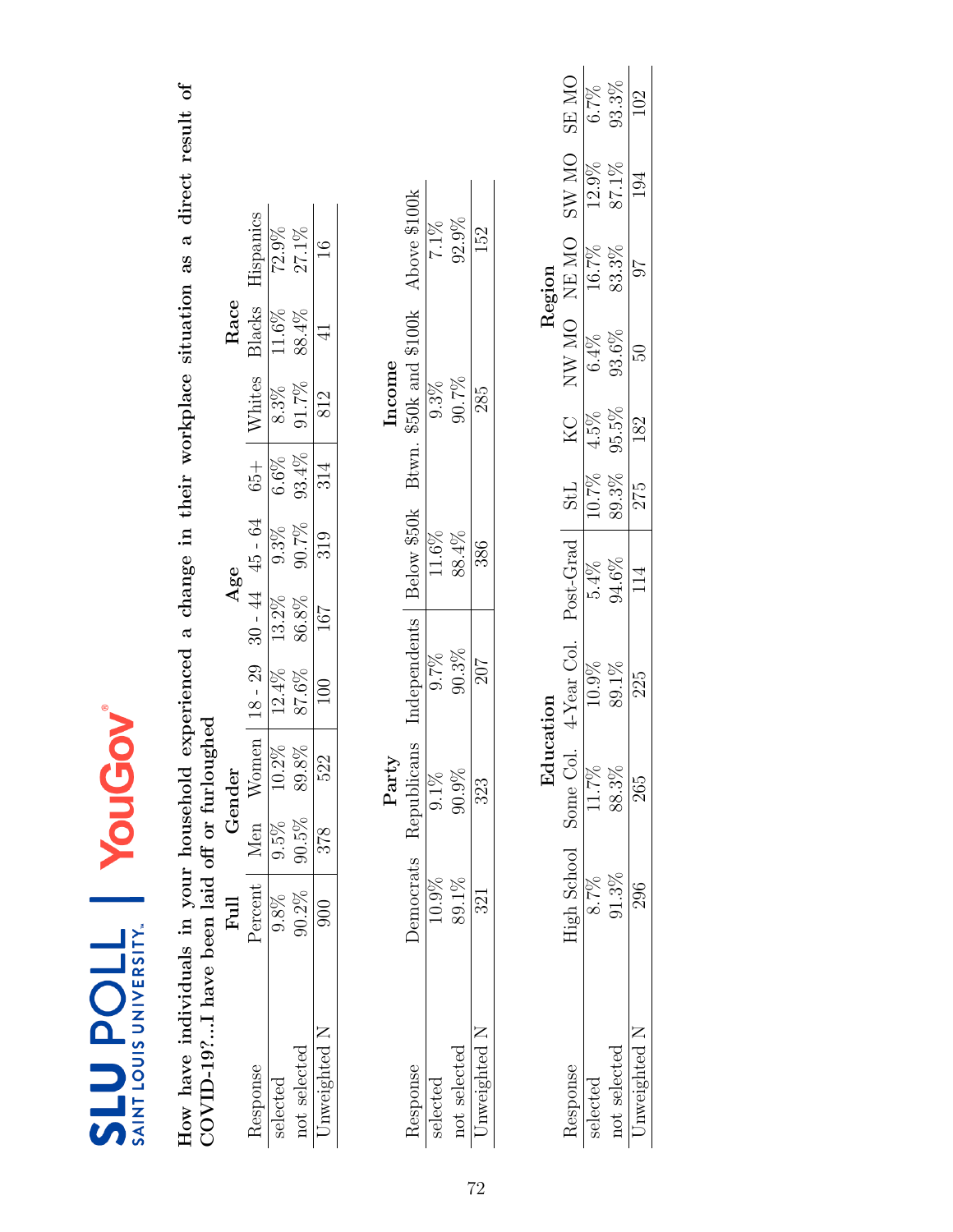SLU POLL | SAINT LOUIS UNIVERSITY | YouGov

**How have individuals in your household experienced a change in their workplace situation as a direct result of COVID-19?...I have been laid off or furloughed**

| | Full | Gender | | Age | | | | Race | | |
|---|---|---|---|---|---|---|---|---|---|---|
| Response | Percent | Men | Women | 18 - 29 | 30 - 44 | 45 - 64 | 65+ | Whites | Blacks | Hispanics |
| selected | 9.8% | 9.5% | 10.2% | 12.4% | 13.2% | 9.3% | 6.6% | 8.3% | 11.6% | 72.9% |
| not selected | 90.2% | 90.5% | 89.8% | 87.6% | 86.8% | 90.7% | 93.4% | 91.7% | 88.4% | 27.1% |
| Unweighted N | 900 | 378 | 522 | 100 | 167 | 319 | 314 | 812 | 41 | 16 |

| | Party | | | Income | | |
|---|---|---|---|---|---|---|
| Response | Democrats | Republicans | Independents | Below $50k | Btwn. $50k and $100k | Above $100k |
| selected | 10.9% | 9.1% | 9.7% | 11.6% | 9.3% | 7.1% |
| not selected | 89.1% | 90.9% | 90.3% | 88.4% | 90.7% | 92.9% |
| Unweighted N | 321 | 323 | 207 | 386 | 285 | 152 |

| | Education | | | | Region | | | | | |
|---|---|---|---|---|---|---|---|---|---|---|
| Response | High School | Some Col. | 4-Year Col. | Post-Grad | StL | KC | NW MO | NE MO | SW MO | SE MO |
| selected | 8.7% | 11.7% | 10.9% | 5.4% | 10.7% | 4.5% | 6.4% | 16.7% | 12.9% | 6.7% |
| not selected | 91.3% | 88.3% | 89.1% | 94.6% | 89.3% | 95.5% | 93.6% | 83.3% | 87.1% | 93.3% |
| Unweighted N | 296 | 265 | 225 | 114 | 275 | 182 | 50 | 97 | 194 | 102 |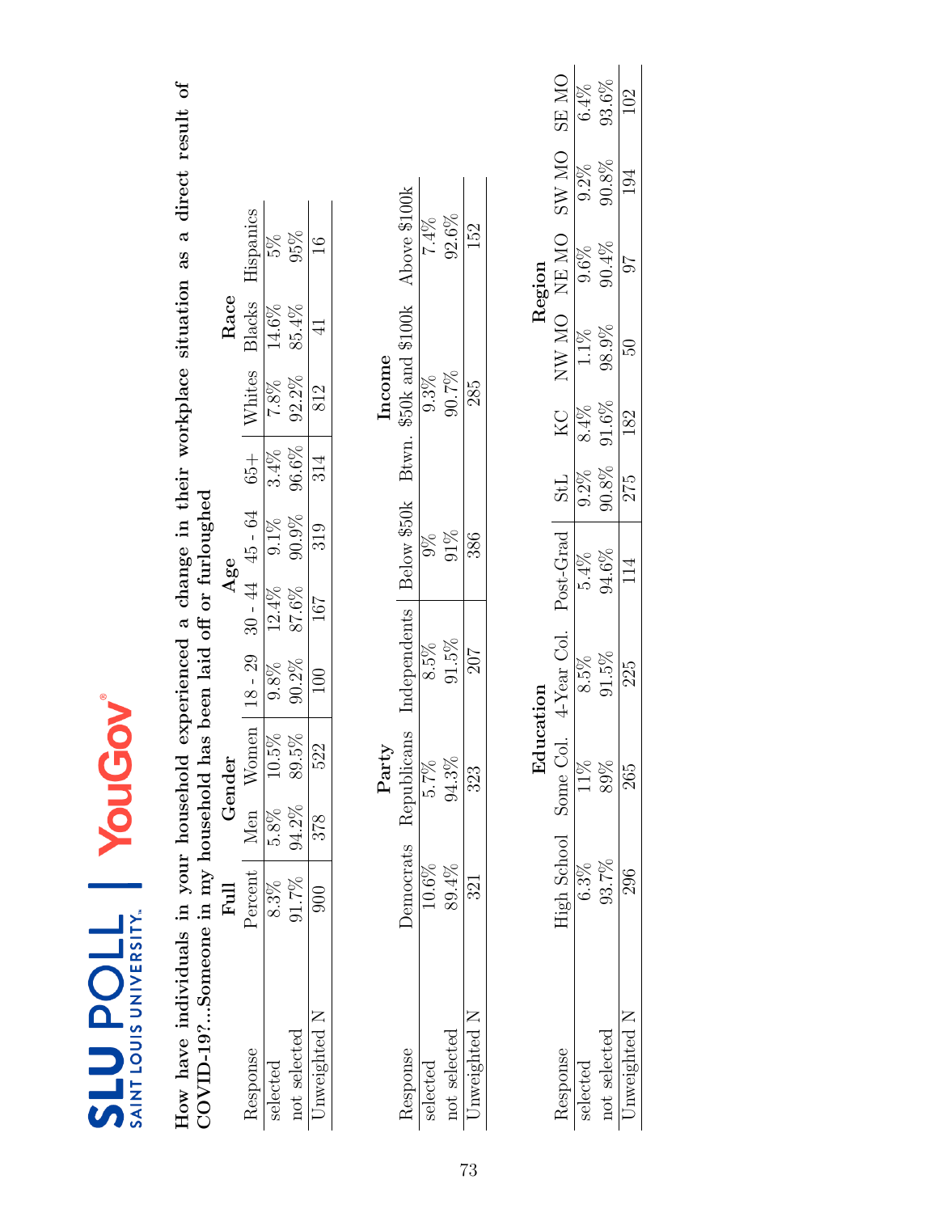**How have individuals in your household experienced a change in their workplace situation as a direct result of COVID-19?...Someone in my household has been laid off or furloughed**

| Response | Full | Gender | | Age | | | | Race | | |
|---|---|---|---|---|---|---|---|---|---|---|
| | Percent | Men | Women | 18 - 29 | 30 - 44 | 45 - 64 | 65+ | Whites | Blacks | Hispanics |
| selected | 8.3% | 5.8% | 10.5% | 9.8% | 12.4% | 9.1% | 3.4% | 7.8% | 14.6% | 5% |
| not selected | 91.7% | 94.2% | 89.5% | 90.2% | 87.6% | 90.9% | 96.6% | 92.2% | 85.4% | 95% |
| Unweighted N | 900 | 378 | 522 | 100 | 167 | 319 | 314 | 812 | 41 | 16 |

| Response | Party | | | Income | | |
|---|---|---|---|---|---|---|
| | Democrats | Republicans | Independents | Below $50k | Btwn. $50k and $100k | Above $100k |
| selected | 10.6% | 5.7% | 8.5% | 9% | 9.3% | 7.4% |
| not selected | 89.4% | 94.3% | 91.5% | 91% | 90.7% | 92.6% |
| Unweighted N | 321 | 323 | 207 | 386 | 285 | 152 |

| Response | Education | | | | Region | | | | | |
|---|---|---|---|---|---|---|---|---|---|---|
| | High School | Some Col. | 4-Year Col. | Post-Grad | StL | KC | NW MO | NE MO | SW MO | SE MO |
| selected | 6.3% | 11% | 8.5% | 5.4% | 9.2% | 8.4% | 1.1% | 9.6% | 9.2% | 6.4% |
| not selected | 93.7% | 89% | 91.5% | 94.6% | 90.8% | 91.6% | 98.9% | 90.4% | 90.8% | 93.6% |
| Unweighted N | 296 | 265 | 225 | 114 | 275 | 182 | 50 | 97 | 194 | 102 |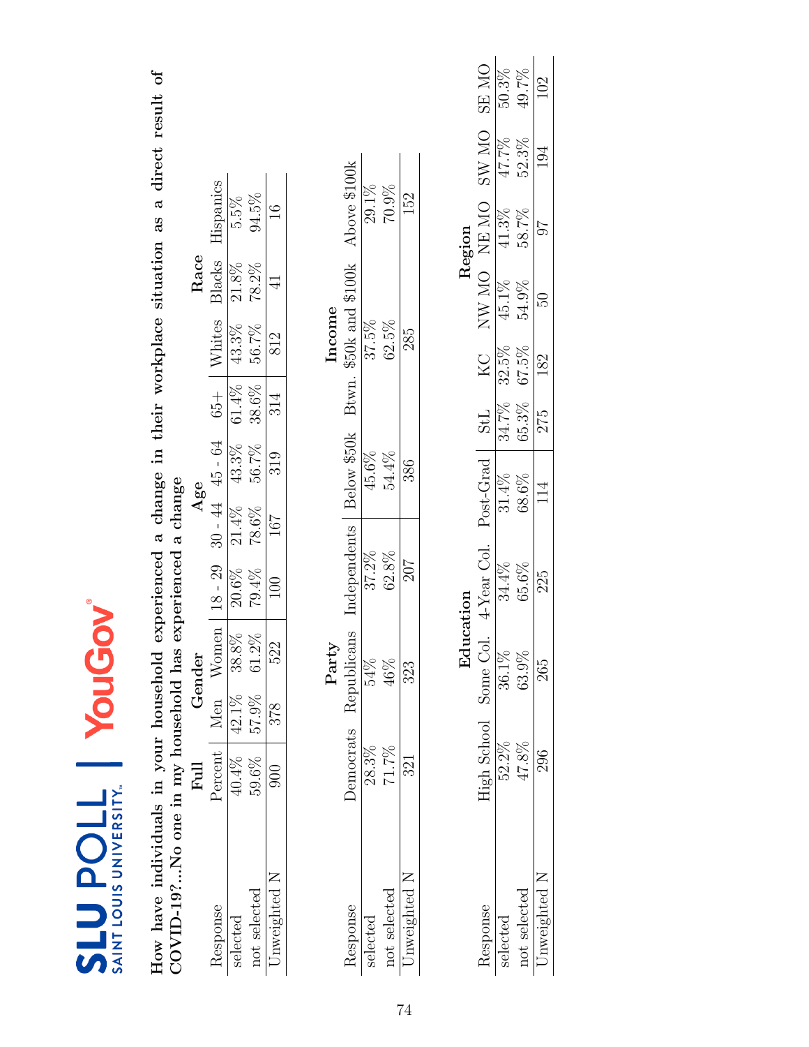SLU POLL | SAINT LOUIS UNIVERSITY | YouGov

**How have individuals in your household experienced a change in their workplace situation as a direct result of COVID-19?...No one in my household has experienced a change**

| Response | Full | Gender | | Age | | | | Race | | |
|---|---|---|---|---|---|---|---|---|---|---|
| | Percent | Men | Women | 18 - 29 | 30 - 44 | 45 - 64 | 65+ | Whites | Blacks | Hispanics |
| selected | 40.4% | 42.1% | 38.8% | 20.6% | 21.4% | 43.3% | 61.4% | 43.3% | 21.8% | 5.5% |
| not selected | 59.6% | 57.9% | 61.2% | 79.4% | 78.6% | 56.7% | 38.6% | 56.7% | 78.2% | 94.5% |
| Unweighted N | 900 | 378 | 522 | 100 | 167 | 319 | 314 | 812 | 41 | 16 |

| Response | Party | | | Income | | |
|---|---|---|---|---|---|---|
| | Democrats | Republicans | Independents | Below $50k | Btwn. $50k and $100k | Above $100k |
| selected | 28.3% | 54% | 37.2% | 45.6% | 37.5% | 29.1% |
| not selected | 71.7% | 46% | 62.8% | 54.4% | 62.5% | 70.9% |
| Unweighted N | 321 | 323 | 207 | 386 | 285 | 152 |

| Response | Education | | | | Region | | | | | |
|---|---|---|---|---|---|---|---|---|---|---|
| | High School | Some Col. | 4-Year Col. | Post-Grad | StL | KC | NW MO | NE MO | SW MO | SE MO |
| selected | 52.2% | 36.1% | 34.4% | 31.4% | 34.7% | 32.5% | 45.1% | 41.3% | 47.7% | 50.3% |
| not selected | 47.8% | 63.9% | 65.6% | 68.6% | 65.3% | 67.5% | 54.9% | 58.7% | 52.3% | 49.7% |
| Unweighted N | 296 | 265 | 225 | 114 | 275 | 182 | 50 | 97 | 194 | 102 |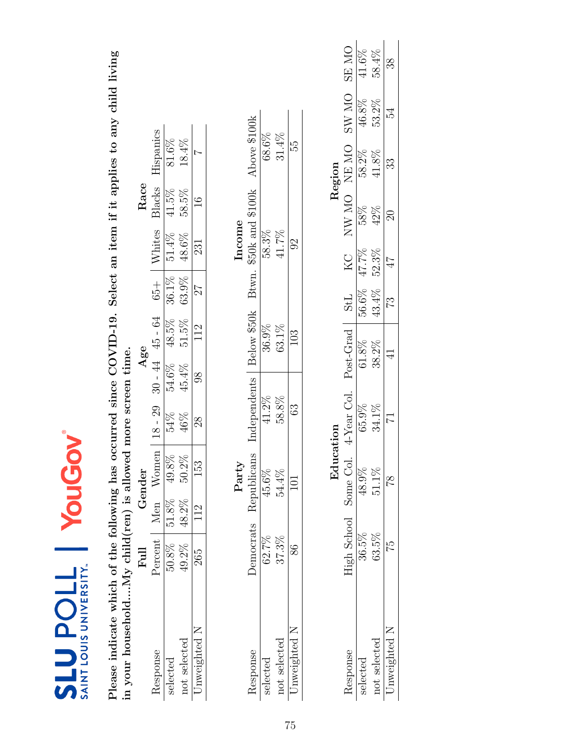**Please indicate which of the following has occurred since COVID-19. Select an item if it applies to any child living in your household....My child(ren) is allowed more screen time.**

| Response | Full | Gender | | Age | | | | Race | | |
|---|---|---|---|---|---|---|---|---|---|---|
| | Percent | Men | Women | 18 - 29 | 30 - 44 | 45 - 64 | 65+ | Whites | Blacks | Hispanics |
| selected | 50.8% | 51.8% | 49.8% | 54% | 54.6% | 48.5% | 36.1% | 51.4% | 41.5% | 81.6% |
| not selected | 49.2% | 48.2% | 50.2% | 46% | 45.4% | 51.5% | 63.9% | 48.6% | 58.5% | 18.4% |
| Unweighted N | 265 | 112 | 153 | 28 | 98 | 112 | 27 | 231 | 16 | 7 |

| Response | Party | | | Income | | |
|---|---|---|---|---|---|---|
| | Democrats | Republicans | Independents | Below $50k | Btwn. $50k and $100k | Above $100k |
| selected | 62.7% | 45.6% | 41.2% | 36.9% | 58.3% | 68.6% |
| not selected | 37.3% | 54.4% | 58.8% | 63.1% | 41.7% | 31.4% |
| Unweighted N | 86 | 101 | 63 | 103 | 92 | 55 |

| Response | Education | | | | Region | | | | | |
|---|---|---|---|---|---|---|---|---|---|---|
| | High School | Some Col. | 4-Year Col. | Post-Grad | StL | KC | NW MO | NE MO | SW MO | SE MO |
| selected | 36.5% | 48.9% | 65.9% | 61.8% | 56.6% | 47.7% | 58% | 58.2% | 46.8% | 41.6% |
| not selected | 63.5% | 51.1% | 34.1% | 38.2% | 43.4% | 52.3% | 42% | 41.8% | 53.2% | 58.4% |
| Unweighted N | 75 | 78 | 71 | 41 | 73 | 47 | 20 | 33 | 54 | 38 |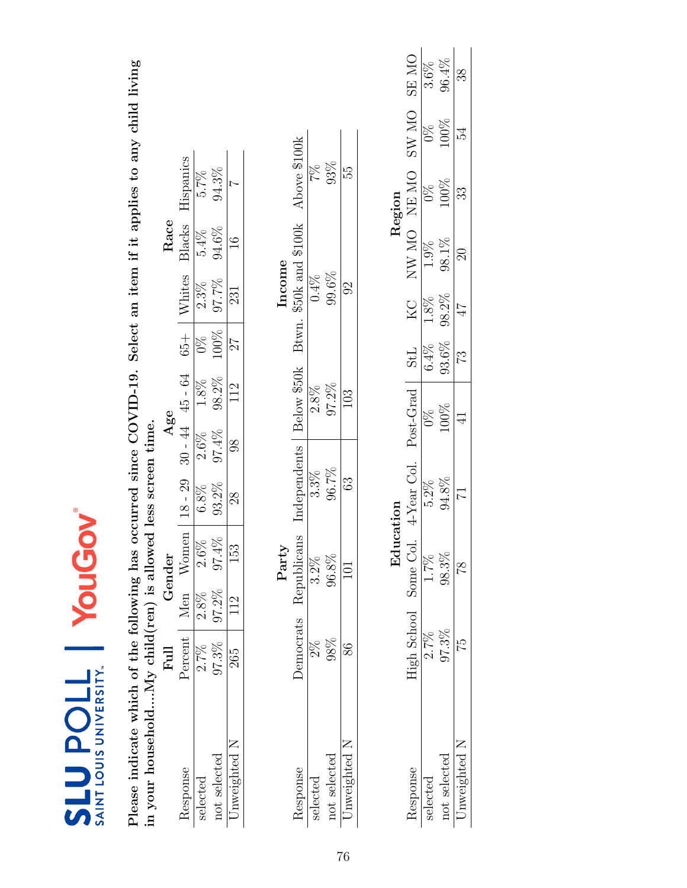**Please indicate which of the following has occurred since COVID-19. Select an item if it applies to any child living in your household....My child(ren) is allowed less screen time.**

| Response | Full | Gender | | Age | | | | Race | | |
|---|---|---|---|---|---|---|---|---|---|---|
| | Percent | Men | Women | 18 - 29 | 30 - 44 | 45 - 64 | 65+ | Whites | Blacks | Hispanics |
| selected | 2.7% | 2.8% | 2.6% | 6.8% | 2.6% | 1.8% | 0% | 2.3% | 5.4% | 5.7% |
| not selected | 97.3% | 97.2% | 97.4% | 93.2% | 97.4% | 98.2% | 100% | 97.7% | 94.6% | 94.3% |
| Unweighted N | 265 | 112 | 153 | 28 | 98 | 112 | 27 | 231 | 16 | 7 |

| Response | Party | | | Income | | |
|---|---|---|---|---|---|---|
| | Democrats | Republicans | Independents | Below $50k | Btwn. $50k and $100k | Above $100k |
| selected | 2% | 3.2% | 3.3% | 2.8% | 0.4% | 7% |
| not selected | 98% | 96.8% | 96.7% | 97.2% | 99.6% | 93% |
| Unweighted N | 86 | 101 | 63 | 103 | 92 | 55 |

| Response | Education | | | | Region | | | | | |
|---|---|---|---|---|---|---|---|---|---|---|
| | High School | Some Col. | 4-Year Col. | Post-Grad | StL | KC | NW MO | NE MO | SW MO | SE MO |
| selected | 2.7% | 1.7% | 5.2% | 0% | 6.4% | 1.8% | 1.9% | 0% | 0% | 3.6% |
| not selected | 97.3% | 98.3% | 94.8% | 100% | 93.6% | 98.2% | 98.1% | 100% | 100% | 96.4% |
| Unweighted N | 75 | 78 | 71 | 41 | 73 | 47 | 20 | 33 | 54 | 38 |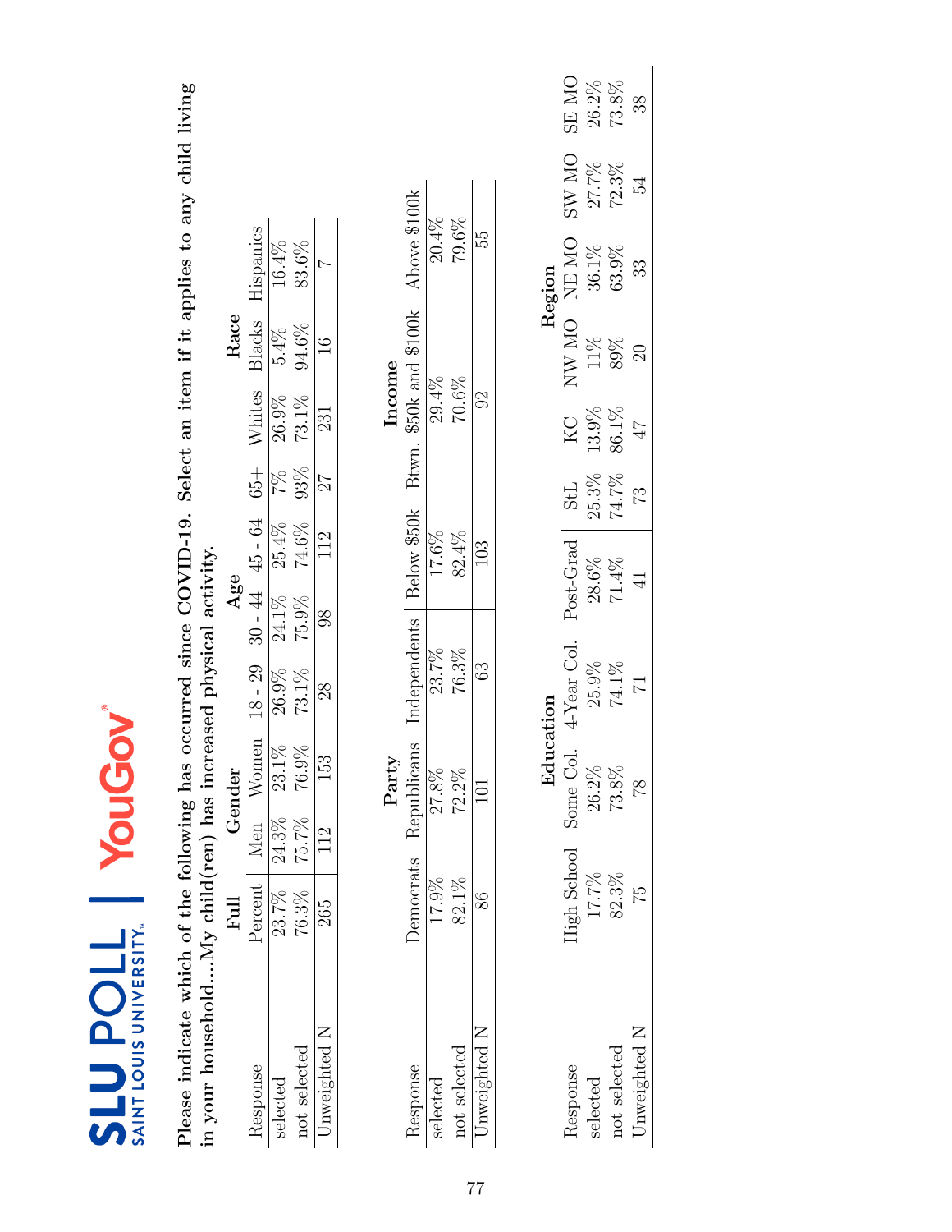SLU POLL | YouGov

**Please indicate which of the following has occurred since COVID-19. Select an item if it applies to any child living in your household....My child(ren) has increased physical activity.**

| Response | Full | Gender | | Age | | | | Race | | |
|---|---|---|---|---|---|---|---|---|---|---|
| | Percent | Men | Women | 18 - 29 | 30 - 44 | 45 - 64 | 65+ | Whites | Blacks | Hispanics |
| selected | 23.7% | 24.3% | 23.1% | 26.9% | 24.1% | 25.4% | 7% | 26.9% | 5.4% | 16.4% |
| not selected | 76.3% | 75.7% | 76.9% | 73.1% | 75.9% | 74.6% | 93% | 73.1% | 94.6% | 83.6% |
| Unweighted N | 265 | 112 | 153 | 28 | 98 | 112 | 27 | 231 | 16 | 7 |

| Response | Party | | | Income | | |
|---|---|---|---|---|---|---|
| | Democrats | Republicans | Independents | Below $50k | Btwn. $50k and $100k | Above $100k |
| selected | 17.9% | 27.8% | 23.7% | 17.6% | 29.4% | 20.4% |
| not selected | 82.1% | 72.2% | 76.3% | 82.4% | 70.6% | 79.6% |
| Unweighted N | 86 | 101 | 63 | 103 | 92 | 55 |

| Response | Education | | | | Region | | | | | |
|---|---|---|---|---|---|---|---|---|---|---|
| | High School | Some Col. | 4-Year Col. | Post-Grad | StL | KC | NW MO | NE MO | SW MO | SE MO |
| selected | 17.7% | 26.2% | 25.9% | 28.6% | 25.3% | 13.9% | 11% | 36.1% | 27.7% | 26.2% |
| not selected | 82.3% | 73.8% | 74.1% | 71.4% | 74.7% | 86.1% | 89% | 63.9% | 72.3% | 73.8% |
| Unweighted N | 75 | 78 | 71 | 41 | 73 | 47 | 20 | 33 | 54 | 38 |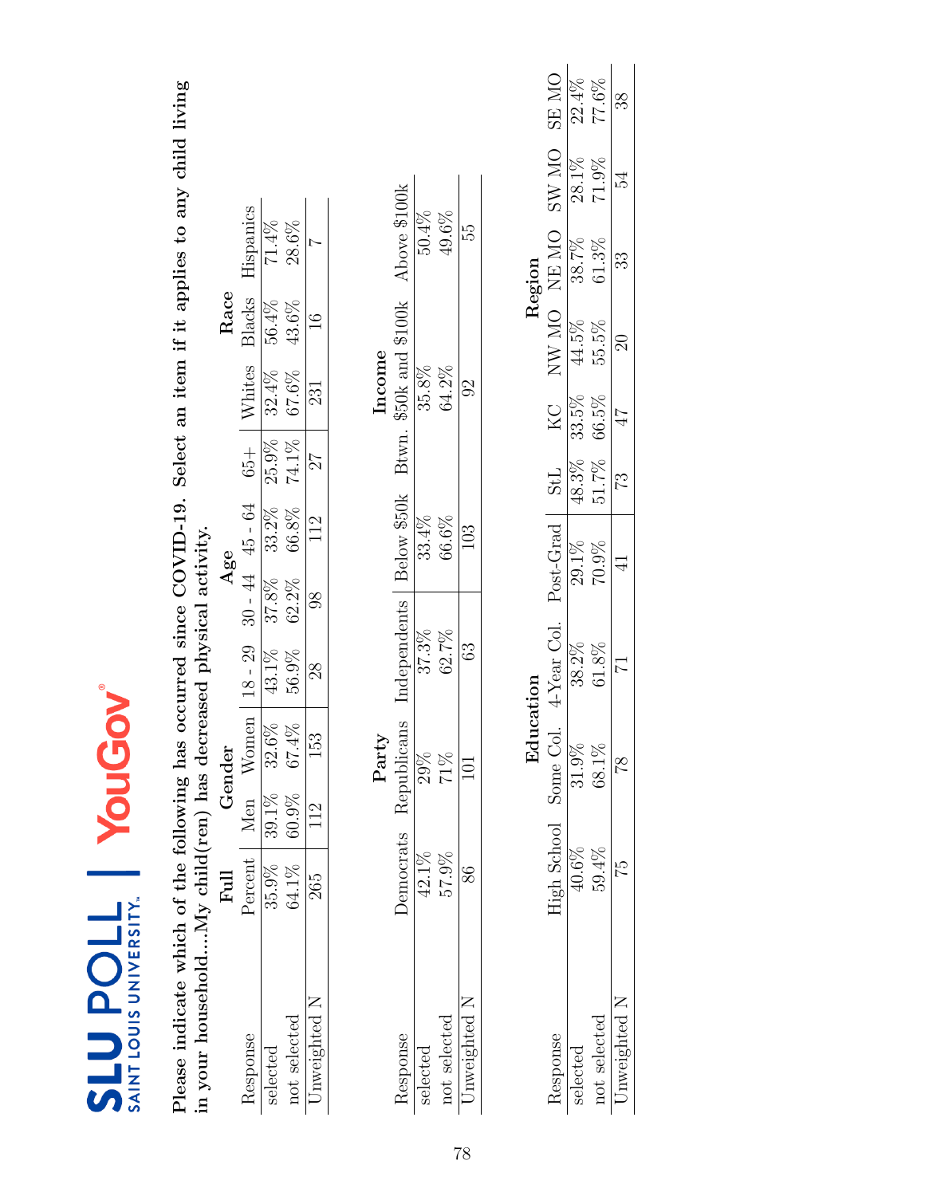**Please indicate which of the following has occurred since COVID-19. Select an item if it applies to any child living in your household....My child(ren) has decreased physical activity.**

| Response | Full | Gender | | Age | | | | Race | | |
|---|---|---|---|---|---|---|---|---|---|---|
| | Percent | Men | Women | 18 - 29 | 30 - 44 | 45 - 64 | 65+ | Whites | Blacks | Hispanics |
| selected | 35.9% | 39.1% | 32.6% | 43.1% | 37.8% | 33.2% | 25.9% | 32.4% | 56.4% | 71.4% |
| not selected | 64.1% | 60.9% | 67.4% | 56.9% | 62.2% | 66.8% | 74.1% | 67.6% | 43.6% | 28.6% |
| Unweighted N | 265 | 112 | 153 | 28 | 98 | 112 | 27 | 231 | 16 | 7 |

| Response | Party | | | Income | | |
|---|---|---|---|---|---|---|
| | Democrats | Republicans | Independents | Below $50k | Btwn. $50k and $100k | Above $100k |
| selected | 42.1% | 29% | 37.3% | 33.4% | 35.8% | 50.4% |
| not selected | 57.9% | 71% | 62.7% | 66.6% | 64.2% | 49.6% |
| Unweighted N | 86 | 101 | 63 | 103 | 92 | 55 |

| Response | Education | | | | Region | | | | | |
|---|---|---|---|---|---|---|---|---|---|---|
| | High School | Some Col. | 4-Year Col. | Post-Grad | StL | KC | NW MO | NE MO | SW MO | SE MO |
| selected | 40.6% | 31.9% | 38.2% | 29.1% | 48.3% | 33.5% | 44.5% | 38.7% | 28.1% | 22.4% |
| not selected | 59.4% | 68.1% | 61.8% | 70.9% | 51.7% | 66.5% | 55.5% | 61.3% | 71.9% | 77.6% |
| Unweighted N | 75 | 78 | 71 | 41 | 73 | 47 | 20 | 33 | 54 | 38 |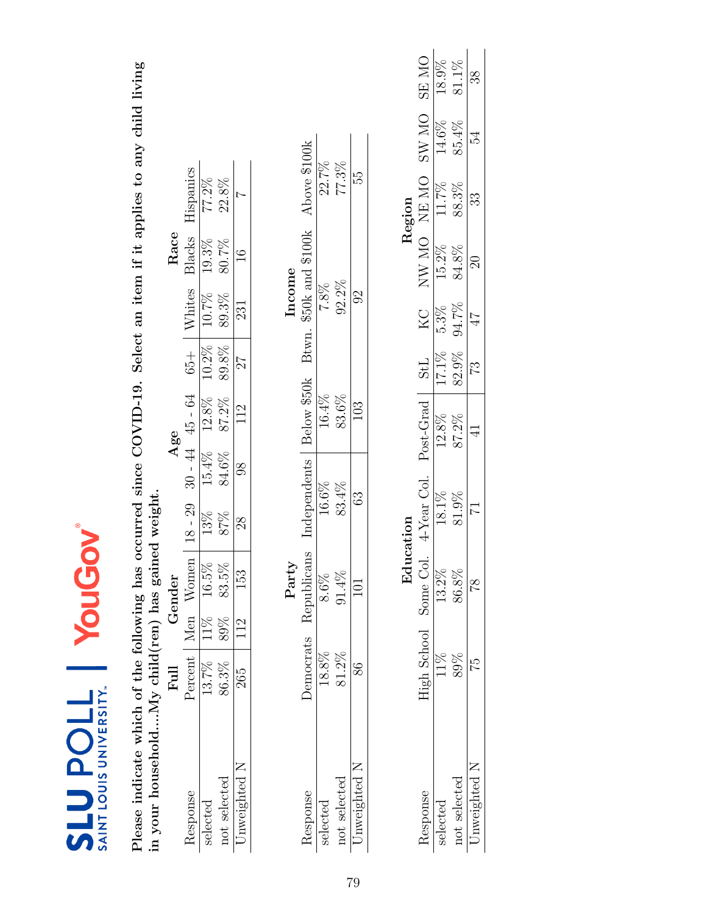**Please indicate which of the following has occurred since COVID-19. Select an item if it applies to any child living in your household....My child(ren) has gained weight.**

| Response | Full | Gender | | Age | | | | Race | | |
|---|---|---|---|---|---|---|---|---|---|---|
| | Percent | Men | Women | 18 - 29 | 30 - 44 | 45 - 64 | 65+ | Whites | Blacks | Hispanics |
| selected | 13.7% | 11% | 16.5% | 13% | 15.4% | 12.8% | 10.2% | 10.7% | 19.3% | 77.2% |
| not selected | 86.3% | 89% | 83.5% | 87% | 84.6% | 87.2% | 89.8% | 89.3% | 80.7% | 22.8% |
| Unweighted N | 265 | 112 | 153 | 28 | 98 | 112 | 27 | 231 | 16 | 7 |

| Response | Party | | | Income | | |
|---|---|---|---|---|---|---|
| | Democrats | Republicans | Independents | Below $50k | Btwn. $50k and $100k | Above $100k |
| selected | 18.8% | 8.6% | 16.6% | 16.4% | 7.8% | 22.7% |
| not selected | 81.2% | 91.4% | 83.4% | 83.6% | 92.2% | 77.3% |
| Unweighted N | 86 | 101 | 63 | 103 | 92 | 55 |

| Response | Education | | | | Region | | | | | |
|---|---|---|---|---|---|---|---|---|---|---|
| | High School | Some Col. | 4-Year Col. | Post-Grad | StL | KC | NW MO | NE MO | SW MO | SE MO |
| selected | 11% | 13.2% | 18.1% | 12.8% | 17.1% | 5.3% | 15.2% | 11.7% | 14.6% | 18.9% |
| not selected | 89% | 86.8% | 81.9% | 87.2% | 82.9% | 94.7% | 84.8% | 88.3% | 85.4% | 81.1% |
| Unweighted N | 75 | 78 | 71 | 41 | 73 | 47 | 20 | 33 | 54 | 38 |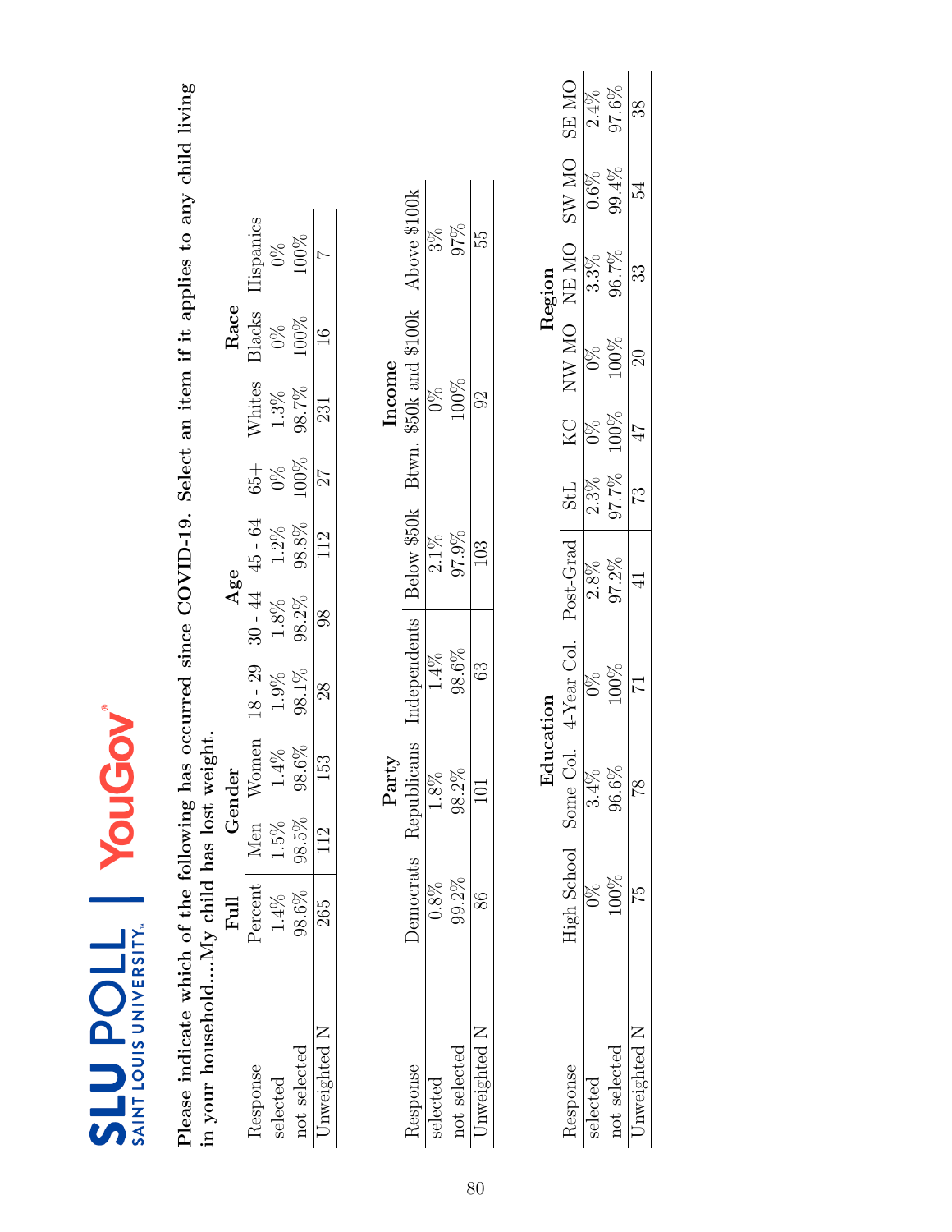SLU POLL | SAINT LOUIS UNIVERSITY | YouGov

**Please indicate which of the following has occurred since COVID-19. Select an item if it applies to any child living in your household....My child has lost weight.**

| | Full | Gender | | Age | | | | Race | | |
|---|---|---|---|---|---|---|---|---|---|---|
| Response | Percent | Men | Women | 18 - 29 | 30 - 44 | 45 - 64 | 65+ | Whites | Blacks | Hispanics |
| selected | 1.4% | 1.5% | 1.4% | 1.9% | 1.8% | 1.2% | 0% | 1.3% | 0% | 0% |
| not selected | 98.6% | 98.5% | 98.6% | 98.1% | 98.2% | 98.8% | 100% | 98.7% | 100% | 100% |
| Unweighted N | 265 | 112 | 153 | 28 | 98 | 112 | 27 | 231 | 16 | 7 |

| | Party | | | Income | | |
|---|---|---|---|---|---|---|
| Response | Democrats | Republicans | Independents | Below $50k | Btwn. $50k and $100k | Above $100k |
| selected | 0.8% | 1.8% | 1.4% | 2.1% | 0% | 3% |
| not selected | 99.2% | 98.2% | 98.6% | 97.9% | 100% | 97% |
| Unweighted N | 86 | 101 | 63 | 103 | 92 | 55 |

| | Education | | | | Region | | | | | |
|---|---|---|---|---|---|---|---|---|---|---|
| Response | High School | Some Col. | 4-Year Col. | Post-Grad | StL | KC | NW MO | NE MO | SW MO | SE MO |
| selected | 0% | 3.4% | 0% | 2.8% | 2.3% | 0% | 0% | 3.3% | 0.6% | 2.4% |
| not selected | 100% | 96.6% | 100% | 97.2% | 97.7% | 100% | 100% | 96.7% | 99.4% | 97.6% |
| Unweighted N | 75 | 78 | 71 | 41 | 73 | 47 | 20 | 33 | 54 | 38 |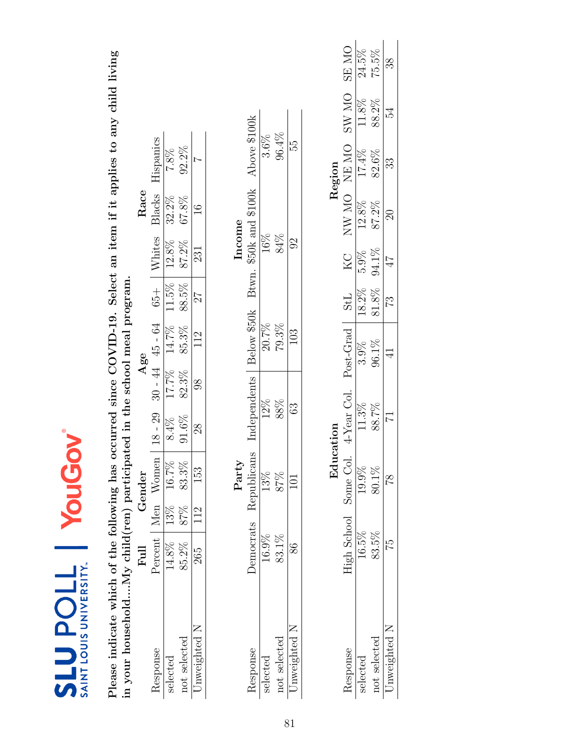**Please indicate which of the following has occurred since COVID-19. Select an item if it applies to any child living in your household....My child(ren) participated in the school meal program.**

| Response | Full | Gender | | Age | | | | Race | | |
|---|---|---|---|---|---|---|---|---|---|---|
| | Percent | Men | Women | 18 - 29 | 30 - 44 | 45 - 64 | 65+ | Whites | Blacks | Hispanics |
| selected | 14.8% | 13% | 16.7% | 8.4% | 17.7% | 14.7% | 11.5% | 12.8% | 32.2% | 7.8% |
| not selected | 85.2% | 87% | 83.3% | 91.6% | 82.3% | 85.3% | 88.5% | 87.2% | 67.8% | 92.2% |
| Unweighted N | 265 | 112 | 153 | 28 | 98 | 112 | 27 | 231 | 16 | 7 |

| Response | Party | | | Income | | |
|---|---|---|---|---|---|---|
| | Democrats | Republicans | Independents | Below $50k | Btwn. $50k and $100k | Above $100k |
| selected | 16.9% | 13% | 12% | 20.7% | 16% | 3.6% |
| not selected | 83.1% | 87% | 88% | 79.3% | 84% | 96.4% |
| Unweighted N | 86 | 101 | 63 | 103 | 92 | 55 |

| Response | Education | | | | Region | | | | | |
|---|---|---|---|---|---|---|---|---|---|---|
| | High School | Some Col. | 4-Year Col. | Post-Grad | StL | KC | NW MO | NE MO | SW MO | SE MO |
| selected | 16.5% | 19.9% | 11.3% | 3.9% | 18.2% | 5.9% | 12.8% | 17.4% | 11.8% | 24.5% |
| not selected | 83.5% | 80.1% | 88.7% | 96.1% | 81.8% | 94.1% | 87.2% | 82.6% | 88.2% | 75.5% |
| Unweighted N | 75 | 78 | 71 | 41 | 73 | 47 | 20 | 33 | 54 | 38 |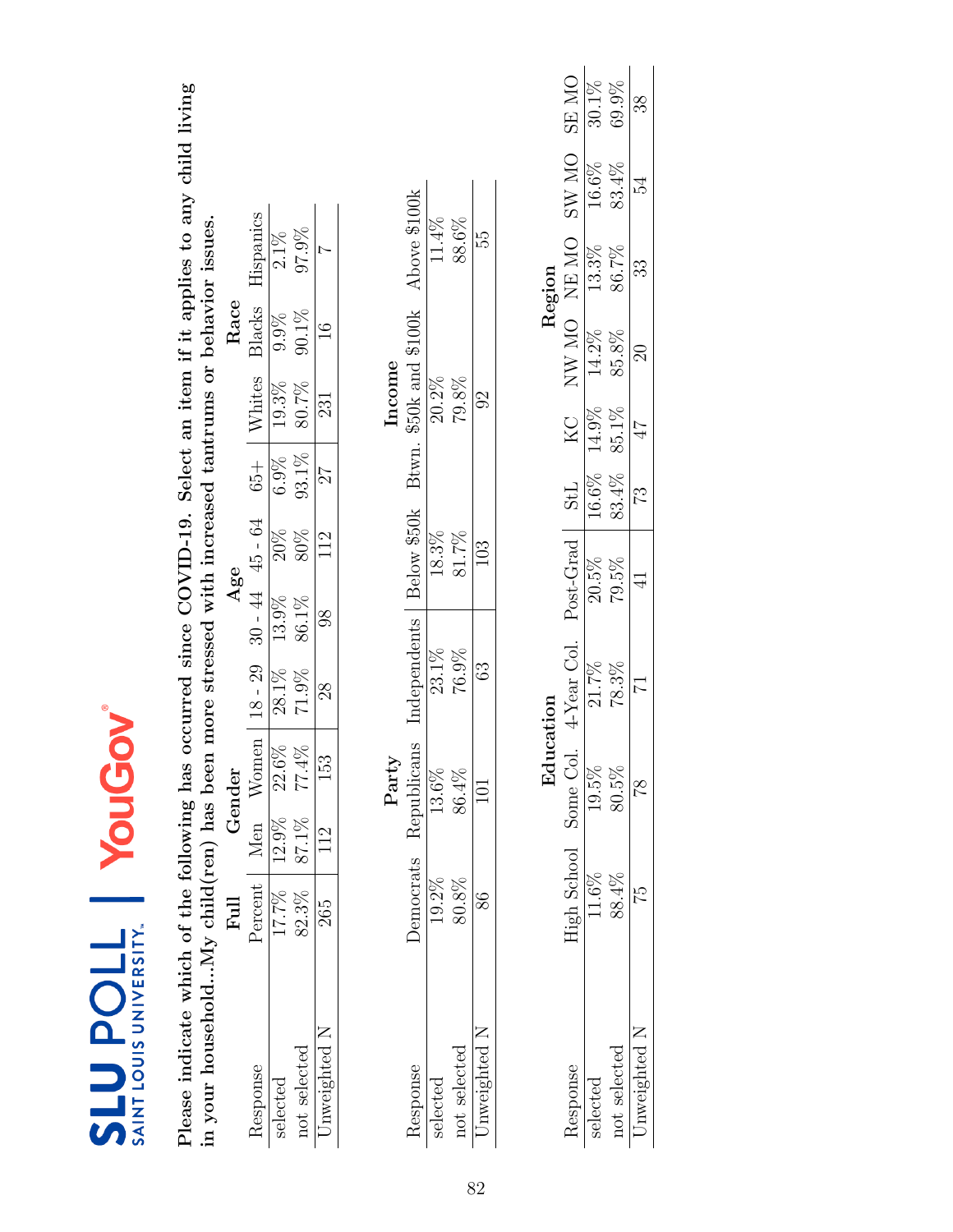**Please indicate which of the following has occurred since COVID-19. Select an item if it applies to any child living in your household...My child(ren) has been more stressed with increased tantrums or behavior issues.**

| Response | Full | Gender | | Age | | | | Race | | |
|---|---|---|---|---|---|---|---|---|---|---|
| | Percent | Men | Women | 18 - 29 | 30 - 44 | 45 - 64 | 65+ | Whites | Blacks | Hispanics |
| selected | 17.7% | 12.9% | 22.6% | 28.1% | 13.9% | 20% | 6.9% | 19.3% | 9.9% | 2.1% |
| not selected | 82.3% | 87.1% | 77.4% | 71.9% | 86.1% | 80% | 93.1% | 80.7% | 90.1% | 97.9% |
| Unweighted N | 265 | 112 | 153 | 28 | 98 | 112 | 27 | 231 | 16 | 7 |

| Response | Party | | | Income | | |
|---|---|---|---|---|---|---|
| | Democrats | Republicans | Independents | Below $50k | Btwn. $50k and $100k | Above $100k |
| selected | 19.2% | 13.6% | 23.1% | 18.3% | 20.2% | 11.4% |
| not selected | 80.8% | 86.4% | 76.9% | 81.7% | 79.8% | 88.6% |
| Unweighted N | 86 | 101 | 63 | 103 | 92 | 55 |

| Response | Education | | | | Region | | | | | |
|---|---|---|---|---|---|---|---|---|---|---|
| | High School | Some Col. | 4-Year Col. | Post-Grad | StL | KC | NW MO | NE MO | SW MO | SE MO |
| selected | 11.6% | 19.5% | 21.7% | 20.5% | 16.6% | 14.9% | 14.2% | 13.3% | 16.6% | 30.1% |
| not selected | 88.4% | 80.5% | 78.3% | 79.5% | 83.4% | 85.1% | 85.8% | 86.7% | 83.4% | 69.9% |
| Unweighted N | 75 | 78 | 71 | 41 | 73 | 47 | 20 | 33 | 54 | 38 |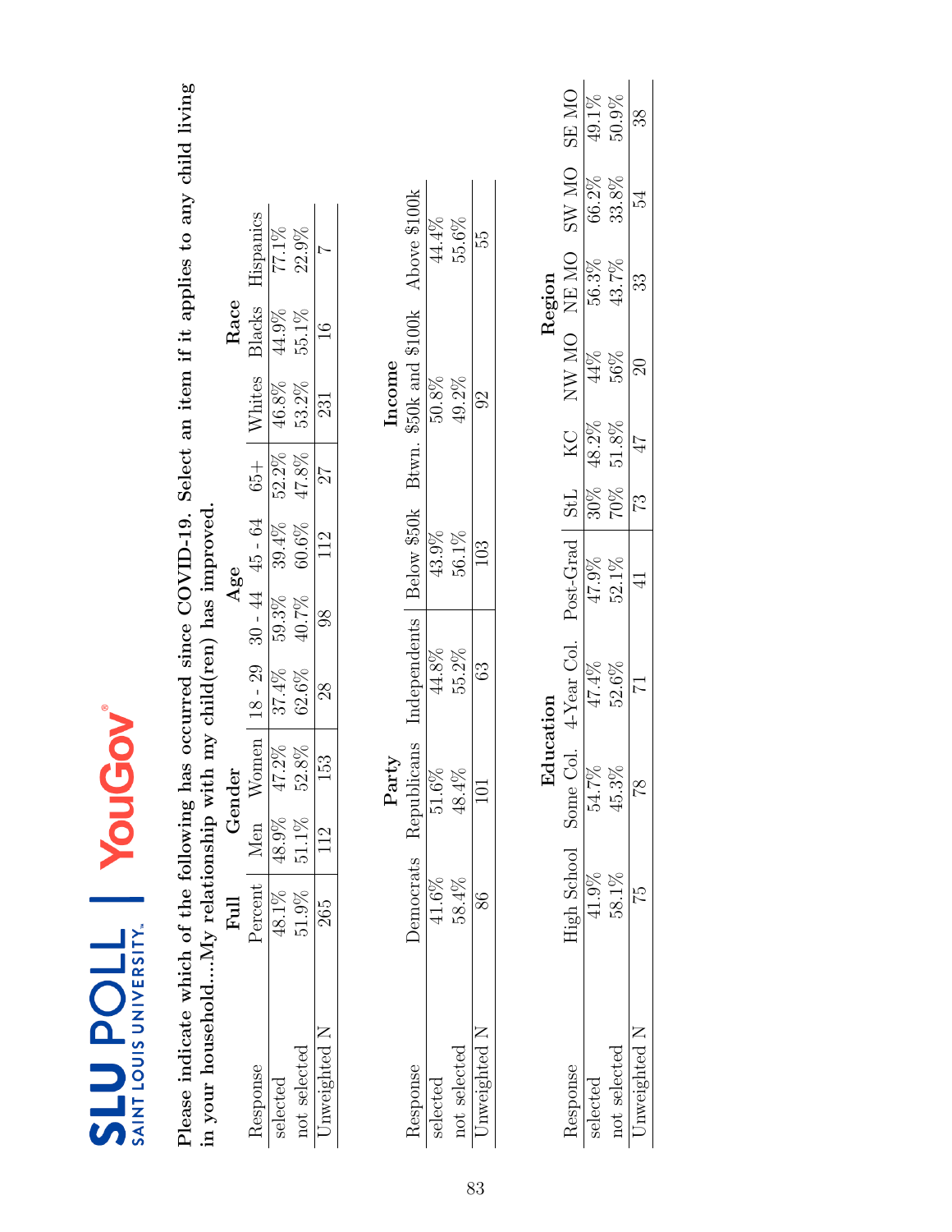**Please indicate which of the following has occurred since COVID-19. Select an item if it applies to any child living in your household....My relationship with my child(ren) has improved.**

| Response | Full | Gender | | Age | | | | Race | | |
|---|---|---|---|---|---|---|---|---|---|---|
| | Percent | Men | Women | 18 - 29 | 30 - 44 | 45 - 64 | 65+ | Whites | Blacks | Hispanics |
| selected | 48.1% | 48.9% | 47.2% | 37.4% | 59.3% | 39.4% | 52.2% | 46.8% | 44.9% | 77.1% |
| not selected | 51.9% | 51.1% | 52.8% | 62.6% | 40.7% | 60.6% | 47.8% | 53.2% | 55.1% | 22.9% |
| Unweighted N | 265 | 112 | 153 | 28 | 98 | 112 | 27 | 231 | 16 | 7 |

| Response | Party | | | Income | | |
|---|---|---|---|---|---|---|
| | Democrats | Republicans | Independents | Below $50k | Btwn. $50k and $100k | Above $100k |
| selected | 41.6% | 51.6% | 44.8% | 43.9% | 50.8% | 44.4% |
| not selected | 58.4% | 48.4% | 55.2% | 56.1% | 49.2% | 55.6% |
| Unweighted N | 86 | 101 | 63 | 103 | 92 | 55 |

| Response | Education | | | | Region | | | | | |
|---|---|---|---|---|---|---|---|---|---|---|
| | High School | Some Col. | 4-Year Col. | Post-Grad | StL | KC | NW MO | NE MO | SW MO | SE MO |
| selected | 41.9% | 54.7% | 47.4% | 47.9% | 30% | 48.2% | 44% | 56.3% | 66.2% | 49.1% |
| not selected | 58.1% | 45.3% | 52.6% | 52.1% | 70% | 51.8% | 56% | 43.7% | 33.8% | 50.9% |
| Unweighted N | 75 | 78 | 71 | 41 | 73 | 47 | 20 | 33 | 54 | 38 |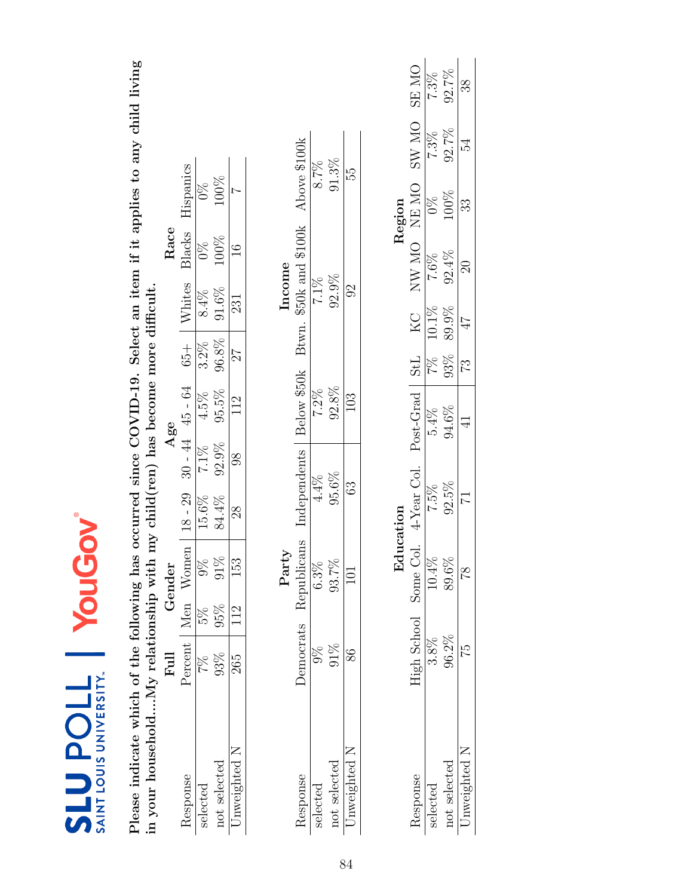**Please indicate which of the following has occurred since COVID-19. Select an item if it applies to any child living in your household....My relationship with my child(ren) has become more difficult.**

| Response | Full | Gender | | Age | | | | Race | | |
|---|---|---|---|---|---|---|---|---|---|---|
| | Percent | Men | Women | 18 - 29 | 30 - 44 | 45 - 64 | 65+ | Whites | Blacks | Hispanics |
| selected | 7% | 5% | 9% | 15.6% | 7.1% | 4.5% | 3.2% | 8.4% | 0% | 0% |
| not selected | 93% | 95% | 91% | 84.4% | 92.9% | 95.5% | 96.8% | 91.6% | 100% | 100% |
| Unweighted N | 265 | 112 | 153 | 28 | 98 | 112 | 27 | 231 | 16 | 7 |

| Response | Party | | | Income | | |
|---|---|---|---|---|---|---|
| | Democrats | Republicans | Independents | Below $50k | Btwn. $50k and $100k | Above $100k |
| selected | 9% | 6.3% | 4.4% | 7.2% | 7.1% | 8.7% |
| not selected | 91% | 93.7% | 95.6% | 92.8% | 92.9% | 91.3% |
| Unweighted N | 86 | 101 | 63 | 103 | 92 | 55 |

| Response | Education | | | | Region | | | | | |
|---|---|---|---|---|---|---|---|---|---|---|
| | High School | Some Col. | 4-Year Col. | Post-Grad | StL | KC | NW MO | NE MO | SW MO | SE MO |
| selected | 3.8% | 10.4% | 7.5% | 5.4% | 7% | 10.1% | 7.6% | 0% | 7.3% | 7.3% |
| not selected | 96.2% | 89.6% | 92.5% | 94.6% | 93% | 89.9% | 92.4% | 100% | 92.7% | 92.7% |
| Unweighted N | 75 | 78 | 71 | 41 | 73 | 47 | 20 | 33 | 54 | 38 |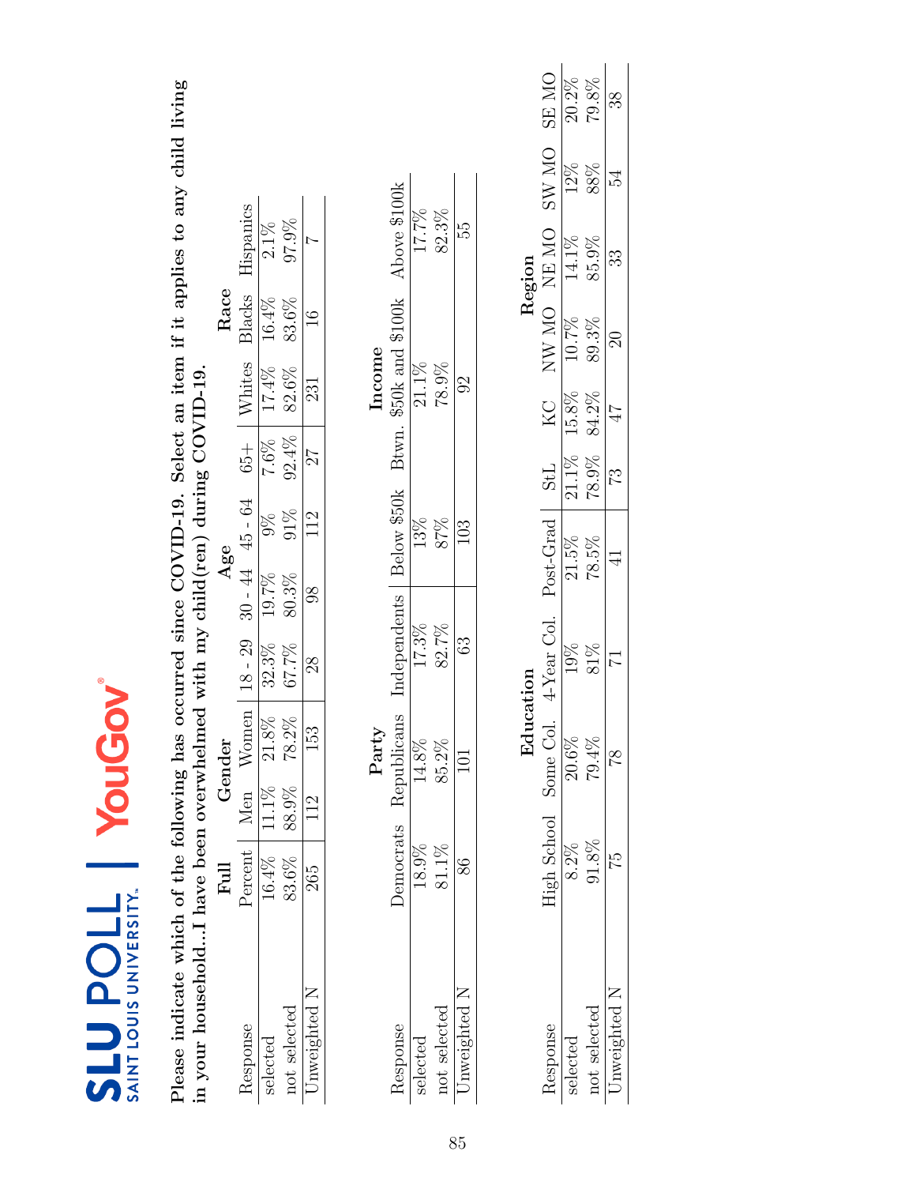SLU POLL | SAINT LOUIS UNIVERSITY | YouGov

**Please indicate which of the following has occurred since COVID-19. Select an item if it applies to any child living in your household...I have been overwhelmed with my child(ren) during COVID-19.**

| | Full | Gender | | Age | | | | Race | | |
|---|---|---|---|---|---|---|---|---|---|---|
| Response | Percent | Men | Women | 18 - 29 | 30 - 44 | 45 - 64 | 65+ | Whites | Blacks | Hispanics |
| selected | 16.4% | 11.1% | 21.8% | 32.3% | 19.7% | 9% | 7.6% | 17.4% | 16.4% | 2.1% |
| not selected | 83.6% | 88.9% | 78.2% | 67.7% | 80.3% | 91% | 92.4% | 82.6% | 83.6% | 97.9% |
| Unweighted N | 265 | 112 | 153 | 28 | 98 | 112 | 27 | 231 | 16 | 7 |

| | Party | | | Income | | |
|---|---|---|---|---|---|---|
| Response | Democrats | Republicans | Independents | Below $50k | Btwn. $50k and $100k | Above $100k |
| selected | 18.9% | 14.8% | 17.3% | 13% | 21.1% | 17.7% |
| not selected | 81.1% | 85.2% | 82.7% | 87% | 78.9% | 82.3% |
| Unweighted N | 86 | 101 | 63 | 103 | 92 | 55 |

| | Education | | | | Region | | | | | |
|---|---|---|---|---|---|---|---|---|---|---|
| Response | High School | Some Col. | 4-Year Col. | Post-Grad | StL | KC | NW MO | NE MO | SW MO | SE MO |
| selected | 8.2% | 20.6% | 19% | 21.5% | 21.1% | 15.8% | 10.7% | 14.1% | 12% | 20.2% |
| not selected | 91.8% | 79.4% | 81% | 78.5% | 78.9% | 84.2% | 89.3% | 85.9% | 88% | 79.8% |
| Unweighted N | 75 | 78 | 71 | 41 | 73 | 47 | 20 | 33 | 54 | 38 |